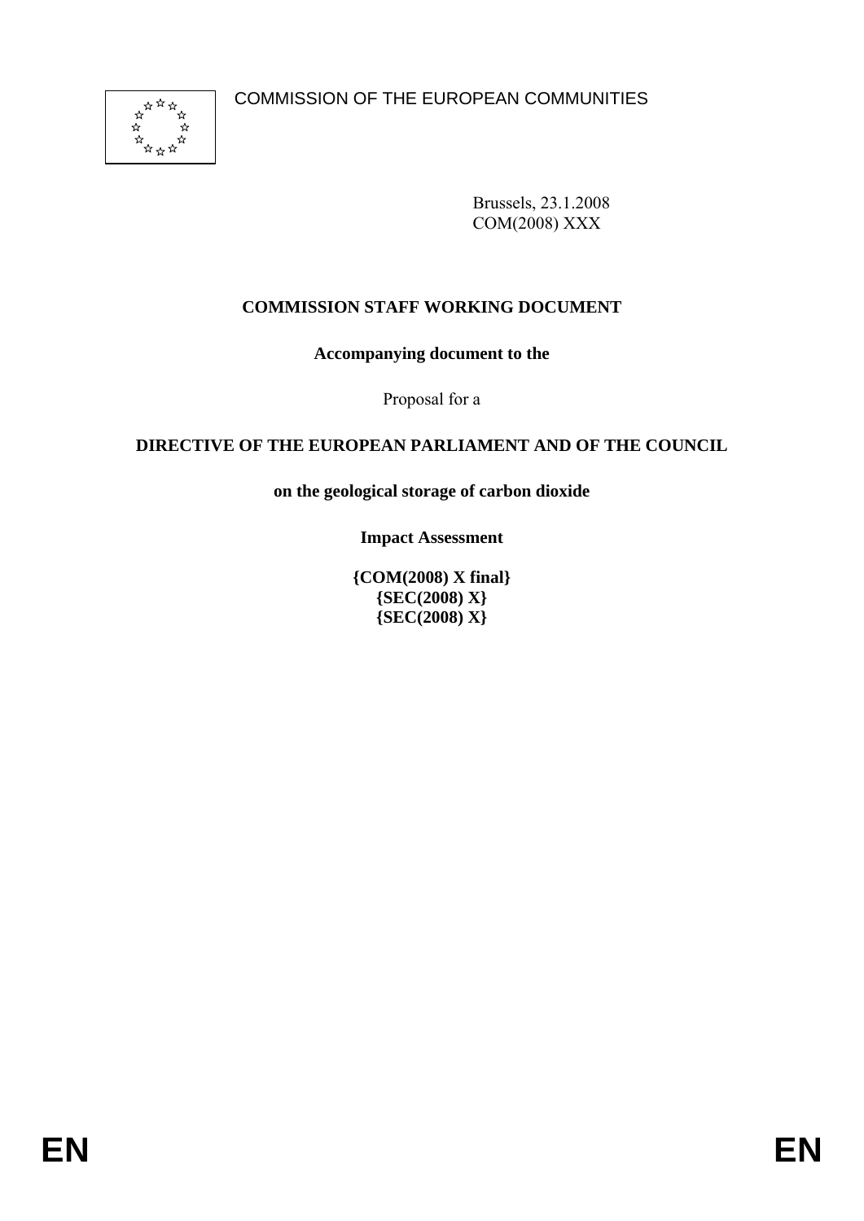COMMISSION OF THE EUROPEAN COMMUNITIES

Brussels, 23.1.2008
COM(2008) XXX

**COMMISSION STAFF WORKING DOCUMENT**

**Accompanying document to the**

Proposal for a

**DIRECTIVE OF THE EUROPEAN PARLIAMENT AND OF THE COUNCIL**

**on the geological storage of carbon dioxide**

**Impact Assessment**

**{COM(2008) X final}**
**{SEC(2008) X}**
**{SEC(2008) X}**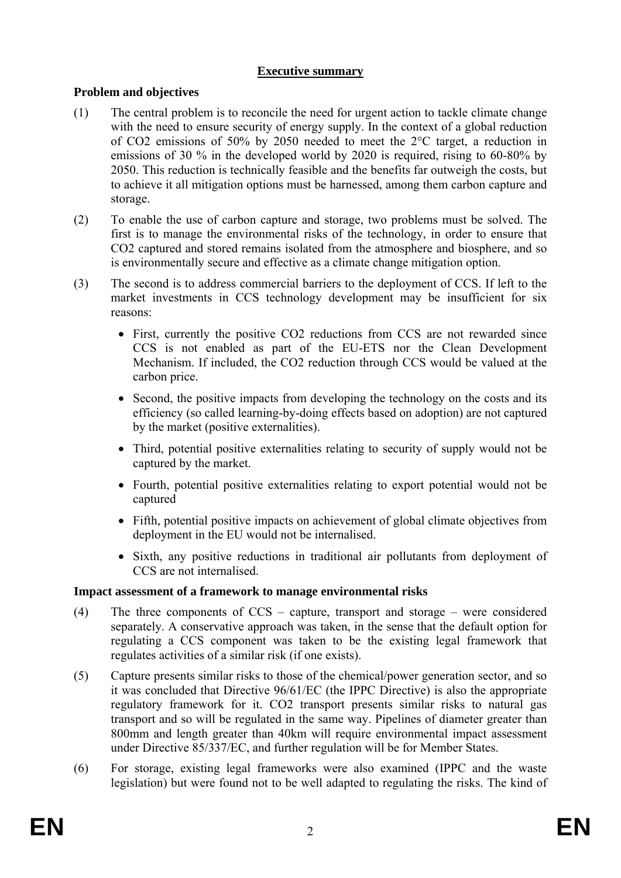## Executive summary

### Problem and objectives

(1) The central problem is to reconcile the need for urgent action to tackle climate change with the need to ensure security of energy supply. In the context of a global reduction of $CO_2$ emissions of 50% by 2050 needed to meet the 2°C target, a reduction in emissions of 30 % in the developed world by 2020 is required, rising to 60-80% by 2050. This reduction is technically feasible and the benefits far outweigh the costs, but to achieve it all mitigation options must be harnessed, among them carbon capture and storage.

(2) To enable the use of carbon capture and storage, two problems must be solved. The first is to manage the environmental risks of the technology, in order to ensure that $CO_2$ captured and stored remains isolated from the atmosphere and biosphere, and so is environmentally secure and effective as a climate change mitigation option.

(3) The second is to address commercial barriers to the deployment of CCS. If left to the market investments in CCS technology development may be insufficient for six reasons:

- First, currently the positive $CO_2$ reductions from CCS are not rewarded since CCS is not enabled as part of the EU-ETS nor the Clean Development Mechanism. If included, the $CO_2$ reduction through CCS would be valued at the carbon price.
- Second, the positive impacts from developing the technology on the costs and its efficiency (so called learning-by-doing effects based on adoption) are not captured by the market (positive externalities).
- Third, potential positive externalities relating to security of supply would not be captured by the market.
- Fourth, potential positive externalities relating to export potential would not be captured
- Fifth, potential positive impacts on achievement of global climate objectives from deployment in the EU would not be internalised.
- Sixth, any positive reductions in traditional air pollutants from deployment of CCS are not internalised.

### Impact assessment of a framework to manage environmental risks

(4) The three components of CCS – capture, transport and storage – were considered separately. A conservative approach was taken, in the sense that the default option for regulating a CCS component was taken to be the existing legal framework that regulates activities of a similar risk (if one exists).

(5) Capture presents similar risks to those of the chemical/power generation sector, and so it was concluded that Directive 96/61/EC (the IPPC Directive) is also the appropriate regulatory framework for it. $CO_2$ transport presents similar risks to natural gas transport and so will be regulated in the same way. Pipelines of diameter greater than 800mm and length greater than 40km will require environmental impact assessment under Directive 85/337/EC, and further regulation will be for Member States.

(6) For storage, existing legal frameworks were also examined (IPPC and the waste legislation) but were found not to be well adapted to regulating the risks. The kind of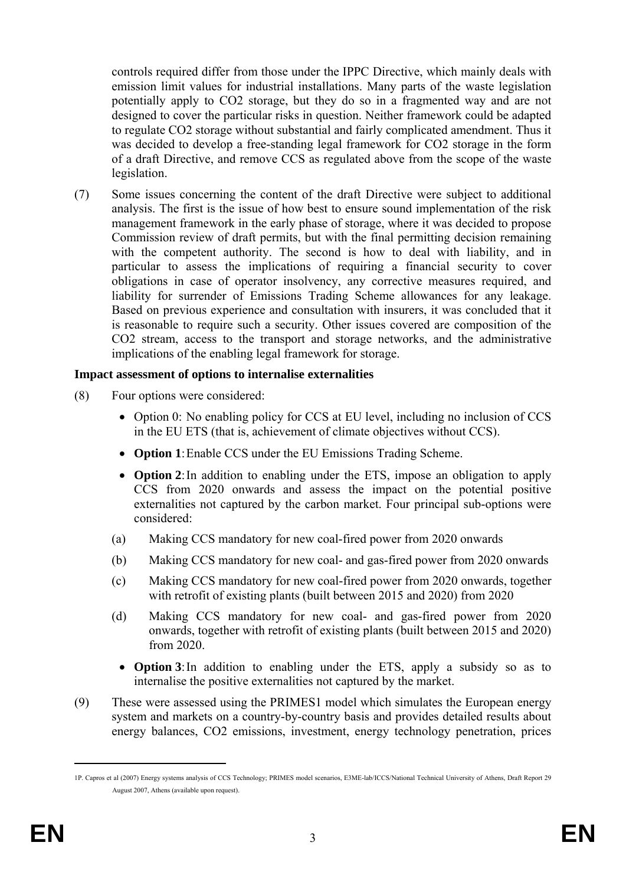controls required differ from those under the IPPC Directive, which mainly deals with emission limit values for industrial installations. Many parts of the waste legislation potentially apply to CO2 storage, but they do so in a fragmented way and are not designed to cover the particular risks in question. Neither framework could be adapted to regulate CO2 storage without substantial and fairly complicated amendment. Thus it was decided to develop a free-standing legal framework for CO2 storage in the form of a draft Directive, and remove CCS as regulated above from the scope of the waste legislation.

(7) Some issues concerning the content of the draft Directive were subject to additional analysis. The first is the issue of how best to ensure sound implementation of the risk management framework in the early phase of storage, where it was decided to propose Commission review of draft permits, but with the final permitting decision remaining with the competent authority. The second is how to deal with liability, and in particular to assess the implications of requiring a financial security to cover obligations in case of operator insolvency, any corrective measures required, and liability for surrender of Emissions Trading Scheme allowances for any leakage. Based on previous experience and consultation with insurers, it was concluded that it is reasonable to require such a security. Other issues covered are composition of the CO2 stream, access to the transport and storage networks, and the administrative implications of the enabling legal framework for storage.

**Impact assessment of options to internalise externalities**

(8) Four options were considered:

- Option 0: No enabling policy for CCS at EU level, including no inclusion of CCS in the EU ETS (that is, achievement of climate objectives without CCS).
- **Option 1**: Enable CCS under the EU Emissions Trading Scheme.
- **Option 2**: In addition to enabling under the ETS, impose an obligation to apply CCS from 2020 onwards and assess the impact on the potential positive externalities not captured by the carbon market. Four principal sub-options were considered:

(a) Making CCS mandatory for new coal-fired power from 2020 onwards

(b) Making CCS mandatory for new coal- and gas-fired power from 2020 onwards

(c) Making CCS mandatory for new coal-fired power from 2020 onwards, together with retrofit of existing plants (built between 2015 and 2020) from 2020

(d) Making CCS mandatory for new coal- and gas-fired power from 2020 onwards, together with retrofit of existing plants (built between 2015 and 2020) from 2020.

- **Option 3**: In addition to enabling under the ETS, apply a subsidy so as to internalise the positive externalities not captured by the market.

(9) These were assessed using the PRIMES[1] model which simulates the European energy system and markets on a country-by-country basis and provides detailed results about energy balances, CO2 emissions, investment, energy technology penetration, prices

[1] P. Capros et al (2007) Energy systems analysis of CCS Technology; PRIMES model scenarios, E3ME-lab/ICCS/National Technical University of Athens, Draft Report 29 August 2007, Athens (available upon request).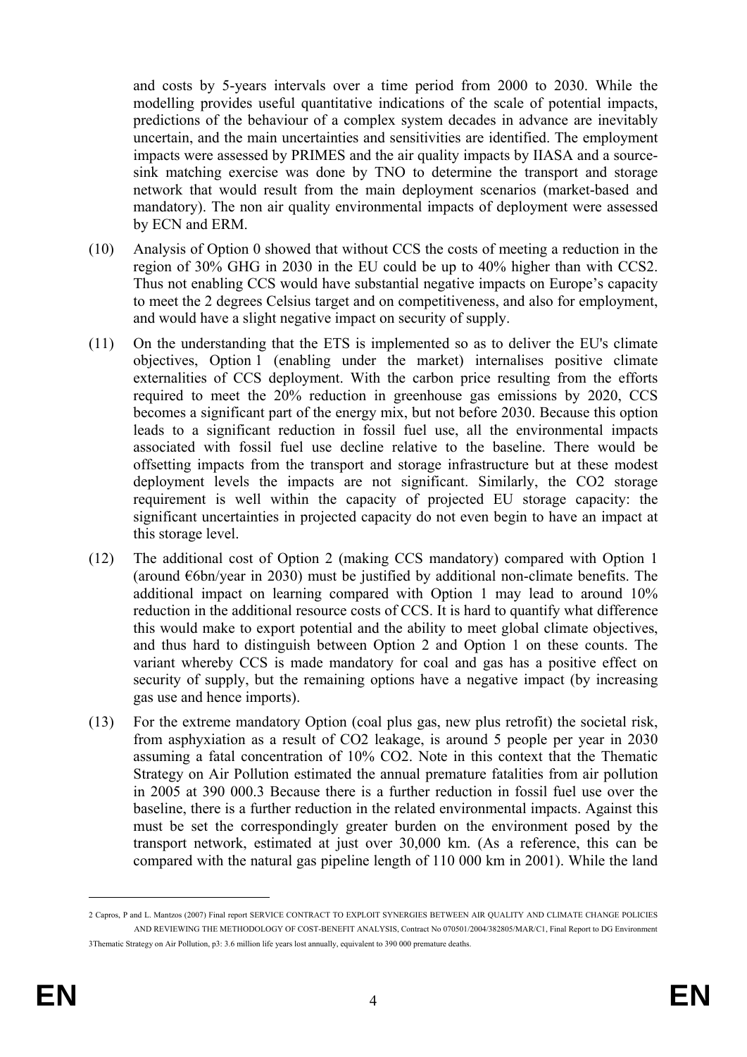and costs by 5-years intervals over a time period from 2000 to 2030. While the modelling provides useful quantitative indications of the scale of potential impacts, predictions of the behaviour of a complex system decades in advance are inevitably uncertain, and the main uncertainties and sensitivities are identified. The employment impacts were assessed by PRIMES and the air quality impacts by IIASA and a source-sink matching exercise was done by TNO to determine the transport and storage network that would result from the main deployment scenarios (market-based and mandatory). The non air quality environmental impacts of deployment were assessed by ECN and ERM.

(10) Analysis of Option 0 showed that without CCS the costs of meeting a reduction in the region of 30% GHG in 2030 in the EU could be up to 40% higher than with CCS[2]. Thus not enabling CCS would have substantial negative impacts on Europe's capacity to meet the 2 degrees Celsius target and on competitiveness, and also for employment, and would have a slight negative impact on security of supply.

(11) On the understanding that the ETS is implemented so as to deliver the EU's climate objectives, Option 1 (enabling under the market) internalises positive climate externalities of CCS deployment. With the carbon price resulting from the efforts required to meet the 20% reduction in greenhouse gas emissions by 2020, CCS becomes a significant part of the energy mix, but not before 2030. Because this option leads to a significant reduction in fossil fuel use, all the environmental impacts associated with fossil fuel use decline relative to the baseline. There would be offsetting impacts from the transport and storage infrastructure but at these modest deployment levels the impacts are not significant. Similarly, the $CO_2$ storage requirement is well within the capacity of projected EU storage capacity: the significant uncertainties in projected capacity do not even begin to have an impact at this storage level.

(12) The additional cost of Option 2 (making CCS mandatory) compared with Option 1 (around €6bn/year in 2030) must be justified by additional non-climate benefits. The additional impact on learning compared with Option 1 may lead to around 10% reduction in the additional resource costs of CCS. It is hard to quantify what difference this would make to export potential and the ability to meet global climate objectives, and thus hard to distinguish between Option 2 and Option 1 on these counts. The variant whereby CCS is made mandatory for coal and gas has a positive effect on security of supply, but the remaining options have a negative impact (by increasing gas use and hence imports).

(13) For the extreme mandatory Option (coal plus gas, new plus retrofit) the societal risk, from asphyxiation as a result of $CO_2$ leakage, is around 5 people per year in 2030 assuming a fatal concentration of 10% $CO_2$. Note in this context that the Thematic Strategy on Air Pollution estimated the annual premature fatalities from air pollution in 2005 at 390 000.[3] Because there is a further reduction in fossil fuel use over the baseline, there is a further reduction in the related environmental impacts. Against this must be set the correspondingly greater burden on the environment posed by the transport network, estimated at just over 30,000 km. (As a reference, this can be compared with the natural gas pipeline length of 110 000 km in 2001). While the land

---

2 Capros, P and L. Mantzos (2007) Final report SERVICE CONTRACT TO EXPLOIT SYNERGIES BETWEEN AIR QUALITY AND CLIMATE CHANGE POLICIES AND REVIEWING THE METHODOLOGY OF COST-BENEFIT ANALYSIS, Contract No 070501/2004/382805/MAR/C1, Final Report to DG Environment

3 Thematic Strategy on Air Pollution, p3: 3.6 million life years lost annually, equivalent to 390 000 premature deaths.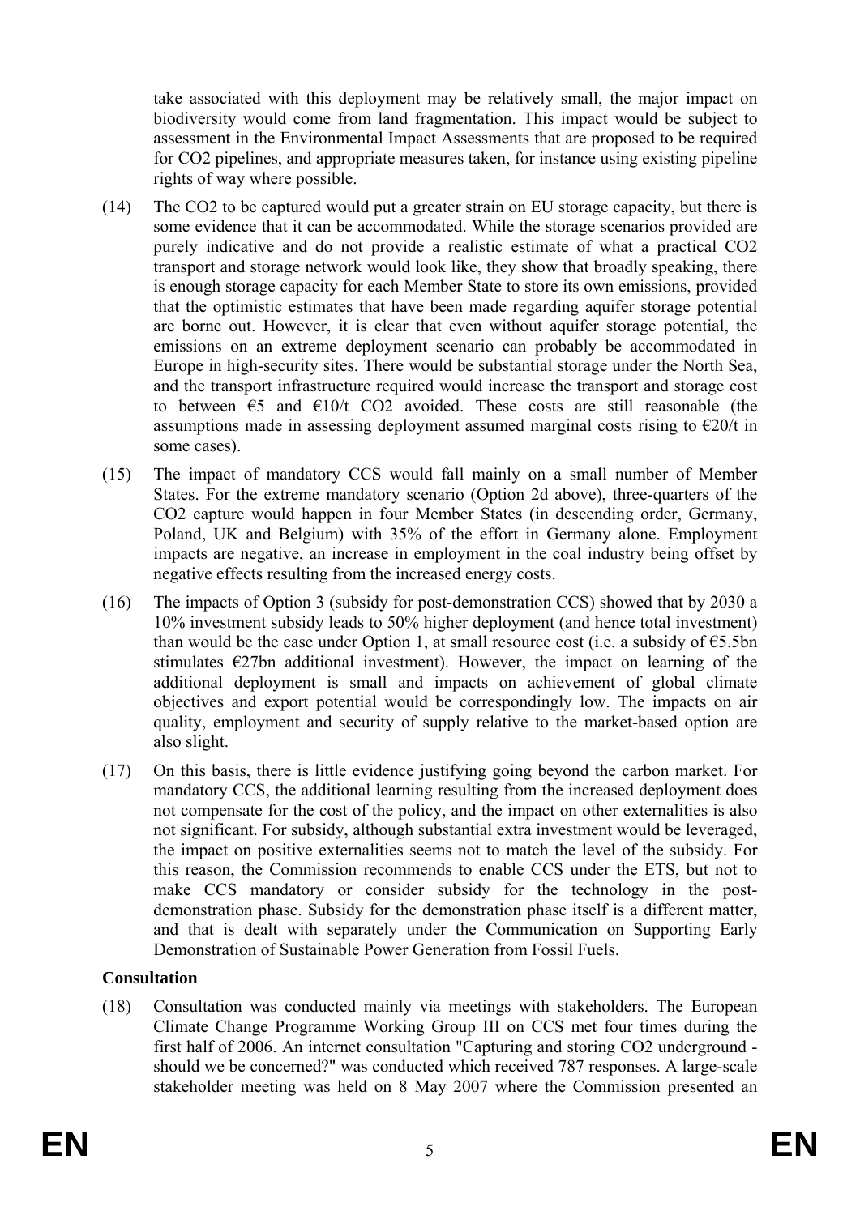take associated with this deployment may be relatively small, the major impact on biodiversity would come from land fragmentation. This impact would be subject to assessment in the Environmental Impact Assessments that are proposed to be required for $CO_2$ pipelines, and appropriate measures taken, for instance using existing pipeline rights of way where possible.

(14) The $CO_2$ to be captured would put a greater strain on EU storage capacity, but there is some evidence that it can be accommodated. While the storage scenarios provided are purely indicative and do not provide a realistic estimate of what a practical $CO_2$ transport and storage network would look like, they show that broadly speaking, there is enough storage capacity for each Member State to store its own emissions, provided that the optimistic estimates that have been made regarding aquifer storage potential are borne out. However, it is clear that even without aquifer storage potential, the emissions on an extreme deployment scenario can probably be accommodated in Europe in high-security sites. There would be substantial storage under the North Sea, and the transport infrastructure required would increase the transport and storage cost to between €5 and €10/t $CO_2$ avoided. These costs are still reasonable (the assumptions made in assessing deployment assumed marginal costs rising to €20/t in some cases).

(15) The impact of mandatory CCS would fall mainly on a small number of Member States. For the extreme mandatory scenario (Option 2d above), three-quarters of the $CO_2$ capture would happen in four Member States (in descending order, Germany, Poland, UK and Belgium) with 35% of the effort in Germany alone. Employment impacts are negative, an increase in employment in the coal industry being offset by negative effects resulting from the increased energy costs.

(16) The impacts of Option 3 (subsidy for post-demonstration CCS) showed that by 2030 a 10% investment subsidy leads to 50% higher deployment (and hence total investment) than would be the case under Option 1, at small resource cost (i.e. a subsidy of €5.5bn stimulates €27bn additional investment). However, the impact on learning of the additional deployment is small and impacts on achievement of global climate objectives and export potential would be correspondingly low. The impacts on air quality, employment and security of supply relative to the market-based option are also slight.

(17) On this basis, there is little evidence justifying going beyond the carbon market. For mandatory CCS, the additional learning resulting from the increased deployment does not compensate for the cost of the policy, and the impact on other externalities is also not significant. For subsidy, although substantial extra investment would be leveraged, the impact on positive externalities seems not to match the level of the subsidy. For this reason, the Commission recommends to enable CCS under the ETS, but not to make CCS mandatory or consider subsidy for the technology in the post-demonstration phase. Subsidy for the demonstration phase itself is a different matter, and that is dealt with separately under the Communication on Supporting Early Demonstration of Sustainable Power Generation from Fossil Fuels.

**Consultation**

(18) Consultation was conducted mainly via meetings with stakeholders. The European Climate Change Programme Working Group III on CCS met four times during the first half of 2006. An internet consultation "Capturing and storing $CO_2$ underground - should we be concerned?" was conducted which received 787 responses. A large-scale stakeholder meeting was held on 8 May 2007 where the Commission presented an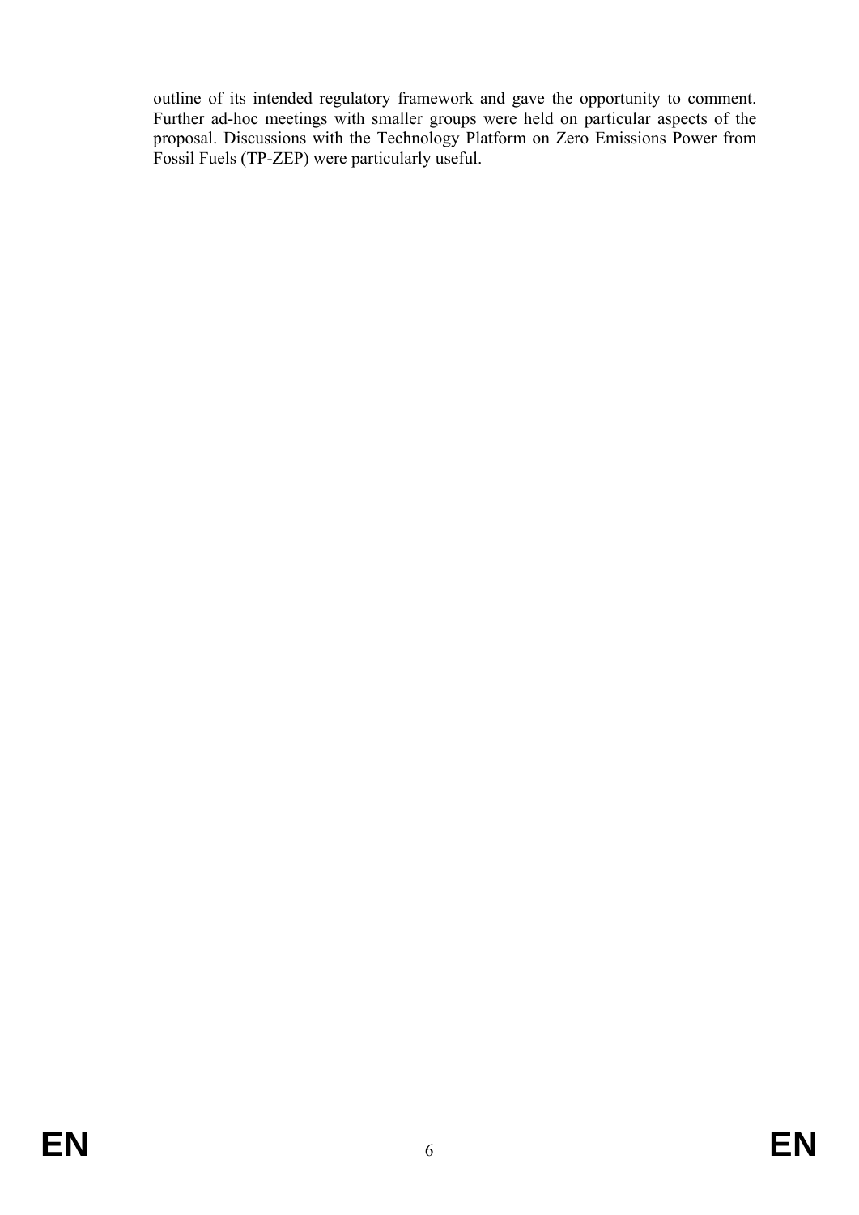outline of its intended regulatory framework and gave the opportunity to comment. Further ad-hoc meetings with smaller groups were held on particular aspects of the proposal. Discussions with the Technology Platform on Zero Emissions Power from Fossil Fuels (TP-ZEP) were particularly useful.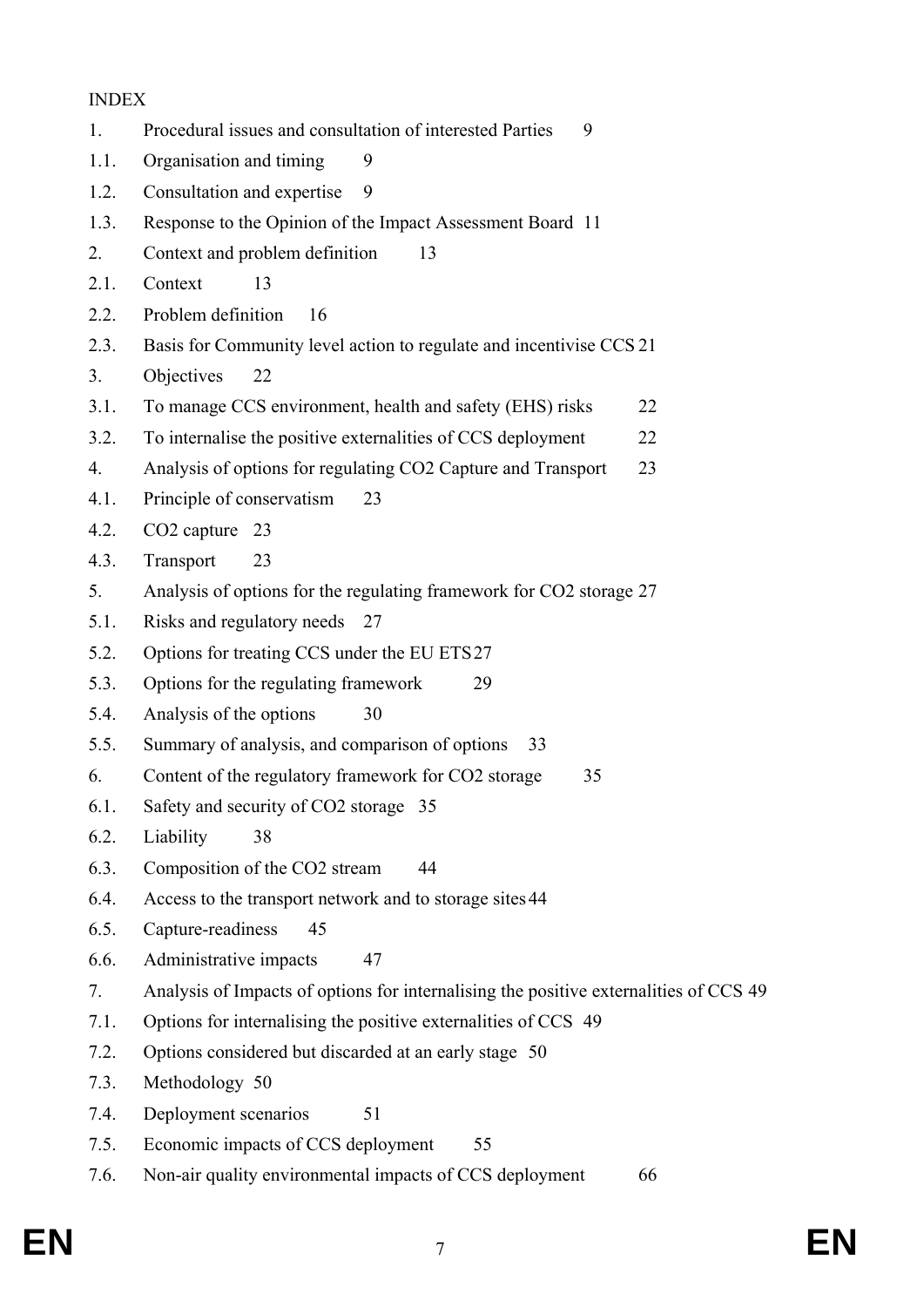INDEX

1. Procedural issues and consultation of interested Parties 9
1.1. Organisation and timing 9
1.2. Consultation and expertise 9
1.3. Response to the Opinion of the Impact Assessment Board 11
2. Context and problem definition 13
2.1. Context 13
2.2. Problem definition 16
2.3. Basis for Community level action to regulate and incentivise CCS 21
3. Objectives 22
3.1. To manage CCS environment, health and safety (EHS) risks 22
3.2. To internalise the positive externalities of CCS deployment 22
4. Analysis of options for regulating CO2 Capture and Transport 23
4.1. Principle of conservatism 23
4.2. CO2 capture 23
4.3. Transport 23
5. Analysis of options for the regulating framework for CO2 storage 27
5.1. Risks and regulatory needs 27
5.2. Options for treating CCS under the EU ETS 27
5.3. Options for the regulating framework 29
5.4. Analysis of the options 30
5.5. Summary of analysis, and comparison of options 33
6. Content of the regulatory framework for CO2 storage 35
6.1. Safety and security of CO2 storage 35
6.2. Liability 38
6.3. Composition of the CO2 stream 44
6.4. Access to the transport network and to storage sites 44
6.5. Capture-readiness 45
6.6. Administrative impacts 47
7. Analysis of Impacts of options for internalising the positive externalities of CCS 49
7.1. Options for internalising the positive externalities of CCS 49
7.2. Options considered but discarded at an early stage 50
7.3. Methodology 50
7.4. Deployment scenarios 51
7.5. Economic impacts of CCS deployment 55
7.6. Non-air quality environmental impacts of CCS deployment 66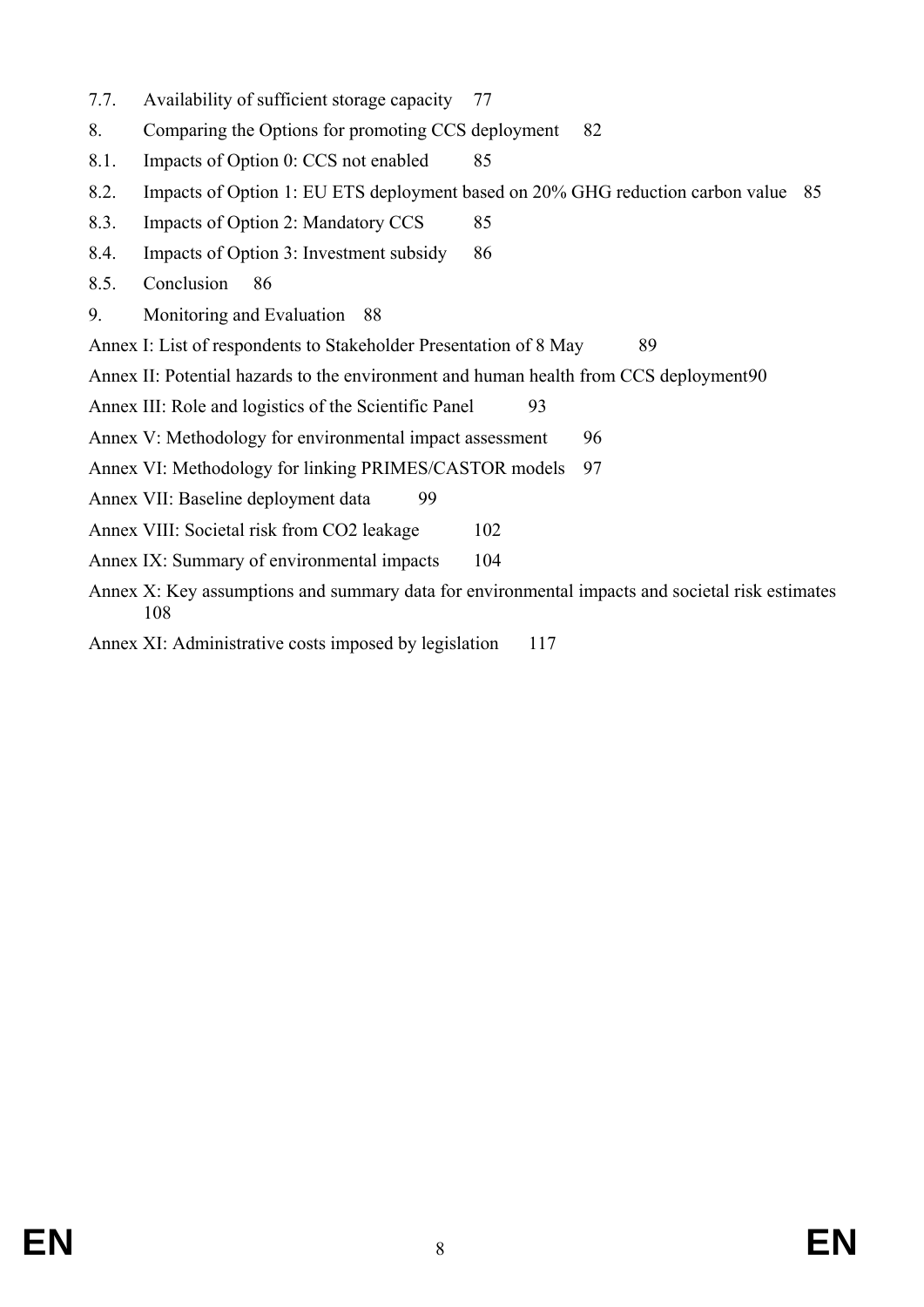7.7. Availability of sufficient storage capacity 77

8. Comparing the Options for promoting CCS deployment 82

8.1. Impacts of Option 0: CCS not enabled 85

8.2. Impacts of Option 1: EU ETS deployment based on 20% GHG reduction carbon value 85

8.3. Impacts of Option 2: Mandatory CCS 85

8.4. Impacts of Option 3: Investment subsidy 86

8.5. Conclusion 86

9. Monitoring and Evaluation 88

Annex I: List of respondents to Stakeholder Presentation of 8 May 89

Annex II: Potential hazards to the environment and human health from CCS deployment 90

Annex III: Role and logistics of the Scientific Panel 93

Annex V: Methodology for environmental impact assessment 96

Annex VI: Methodology for linking PRIMES/CASTOR models 97

Annex VII: Baseline deployment data 99

Annex VIII: Societal risk from CO2 leakage 102

Annex IX: Summary of environmental impacts 104

Annex X: Key assumptions and summary data for environmental impacts and societal risk estimates 108

Annex XI: Administrative costs imposed by legislation 117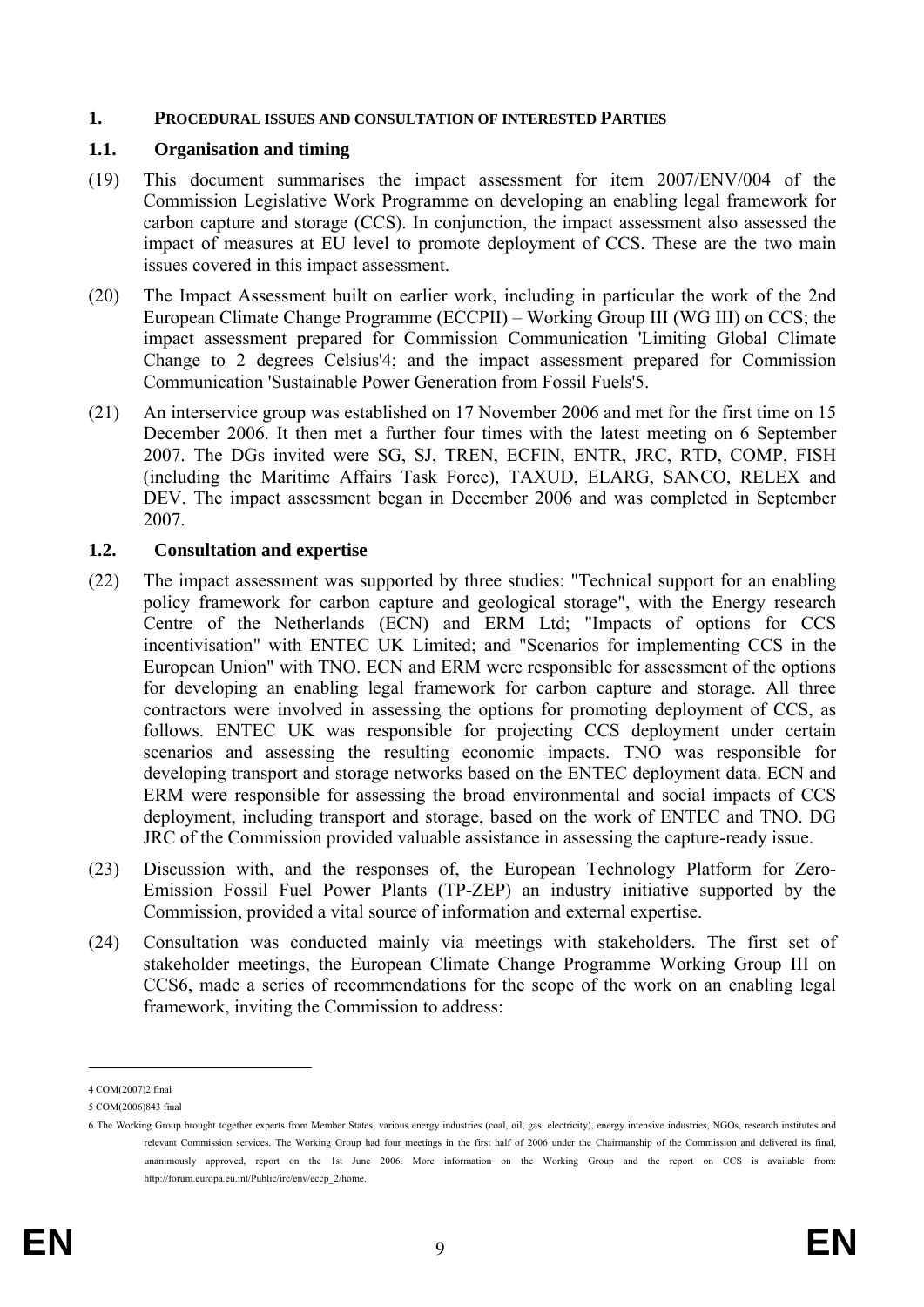## 1. PROCEDURAL ISSUES AND CONSULTATION OF INTERESTED PARTIES

### 1.1. Organisation and timing

(19) This document summarises the impact assessment for item 2007/ENV/004 of the Commission Legislative Work Programme on developing an enabling legal framework for carbon capture and storage (CCS). In conjunction, the impact assessment also assessed the impact of measures at EU level to promote deployment of CCS. These are the two main issues covered in this impact assessment.

(20) The Impact Assessment built on earlier work, including in particular the work of the 2nd European Climate Change Programme (ECCPII) – Working Group III (WG III) on CCS; the impact assessment prepared for Commission Communication 'Limiting Global Climate Change to 2 degrees Celsius'[4]; and the impact assessment prepared for Commission Communication 'Sustainable Power Generation from Fossil Fuels'[5].

(21) An interservice group was established on 17 November 2006 and met for the first time on 15 December 2006. It then met a further four times with the latest meeting on 6 September 2007. The DGs invited were SG, SJ, TREN, ECFIN, ENTR, JRC, RTD, COMP, FISH (including the Maritime Affairs Task Force), TAXUD, ELARG, SANCO, RELEX and DEV. The impact assessment began in December 2006 and was completed in September 2007.

### 1.2. Consultation and expertise

(22) The impact assessment was supported by three studies: "Technical support for an enabling policy framework for carbon capture and geological storage", with the Energy research Centre of the Netherlands (ECN) and ERM Ltd; "Impacts of options for CCS incentivisation" with ENTEC UK Limited; and "Scenarios for implementing CCS in the European Union" with TNO. ECN and ERM were responsible for assessment of the options for developing an enabling legal framework for carbon capture and storage. All three contractors were involved in assessing the options for promoting deployment of CCS, as follows. ENTEC UK was responsible for projecting CCS deployment under certain scenarios and assessing the resulting economic impacts. TNO was responsible for developing transport and storage networks based on the ENTEC deployment data. ECN and ERM were responsible for assessing the broad environmental and social impacts of CCS deployment, including transport and storage, based on the work of ENTEC and TNO. DG JRC of the Commission provided valuable assistance in assessing the capture-ready issue.

(23) Discussion with, and the responses of, the European Technology Platform for Zero-Emission Fossil Fuel Power Plants (TP-ZEP) an industry initiative supported by the Commission, provided a vital source of information and external expertise.

(24) Consultation was conducted mainly via meetings with stakeholders. The first set of stakeholder meetings, the European Climate Change Programme Working Group III on CCS[6], made a series of recommendations for the scope of the work on an enabling legal framework, inviting the Commission to address:

---

4 COM(2007)2 final

5 COM(2006)843 final

6 The Working Group brought together experts from Member States, various energy industries (coal, oil, gas, electricity), energy intensive industries, NGOs, research institutes and relevant Commission services. The Working Group had four meetings in the first half of 2006 under the Chairmanship of the Commission and delivered its final, unanimously approved, report on the 1st June 2006. More information on the Working Group and the report on CCS is available from: http://forum.europa.eu.int/Public/irc/env/eccp_2/home.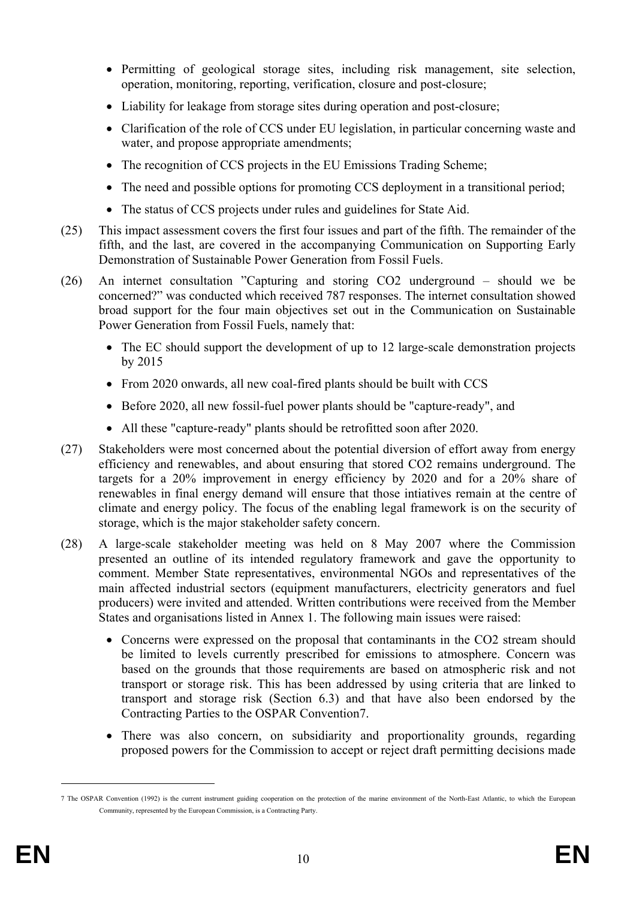- Permitting of geological storage sites, including risk management, site selection, operation, monitoring, reporting, verification, closure and post-closure;
- Liability for leakage from storage sites during operation and post-closure;
- Clarification of the role of CCS under EU legislation, in particular concerning waste and water, and propose appropriate amendments;
- The recognition of CCS projects in the EU Emissions Trading Scheme;
- The need and possible options for promoting CCS deployment in a transitional period;
- The status of CCS projects under rules and guidelines for State Aid.

(25) This impact assessment covers the first four issues and part of the fifth. The remainder of the fifth, and the last, are covered in the accompanying Communication on Supporting Early Demonstration of Sustainable Power Generation from Fossil Fuels.

(26) An internet consultation "Capturing and storing CO2 underground – should we be concerned?" was conducted which received 787 responses. The internet consultation showed broad support for the four main objectives set out in the Communication on Sustainable Power Generation from Fossil Fuels, namely that:

- The EC should support the development of up to 12 large-scale demonstration projects by 2015
- From 2020 onwards, all new coal-fired plants should be built with CCS
- Before 2020, all new fossil-fuel power plants should be "capture-ready", and
- All these "capture-ready" plants should be retrofitted soon after 2020.

(27) Stakeholders were most concerned about the potential diversion of effort away from energy efficiency and renewables, and about ensuring that stored CO2 remains underground. The targets for a 20% improvement in energy efficiency by 2020 and for a 20% share of renewables in final energy demand will ensure that those intiatives remain at the centre of climate and energy policy. The focus of the enabling legal framework is on the security of storage, which is the major stakeholder safety concern.

(28) A large-scale stakeholder meeting was held on 8 May 2007 where the Commission presented an outline of its intended regulatory framework and gave the opportunity to comment. Member State representatives, environmental NGOs and representatives of the main affected industrial sectors (equipment manufacturers, electricity generators and fuel producers) were invited and attended. Written contributions were received from the Member States and organisations listed in Annex 1. The following main issues were raised:

- Concerns were expressed on the proposal that contaminants in the CO2 stream should be limited to levels currently prescribed for emissions to atmosphere. Concern was based on the grounds that those requirements are based on atmospheric risk and not transport or storage risk. This has been addressed by using criteria that are linked to transport and storage risk (Section 6.3) and that have also been endorsed by the Contracting Parties to the OSPAR Convention[7].
- There was also concern, on subsidiarity and proportionality grounds, regarding proposed powers for the Commission to accept or reject draft permitting decisions made

---

[7] The OSPAR Convention (1992) is the current instrument guiding cooperation on the protection of the marine environment of the North-East Atlantic, to which the European Community, represented by the European Commission, is a Contracting Party.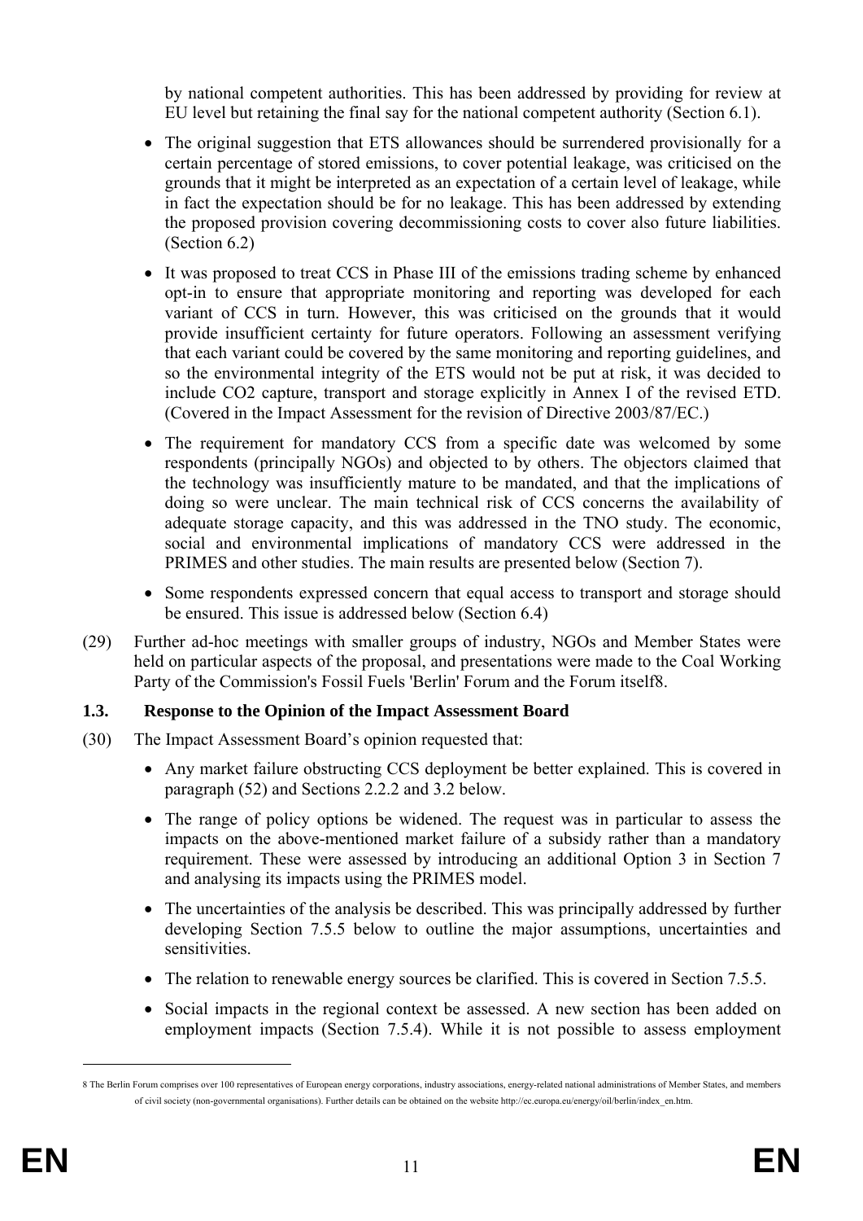by national competent authorities. This has been addressed by providing for review at EU level but retaining the final say for the national competent authority (Section 6.1).

- The original suggestion that ETS allowances should be surrendered provisionally for a certain percentage of stored emissions, to cover potential leakage, was criticised on the grounds that it might be interpreted as an expectation of a certain level of leakage, while in fact the expectation should be for no leakage. This has been addressed by extending the proposed provision covering decommissioning costs to cover also future liabilities. (Section 6.2)
- It was proposed to treat CCS in Phase III of the emissions trading scheme by enhanced opt-in to ensure that appropriate monitoring and reporting was developed for each variant of CCS in turn. However, this was criticised on the grounds that it would provide insufficient certainty for future operators. Following an assessment verifying that each variant could be covered by the same monitoring and reporting guidelines, and so the environmental integrity of the ETS would not be put at risk, it was decided to include CO2 capture, transport and storage explicitly in Annex I of the revised ETD. (Covered in the Impact Assessment for the revision of Directive 2003/87/EC.)
- The requirement for mandatory CCS from a specific date was welcomed by some respondents (principally NGOs) and objected to by others. The objectors claimed that the technology was insufficiently mature to be mandated, and that the implications of doing so were unclear. The main technical risk of CCS concerns the availability of adequate storage capacity, and this was addressed in the TNO study. The economic, social and environmental implications of mandatory CCS were addressed in the PRIMES and other studies. The main results are presented below (Section 7).
- Some respondents expressed concern that equal access to transport and storage should be ensured. This issue is addressed below (Section 6.4)

(29) Further ad-hoc meetings with smaller groups of industry, NGOs and Member States were held on particular aspects of the proposal, and presentations were made to the Coal Working Party of the Commission's Fossil Fuels 'Berlin' Forum and the Forum itself[8].

### 1.3. Response to the Opinion of the Impact Assessment Board

(30) The Impact Assessment Board's opinion requested that:

- Any market failure obstructing CCS deployment be better explained. This is covered in paragraph (52) and Sections 2.2.2 and 3.2 below.
- The range of policy options be widened. The request was in particular to assess the impacts on the above-mentioned market failure of a subsidy rather than a mandatory requirement. These were assessed by introducing an additional Option 3 in Section 7 and analysing its impacts using the PRIMES model.
- The uncertainties of the analysis be described. This was principally addressed by further developing Section 7.5.5 below to outline the major assumptions, uncertainties and sensitivities.
- The relation to renewable energy sources be clarified. This is covered in Section 7.5.5.
- Social impacts in the regional context be assessed. A new section has been added on employment impacts (Section 7.5.4). While it is not possible to assess employment

---

[8] The Berlin Forum comprises over 100 representatives of European energy corporations, industry associations, energy-related national administrations of Member States, and members of civil society (non-governmental organisations). Further details can be obtained on the website http://ec.europa.eu/energy/oil/berlin/index_en.htm.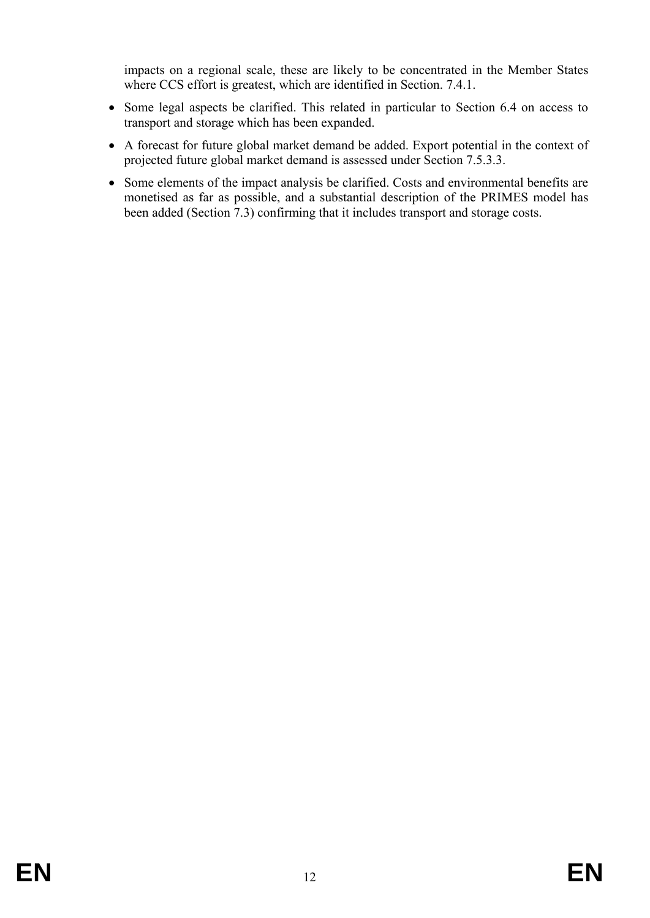impacts on a regional scale, these are likely to be concentrated in the Member States where CCS effort is greatest, which are identified in Section. 7.4.1.

- Some legal aspects be clarified. This related in particular to Section 6.4 on access to transport and storage which has been expanded.
- A forecast for future global market demand be added. Export potential in the context of projected future global market demand is assessed under Section 7.5.3.3.
- Some elements of the impact analysis be clarified. Costs and environmental benefits are monetised as far as possible, and a substantial description of the PRIMES model has been added (Section 7.3) confirming that it includes transport and storage costs.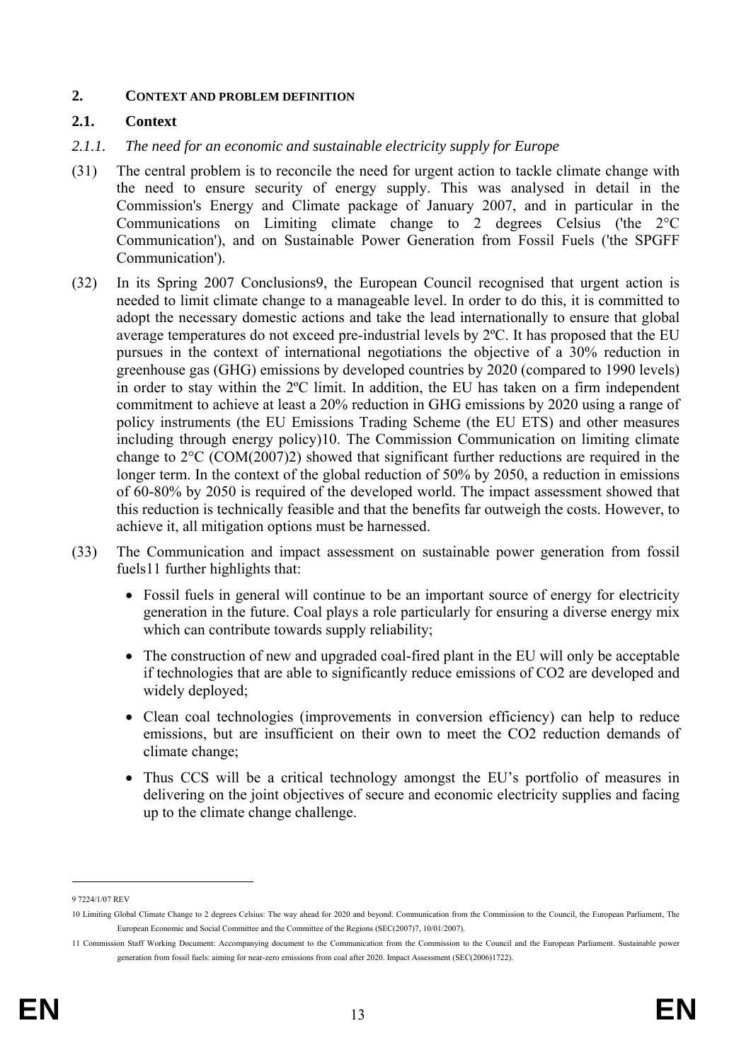## 2. CONTEXT AND PROBLEM DEFINITION

### 2.1. Context

#### *2.1.1. The need for an economic and sustainable electricity supply for Europe*

(31) The central problem is to reconcile the need for urgent action to tackle climate change with the need to ensure security of energy supply. This was analysed in detail in the Commission's Energy and Climate package of January 2007, and in particular in the Communications on Limiting climate change to 2 degrees Celsius ('the 2°C Communication'), and on Sustainable Power Generation from Fossil Fuels ('the SPGFF Communication').

(32) In its Spring 2007 Conclusions[9], the European Council recognised that urgent action is needed to limit climate change to a manageable level. In order to do this, it is committed to adopt the necessary domestic actions and take the lead internationally to ensure that global average temperatures do not exceed pre-industrial levels by 2ºC. It has proposed that the EU pursues in the context of international negotiations the objective of a 30% reduction in greenhouse gas (GHG) emissions by developed countries by 2020 (compared to 1990 levels) in order to stay within the 2ºC limit. In addition, the EU has taken on a firm independent commitment to achieve at least a 20% reduction in GHG emissions by 2020 using a range of policy instruments (the EU Emissions Trading Scheme (the EU ETS) and other measures including through energy policy)[10]. The Commission Communication on limiting climate change to 2°C (COM(2007)2) showed that significant further reductions are required in the longer term. In the context of the global reduction of 50% by 2050, a reduction in emissions of 60-80% by 2050 is required of the developed world. The impact assessment showed that this reduction is technically feasible and that the benefits far outweigh the costs. However, to achieve it, all mitigation options must be harnessed.

(33) The Communication and impact assessment on sustainable power generation from fossil fuels[11] further highlights that:

- Fossil fuels in general will continue to be an important source of energy for electricity generation in the future. Coal plays a role particularly for ensuring a diverse energy mix which can contribute towards supply reliability;
- The construction of new and upgraded coal-fired plant in the EU will only be acceptable if technologies that are able to significantly reduce emissions of $CO_2$ are developed and widely deployed;
- Clean coal technologies (improvements in conversion efficiency) can help to reduce emissions, but are insufficient on their own to meet the $CO_2$ reduction demands of climate change;
- Thus CCS will be a critical technology amongst the EU's portfolio of measures in delivering on the joint objectives of secure and economic electricity supplies and facing up to the climate change challenge.

---

[9] 7224/1/07 REV

[10] Limiting Global Climate Change to 2 degrees Celsius: The way ahead for 2020 and beyond. Communication from the Commission to the Council, the European Parliament, The European Economic and Social Committee and the Committee of the Regions (SEC(2007)7, 10/01/2007).

[11] Commission Staff Working Document: Accompanying document to the Communication from the Commission to the Council and the European Parliament. Sustainable power generation from fossil fuels: aiming for near-zero emissions from coal after 2020. Impact Assessment (SEC(2006)1722).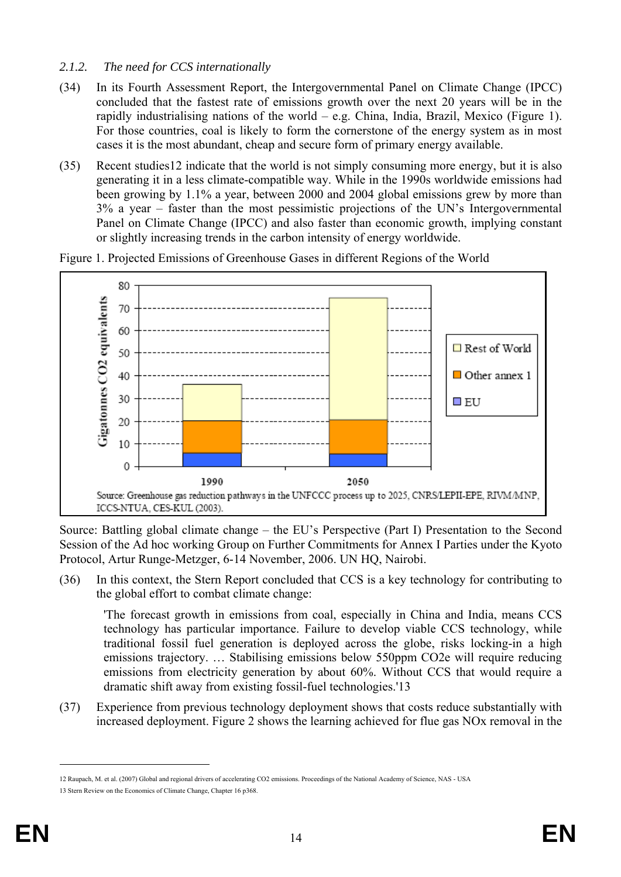### 2.1.2. *The need for CCS internationally*

(34) In its Fourth Assessment Report, the Intergovernmental Panel on Climate Change (IPCC) concluded that the fastest rate of emissions growth over the next 20 years will be in the rapidly industrialising nations of the world – e.g. China, India, Brazil, Mexico (Figure 1). For those countries, coal is likely to form the cornerstone of the energy system as in most cases it is the most abundant, cheap and secure form of primary energy available.

(35) Recent studies[12] indicate that the world is not simply consuming more energy, but it is also generating it in a less climate-compatible way. While in the 1990s worldwide emissions had been growing by 1.1% a year, between 2000 and 2004 global emissions grew by more than 3% a year – faster than the most pessimistic projections of the UN's Intergovernmental Panel on Climate Change (IPCC) and also faster than economic growth, implying constant or slightly increasing trends in the carbon intensity of energy worldwide.

Figure 1. Projected Emissions of Greenhouse Gases in different Regions of the World

Source: Greenhouse gas reduction pathways in the UNFCCC process up to 2025, CNRS/LEPII-EPE, RIVM/MNP, ICCS-NTUA, CES-KUL (2003).

Source: Battling global climate change – the EU's Perspective (Part I) Presentation to the Second Session of the Ad hoc working Group on Further Commitments for Annex I Parties under the Kyoto Protocol, Artur Runge-Metzger, 6-14 November, 2006. UN HQ, Nairobi.

(36) In this context, the Stern Report concluded that CCS is a key technology for contributing to the global effort to combat climate change:

> 'The forecast growth in emissions from coal, especially in China and India, means CCS technology has particular importance. Failure to develop viable CCS technology, while traditional fossil fuel generation is deployed across the globe, risks locking-in a high emissions trajectory. … Stabilising emissions below 550ppm CO2e will require reducing emissions from electricity generation by about 60%. Without CCS that would require a dramatic shift away from existing fossil-fuel technologies.'[13]

(37) Experience from previous technology deployment shows that costs reduce substantially with increased deployment. Figure 2 shows the learning achieved for flue gas NOx removal in the

---

[12] Raupach, M. et al. (2007) Global and regional drivers of accelerating CO2 emissions. Proceedings of the National Academy of Science, NAS - USA

[13] Stern Review on the Economics of Climate Change, Chapter 16 p368.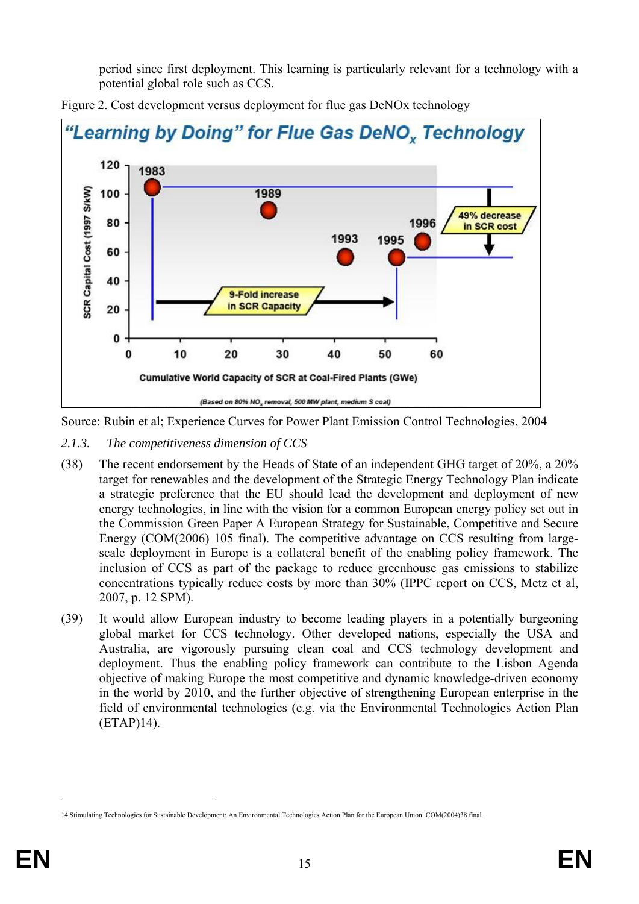period since first deployment. This learning is particularly relevant for a technology with a potential global role such as CCS.

Figure 2. Cost development versus deployment for flue gas DeNOx technology

Source: Rubin et al; Experience Curves for Power Plant Emission Control Technologies, 2004

### 2.1.3. *The competitiveness dimension of CCS*

(38) The recent endorsement by the Heads of State of an independent GHG target of 20%, a 20% target for renewables and the development of the Strategic Energy Technology Plan indicate a strategic preference that the EU should lead the development and deployment of new energy technologies, in line with the vision for a common European energy policy set out in the Commission Green Paper A European Strategy for Sustainable, Competitive and Secure Energy (COM(2006) 105 final). The competitive advantage on CCS resulting from large-scale deployment in Europe is a collateral benefit of the enabling policy framework. The inclusion of CCS as part of the package to reduce greenhouse gas emissions to stabilize concentrations typically reduce costs by more than 30% (IPPC report on CCS, Metz et al, 2007, p. 12 SPM).

(39) It would allow European industry to become leading players in a potentially burgeoning global market for CCS technology. Other developed nations, especially the USA and Australia, are vigorously pursuing clean coal and CCS technology development and deployment. Thus the enabling policy framework can contribute to the Lisbon Agenda objective of making Europe the most competitive and dynamic knowledge-driven economy in the world by 2010, and the further objective of strengthening European enterprise in the field of environmental technologies (e.g. via the Environmental Technologies Action Plan (ETAP)[14]).

---

[14] Stimulating Technologies for Sustainable Development: An Environmental Technologies Action Plan for the European Union. COM(2004)38 final.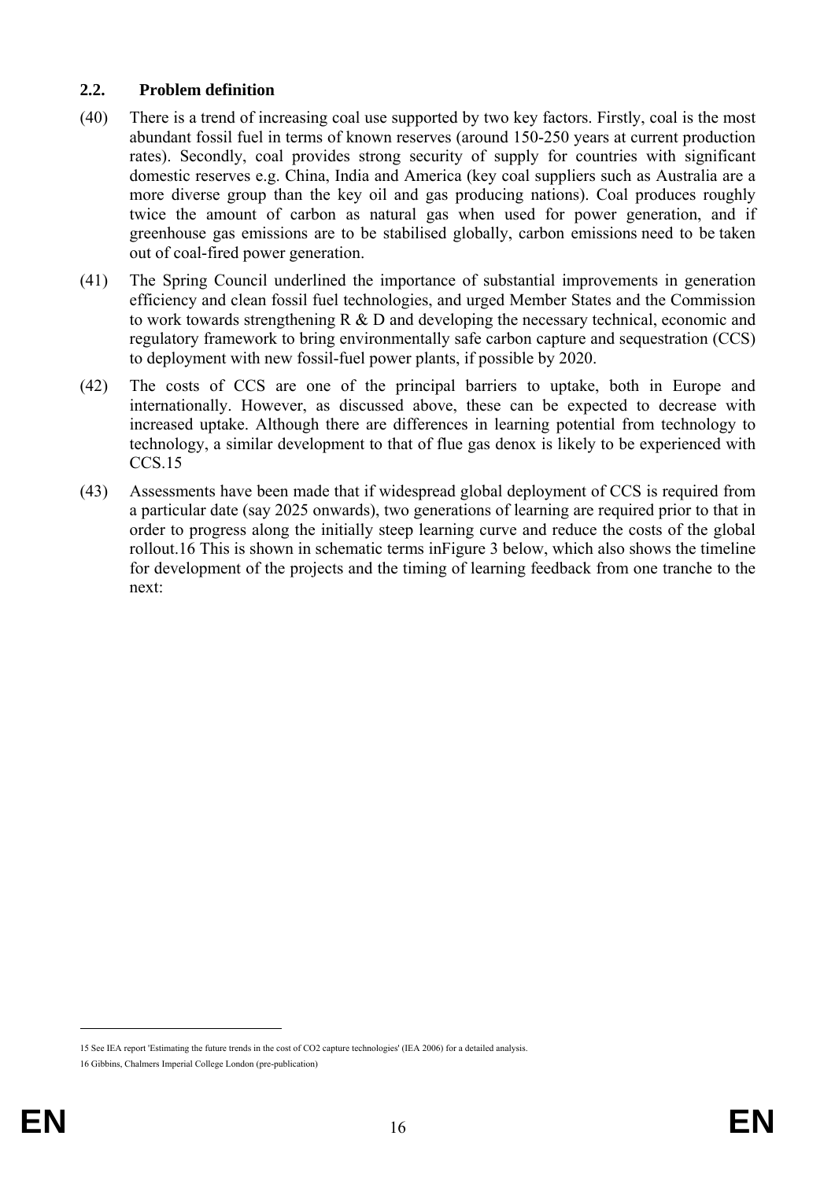## 2.2. Problem definition

(40) There is a trend of increasing coal use supported by two key factors. Firstly, coal is the most abundant fossil fuel in terms of known reserves (around 150-250 years at current production rates). Secondly, coal provides strong security of supply for countries with significant domestic reserves e.g. China, India and America (key coal suppliers such as Australia are a more diverse group than the key oil and gas producing nations). Coal produces roughly twice the amount of carbon as natural gas when used for power generation, and if greenhouse gas emissions are to be stabilised globally, carbon emissions need to be taken out of coal-fired power generation.

(41) The Spring Council underlined the importance of substantial improvements in generation efficiency and clean fossil fuel technologies, and urged Member States and the Commission to work towards strengthening R & D and developing the necessary technical, economic and regulatory framework to bring environmentally safe carbon capture and sequestration (CCS) to deployment with new fossil-fuel power plants, if possible by 2020.

(42) The costs of CCS are one of the principal barriers to uptake, both in Europe and internationally. However, as discussed above, these can be expected to decrease with increased uptake. Although there are differences in learning potential from technology to technology, a similar development to that of flue gas denox is likely to be experienced with CCS.[15]

(43) Assessments have been made that if widespread global deployment of CCS is required from a particular date (say 2025 onwards), two generations of learning are required prior to that in order to progress along the initially steep learning curve and reduce the costs of the global rollout.[16] This is shown in schematic terms inFigure 3 below, which also shows the timeline for development of the projects and the timing of learning feedback from one tranche to the next:

---

15 See IEA report 'Estimating the future trends in the cost of CO2 capture technologies' (IEA 2006) for a detailed analysis.

16 Gibbins, Chalmers Imperial College London (pre-publication)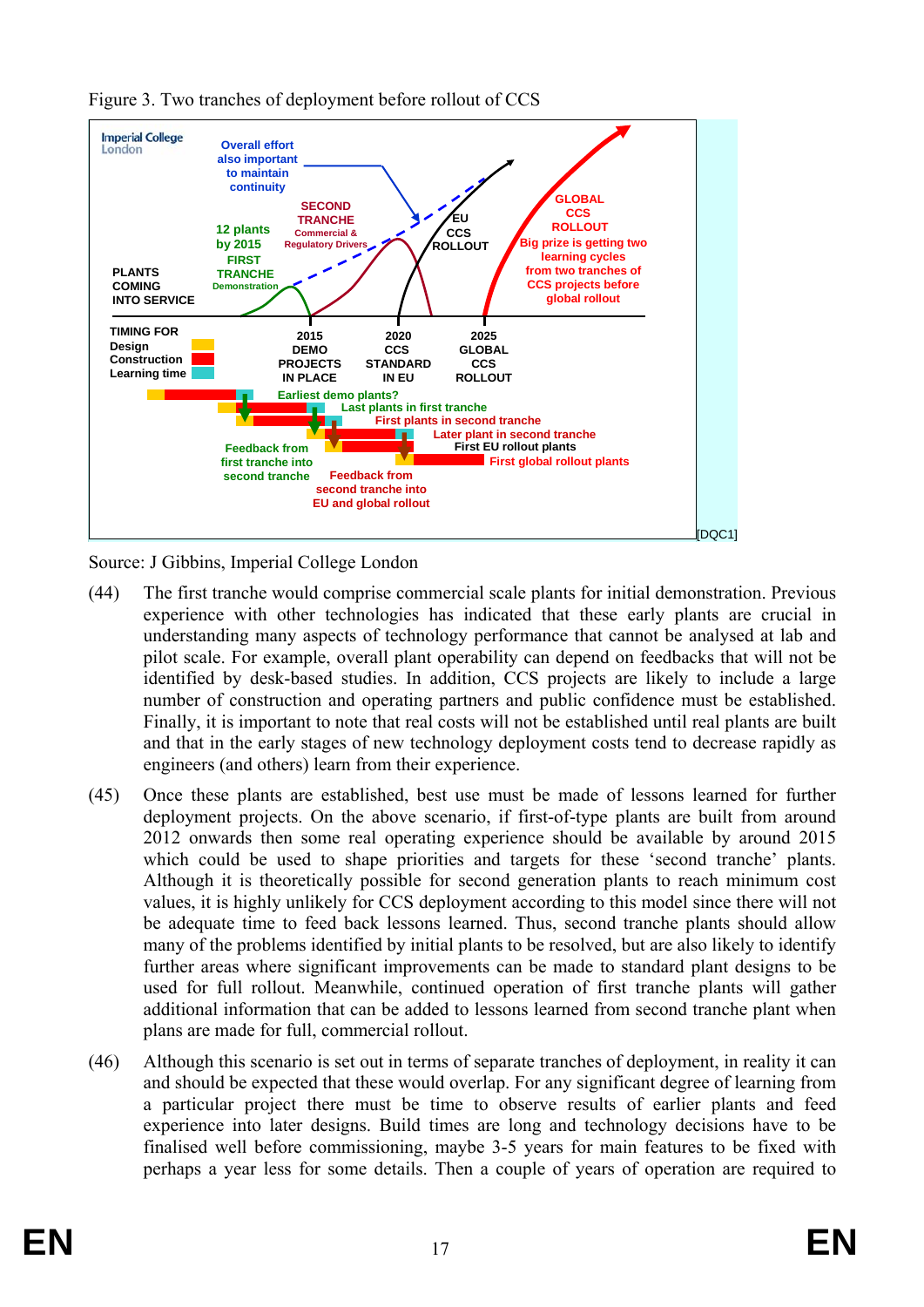Figure 3. Two tranches of deployment before rollout of CCS

Source: J Gibbins, Imperial College London

(44) The first tranche would comprise commercial scale plants for initial demonstration. Previous experience with other technologies has indicated that these early plants are crucial in understanding many aspects of technology performance that cannot be analysed at lab and pilot scale. For example, overall plant operability can depend on feedbacks that will not be identified by desk-based studies. In addition, CCS projects are likely to include a large number of construction and operating partners and public confidence must be established. Finally, it is important to note that real costs will not be established until real plants are built and that in the early stages of new technology deployment costs tend to decrease rapidly as engineers (and others) learn from their experience.

(45) Once these plants are established, best use must be made of lessons learned for further deployment projects. On the above scenario, if first-of-type plants are built from around 2012 onwards then some real operating experience should be available by around 2015 which could be used to shape priorities and targets for these 'second tranche' plants. Although it is theoretically possible for second generation plants to reach minimum cost values, it is highly unlikely for CCS deployment according to this model since there will not be adequate time to feed back lessons learned. Thus, second tranche plants should allow many of the problems identified by initial plants to be resolved, but are also likely to identify further areas where significant improvements can be made to standard plant designs to be used for full rollout. Meanwhile, continued operation of first tranche plants will gather additional information that can be added to lessons learned from second tranche plant when plans are made for full, commercial rollout.

(46) Although this scenario is set out in terms of separate tranches of deployment, in reality it can and should be expected that these would overlap. For any significant degree of learning from a particular project there must be time to observe results of earlier plants and feed experience into later designs. Build times are long and technology decisions have to be finalised well before commissioning, maybe 3-5 years for main features to be fixed with perhaps a year less for some details. Then a couple of years of operation are required to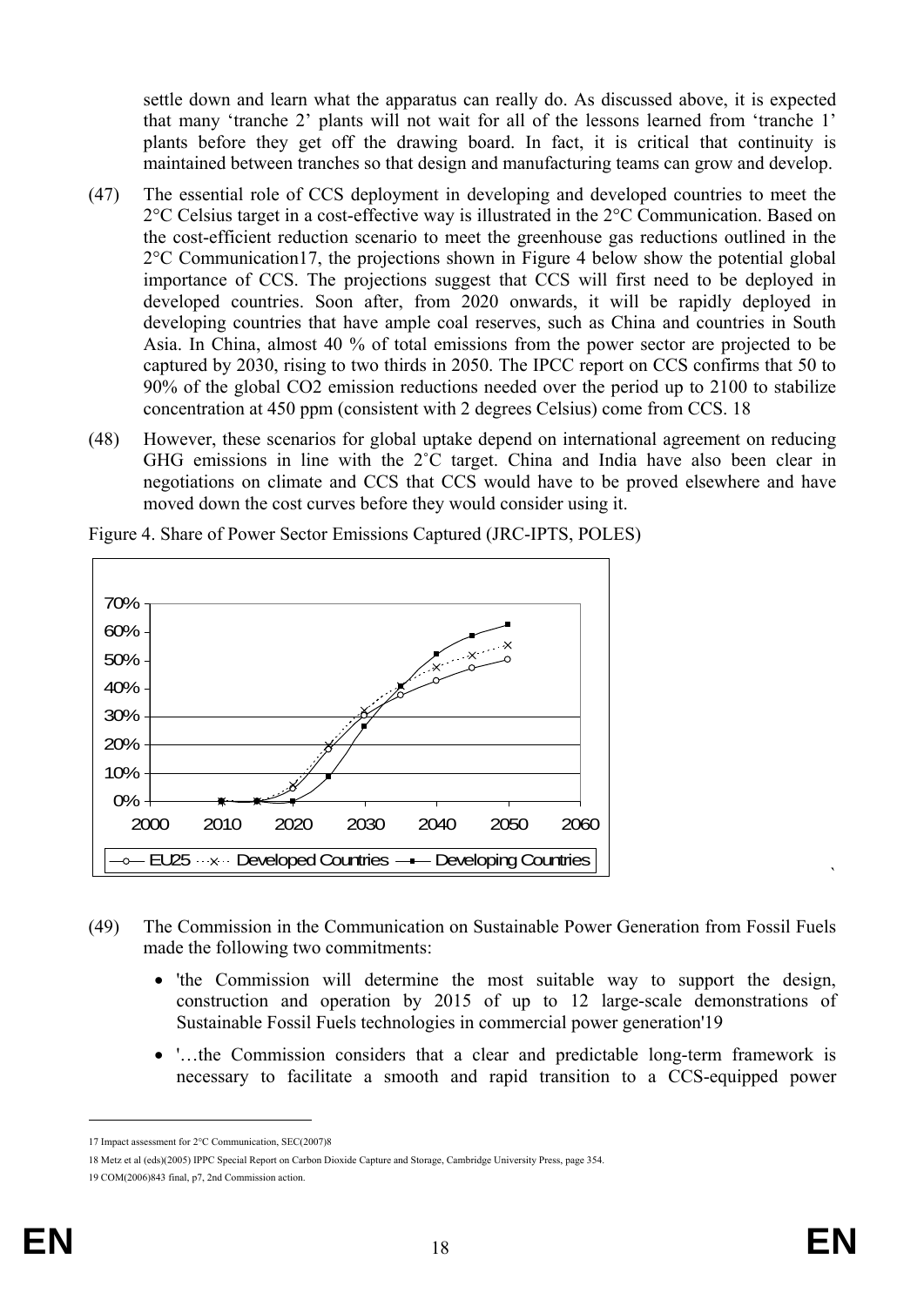settle down and learn what the apparatus can really do. As discussed above, it is expected that many 'tranche 2' plants will not wait for all of the lessons learned from 'tranche 1' plants before they get off the drawing board. In fact, it is critical that continuity is maintained between tranches so that design and manufacturing teams can grow and develop.

(47) The essential role of CCS deployment in developing and developed countries to meet the 2°C Celsius target in a cost-effective way is illustrated in the 2°C Communication. Based on the cost-efficient reduction scenario to meet the greenhouse gas reductions outlined in the 2°C Communication[17], the projections shown in Figure 4 below show the potential global importance of CCS. The projections suggest that CCS will first need to be deployed in developed countries. Soon after, from 2020 onwards, it will be rapidly deployed in developing countries that have ample coal reserves, such as China and countries in South Asia. In China, almost 40 % of total emissions from the power sector are projected to be captured by 2030, rising to two thirds in 2050. The IPCC report on CCS confirms that 50 to 90% of the global $CO_2$ emission reductions needed over the period up to 2100 to stabilize concentration at 450 ppm (consistent with 2 degrees Celsius) come from CCS. [18]

(48) However, these scenarios for global uptake depend on international agreement on reducing GHG emissions in line with the 2˚C target. China and India have also been clear in negotiations on climate and CCS that CCS would have to be proved elsewhere and have moved down the cost curves before they would consider using it.

Figure 4. Share of Power Sector Emissions Captured (JRC-IPTS, POLES)

(49) The Commission in the Communication on Sustainable Power Generation from Fossil Fuels made the following two commitments:

- 'the Commission will determine the most suitable way to support the design, construction and operation by 2015 of up to 12 large-scale demonstrations of Sustainable Fossil Fuels technologies in commercial power generation'[19]
- '…the Commission considers that a clear and predictable long-term framework is necessary to facilitate a smooth and rapid transition to a CCS-equipped power

---

17 Impact assessment for 2°C Communication, SEC(2007)8

18 Metz et al (eds)(2005) IPCC Special Report on Carbon Dioxide Capture and Storage, Cambridge University Press, page 354.

19 COM(2006)843 final, p7, 2nd Commission action.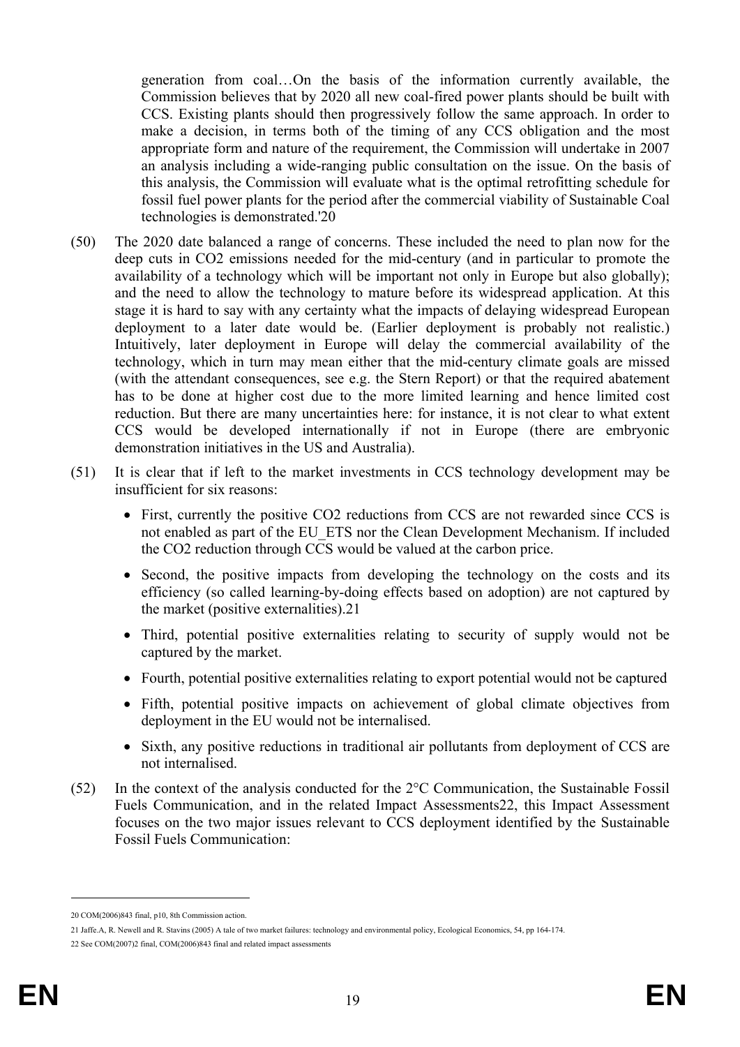generation from coal…On the basis of the information currently available, the Commission believes that by 2020 all new coal-fired power plants should be built with CCS. Existing plants should then progressively follow the same approach. In order to make a decision, in terms both of the timing of any CCS obligation and the most appropriate form and nature of the requirement, the Commission will undertake in 2007 an analysis including a wide-ranging public consultation on the issue. On the basis of this analysis, the Commission will evaluate what is the optimal retrofitting schedule for fossil fuel power plants for the period after the commercial viability of Sustainable Coal technologies is demonstrated.'[20]

(50) The 2020 date balanced a range of concerns. These included the need to plan now for the deep cuts in $CO_2$ emissions needed for the mid-century (and in particular to promote the availability of a technology which will be important not only in Europe but also globally); and the need to allow the technology to mature before its widespread application. At this stage it is hard to say with any certainty what the impacts of delaying widespread European deployment to a later date would be. (Earlier deployment is probably not realistic.) Intuitively, later deployment in Europe will delay the commercial availability of the technology, which in turn may mean either that the mid-century climate goals are missed (with the attendant consequences, see e.g. the Stern Report) or that the required abatement has to be done at higher cost due to the more limited learning and hence limited cost reduction. But there are many uncertainties here: for instance, it is not clear to what extent CCS would be developed internationally if not in Europe (there are embryonic demonstration initiatives in the US and Australia).

(51) It is clear that if left to the market investments in CCS technology development may be insufficient for six reasons:

- First, currently the positive $CO_2$ reductions from CCS are not rewarded since CCS is not enabled as part of the EU_ETS nor the Clean Development Mechanism. If included the $CO_2$ reduction through CCS would be valued at the carbon price.
- Second, the positive impacts from developing the technology on the costs and its efficiency (so called learning-by-doing effects based on adoption) are not captured by the market (positive externalities).[21]
- Third, potential positive externalities relating to security of supply would not be captured by the market.
- Fourth, potential positive externalities relating to export potential would not be captured
- Fifth, potential positive impacts on achievement of global climate objectives from deployment in the EU would not be internalised.
- Sixth, any positive reductions in traditional air pollutants from deployment of CCS are not internalised.

(52) In the context of the analysis conducted for the 2°C Communication, the Sustainable Fossil Fuels Communication, and in the related Impact Assessments[22], this Impact Assessment focuses on the two major issues relevant to CCS deployment identified by the Sustainable Fossil Fuels Communication:

---

20 COM(2006)843 final, p10, 8th Commission action.

21 Jaffe.A, R. Newell and R. Stavins (2005) A tale of two market failures: technology and environmental policy, Ecological Economics, 54, pp 164-174.

22 See COM(2007)2 final, COM(2006)843 final and related impact assessments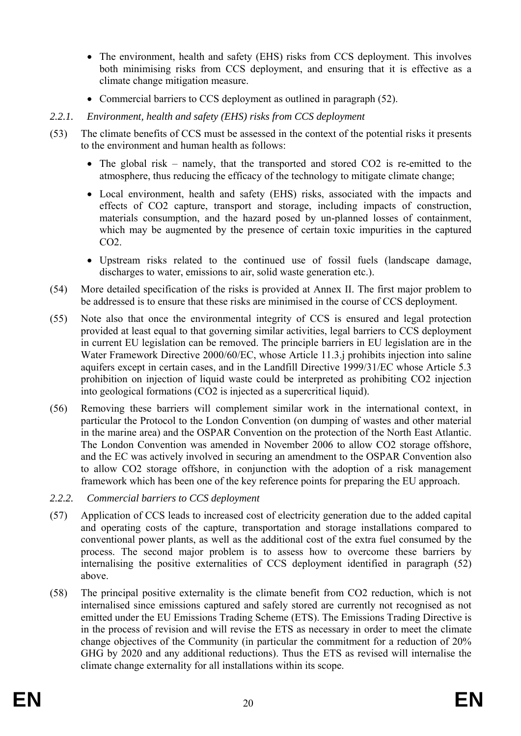- The environment, health and safety (EHS) risks from CCS deployment. This involves both minimising risks from CCS deployment, and ensuring that it is effective as a climate change mitigation measure.
- Commercial barriers to CCS deployment as outlined in paragraph (52).

### *2.2.1. Environment, health and safety (EHS) risks from CCS deployment*

(53) The climate benefits of CCS must be assessed in the context of the potential risks it presents to the environment and human health as follows:

- The global risk – namely, that the transported and stored $CO_2$ is re-emitted to the atmosphere, thus reducing the efficacy of the technology to mitigate climate change;
- Local environment, health and safety (EHS) risks, associated with the impacts and effects of $CO_2$ capture, transport and storage, including impacts of construction, materials consumption, and the hazard posed by un-planned losses of containment, which may be augmented by the presence of certain toxic impurities in the captured $CO_2$.
- Upstream risks related to the continued use of fossil fuels (landscape damage, discharges to water, emissions to air, solid waste generation etc.).

(54) More detailed specification of the risks is provided at Annex II. The first major problem to be addressed is to ensure that these risks are minimised in the course of CCS deployment.

(55) Note also that once the environmental integrity of CCS is ensured and legal protection provided at least equal to that governing similar activities, legal barriers to CCS deployment in current EU legislation can be removed. The principle barriers in EU legislation are in the Water Framework Directive 2000/60/EC, whose Article 11.3.j prohibits injection into saline aquifers except in certain cases, and in the Landfill Directive 1999/31/EC whose Article 5.3 prohibition on injection of liquid waste could be interpreted as prohibiting $CO_2$ injection into geological formations ($CO_2$ is injected as a supercritical liquid).

(56) Removing these barriers will complement similar work in the international context, in particular the Protocol to the London Convention (on dumping of wastes and other material in the marine area) and the OSPAR Convention on the protection of the North East Atlantic. The London Convention was amended in November 2006 to allow $CO_2$ storage offshore, and the EC was actively involved in securing an amendment to the OSPAR Convention also to allow $CO_2$ storage offshore, in conjunction with the adoption of a risk management framework which has been one of the key reference points for preparing the EU approach.

### *2.2.2. Commercial barriers to CCS deployment*

(57) Application of CCS leads to increased cost of electricity generation due to the added capital and operating costs of the capture, transportation and storage installations compared to conventional power plants, as well as the additional cost of the extra fuel consumed by the process. The second major problem is to assess how to overcome these barriers by internalising the positive externalities of CCS deployment identified in paragraph (52) above.

(58) The principal positive externality is the climate benefit from $CO_2$ reduction, which is not internalised since emissions captured and safely stored are currently not recognised as not emitted under the EU Emissions Trading Scheme (ETS). The Emissions Trading Directive is in the process of revision and will revise the ETS as necessary in order to meet the climate change objectives of the Community (in particular the commitment for a reduction of 20% GHG by 2020 and any additional reductions). Thus the ETS as revised will internalise the climate change externality for all installations within its scope.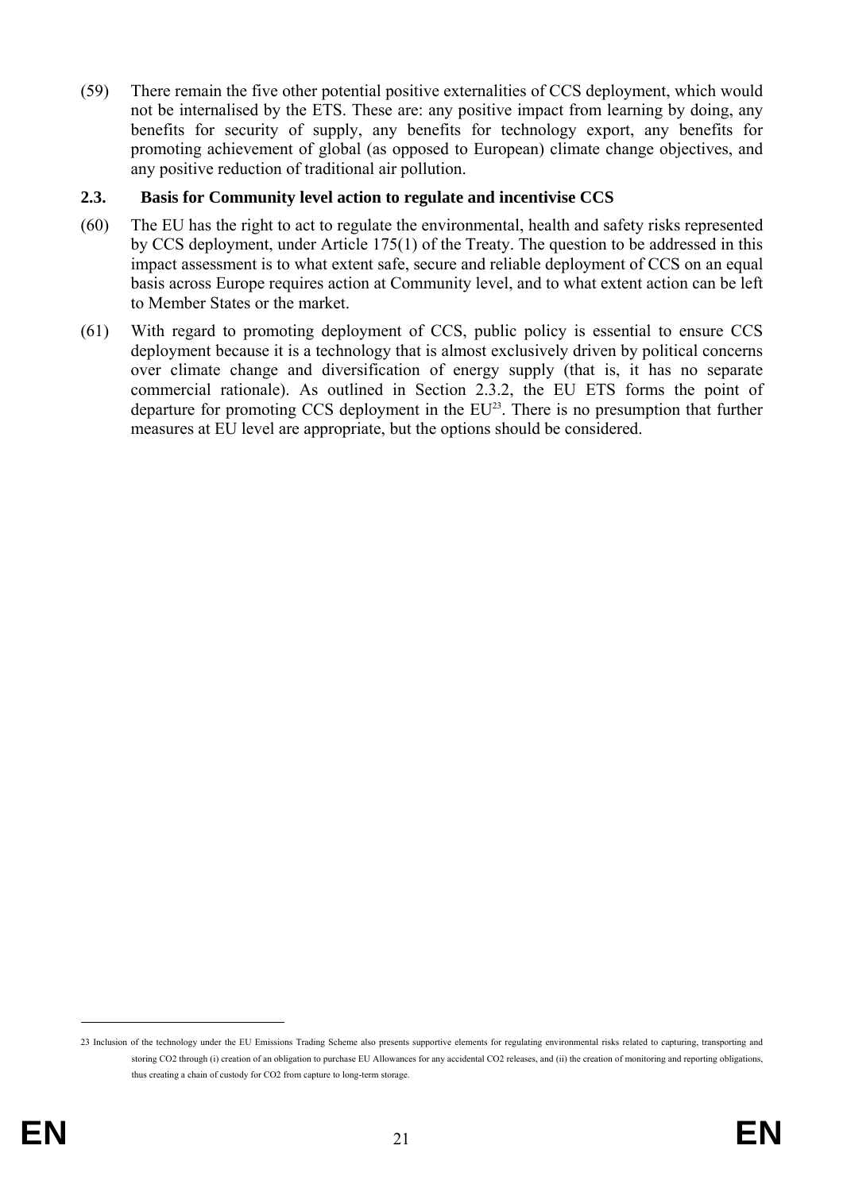(59) There remain the five other potential positive externalities of CCS deployment, which would not be internalised by the ETS. These are: any positive impact from learning by doing, any benefits for security of supply, any benefits for technology export, any benefits for promoting achievement of global (as opposed to European) climate change objectives, and any positive reduction of traditional air pollution.

## 2.3. Basis for Community level action to regulate and incentivise CCS

(60) The EU has the right to act to regulate the environmental, health and safety risks represented by CCS deployment, under Article 175(1) of the Treaty. The question to be addressed in this impact assessment is to what extent safe, secure and reliable deployment of CCS on an equal basis across Europe requires action at Community level, and to what extent action can be left to Member States or the market.

(61) With regard to promoting deployment of CCS, public policy is essential to ensure CCS deployment because it is a technology that is almost exclusively driven by political concerns over climate change and diversification of energy supply (that is, it has no separate commercial rationale). As outlined in Section 2.3.2, the EU ETS forms the point of departure for promoting CCS deployment in the EU[23]. There is no presumption that further measures at EU level are appropriate, but the options should be considered.

---

23 Inclusion of the technology under the EU Emissions Trading Scheme also presents supportive elements for regulating environmental risks related to capturing, transporting and storing CO2 through (i) creation of an obligation to purchase EU Allowances for any accidental CO2 releases, and (ii) the creation of monitoring and reporting obligations, thus creating a chain of custody for CO2 from capture to long-term storage.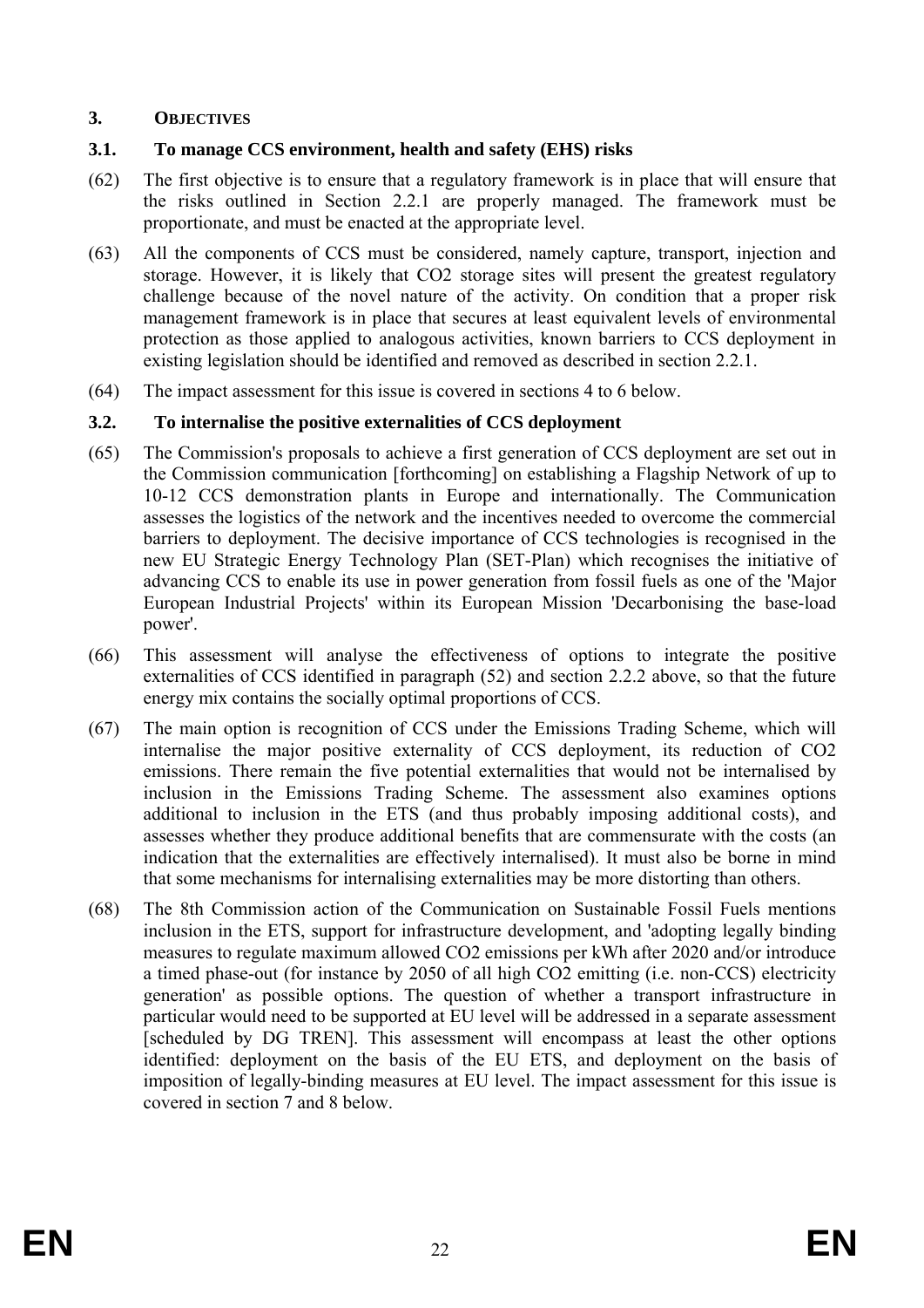## 3. OBJECTIVES

### 3.1. To manage CCS environment, health and safety (EHS) risks

(62) The first objective is to ensure that a regulatory framework is in place that will ensure that the risks outlined in Section 2.2.1 are properly managed. The framework must be proportionate, and must be enacted at the appropriate level.

(63) All the components of CCS must be considered, namely capture, transport, injection and storage. However, it is likely that $CO_2$ storage sites will present the greatest regulatory challenge because of the novel nature of the activity. On condition that a proper risk management framework is in place that secures at least equivalent levels of environmental protection as those applied to analogous activities, known barriers to CCS deployment in existing legislation should be identified and removed as described in section 2.2.1.

(64) The impact assessment for this issue is covered in sections 4 to 6 below.

### 3.2. To internalise the positive externalities of CCS deployment

(65) The Commission's proposals to achieve a first generation of CCS deployment are set out in the Commission communication [forthcoming] on establishing a Flagship Network of up to 10-12 CCS demonstration plants in Europe and internationally. The Communication assesses the logistics of the network and the incentives needed to overcome the commercial barriers to deployment. The decisive importance of CCS technologies is recognised in the new EU Strategic Energy Technology Plan (SET-Plan) which recognises the initiative of advancing CCS to enable its use in power generation from fossil fuels as one of the 'Major European Industrial Projects' within its European Mission 'Decarbonising the base-load power'.

(66) This assessment will analyse the effectiveness of options to integrate the positive externalities of CCS identified in paragraph (52) and section 2.2.2 above, so that the future energy mix contains the socially optimal proportions of CCS.

(67) The main option is recognition of CCS under the Emissions Trading Scheme, which will internalise the major positive externality of CCS deployment, its reduction of $CO_2$ emissions. There remain the five potential externalities that would not be internalised by inclusion in the Emissions Trading Scheme. The assessment also examines options additional to inclusion in the ETS (and thus probably imposing additional costs), and assesses whether they produce additional benefits that are commensurate with the costs (an indication that the externalities are effectively internalised). It must also be borne in mind that some mechanisms for internalising externalities may be more distorting than others.

(68) The 8th Commission action of the Communication on Sustainable Fossil Fuels mentions inclusion in the ETS, support for infrastructure development, and 'adopting legally binding measures to regulate maximum allowed $CO_2$ emissions per kWh after 2020 and/or introduce a timed phase-out (for instance by 2050 of all high $CO_2$ emitting (i.e. non-CCS) electricity generation' as possible options. The question of whether a transport infrastructure in particular would need to be supported at EU level will be addressed in a separate assessment [scheduled by DG TREN]. This assessment will encompass at least the other options identified: deployment on the basis of the EU ETS, and deployment on the basis of imposition of legally-binding measures at EU level. The impact assessment for this issue is covered in section 7 and 8 below.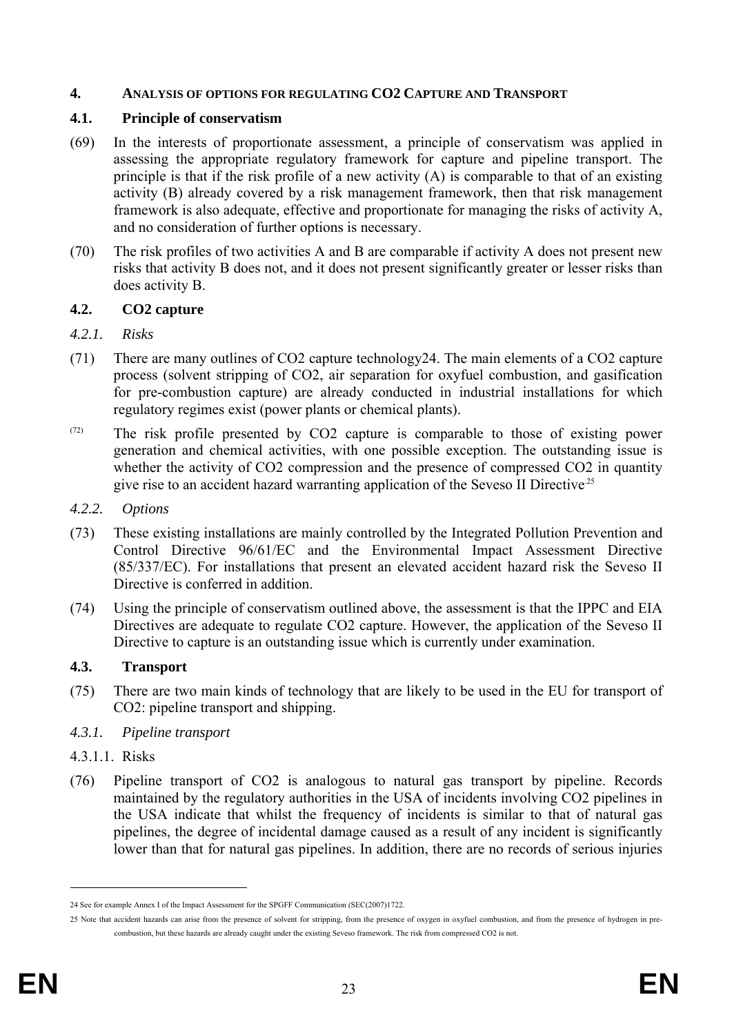## 4. ANALYSIS OF OPTIONS FOR REGULATING CO2 CAPTURE AND TRANSPORT

### 4.1. Principle of conservatism

(69) In the interests of proportionate assessment, a principle of conservatism was applied in assessing the appropriate regulatory framework for capture and pipeline transport. The principle is that if the risk profile of a new activity (A) is comparable to that of an existing activity (B) already covered by a risk management framework, then that risk management framework is also adequate, effective and proportionate for managing the risks of activity A, and no consideration of further options is necessary.

(70) The risk profiles of two activities A and B are comparable if activity A does not present new risks that activity B does not, and it does not present significantly greater or lesser risks than does activity B.

### 4.2. CO2 capture

#### *4.2.1. Risks*

(71) There are many outlines of CO2 capture technology24. The main elements of a CO2 capture process (solvent stripping of CO2, air separation for oxyfuel combustion, and gasification for pre-combustion capture) are already conducted in industrial installations for which regulatory regimes exist (power plants or chemical plants).

(72) The risk profile presented by CO2 capture is comparable to those of existing power generation and chemical activities, with one possible exception. The outstanding issue is whether the activity of CO2 compression and the presence of compressed CO2 in quantity give rise to an accident hazard warranting application of the Seveso II Directive[25]

#### *4.2.2. Options*

(73) These existing installations are mainly controlled by the Integrated Pollution Prevention and Control Directive 96/61/EC and the Environmental Impact Assessment Directive (85/337/EC). For installations that present an elevated accident hazard risk the Seveso II Directive is conferred in addition.

(74) Using the principle of conservatism outlined above, the assessment is that the IPPC and EIA Directives are adequate to regulate CO2 capture. However, the application of the Seveso II Directive to capture is an outstanding issue which is currently under examination.

### 4.3. Transport

(75) There are two main kinds of technology that are likely to be used in the EU for transport of CO2: pipeline transport and shipping.

#### *4.3.1. Pipeline transport*

4.3.1.1. Risks

(76) Pipeline transport of CO2 is analogous to natural gas transport by pipeline. Records maintained by the regulatory authorities in the USA of incidents involving CO2 pipelines in the USA indicate that whilst the frequency of incidents is similar to that of natural gas pipelines, the degree of incidental damage caused as a result of any incident is significantly lower than that for natural gas pipelines. In addition, there are no records of serious injuries

---

24 See for example Annex I of the Impact Assessment for the SPGFF Communication (SEC(2007)1722.

25 Note that accident hazards can arise from the presence of solvent for stripping, from the presence of oxygen in oxyfuel combustion, and from the presence of hydrogen in pre-combustion, but these hazards are already caught under the existing Seveso framework. The risk from compressed CO2 is not.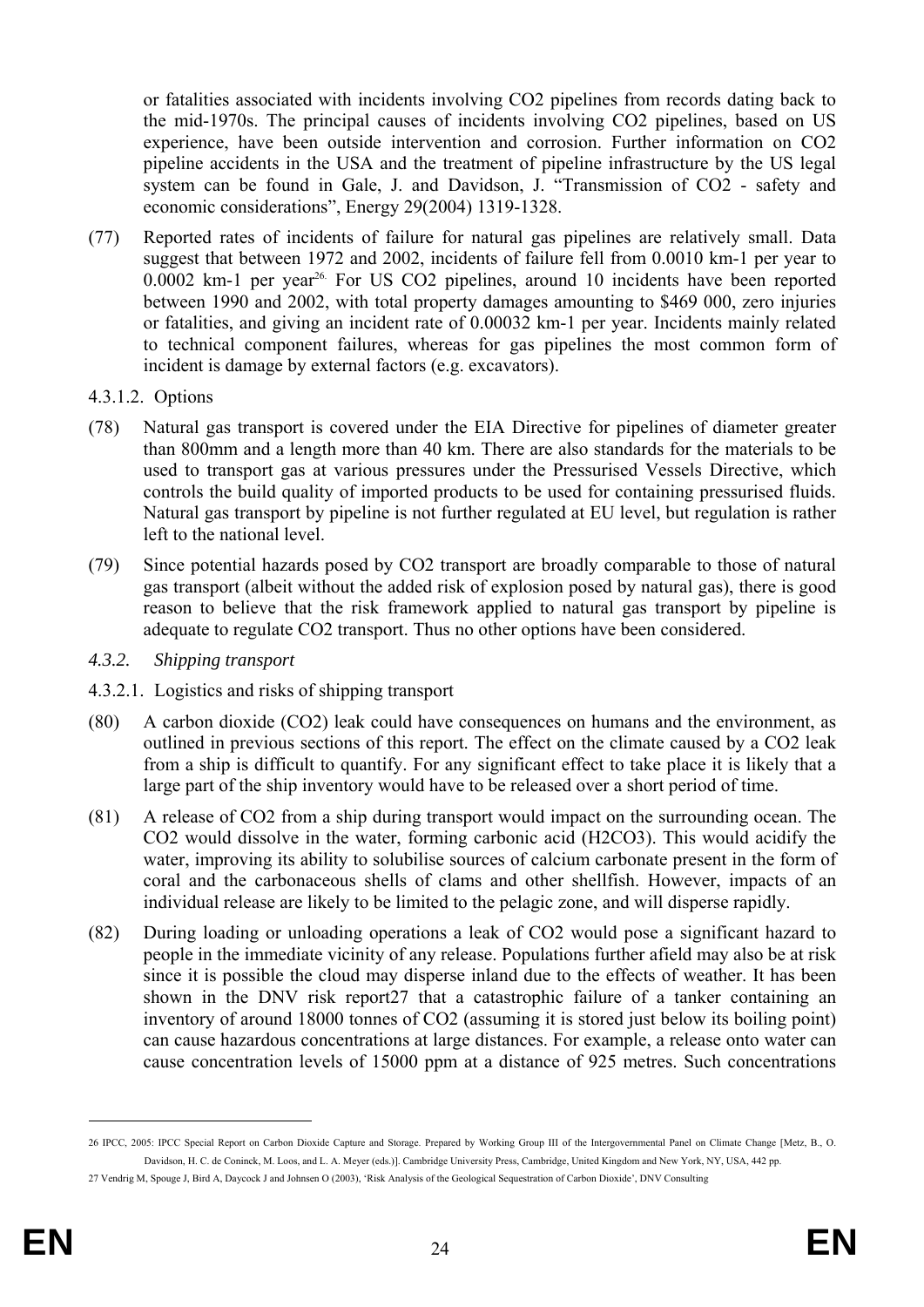or fatalities associated with incidents involving $CO_2$ pipelines from records dating back to the mid-1970s. The principal causes of incidents involving $CO_2$ pipelines, based on US experience, have been outside intervention and corrosion. Further information on $CO_2$ pipeline accidents in the USA and the treatment of pipeline infrastructure by the US legal system can be found in Gale, J. and Davidson, J. "Transmission of $CO_2$ - safety and economic considerations", Energy 29(2004) 1319-1328.

(77) Reported rates of incidents of failure for natural gas pipelines are relatively small. Data suggest that between 1972 and 2002, incidents of failure fell from 0.0010 $km^{-1}$ per year to 0.0002 $km^{-1}$ per year[26]. For US $CO_2$ pipelines, around 10 incidents have been reported between 1990 and 2002, with total property damages amounting to $469 000, zero injuries or fatalities, and giving an incident rate of 0.00032 $km^{-1}$ per year. Incidents mainly related to technical component failures, whereas for gas pipelines the most common form of incident is damage by external factors (e.g. excavators).

4.3.1.2. Options

(78) Natural gas transport is covered under the EIA Directive for pipelines of diameter greater than 800mm and a length more than 40 km. There are also standards for the materials to be used to transport gas at various pressures under the Pressurised Vessels Directive, which controls the build quality of imported products to be used for containing pressurised fluids. Natural gas transport by pipeline is not further regulated at EU level, but regulation is rather left to the national level.

(79) Since potential hazards posed by $CO_2$ transport are broadly comparable to those of natural gas transport (albeit without the added risk of explosion posed by natural gas), there is good reason to believe that the risk framework applied to natural gas transport by pipeline is adequate to regulate $CO_2$ transport. Thus no other options have been considered.

### *4.3.2. Shipping transport*

4.3.2.1. Logistics and risks of shipping transport

(80) A carbon dioxide ($CO_2$) leak could have consequences on humans and the environment, as outlined in previous sections of this report. The effect on the climate caused by a $CO_2$ leak from a ship is difficult to quantify. For any significant effect to take place it is likely that a large part of the ship inventory would have to be released over a short period of time.

(81) A release of $CO_2$ from a ship during transport would impact on the surrounding ocean. The $CO_2$ would dissolve in the water, forming carbonic acid ($H_2CO_3$). This would acidify the water, improving its ability to solubilise sources of calcium carbonate present in the form of coral and the carbonaceous shells of clams and other shellfish. However, impacts of an individual release are likely to be limited to the pelagic zone, and will disperse rapidly.

(82) During loading or unloading operations a leak of $CO_2$ would pose a significant hazard to people in the immediate vicinity of any release. Populations further afield may also be at risk since it is possible the cloud may disperse inland due to the effects of weather. It has been shown in the DNV risk report[27] that a catastrophic failure of a tanker containing an inventory of around 18000 tonnes of $CO_2$ (assuming it is stored just below its boiling point) can cause hazardous concentrations at large distances. For example, a release onto water can cause concentration levels of 15000 ppm at a distance of 925 metres. Such concentrations

---

26 IPCC, 2005: IPCC Special Report on Carbon Dioxide Capture and Storage. Prepared by Working Group III of the Intergovernmental Panel on Climate Change [Metz, B., O. Davidson, H. C. de Coninck, M. Loos, and L. A. Meyer (eds.)]. Cambridge University Press, Cambridge, United Kingdom and New York, NY, USA, 442 pp.

27 Vendrig M, Spouge J, Bird A, Daycock J and Johnsen O (2003), 'Risk Analysis of the Geological Sequestration of Carbon Dioxide', DNV Consulting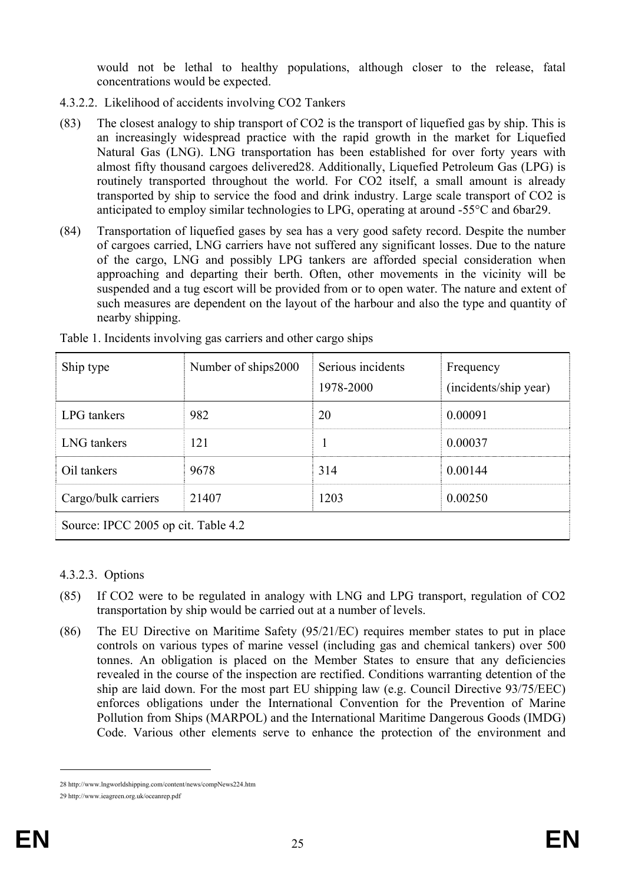would not be lethal to healthy populations, although closer to the release, fatal concentrations would be expected.

#### 4.3.2.2. Likelihood of accidents involving CO2 Tankers

(83) The closest analogy to ship transport of CO2 is the transport of liquefied gas by ship. This is an increasingly widespread practice with the rapid growth in the market for Liquefied Natural Gas (LNG). LNG transportation has been established for over forty years with almost fifty thousand cargoes delivered[28]. Additionally, Liquefied Petroleum Gas (LPG) is routinely transported throughout the world. For CO2 itself, a small amount is already transported by ship to service the food and drink industry. Large scale transport of CO2 is anticipated to employ similar technologies to LPG, operating at around -55°C and 6bar[29].

(84) Transportation of liquefied gases by sea has a very good safety record. Despite the number of cargoes carried, LNG carriers have not suffered any significant losses. Due to the nature of the cargo, LNG and possibly LPG tankers are afforded special consideration when approaching and departing their berth. Often, other movements in the vicinity will be suspended and a tug escort will be provided from or to open water. The nature and extent of such measures are dependent on the layout of the harbour and also the type and quantity of nearby shipping.

Table 1. Incidents involving gas carriers and other cargo ships

| Ship type | Number of ships2000 | Serious incidents 1978-2000 | Frequency (incidents/ship year) |
|---|---|---|---|
| LPG tankers | 982 | 20 | 0.00091 |
| LNG tankers | 121 | 1 | 0.00037 |
| Oil tankers | 9678 | 314 | 0.00144 |
| Cargo/bulk carriers | 21407 | 1203 | 0.00250 |
| Source: IPCC 2005 op cit. Table 4.2 | | | |

#### 4.3.2.3. Options

(85) If CO2 were to be regulated in analogy with LNG and LPG transport, regulation of CO2 transportation by ship would be carried out at a number of levels.

(86) The EU Directive on Maritime Safety (95/21/EC) requires member states to put in place controls on various types of marine vessel (including gas and chemical tankers) over 500 tonnes. An obligation is placed on the Member States to ensure that any deficiencies revealed in the course of the inspection are rectified. Conditions warranting detention of the ship are laid down. For the most part EU shipping law (e.g. Council Directive 93/75/EEC) enforces obligations under the International Convention for the Prevention of Marine Pollution from Ships (MARPOL) and the International Maritime Dangerous Goods (IMDG) Code. Various other elements serve to enhance the protection of the environment and

---

28 http://www.lngworldshipping.com/content/news/compNews224.htm

29 http://www.ieagreen.org.uk/oceanrep.pdf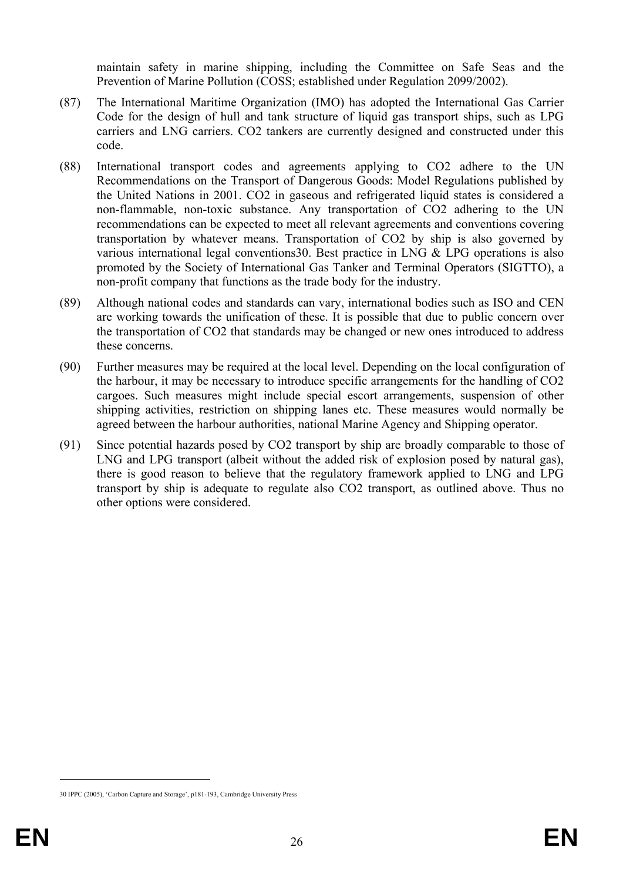maintain safety in marine shipping, including the Committee on Safe Seas and the Prevention of Marine Pollution (COSS; established under Regulation 2099/2002).

(87) The International Maritime Organization (IMO) has adopted the International Gas Carrier Code for the design of hull and tank structure of liquid gas transport ships, such as LPG carriers and LNG carriers. $CO_2$ tankers are currently designed and constructed under this code.

(88) International transport codes and agreements applying to $CO_2$ adhere to the UN Recommendations on the Transport of Dangerous Goods: Model Regulations published by the United Nations in 2001. $CO_2$ in gaseous and refrigerated liquid states is considered a non-flammable, non-toxic substance. Any transportation of $CO_2$ adhering to the UN recommendations can be expected to meet all relevant agreements and conventions covering transportation by whatever means. Transportation of $CO_2$ by ship is also governed by various international legal conventions[30]. Best practice in LNG & LPG operations is also promoted by the Society of International Gas Tanker and Terminal Operators (SIGTTO), a non-profit company that functions as the trade body for the industry.

(89) Although national codes and standards can vary, international bodies such as ISO and CEN are working towards the unification of these. It is possible that due to public concern over the transportation of $CO_2$ that standards may be changed or new ones introduced to address these concerns.

(90) Further measures may be required at the local level. Depending on the local configuration of the harbour, it may be necessary to introduce specific arrangements for the handling of $CO_2$ cargoes. Such measures might include special escort arrangements, suspension of other shipping activities, restriction on shipping lanes etc. These measures would normally be agreed between the harbour authorities, national Marine Agency and Shipping operator.

(91) Since potential hazards posed by $CO_2$ transport by ship are broadly comparable to those of LNG and LPG transport (albeit without the added risk of explosion posed by natural gas), there is good reason to believe that the regulatory framework applied to LNG and LPG transport by ship is adequate to regulate also $CO_2$ transport, as outlined above. Thus no other options were considered.

---

[30] IPPC (2005), 'Carbon Capture and Storage', p181-193, Cambridge University Press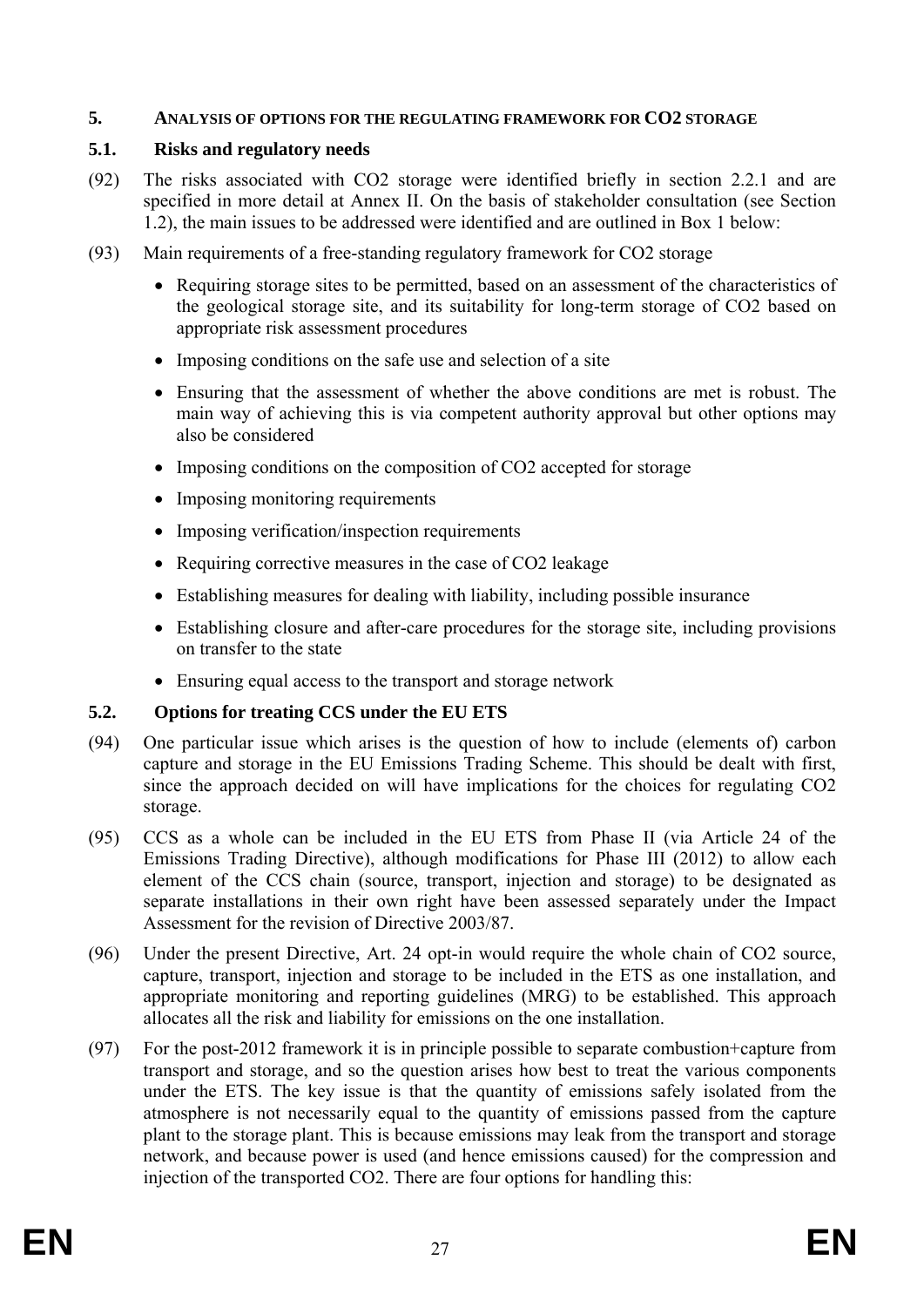## 5. ANALYSIS OF OPTIONS FOR THE REGULATING FRAMEWORK FOR $CO_2$ STORAGE

### 5.1. Risks and regulatory needs

(92) The risks associated with $CO_2$ storage were identified briefly in section 2.2.1 and are specified in more detail at Annex II. On the basis of stakeholder consultation (see Section 1.2), the main issues to be addressed were identified and are outlined in Box 1 below:

(93) Main requirements of a free-standing regulatory framework for $CO_2$ storage

- Requiring storage sites to be permitted, based on an assessment of the characteristics of the geological storage site, and its suitability for long-term storage of $CO_2$ based on appropriate risk assessment procedures
- Imposing conditions on the safe use and selection of a site
- Ensuring that the assessment of whether the above conditions are met is robust. The main way of achieving this is via competent authority approval but other options may also be considered
- Imposing conditions on the composition of $CO_2$ accepted for storage
- Imposing monitoring requirements
- Imposing verification/inspection requirements
- Requiring corrective measures in the case of $CO_2$ leakage
- Establishing measures for dealing with liability, including possible insurance
- Establishing closure and after-care procedures for the storage site, including provisions on transfer to the state
- Ensuring equal access to the transport and storage network

### 5.2. Options for treating CCS under the EU ETS

(94) One particular issue which arises is the question of how to include (elements of) carbon capture and storage in the EU Emissions Trading Scheme. This should be dealt with first, since the approach decided on will have implications for the choices for regulating $CO_2$ storage.

(95) CCS as a whole can be included in the EU ETS from Phase II (via Article 24 of the Emissions Trading Directive), although modifications for Phase III (2012) to allow each element of the CCS chain (source, transport, injection and storage) to be designated as separate installations in their own right have been assessed separately under the Impact Assessment for the revision of Directive 2003/87.

(96) Under the present Directive, Art. 24 opt-in would require the whole chain of $CO_2$ source, capture, transport, injection and storage to be included in the ETS as one installation, and appropriate monitoring and reporting guidelines (MRG) to be established. This approach allocates all the risk and liability for emissions on the one installation.

(97) For the post-2012 framework it is in principle possible to separate combustion+capture from transport and storage, and so the question arises how best to treat the various components under the ETS. The key issue is that the quantity of emissions safely isolated from the atmosphere is not necessarily equal to the quantity of emissions passed from the capture plant to the storage plant. This is because emissions may leak from the transport and storage network, and because power is used (and hence emissions caused) for the compression and injection of the transported $CO_2$. There are four options for handling this: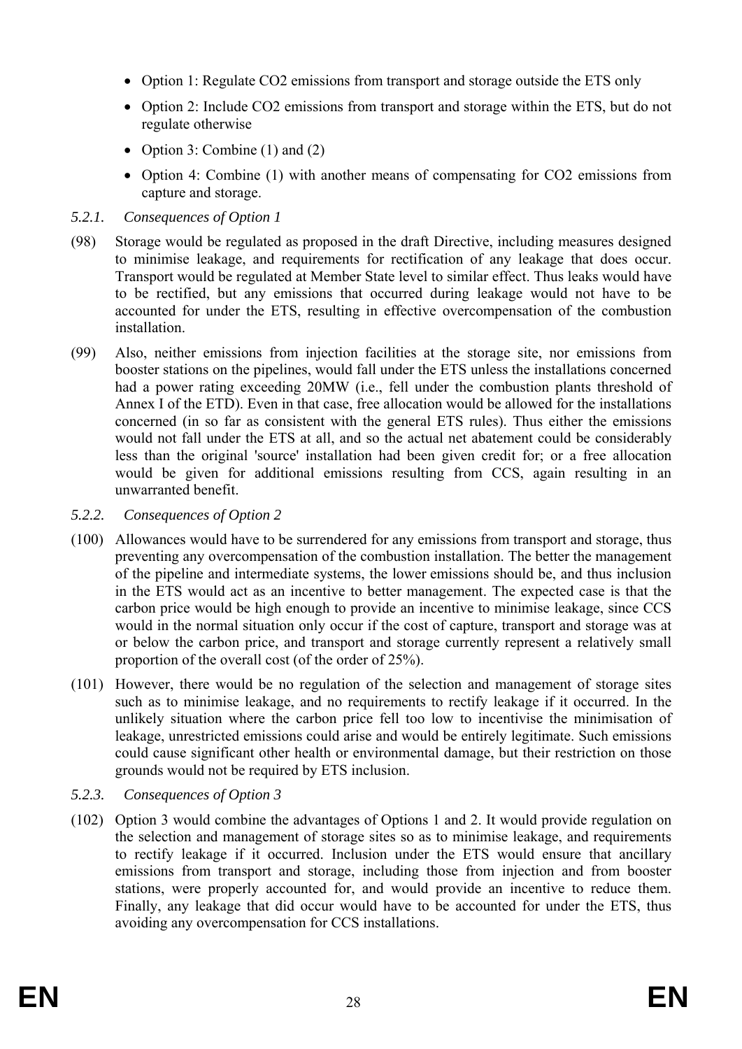- Option 1: Regulate $CO_2$ emissions from transport and storage outside the ETS only
- Option 2: Include $CO_2$ emissions from transport and storage within the ETS, but do not regulate otherwise
- Option 3: Combine (1) and (2)
- Option 4: Combine (1) with another means of compensating for $CO_2$ emissions from capture and storage.

### *5.2.1. Consequences of Option 1*

(98) Storage would be regulated as proposed in the draft Directive, including measures designed to minimise leakage, and requirements for rectification of any leakage that does occur. Transport would be regulated at Member State level to similar effect. Thus leaks would have to be rectified, but any emissions that occurred during leakage would not have to be accounted for under the ETS, resulting in effective overcompensation of the combustion installation.

(99) Also, neither emissions from injection facilities at the storage site, nor emissions from booster stations on the pipelines, would fall under the ETS unless the installations concerned had a power rating exceeding 20MW (i.e., fell under the combustion plants threshold of Annex I of the ETD). Even in that case, free allocation would be allowed for the installations concerned (in so far as consistent with the general ETS rules). Thus either the emissions would not fall under the ETS at all, and so the actual net abatement could be considerably less than the original 'source' installation had been given credit for; or a free allocation would be given for additional emissions resulting from CCS, again resulting in an unwarranted benefit.

### *5.2.2. Consequences of Option 2*

(100) Allowances would have to be surrendered for any emissions from transport and storage, thus preventing any overcompensation of the combustion installation. The better the management of the pipeline and intermediate systems, the lower emissions should be, and thus inclusion in the ETS would act as an incentive to better management. The expected case is that the carbon price would be high enough to provide an incentive to minimise leakage, since CCS would in the normal situation only occur if the cost of capture, transport and storage was at or below the carbon price, and transport and storage currently represent a relatively small proportion of the overall cost (of the order of 25%).

(101) However, there would be no regulation of the selection and management of storage sites such as to minimise leakage, and no requirements to rectify leakage if it occurred. In the unlikely situation where the carbon price fell too low to incentivise the minimisation of leakage, unrestricted emissions could arise and would be entirely legitimate. Such emissions could cause significant other health or environmental damage, but their restriction on those grounds would not be required by ETS inclusion.

### *5.2.3. Consequences of Option 3*

(102) Option 3 would combine the advantages of Options 1 and 2. It would provide regulation on the selection and management of storage sites so as to minimise leakage, and requirements to rectify leakage if it occurred. Inclusion under the ETS would ensure that ancillary emissions from transport and storage, including those from injection and from booster stations, were properly accounted for, and would provide an incentive to reduce them. Finally, any leakage that did occur would have to be accounted for under the ETS, thus avoiding any overcompensation for CCS installations.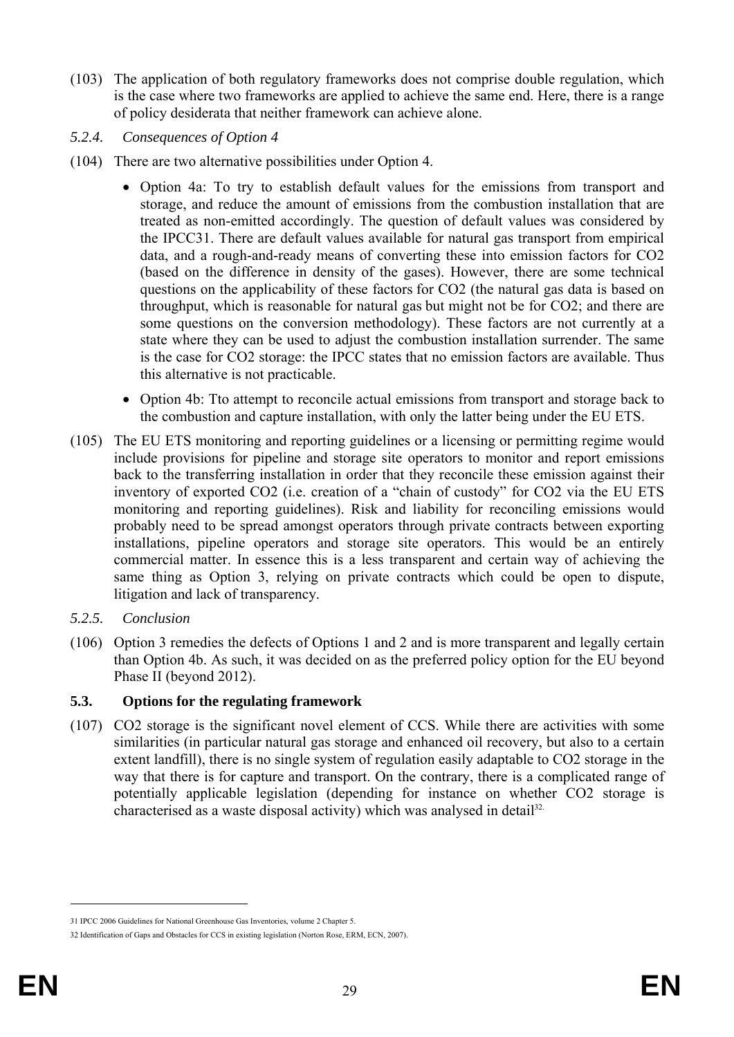(103) The application of both regulatory frameworks does not comprise double regulation, which is the case where two frameworks are applied to achieve the same end. Here, there is a range of policy desiderata that neither framework can achieve alone.

### *5.2.4. Consequences of Option 4*

(104) There are two alternative possibilities under Option 4.

- Option 4a: To try to establish default values for the emissions from transport and storage, and reduce the amount of emissions from the combustion installation that are treated as non-emitted accordingly. The question of default values was considered by the IPCC31. There are default values available for natural gas transport from empirical data, and a rough-and-ready means of converting these into emission factors for CO2 (based on the difference in density of the gases). However, there are some technical questions on the applicability of these factors for CO2 (the natural gas data is based on throughput, which is reasonable for natural gas but might not be for CO2; and there are some questions on the conversion methodology). These factors are not currently at a state where they can be used to adjust the combustion installation surrender. The same is the case for CO2 storage: the IPCC states that no emission factors are available. Thus this alternative is not practicable.
- Option 4b: Tto attempt to reconcile actual emissions from transport and storage back to the combustion and capture installation, with only the latter being under the EU ETS.

(105) The EU ETS monitoring and reporting guidelines or a licensing or permitting regime would include provisions for pipeline and storage site operators to monitor and report emissions back to the transferring installation in order that they reconcile these emission against their inventory of exported CO2 (i.e. creation of a "chain of custody" for CO2 via the EU ETS monitoring and reporting guidelines). Risk and liability for reconciling emissions would probably need to be spread amongst operators through private contracts between exporting installations, pipeline operators and storage site operators. This would be an entirely commercial matter. In essence this is a less transparent and certain way of achieving the same thing as Option 3, relying on private contracts which could be open to dispute, litigation and lack of transparency.

### *5.2.5. Conclusion*

(106) Option 3 remedies the defects of Options 1 and 2 and is more transparent and legally certain than Option 4b. As such, it was decided on as the preferred policy option for the EU beyond Phase II (beyond 2012).

### **5.3. Options for the regulating framework**

(107) CO2 storage is the significant novel element of CCS. While there are activities with some similarities (in particular natural gas storage and enhanced oil recovery, but also to a certain extent landfill), there is no single system of regulation easily adaptable to CO2 storage in the way that there is for capture and transport. On the contrary, there is a complicated range of potentially applicable legislation (depending for instance on whether CO2 storage is characterised as a waste disposal activity) which was analysed in detail[32].

---

31 IPCC 2006 Guidelines for National Greenhouse Gas Inventories, volume 2 Chapter 5.

32 Identification of Gaps and Obstacles for CCS in existing legislation (Norton Rose, ERM, ECN, 2007).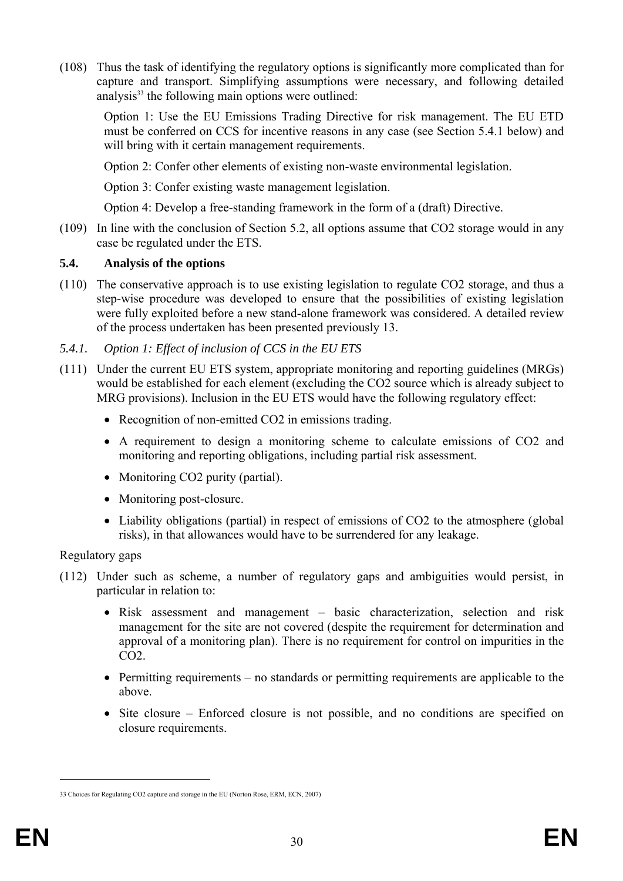(108) Thus the task of identifying the regulatory options is significantly more complicated than for capture and transport. Simplifying assumptions were necessary, and following detailed analysis[33] the following main options were outlined:

> Option 1: Use the EU Emissions Trading Directive for risk management. The EU ETD must be conferred on CCS for incentive reasons in any case (see Section 5.4.1 below) and will bring with it certain management requirements.
>
> Option 2: Confer other elements of existing non-waste environmental legislation.
>
> Option 3: Confer existing waste management legislation.
>
> Option 4: Develop a free-standing framework in the form of a (draft) Directive.

(109) In line with the conclusion of Section 5.2, all options assume that CO2 storage would in any case be regulated under the ETS.

### 5.4. Analysis of the options

(110) The conservative approach is to use existing legislation to regulate CO2 storage, and thus a step-wise procedure was developed to ensure that the possibilities of existing legislation were fully exploited before a new stand-alone framework was considered. A detailed review of the process undertaken has been presented previously 13.

#### *5.4.1. Option 1: Effect of inclusion of CCS in the EU ETS*

(111) Under the current EU ETS system, appropriate monitoring and reporting guidelines (MRGs) would be established for each element (excluding the CO2 source which is already subject to MRG provisions). Inclusion in the EU ETS would have the following regulatory effect:

- Recognition of non-emitted CO2 in emissions trading.
- A requirement to design a monitoring scheme to calculate emissions of CO2 and monitoring and reporting obligations, including partial risk assessment.
- Monitoring CO2 purity (partial).
- Monitoring post-closure.
- Liability obligations (partial) in respect of emissions of CO2 to the atmosphere (global risks), in that allowances would have to be surrendered for any leakage.

Regulatory gaps

(112) Under such as scheme, a number of regulatory gaps and ambiguities would persist, in particular in relation to:

- Risk assessment and management – basic characterization, selection and risk management for the site are not covered (despite the requirement for determination and approval of a monitoring plan). There is no requirement for control on impurities in the CO2.
- Permitting requirements – no standards or permitting requirements are applicable to the above.
- Site closure – Enforced closure is not possible, and no conditions are specified on closure requirements.

---

33 Choices for Regulating CO2 capture and storage in the EU (Norton Rose, ERM, ECN, 2007)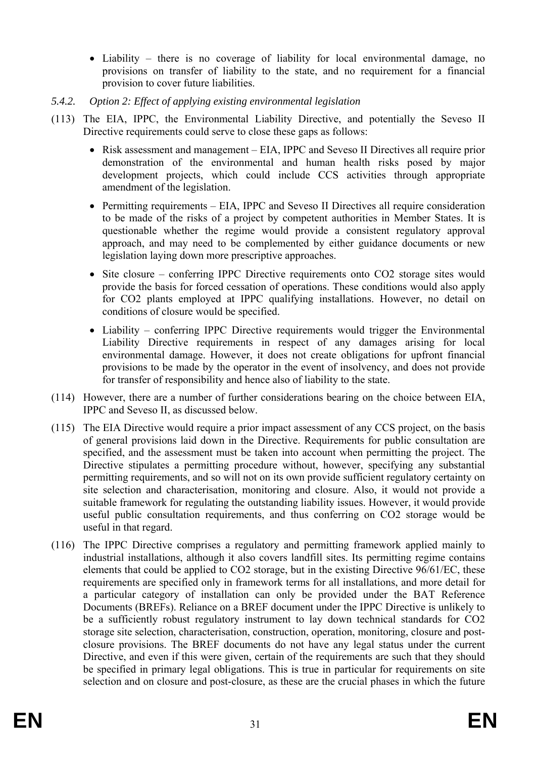- Liability – there is no coverage of liability for local environmental damage, no provisions on transfer of liability to the state, and no requirement for a financial provision to cover future liabilities.

### *5.4.2. Option 2: Effect of applying existing environmental legislation*

(113) The EIA, IPPC, the Environmental Liability Directive, and potentially the Seveso II Directive requirements could serve to close these gaps as follows:

- Risk assessment and management – EIA, IPPC and Seveso II Directives all require prior demonstration of the environmental and human health risks posed by major development projects, which could include CCS activities through appropriate amendment of the legislation.
- Permitting requirements – EIA, IPPC and Seveso II Directives all require consideration to be made of the risks of a project by competent authorities in Member States. It is questionable whether the regime would provide a consistent regulatory approval approach, and may need to be complemented by either guidance documents or new legislation laying down more prescriptive approaches.
- Site closure – conferring IPPC Directive requirements onto $CO_2$ storage sites would provide the basis for forced cessation of operations. These conditions would also apply for $CO_2$ plants employed at IPPC qualifying installations. However, no detail on conditions of closure would be specified.
- Liability – conferring IPPC Directive requirements would trigger the Environmental Liability Directive requirements in respect of any damages arising for local environmental damage. However, it does not create obligations for upfront financial provisions to be made by the operator in the event of insolvency, and does not provide for transfer of responsibility and hence also of liability to the state.

(114) However, there are a number of further considerations bearing on the choice between EIA, IPPC and Seveso II, as discussed below.

(115) The EIA Directive would require a prior impact assessment of any CCS project, on the basis of general provisions laid down in the Directive. Requirements for public consultation are specified, and the assessment must be taken into account when permitting the project. The Directive stipulates a permitting procedure without, however, specifying any substantial permitting requirements, and so will not on its own provide sufficient regulatory certainty on site selection and characterisation, monitoring and closure. Also, it would not provide a suitable framework for regulating the outstanding liability issues. However, it would provide useful public consultation requirements, and thus conferring on $CO_2$ storage would be useful in that regard.

(116) The IPPC Directive comprises a regulatory and permitting framework applied mainly to industrial installations, although it also covers landfill sites. Its permitting regime contains elements that could be applied to $CO_2$ storage, but in the existing Directive 96/61/EC, these requirements are specified only in framework terms for all installations, and more detail for a particular category of installation can only be provided under the BAT Reference Documents (BREFs). Reliance on a BREF document under the IPPC Directive is unlikely to be a sufficiently robust regulatory instrument to lay down technical standards for $CO_2$ storage site selection, characterisation, construction, operation, monitoring, closure and post-closure provisions. The BREF documents do not have any legal status under the current Directive, and even if this were given, certain of the requirements are such that they should be specified in primary legal obligations. This is true in particular for requirements on site selection and on closure and post-closure, as these are the crucial phases in which the future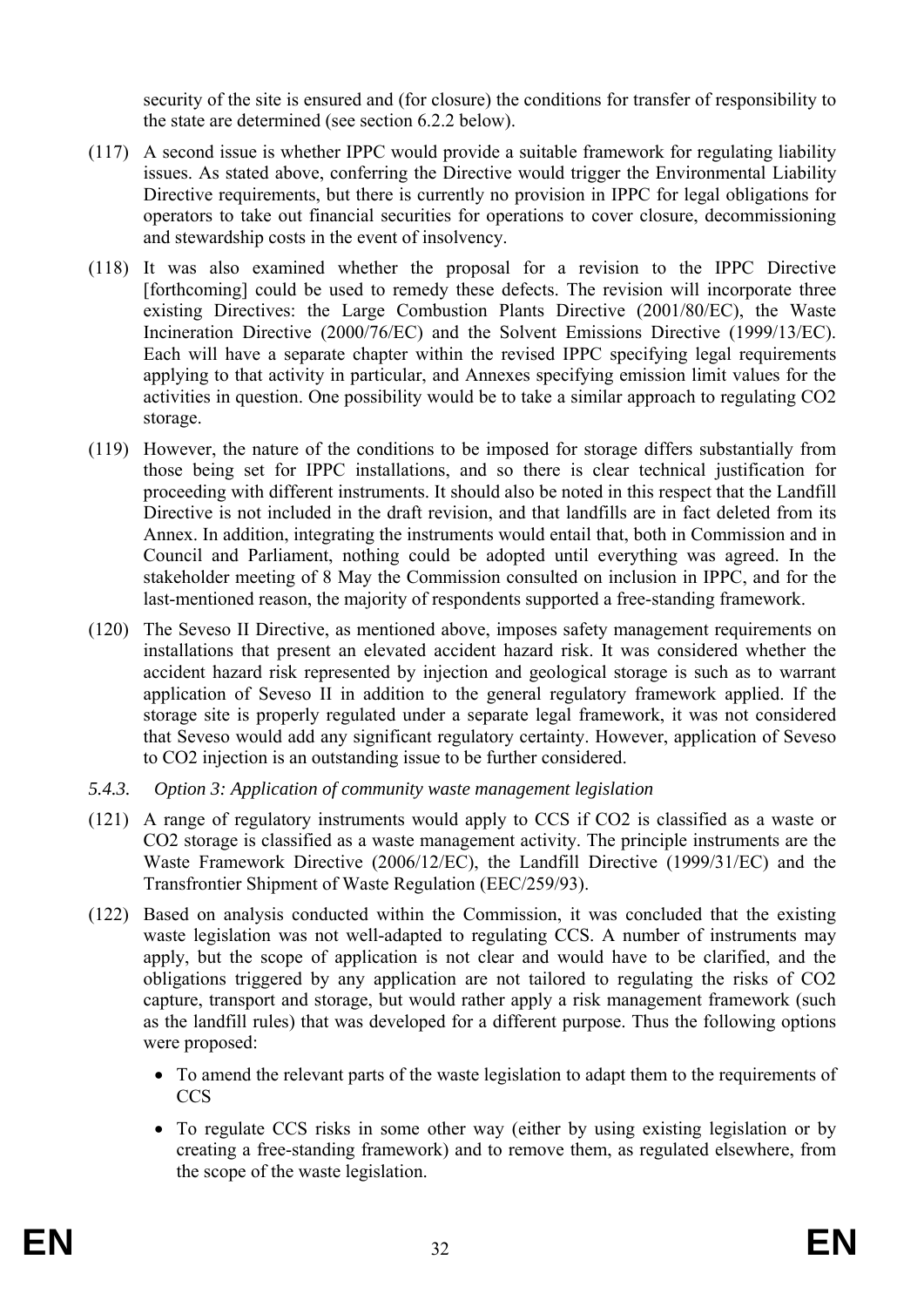security of the site is ensured and (for closure) the conditions for transfer of responsibility to the state are determined (see section 6.2.2 below).

(117) A second issue is whether IPPC would provide a suitable framework for regulating liability issues. As stated above, conferring the Directive would trigger the Environmental Liability Directive requirements, but there is currently no provision in IPPC for legal obligations for operators to take out financial securities for operations to cover closure, decommissioning and stewardship costs in the event of insolvency.

(118) It was also examined whether the proposal for a revision to the IPPC Directive [forthcoming] could be used to remedy these defects. The revision will incorporate three existing Directives: the Large Combustion Plants Directive (2001/80/EC), the Waste Incineration Directive (2000/76/EC) and the Solvent Emissions Directive (1999/13/EC). Each will have a separate chapter within the revised IPPC specifying legal requirements applying to that activity in particular, and Annexes specifying emission limit values for the activities in question. One possibility would be to take a similar approach to regulating $CO_2$ storage.

(119) However, the nature of the conditions to be imposed for storage differs substantially from those being set for IPPC installations, and so there is clear technical justification for proceeding with different instruments. It should also be noted in this respect that the Landfill Directive is not included in the draft revision, and that landfills are in fact deleted from its Annex. In addition, integrating the instruments would entail that, both in Commission and in Council and Parliament, nothing could be adopted until everything was agreed. In the stakeholder meeting of 8 May the Commission consulted on inclusion in IPPC, and for the last-mentioned reason, the majority of respondents supported a free-standing framework.

(120) The Seveso II Directive, as mentioned above, imposes safety management requirements on installations that present an elevated accident hazard risk. It was considered whether the accident hazard risk represented by injection and geological storage is such as to warrant application of Seveso II in addition to the general regulatory framework applied. If the storage site is properly regulated under a separate legal framework, it was not considered that Seveso would add any significant regulatory certainty. However, application of Seveso to $CO_2$ injection is an outstanding issue to be further considered.

### *5.4.3. Option 3: Application of community waste management legislation*

(121) A range of regulatory instruments would apply to CCS if $CO_2$ is classified as a waste or $CO_2$ storage is classified as a waste management activity. The principle instruments are the Waste Framework Directive (2006/12/EC), the Landfill Directive (1999/31/EC) and the Transfrontier Shipment of Waste Regulation (EEC/259/93).

(122) Based on analysis conducted within the Commission, it was concluded that the existing waste legislation was not well-adapted to regulating CCS. A number of instruments may apply, but the scope of application is not clear and would have to be clarified, and the obligations triggered by any application are not tailored to regulating the risks of $CO_2$ capture, transport and storage, but would rather apply a risk management framework (such as the landfill rules) that was developed for a different purpose. Thus the following options were proposed:

- To amend the relevant parts of the waste legislation to adapt them to the requirements of CCS
- To regulate CCS risks in some other way (either by using existing legislation or by creating a free-standing framework) and to remove them, as regulated elsewhere, from the scope of the waste legislation.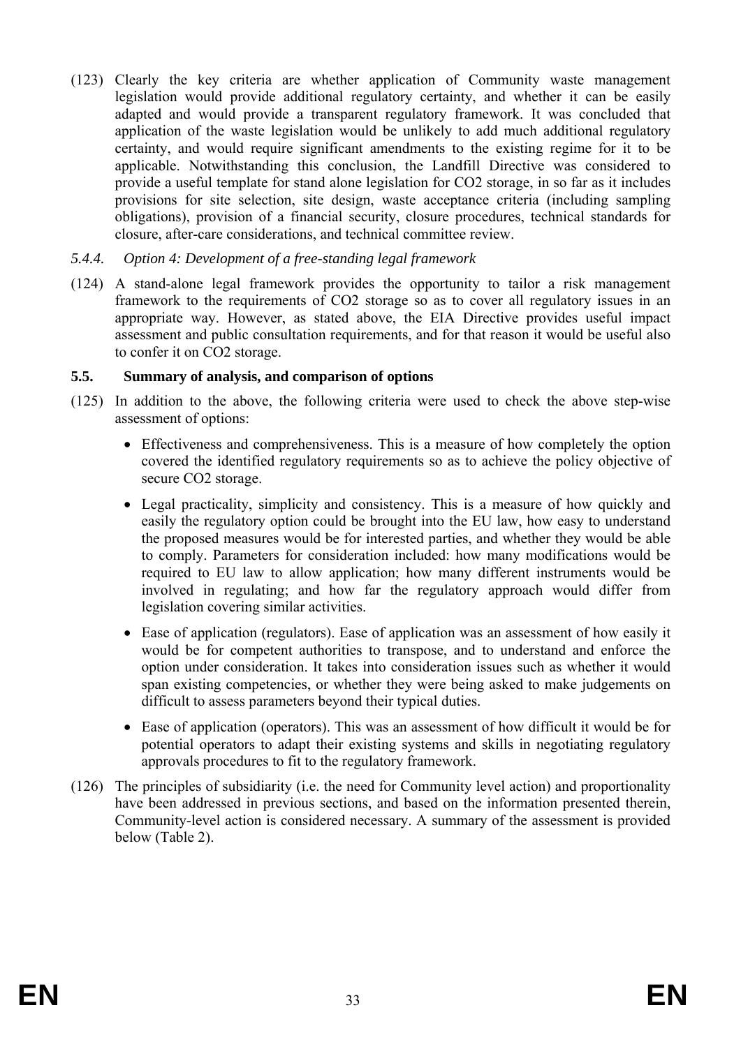(123) Clearly the key criteria are whether application of Community waste management legislation would provide additional regulatory certainty, and whether it can be easily adapted and would provide a transparent regulatory framework. It was concluded that application of the waste legislation would be unlikely to add much additional regulatory certainty, and would require significant amendments to the existing regime for it to be applicable. Notwithstanding this conclusion, the Landfill Directive was considered to provide a useful template for stand alone legislation for $CO_2$ storage, in so far as it includes provisions for site selection, site design, waste acceptance criteria (including sampling obligations), provision of a financial security, closure procedures, technical standards for closure, after-care considerations, and technical committee review.

#### *5.4.4. Option 4: Development of a free-standing legal framework*

(124) A stand-alone legal framework provides the opportunity to tailor a risk management framework to the requirements of $CO_2$ storage so as to cover all regulatory issues in an appropriate way. However, as stated above, the EIA Directive provides useful impact assessment and public consultation requirements, and for that reason it would be useful also to confer it on $CO_2$ storage.

### 5.5. Summary of analysis, and comparison of options

(125) In addition to the above, the following criteria were used to check the above step-wise assessment of options:

- Effectiveness and comprehensiveness. This is a measure of how completely the option covered the identified regulatory requirements so as to achieve the policy objective of secure $CO_2$ storage.
- Legal practicality, simplicity and consistency. This is a measure of how quickly and easily the regulatory option could be brought into the EU law, how easy to understand the proposed measures would be for interested parties, and whether they would be able to comply. Parameters for consideration included: how many modifications would be required to EU law to allow application; how many different instruments would be involved in regulating; and how far the regulatory approach would differ from legislation covering similar activities.
- Ease of application (regulators). Ease of application was an assessment of how easily it would be for competent authorities to transpose, and to understand and enforce the option under consideration. It takes into consideration issues such as whether it would span existing competencies, or whether they were being asked to make judgements on difficult to assess parameters beyond their typical duties.
- Ease of application (operators). This was an assessment of how difficult it would be for potential operators to adapt their existing systems and skills in negotiating regulatory approvals procedures to fit to the regulatory framework.

(126) The principles of subsidiarity (i.e. the need for Community level action) and proportionality have been addressed in previous sections, and based on the information presented therein, Community-level action is considered necessary. A summary of the assessment is provided below (Table 2).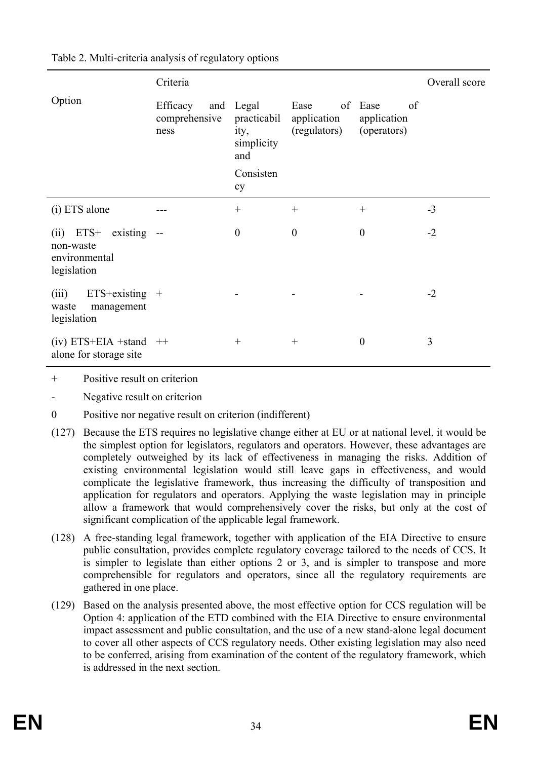Table 2. Multi-criteria analysis of regulatory options

| Option | Criteria | | | | Overall score |
|---|---|---|---|---|---|
| | Efficacy and comprehensiveness | Legal practicability, simplicity and Consistency | Ease of application (regulators) | Ease of application (operators) | |
| (i) ETS alone | --- | + | + | + | -3 |
| (ii) ETS+ existing non-waste environmental legislation | -- | 0 | 0 | 0 | -2 |
| (iii) ETS+existing waste management legislation | + | - | - | - | -2 |
| (iv) ETS+EIA +stand alone for storage site | ++ | + | + | 0 | 3 |

+ Positive result on criterion

- Negative result on criterion

0 Positive nor negative result on criterion (indifferent)

(127) Because the ETS requires no legislative change either at EU or at national level, it would be the simplest option for legislators, regulators and operators. However, these advantages are completely outweighed by its lack of effectiveness in managing the risks. Addition of existing environmental legislation would still leave gaps in effectiveness, and would complicate the legislative framework, thus increasing the difficulty of transposition and application for regulators and operators. Applying the waste legislation may in principle allow a framework that would comprehensively cover the risks, but only at the cost of significant complication of the applicable legal framework.

(128) A free-standing legal framework, together with application of the EIA Directive to ensure public consultation, provides complete regulatory coverage tailored to the needs of CCS. It is simpler to legislate than either options 2 or 3, and is simpler to transpose and more comprehensible for regulators and operators, since all the regulatory requirements are gathered in one place.

(129) Based on the analysis presented above, the most effective option for CCS regulation will be Option 4: application of the ETD combined with the EIA Directive to ensure environmental impact assessment and public consultation, and the use of a new stand-alone legal document to cover all other aspects of CCS regulatory needs. Other existing legislation may also need to be conferred, arising from examination of the content of the regulatory framework, which is addressed in the next section.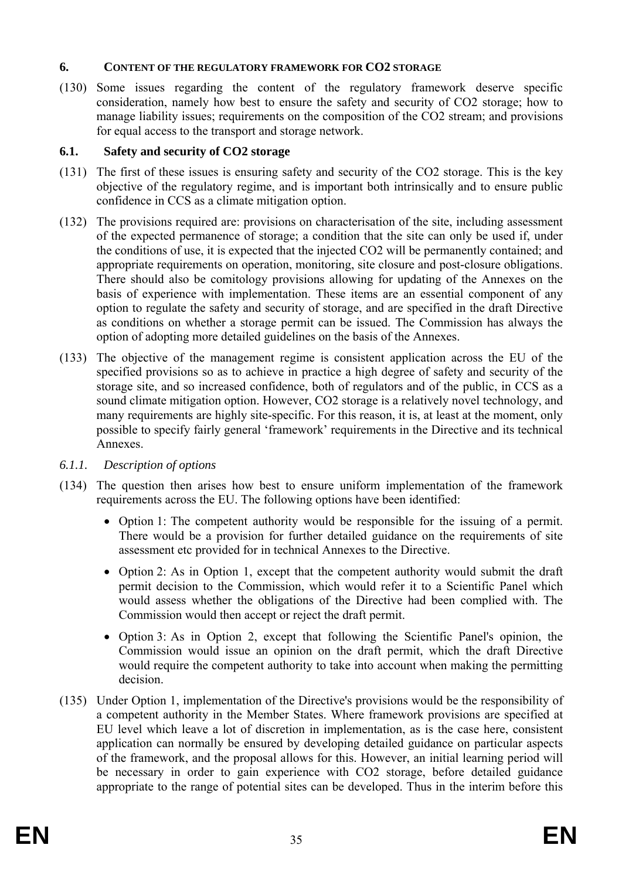## 6. CONTENT OF THE REGULATORY FRAMEWORK FOR $CO_2$ STORAGE

(130) Some issues regarding the content of the regulatory framework deserve specific consideration, namely how best to ensure the safety and security of $CO_2$ storage; how to manage liability issues; requirements on the composition of the $CO_2$ stream; and provisions for equal access to the transport and storage network.

### 6.1. Safety and security of $CO_2$ storage

(131) The first of these issues is ensuring safety and security of the $CO_2$ storage. This is the key objective of the regulatory regime, and is important both intrinsically and to ensure public confidence in CCS as a climate mitigation option.

(132) The provisions required are: provisions on characterisation of the site, including assessment of the expected permanence of storage; a condition that the site can only be used if, under the conditions of use, it is expected that the injected $CO_2$ will be permanently contained; and appropriate requirements on operation, monitoring, site closure and post-closure obligations. There should also be comitology provisions allowing for updating of the Annexes on the basis of experience with implementation. These items are an essential component of any option to regulate the safety and security of storage, and are specified in the draft Directive as conditions on whether a storage permit can be issued. The Commission has always the option of adopting more detailed guidelines on the basis of the Annexes.

(133) The objective of the management regime is consistent application across the EU of the specified provisions so as to achieve in practice a high degree of safety and security of the storage site, and so increased confidence, both of regulators and of the public, in CCS as a sound climate mitigation option. However, $CO_2$ storage is a relatively novel technology, and many requirements are highly site-specific. For this reason, it is, at least at the moment, only possible to specify fairly general 'framework' requirements in the Directive and its technical Annexes.

#### *6.1.1. Description of options*

(134) The question then arises how best to ensure uniform implementation of the framework requirements across the EU. The following options have been identified:

- Option 1: The competent authority would be responsible for the issuing of a permit. There would be a provision for further detailed guidance on the requirements of site assessment etc provided for in technical Annexes to the Directive.
- Option 2: As in Option 1, except that the competent authority would submit the draft permit decision to the Commission, which would refer it to a Scientific Panel which would assess whether the obligations of the Directive had been complied with. The Commission would then accept or reject the draft permit.
- Option 3: As in Option 2, except that following the Scientific Panel's opinion, the Commission would issue an opinion on the draft permit, which the draft Directive would require the competent authority to take into account when making the permitting decision.

(135) Under Option 1, implementation of the Directive's provisions would be the responsibility of a competent authority in the Member States. Where framework provisions are specified at EU level which leave a lot of discretion in implementation, as is the case here, consistent application can normally be ensured by developing detailed guidance on particular aspects of the framework, and the proposal allows for this. However, an initial learning period will be necessary in order to gain experience with $CO_2$ storage, before detailed guidance appropriate to the range of potential sites can be developed. Thus in the interim before this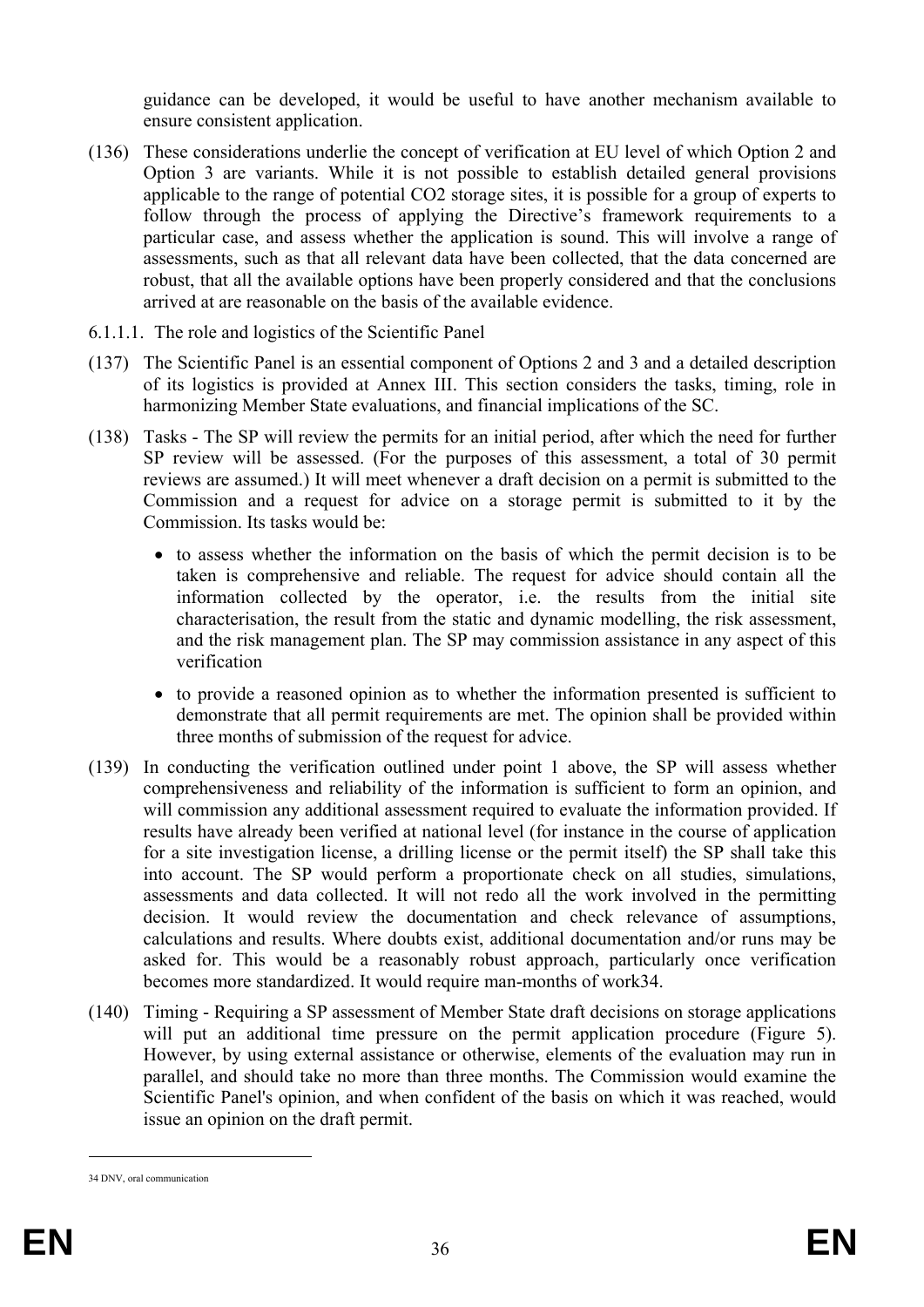guidance can be developed, it would be useful to have another mechanism available to ensure consistent application.

(136) These considerations underlie the concept of verification at EU level of which Option 2 and Option 3 are variants. While it is not possible to establish detailed general provisions applicable to the range of potential $CO_2$ storage sites, it is possible for a group of experts to follow through the process of applying the Directive's framework requirements to a particular case, and assess whether the application is sound. This will involve a range of assessments, such as that all relevant data have been collected, that the data concerned are robust, that all the available options have been properly considered and that the conclusions arrived at are reasonable on the basis of the available evidence.

6.1.1.1. The role and logistics of the Scientific Panel

(137) The Scientific Panel is an essential component of Options 2 and 3 and a detailed description of its logistics is provided at Annex III. This section considers the tasks, timing, role in harmonizing Member State evaluations, and financial implications of the SC.

(138) Tasks - The SP will review the permits for an initial period, after which the need for further SP review will be assessed. (For the purposes of this assessment, a total of 30 permit reviews are assumed.) It will meet whenever a draft decision on a permit is submitted to the Commission and a request for advice on a storage permit is submitted to it by the Commission. Its tasks would be:

- to assess whether the information on the basis of which the permit decision is to be taken is comprehensive and reliable. The request for advice should contain all the information collected by the operator, i.e. the results from the initial site characterisation, the result from the static and dynamic modelling, the risk assessment, and the risk management plan. The SP may commission assistance in any aspect of this verification
- to provide a reasoned opinion as to whether the information presented is sufficient to demonstrate that all permit requirements are met. The opinion shall be provided within three months of submission of the request for advice.

(139) In conducting the verification outlined under point 1 above, the SP will assess whether comprehensiveness and reliability of the information is sufficient to form an opinion, and will commission any additional assessment required to evaluate the information provided. If results have already been verified at national level (for instance in the course of application for a site investigation license, a drilling license or the permit itself) the SP shall take this into account. The SP would perform a proportionate check on all studies, simulations, assessments and data collected. It will not redo all the work involved in the permitting decision. It would review the documentation and check relevance of assumptions, calculations and results. Where doubts exist, additional documentation and/or runs may be asked for. This would be a reasonably robust approach, particularly once verification becomes more standardized. It would require man-months of work[34].

(140) Timing - Requiring a SP assessment of Member State draft decisions on storage applications will put an additional time pressure on the permit application procedure (Figure 5). However, by using external assistance or otherwise, elements of the evaluation may run in parallel, and should take no more than three months. The Commission would examine the Scientific Panel's opinion, and when confident of the basis on which it was reached, would issue an opinion on the draft permit.

[34] DNV, oral communication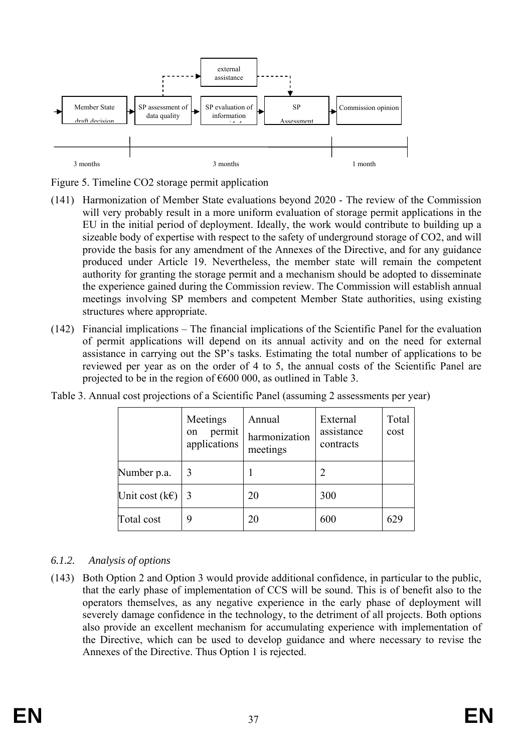Member State draft decision → SP assessment of data quality → SP evaluation of information → SP Assessment → Commission opinion

external assistance

3 months | 3 months | 1 month

Figure 5. Timeline CO2 storage permit application

(141) Harmonization of Member State evaluations beyond 2020 - The review of the Commission will very probably result in a more uniform evaluation of storage permit applications in the EU in the initial period of deployment. Ideally, the work would contribute to building up a sizeable body of expertise with respect to the safety of underground storage of CO2, and will provide the basis for any amendment of the Annexes of the Directive, and for any guidance produced under Article 19. Nevertheless, the member state will remain the competent authority for granting the storage permit and a mechanism should be adopted to disseminate the experience gained during the Commission review. The Commission will establish annual meetings involving SP members and competent Member State authorities, using existing structures where appropriate.

(142) Financial implications – The financial implications of the Scientific Panel for the evaluation of permit applications will depend on its annual activity and on the need for external assistance in carrying out the SP's tasks. Estimating the total number of applications to be reviewed per year as on the order of 4 to 5, the annual costs of the Scientific Panel are projected to be in the region of €600 000, as outlined in Table 3.

Table 3. Annual cost projections of a Scientific Panel (assuming 2 assessments per year)

| | Meetings on permit applications | Annual harmonization meetings | External assistance contracts | Total cost |
|---|---|---|---|---|
| Number p.a. | 3 | 1 | 2 | |
| Unit cost (k€) | 3 | 20 | 300 | |
| Total cost | 9 | 20 | 600 | 629 |

### 6.1.2. *Analysis of options*

(143) Both Option 2 and Option 3 would provide additional confidence, in particular to the public, that the early phase of implementation of CCS will be sound. This is of benefit also to the operators themselves, as any negative experience in the early phase of deployment will severely damage confidence in the technology, to the detriment of all projects. Both options also provide an excellent mechanism for accumulating experience with implementation of the Directive, which can be used to develop guidance and where necessary to revise the Annexes of the Directive. Thus Option 1 is rejected.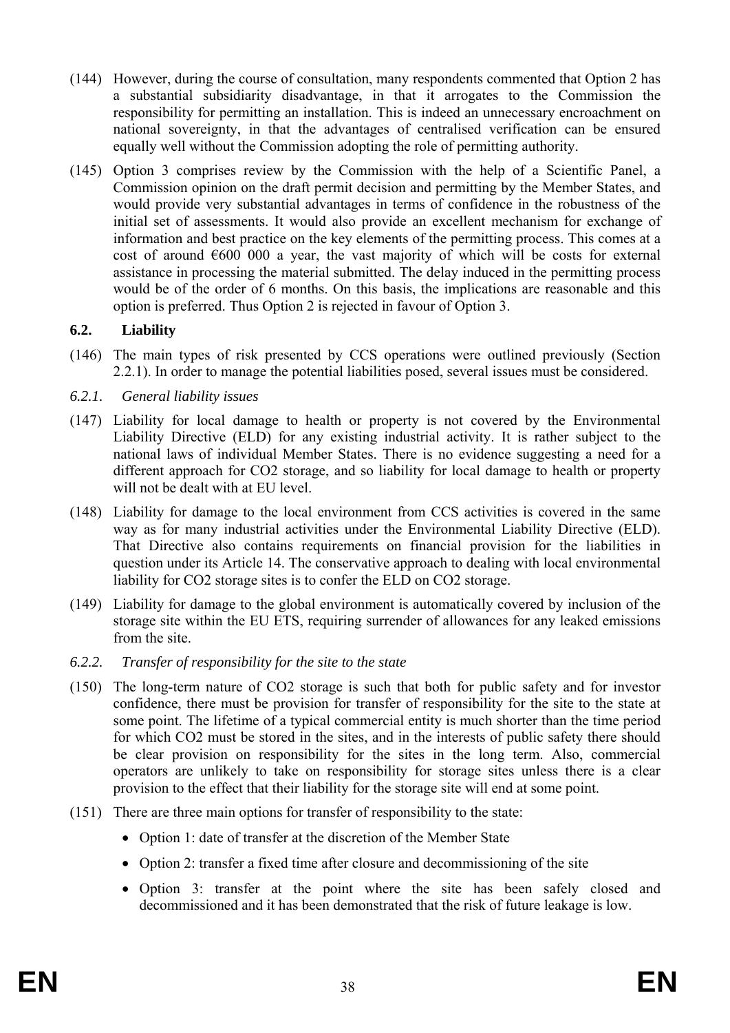(144) However, during the course of consultation, many respondents commented that Option 2 has a substantial subsidiarity disadvantage, in that it arrogates to the Commission the responsibility for permitting an installation. This is indeed an unnecessary encroachment on national sovereignty, in that the advantages of centralised verification can be ensured equally well without the Commission adopting the role of permitting authority.

(145) Option 3 comprises review by the Commission with the help of a Scientific Panel, a Commission opinion on the draft permit decision and permitting by the Member States, and would provide very substantial advantages in terms of confidence in the robustness of the initial set of assessments. It would also provide an excellent mechanism for exchange of information and best practice on the key elements of the permitting process. This comes at a cost of around €600 000 a year, the vast majority of which will be costs for external assistance in processing the material submitted. The delay induced in the permitting process would be of the order of 6 months. On this basis, the implications are reasonable and this option is preferred. Thus Option 2 is rejected in favour of Option 3.

## 6.2. Liability

(146) The main types of risk presented by CCS operations were outlined previously (Section 2.2.1). In order to manage the potential liabilities posed, several issues must be considered.

### *6.2.1. General liability issues*

(147) Liability for local damage to health or property is not covered by the Environmental Liability Directive (ELD) for any existing industrial activity. It is rather subject to the national laws of individual Member States. There is no evidence suggesting a need for a different approach for $CO_2$ storage, and so liability for local damage to health or property will not be dealt with at EU level.

(148) Liability for damage to the local environment from CCS activities is covered in the same way as for many industrial activities under the Environmental Liability Directive (ELD). That Directive also contains requirements on financial provision for the liabilities in question under its Article 14. The conservative approach to dealing with local environmental liability for $CO_2$ storage sites is to confer the ELD on $CO_2$ storage.

(149) Liability for damage to the global environment is automatically covered by inclusion of the storage site within the EU ETS, requiring surrender of allowances for any leaked emissions from the site.

### *6.2.2. Transfer of responsibility for the site to the state*

(150) The long-term nature of $CO_2$ storage is such that both for public safety and for investor confidence, there must be provision for transfer of responsibility for the site to the state at some point. The lifetime of a typical commercial entity is much shorter than the time period for which $CO_2$ must be stored in the sites, and in the interests of public safety there should be clear provision on responsibility for the sites in the long term. Also, commercial operators are unlikely to take on responsibility for storage sites unless there is a clear provision to the effect that their liability for the storage site will end at some point.

(151) There are three main options for transfer of responsibility to the state:

- Option 1: date of transfer at the discretion of the Member State
- Option 2: transfer a fixed time after closure and decommissioning of the site
- Option 3: transfer at the point where the site has been safely closed and decommissioned and it has been demonstrated that the risk of future leakage is low.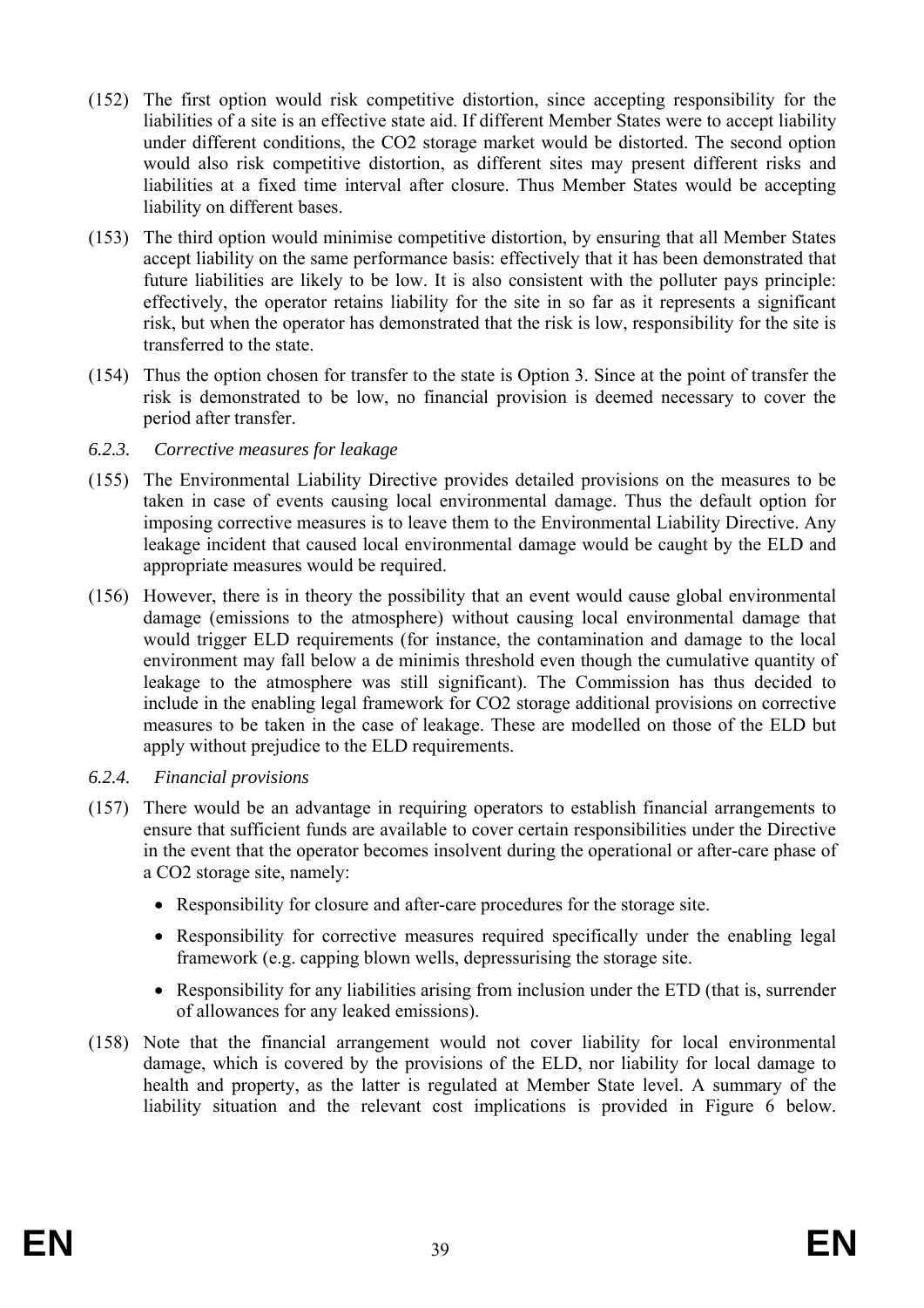(152) The first option would risk competitive distortion, since accepting responsibility for the liabilities of a site is an effective state aid. If different Member States were to accept liability under different conditions, the CO2 storage market would be distorted. The second option would also risk competitive distortion, as different sites may present different risks and liabilities at a fixed time interval after closure. Thus Member States would be accepting liability on different bases.

(153) The third option would minimise competitive distortion, by ensuring that all Member States accept liability on the same performance basis: effectively that it has been demonstrated that future liabilities are likely to be low. It is also consistent with the polluter pays principle: effectively, the operator retains liability for the site in so far as it represents a significant risk, but when the operator has demonstrated that the risk is low, responsibility for the site is transferred to the state.

(154) Thus the option chosen for transfer to the state is Option 3. Since at the point of transfer the risk is demonstrated to be low, no financial provision is deemed necessary to cover the period after transfer.

### *6.2.3. Corrective measures for leakage*

(155) The Environmental Liability Directive provides detailed provisions on the measures to be taken in case of events causing local environmental damage. Thus the default option for imposing corrective measures is to leave them to the Environmental Liability Directive. Any leakage incident that caused local environmental damage would be caught by the ELD and appropriate measures would be required.

(156) However, there is in theory the possibility that an event would cause global environmental damage (emissions to the atmosphere) without causing local environmental damage that would trigger ELD requirements (for instance, the contamination and damage to the local environment may fall below a de minimis threshold even though the cumulative quantity of leakage to the atmosphere was still significant). The Commission has thus decided to include in the enabling legal framework for CO2 storage additional provisions on corrective measures to be taken in the case of leakage. These are modelled on those of the ELD but apply without prejudice to the ELD requirements.

### *6.2.4. Financial provisions*

(157) There would be an advantage in requiring operators to establish financial arrangements to ensure that sufficient funds are available to cover certain responsibilities under the Directive in the event that the operator becomes insolvent during the operational or after-care phase of a CO2 storage site, namely:

- Responsibility for closure and after-care procedures for the storage site.
- Responsibility for corrective measures required specifically under the enabling legal framework (e.g. capping blown wells, depressurising the storage site.
- Responsibility for any liabilities arising from inclusion under the ETD (that is, surrender of allowances for any leaked emissions).

(158) Note that the financial arrangement would not cover liability for local environmental damage, which is covered by the provisions of the ELD, nor liability for local damage to health and property, as the latter is regulated at Member State level. A summary of the liability situation and the relevant cost implications is provided in Figure 6 below.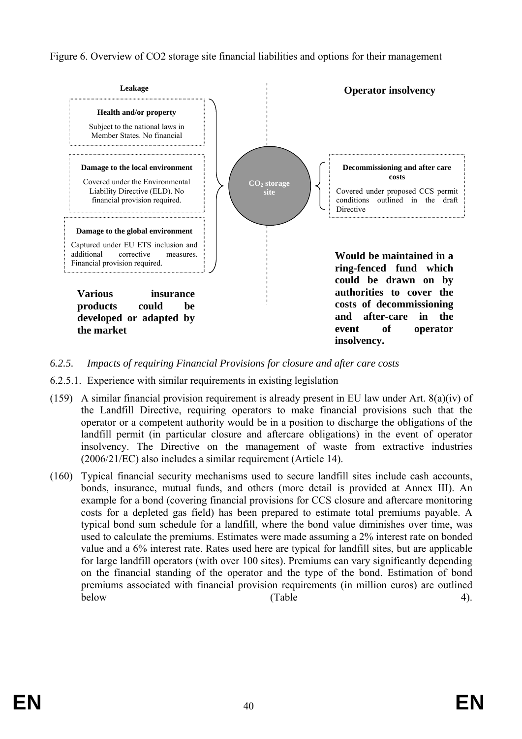Figure 6. Overview of CO2 storage site financial liabilities and options for their management

**Leakage**

**Health and/or property**

Subject to the national laws in Member States. No financial

**Damage to the local environment**

Covered under the Environmental Liability Directive (ELD). No financial provision required.

**Damage to the global environment**

Captured under EU ETS inclusion and additional corrective measures. Financial provision required.

**Various insurance products could be developed or adapted by the market**

**$CO_2$ storage site**

**Operator insolvency**

**Decommissioning and after care costs**

Covered under proposed CCS permit conditions outlined in the draft Directive

**Would be maintained in a ring-fenced fund which could be drawn on by authorities to cover the costs of decommissioning and after-care in the event of operator insolvency.**

*6.2.5. Impacts of requiring Financial Provisions for closure and after care costs*

6.2.5.1. Experience with similar requirements in existing legislation

(159) A similar financial provision requirement is already present in EU law under Art. 8(a)(iv) of the Landfill Directive, requiring operators to make financial provisions such that the operator or a competent authority would be in a position to discharge the obligations of the landfill permit (in particular closure and aftercare obligations) in the event of operator insolvency. The Directive on the management of waste from extractive industries (2006/21/EC) also includes a similar requirement (Article 14).

(160) Typical financial security mechanisms used to secure landfill sites include cash accounts, bonds, insurance, mutual funds, and others (more detail is provided at Annex III). An example for a bond (covering financial provisions for CCS closure and aftercare monitoring costs for a depleted gas field) has been prepared to estimate total premiums payable. A typical bond sum schedule for a landfill, where the bond value diminishes over time, was used to calculate the premiums. Estimates were made assuming a 2% interest rate on bonded value and a 6% interest rate. Rates used here are typical for landfill sites, but are applicable for large landfill operators (with over 100 sites). Premiums can vary significantly depending on the financial standing of the operator and the type of the bond. Estimation of bond premiums associated with financial provision requirements (in million euros) are outlined below (Table 4).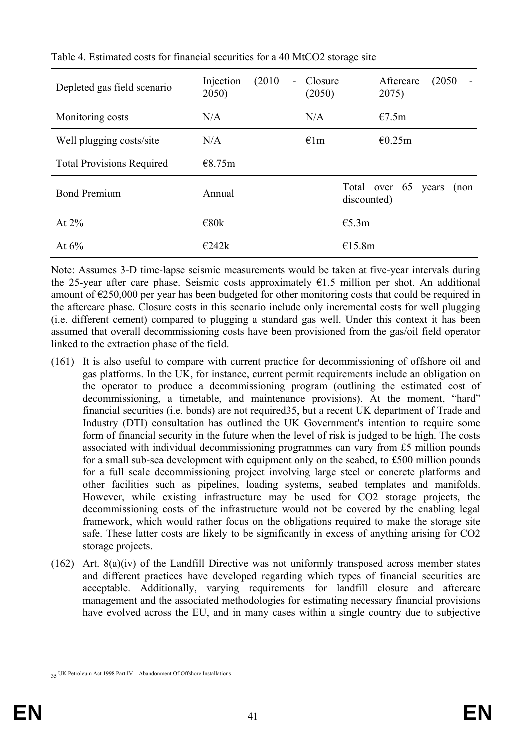Table 4. Estimated costs for financial securities for a 40 $MtCO_2$ storage site

| Depleted gas field scenario | Injection (2010 - 2050) | Closure (2050) | Aftercare (2050 - 2075) |
|---|---|---|---|
| Monitoring costs | N/A | N/A | €7.5m |
| Well plugging costs/site | N/A | €1m | €0.25m |
| Total Provisions Required | €8.75m | | |
| Bond Premium | Annual | Total over 65 years (non discounted) | |
| At 2% | €80k | €5.3m | |
| At 6% | €242k | €15.8m | |

Note: Assumes 3-D time-lapse seismic measurements would be taken at five-year intervals during the 25-year after care phase. Seismic costs approximately €1.5 million per shot. An additional amount of €250,000 per year has been budgeted for other monitoring costs that could be required in the aftercare phase. Closure costs in this scenario include only incremental costs for well plugging (i.e. different cement) compared to plugging a standard gas well. Under this context it has been assumed that overall decommissioning costs have been provisioned from the gas/oil field operator linked to the extraction phase of the field.

(161) It is also useful to compare with current practice for decommissioning of offshore oil and gas platforms. In the UK, for instance, current permit requirements include an obligation on the operator to produce a decommissioning program (outlining the estimated cost of decommissioning, a timetable, and maintenance provisions). At the moment, "hard" financial securities (i.e. bonds) are not required[35], but a recent UK department of Trade and Industry (DTI) consultation has outlined the UK Government's intention to require some form of financial security in the future when the level of risk is judged to be high. The costs associated with individual decommissioning programmes can vary from £5 million pounds for a small sub-sea development with equipment only on the seabed, to £500 million pounds for a full scale decommissioning project involving large steel or concrete platforms and other facilities such as pipelines, loading systems, seabed templates and manifolds. However, while existing infrastructure may be used for $CO_2$ storage projects, the decommissioning costs of the infrastructure would not be covered by the enabling legal framework, which would rather focus on the obligations required to make the storage site safe. These latter costs are likely to be significantly in excess of anything arising for $CO_2$ storage projects.

(162) Art. 8(a)(iv) of the Landfill Directive was not uniformly transposed across member states and different practices have developed regarding which types of financial securities are acceptable. Additionally, varying requirements for landfill closure and aftercare management and the associated methodologies for estimating necessary financial provisions have evolved across the EU, and in many cases within a single country due to subjective

[35] UK Petroleum Act 1998 Part IV – Abandonment Of Offshore Installations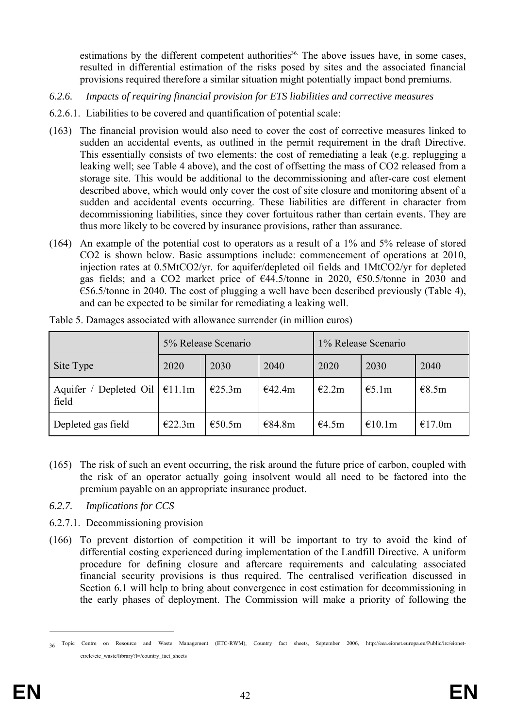estimations by the different competent authorities[36]. The above issues have, in some cases, resulted in differential estimation of the risks posed by sites and the associated financial provisions required therefore a similar situation might potentially impact bond premiums.

### *6.2.6. Impacts of requiring financial provision for ETS liabilities and corrective measures*

6.2.6.1. Liabilities to be covered and quantification of potential scale:

(163) The financial provision would also need to cover the cost of corrective measures linked to sudden an accidental events, as outlined in the permit requirement in the draft Directive. This essentially consists of two elements: the cost of remediating a leak (e.g. replugging a leaking well; see Table 4 above), and the cost of offsetting the mass of CO2 released from a storage site. This would be additional to the decommissioning and after-care cost element described above, which would only cover the cost of site closure and monitoring absent of a sudden and accidental events occurring. These liabilities are different in character from decommissioning liabilities, since they cover fortuitous rather than certain events. They are thus more likely to be covered by insurance provisions, rather than assurance.

(164) An example of the potential cost to operators as a result of a 1% and 5% release of stored CO2 is shown below. Basic assumptions include: commencement of operations at 2010, injection rates at 0.5MtCO2/yr. for aquifer/depleted oil fields and 1MtCO2/yr for depleted gas fields; and a CO2 market price of €44.5/tonne in 2020, €50.5/tonne in 2030 and €56.5/tonne in 2040. The cost of plugging a well have been described previously (Table 4), and can be expected to be similar for remediating a leaking well.

Table 5. Damages associated with allowance surrender (in million euros)

| | 5% Release Scenario | | | 1% Release Scenario | | |
|---|---|---|---|---|---|---|
| Site Type | 2020 | 2030 | 2040 | 2020 | 2030 | 2040 |
| Aquifer / Depleted Oil field | €11.1m | €25.3m | €42.4m | €2.2m | €5.1m | €8.5m |
| Depleted gas field | €22.3m | €50.5m | €84.8m | €4.5m | €10.1m | €17.0m |

(165) The risk of such an event occurring, the risk around the future price of carbon, coupled with the risk of an operator actually going insolvent would all need to be factored into the premium payable on an appropriate insurance product.

### *6.2.7. Implications for CCS*

6.2.7.1. Decommissioning provision

(166) To prevent distortion of competition it will be important to try to avoid the kind of differential costing experienced during implementation of the Landfill Directive. A uniform procedure for defining closure and aftercare requirements and calculating associated financial security provisions is thus required. The centralised verification discussed in Section 6.1 will help to bring about convergence in cost estimation for decommissioning in the early phases of deployment. The Commission will make a priority of following the

[36] Topic Centre on Resource and Waste Management (ETC-RWM), Country fact sheets, September 2006, http://eea.eionet.europa.eu/Public/irc/eionet-circle/etc_waste/library?l=/country_fact_sheets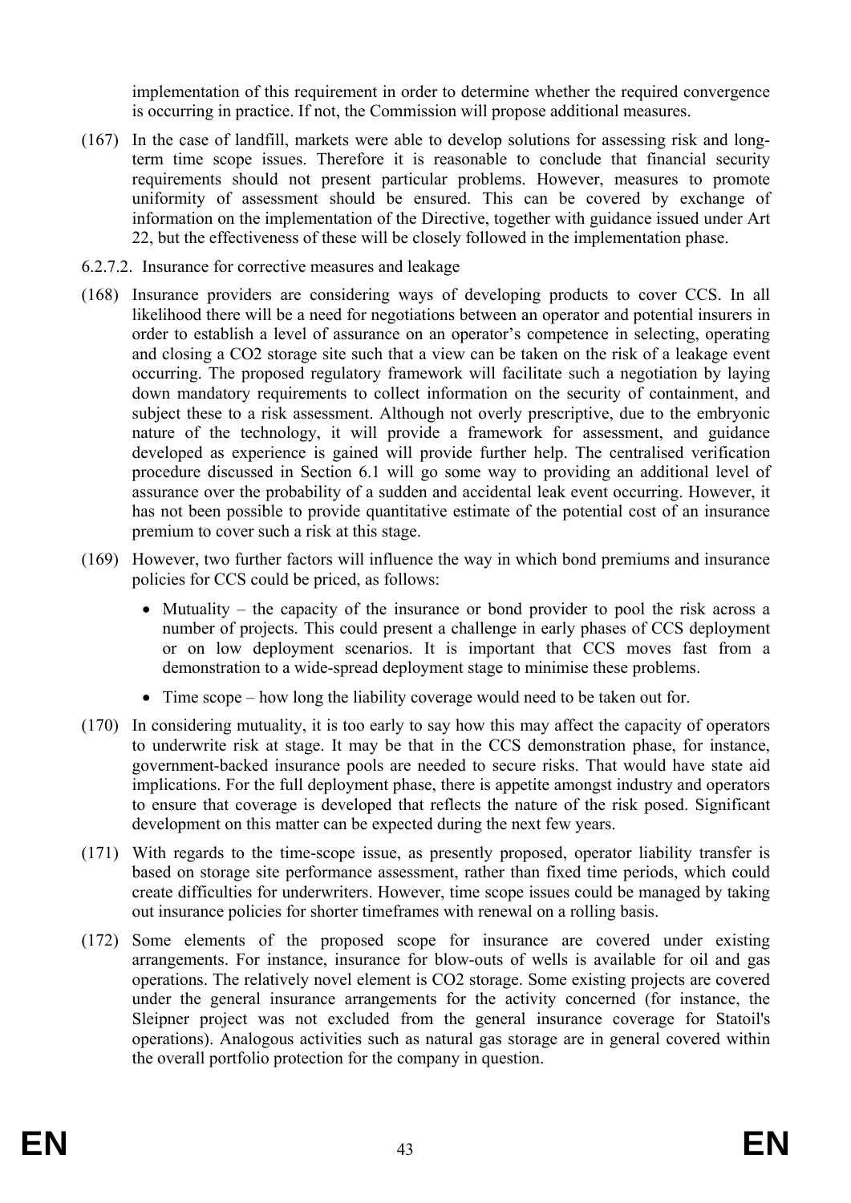implementation of this requirement in order to determine whether the required convergence is occurring in practice. If not, the Commission will propose additional measures.

(167) In the case of landfill, markets were able to develop solutions for assessing risk and long-term time scope issues. Therefore it is reasonable to conclude that financial security requirements should not present particular problems. However, measures to promote uniformity of assessment should be ensured. This can be covered by exchange of information on the implementation of the Directive, together with guidance issued under Art 22, but the effectiveness of these will be closely followed in the implementation phase.

6.2.7.2. Insurance for corrective measures and leakage

(168) Insurance providers are considering ways of developing products to cover CCS. In all likelihood there will be a need for negotiations between an operator and potential insurers in order to establish a level of assurance on an operator's competence in selecting, operating and closing a CO2 storage site such that a view can be taken on the risk of a leakage event occurring. The proposed regulatory framework will facilitate such a negotiation by laying down mandatory requirements to collect information on the security of containment, and subject these to a risk assessment. Although not overly prescriptive, due to the embryonic nature of the technology, it will provide a framework for assessment, and guidance developed as experience is gained will provide further help. The centralised verification procedure discussed in Section 6.1 will go some way to providing an additional level of assurance over the probability of a sudden and accidental leak event occurring. However, it has not been possible to provide quantitative estimate of the potential cost of an insurance premium to cover such a risk at this stage.

(169) However, two further factors will influence the way in which bond premiums and insurance policies for CCS could be priced, as follows:

- Mutuality – the capacity of the insurance or bond provider to pool the risk across a number of projects. This could present a challenge in early phases of CCS deployment or on low deployment scenarios. It is important that CCS moves fast from a demonstration to a wide-spread deployment stage to minimise these problems.
- Time scope – how long the liability coverage would need to be taken out for.

(170) In considering mutuality, it is too early to say how this may affect the capacity of operators to underwrite risk at stage. It may be that in the CCS demonstration phase, for instance, government-backed insurance pools are needed to secure risks. That would have state aid implications. For the full deployment phase, there is appetite amongst industry and operators to ensure that coverage is developed that reflects the nature of the risk posed. Significant development on this matter can be expected during the next few years.

(171) With regards to the time-scope issue, as presently proposed, operator liability transfer is based on storage site performance assessment, rather than fixed time periods, which could create difficulties for underwriters. However, time scope issues could be managed by taking out insurance policies for shorter timeframes with renewal on a rolling basis.

(172) Some elements of the proposed scope for insurance are covered under existing arrangements. For instance, insurance for blow-outs of wells is available for oil and gas operations. The relatively novel element is CO2 storage. Some existing projects are covered under the general insurance arrangements for the activity concerned (for instance, the Sleipner project was not excluded from the general insurance coverage for Statoil's operations). Analogous activities such as natural gas storage are in general covered within the overall portfolio protection for the company in question.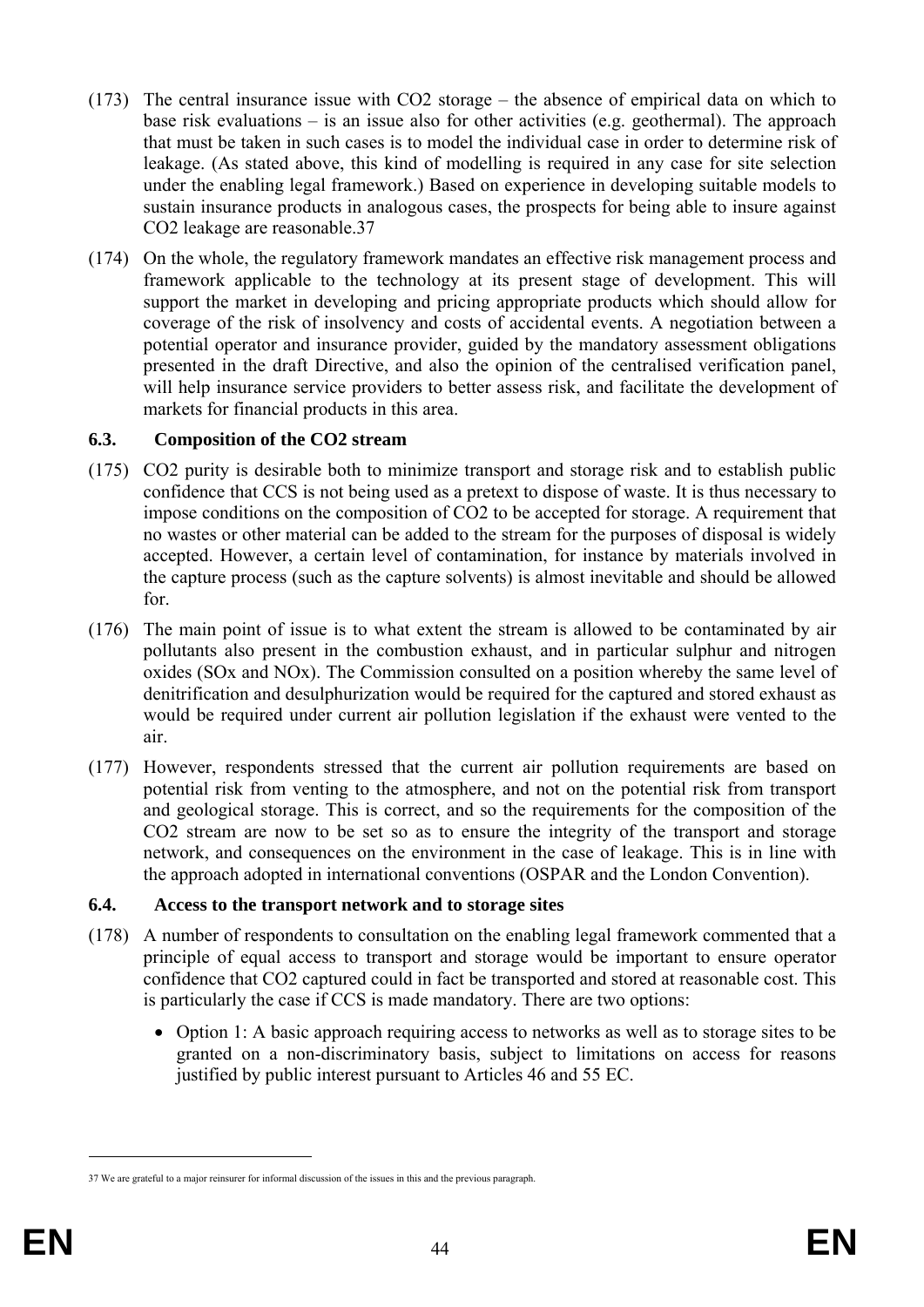(173) The central insurance issue with $CO_2$ storage – the absence of empirical data on which to base risk evaluations – is an issue also for other activities (e.g. geothermal). The approach that must be taken in such cases is to model the individual case in order to determine risk of leakage. (As stated above, this kind of modelling is required in any case for site selection under the enabling legal framework.) Based on experience in developing suitable models to sustain insurance products in analogous cases, the prospects for being able to insure against $CO_2$ leakage are reasonable.[37]

(174) On the whole, the regulatory framework mandates an effective risk management process and framework applicable to the technology at its present stage of development. This will support the market in developing and pricing appropriate products which should allow for coverage of the risk of insolvency and costs of accidental events. A negotiation between a potential operator and insurance provider, guided by the mandatory assessment obligations presented in the draft Directive, and also the opinion of the centralised verification panel, will help insurance service providers to better assess risk, and facilitate the development of markets for financial products in this area.

### 6.3. Composition of the $CO_2$ stream

(175) $CO_2$ purity is desirable both to minimize transport and storage risk and to establish public confidence that CCS is not being used as a pretext to dispose of waste. It is thus necessary to impose conditions on the composition of $CO_2$ to be accepted for storage. A requirement that no wastes or other material can be added to the stream for the purposes of disposal is widely accepted. However, a certain level of contamination, for instance by materials involved in the capture process (such as the capture solvents) is almost inevitable and should be allowed for.

(176) The main point of issue is to what extent the stream is allowed to be contaminated by air pollutants also present in the combustion exhaust, and in particular sulphur and nitrogen oxides ($SO_x$ and $NO_x$). The Commission consulted on a position whereby the same level of denitrification and desulphurization would be required for the captured and stored exhaust as would be required under current air pollution legislation if the exhaust were vented to the air.

(177) However, respondents stressed that the current air pollution requirements are based on potential risk from venting to the atmosphere, and not on the potential risk from transport and geological storage. This is correct, and so the requirements for the composition of the $CO_2$ stream are now to be set so as to ensure the integrity of the transport and storage network, and consequences on the environment in the case of leakage. This is in line with the approach adopted in international conventions (OSPAR and the London Convention).

### 6.4. Access to the transport network and to storage sites

(178) A number of respondents to consultation on the enabling legal framework commented that a principle of equal access to transport and storage would be important to ensure operator confidence that $CO_2$ captured could in fact be transported and stored at reasonable cost. This is particularly the case if CCS is made mandatory. There are two options:

- Option 1: A basic approach requiring access to networks as well as to storage sites to be granted on a non-discriminatory basis, subject to limitations on access for reasons justified by public interest pursuant to Articles 46 and 55 EC.

---

37 We are grateful to a major reinsurer for informal discussion of the issues in this and the previous paragraph.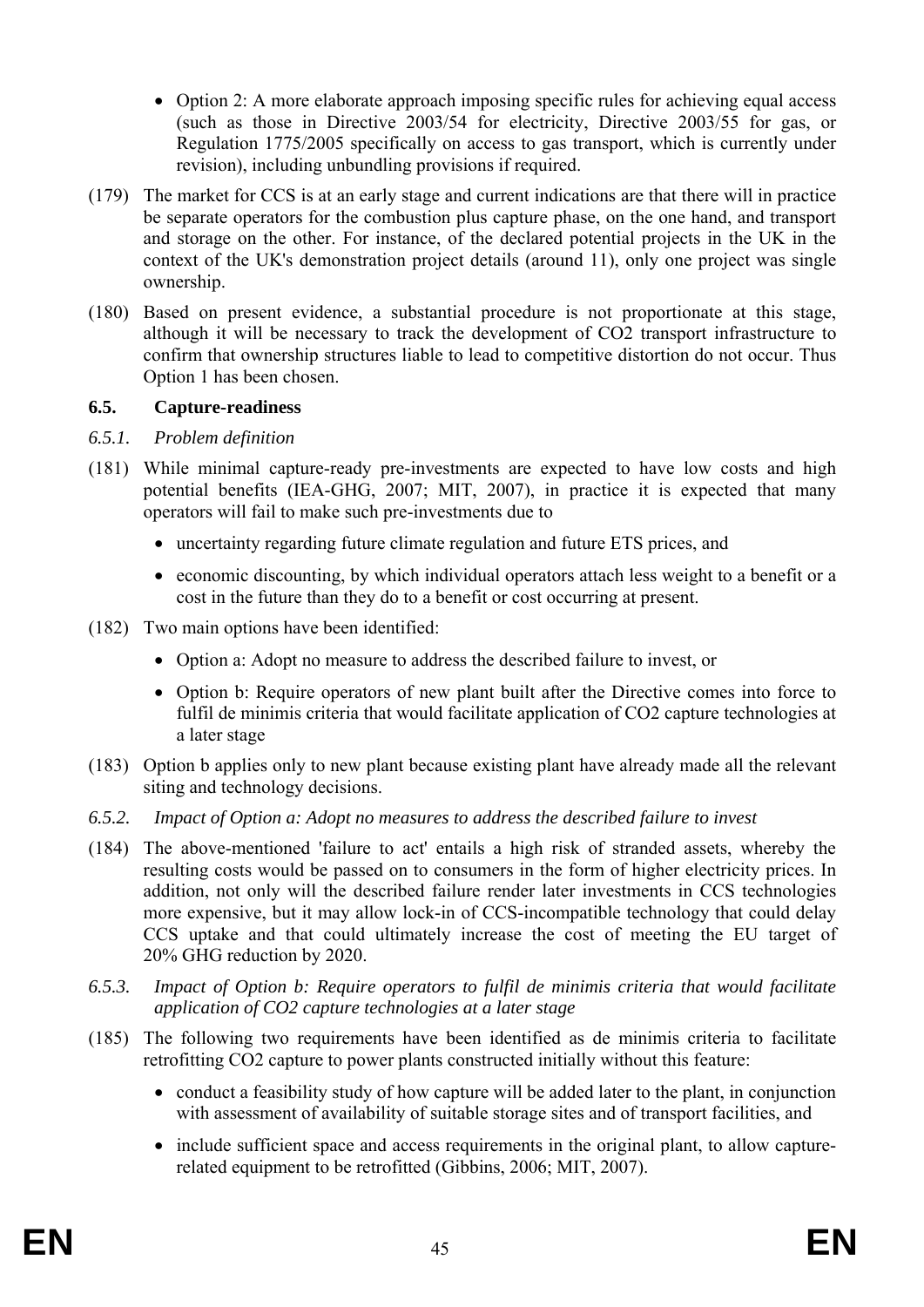- Option 2: A more elaborate approach imposing specific rules for achieving equal access (such as those in Directive 2003/54 for electricity, Directive 2003/55 for gas, or Regulation 1775/2005 specifically on access to gas transport, which is currently under revision), including unbundling provisions if required.

(179) The market for CCS is at an early stage and current indications are that there will in practice be separate operators for the combustion plus capture phase, on the one hand, and transport and storage on the other. For instance, of the declared potential projects in the UK in the context of the UK's demonstration project details (around 11), only one project was single ownership.

(180) Based on present evidence, a substantial procedure is not proportionate at this stage, although it will be necessary to track the development of $CO_2$ transport infrastructure to confirm that ownership structures liable to lead to competitive distortion do not occur. Thus Option 1 has been chosen.

### 6.5. Capture-readiness

#### *6.5.1. Problem definition*

(181) While minimal capture-ready pre-investments are expected to have low costs and high potential benefits (IEA-GHG, 2007; MIT, 2007), in practice it is expected that many operators will fail to make such pre-investments due to

- uncertainty regarding future climate regulation and future ETS prices, and
- economic discounting, by which individual operators attach less weight to a benefit or a cost in the future than they do to a benefit or cost occurring at present.

(182) Two main options have been identified:

- Option a: Adopt no measure to address the described failure to invest, or
- Option b: Require operators of new plant built after the Directive comes into force to fulfil de minimis criteria that would facilitate application of $CO_2$ capture technologies at a later stage

(183) Option b applies only to new plant because existing plant have already made all the relevant siting and technology decisions.

#### *6.5.2. Impact of Option a: Adopt no measures to address the described failure to invest*

(184) The above-mentioned 'failure to act' entails a high risk of stranded assets, whereby the resulting costs would be passed on to consumers in the form of higher electricity prices. In addition, not only will the described failure render later investments in CCS technologies more expensive, but it may allow lock-in of CCS-incompatible technology that could delay CCS uptake and that could ultimately increase the cost of meeting the EU target of 20% GHG reduction by 2020.

#### *6.5.3. Impact of Option b: Require operators to fulfil de minimis criteria that would facilitate application of CO2 capture technologies at a later stage*

(185) The following two requirements have been identified as de minimis criteria to facilitate retrofitting $CO_2$ capture to power plants constructed initially without this feature:

- conduct a feasibility study of how capture will be added later to the plant, in conjunction with assessment of availability of suitable storage sites and of transport facilities, and
- include sufficient space and access requirements in the original plant, to allow capture-related equipment to be retrofitted (Gibbins, 2006; MIT, 2007).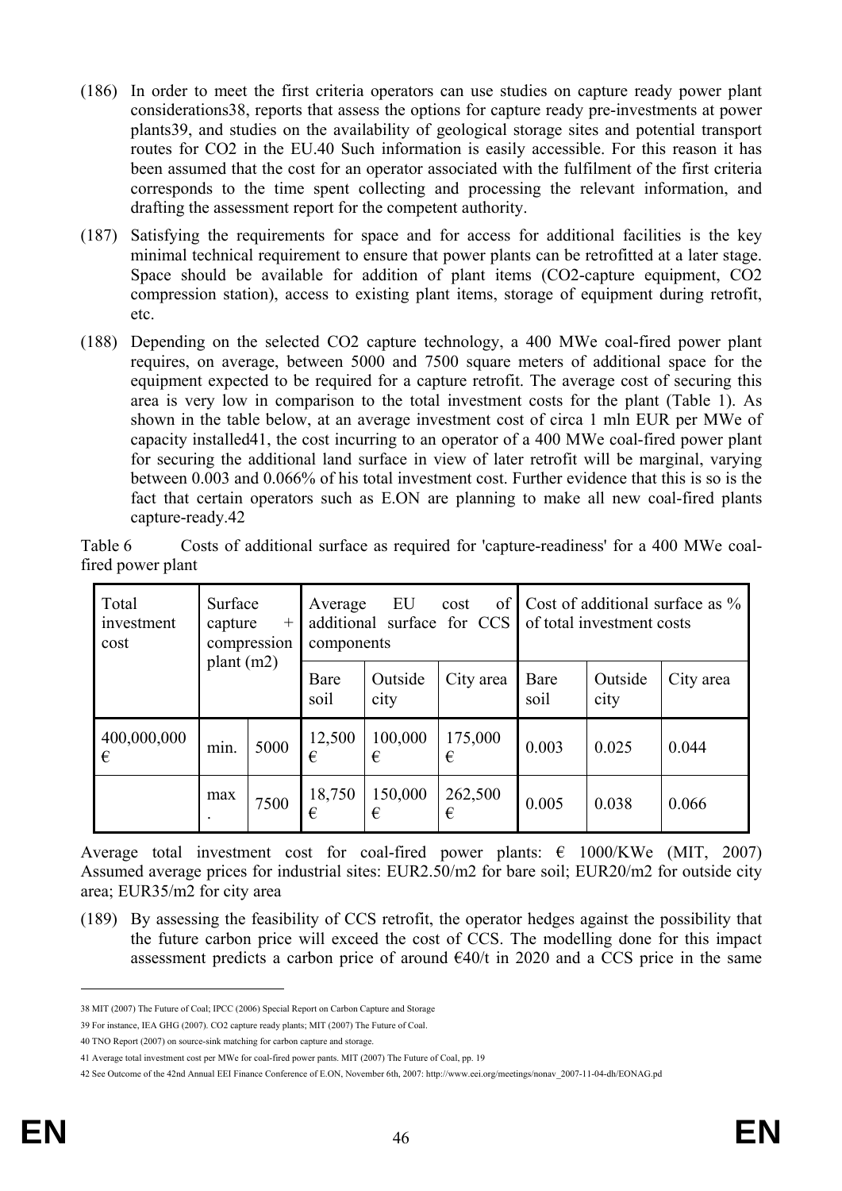(186) In order to meet the first criteria operators can use studies on capture ready power plant considerations[38], reports that assess the options for capture ready pre-investments at power plants[39], and studies on the availability of geological storage sites and potential transport routes for $CO_2$ in the EU.[40] Such information is easily accessible. For this reason it has been assumed that the cost for an operator associated with the fulfilment of the first criteria corresponds to the time spent collecting and processing the relevant information, and drafting the assessment report for the competent authority.

(187) Satisfying the requirements for space and for access for additional facilities is the key minimal technical requirement to ensure that power plants can be retrofitted at a later stage. Space should be available for addition of plant items ($CO_2$-capture equipment, $CO_2$ compression station), access to existing plant items, storage of equipment during retrofit, etc.

(188) Depending on the selected $CO_2$ capture technology, a 400 MWe coal-fired power plant requires, on average, between 5000 and 7500 square meters of additional space for the equipment expected to be required for a capture retrofit. The average cost of securing this area is very low in comparison to the total investment costs for the plant (Table 1). As shown in the table below, at an average investment cost of circa 1 mln EUR per MWe of capacity installed[41], the cost incurring to an operator of a 400 MWe coal-fired power plant for securing the additional land surface in view of later retrofit will be marginal, varying between 0.003 and 0.066% of his total investment cost. Further evidence that this is so is the fact that certain operators such as E.ON are planning to make all new coal-fired plants capture-ready.[42]

Table 6 Costs of additional surface as required for 'capture-readiness' for a 400 MWe coal-fired power plant

| Total investment cost | Surface capture + compression plant (m2) | | Average EU cost of additional surface for CCS components | | | Cost of additional surface as % of total investment costs | | |
|---|---|---|---|---|---|---|---|---|
| | | | Bare soil | Outside city | City area | Bare soil | Outside city | City area |
| 400,000,000 € | min. | 5000 | 12,500 € | 100,000 € | 175,000 € | 0.003 | 0.025 | 0.044 |
| | max. | 7500 | 18,750 € | 150,000 € | 262,500 € | 0.005 | 0.038 | 0.066 |

Average total investment cost for coal-fired power plants: € 1000/KWe (MIT, 2007) Assumed average prices for industrial sites: EUR2.50/m2 for bare soil; EUR20/m2 for outside city area; EUR35/m2 for city area

(189) By assessing the feasibility of CCS retrofit, the operator hedges against the possibility that the future carbon price will exceed the cost of CCS. The modelling done for this impact assessment predicts a carbon price of around €40/t in 2020 and a CCS price in the same

38 MIT (2007) The Future of Coal; IPCC (2006) Special Report on Carbon Capture and Storage

39 For instance, IEA GHG (2007). CO2 capture ready plants; MIT (2007) The Future of Coal.

40 TNO Report (2007) on source-sink matching for carbon capture and storage.

41 Average total investment cost per MWe for coal-fired power pants. MIT (2007) The Future of Coal, pp. 19

42 See Outcome of the 42nd Annual EEI Finance Conference of E.ON, November 6th, 2007: http://www.eei.org/meetings/nonav_2007-11-04-dh/EONAG.pd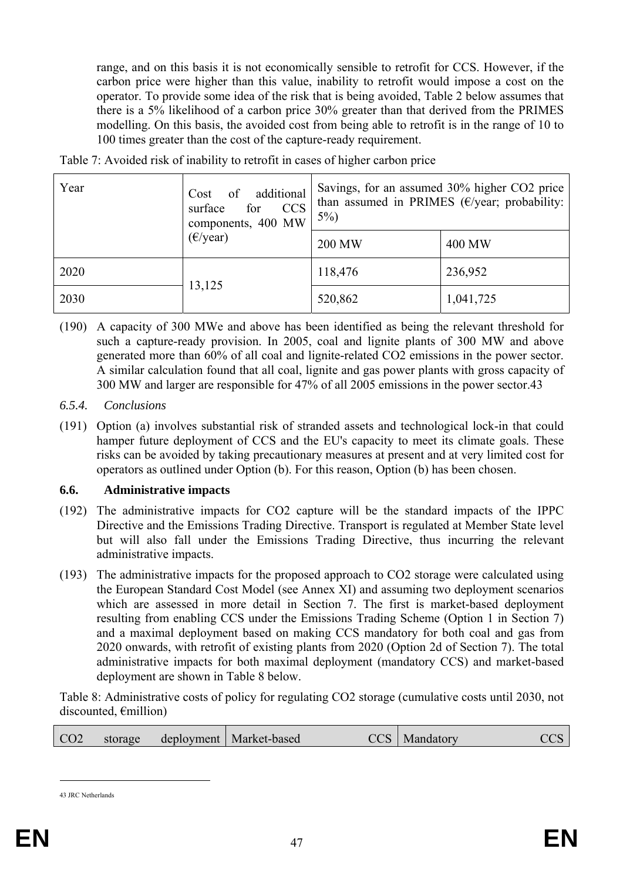range, and on this basis it is not economically sensible to retrofit for CCS. However, if the carbon price were higher than this value, inability to retrofit would impose a cost on the operator. To provide some idea of the risk that is being avoided, Table 2 below assumes that there is a 5% likelihood of a carbon price 30% greater than that derived from the PRIMES modelling. On this basis, the avoided cost from being able to retrofit is in the range of 10 to 100 times greater than the cost of the capture-ready requirement.

Table 7: Avoided risk of inability to retrofit in cases of higher carbon price

| Year | Cost of additional surface for CCS components, 400 MW (€/year) | Savings, for an assumed 30% higher CO2 price than assumed in PRIMES (€/year; probability: 5%) | |
|---|---|---|---|
| | | 200 MW | 400 MW |
| 2020 | 13,125 | 118,476 | 236,952 |
| 2030 | | 520,862 | 1,041,725 |

(190) A capacity of 300 MWe and above has been identified as being the relevant threshold for such a capture-ready provision. In 2005, coal and lignite plants of 300 MW and above generated more than 60% of all coal and lignite-related CO2 emissions in the power sector. A similar calculation found that all coal, lignite and gas power plants with gross capacity of 300 MW and larger are responsible for 47% of all 2005 emissions in the power sector.[43]

#### *6.5.4. Conclusions*

(191) Option (a) involves substantial risk of stranded assets and technological lock-in that could hamper future deployment of CCS and the EU's capacity to meet its climate goals. These risks can be avoided by taking precautionary measures at present and at very limited cost for operators as outlined under Option (b). For this reason, Option (b) has been chosen.

### **6.6. Administrative impacts**

(192) The administrative impacts for CO2 capture will be the standard impacts of the IPPC Directive and the Emissions Trading Directive. Transport is regulated at Member State level but will also fall under the Emissions Trading Directive, thus incurring the relevant administrative impacts.

(193) The administrative impacts for the proposed approach to CO2 storage were calculated using the European Standard Cost Model (see Annex XI) and assuming two deployment scenarios which are assessed in more detail in Section 7. The first is market-based deployment resulting from enabling CCS under the Emissions Trading Scheme (Option 1 in Section 7) and a maximal deployment based on making CCS mandatory for both coal and gas from 2020 onwards, with retrofit of existing plants from 2020 (Option 2d of Section 7). The total administrative impacts for both maximal deployment (mandatory CCS) and market-based deployment are shown in Table 8 below.

Table 8: Administrative costs of policy for regulating CO2 storage (cumulative costs until 2030, not discounted, €million)

| CO2 storage deployment | Market-based CCS | Mandatory CCS |
|---|---|---|

[43] JRC Netherlands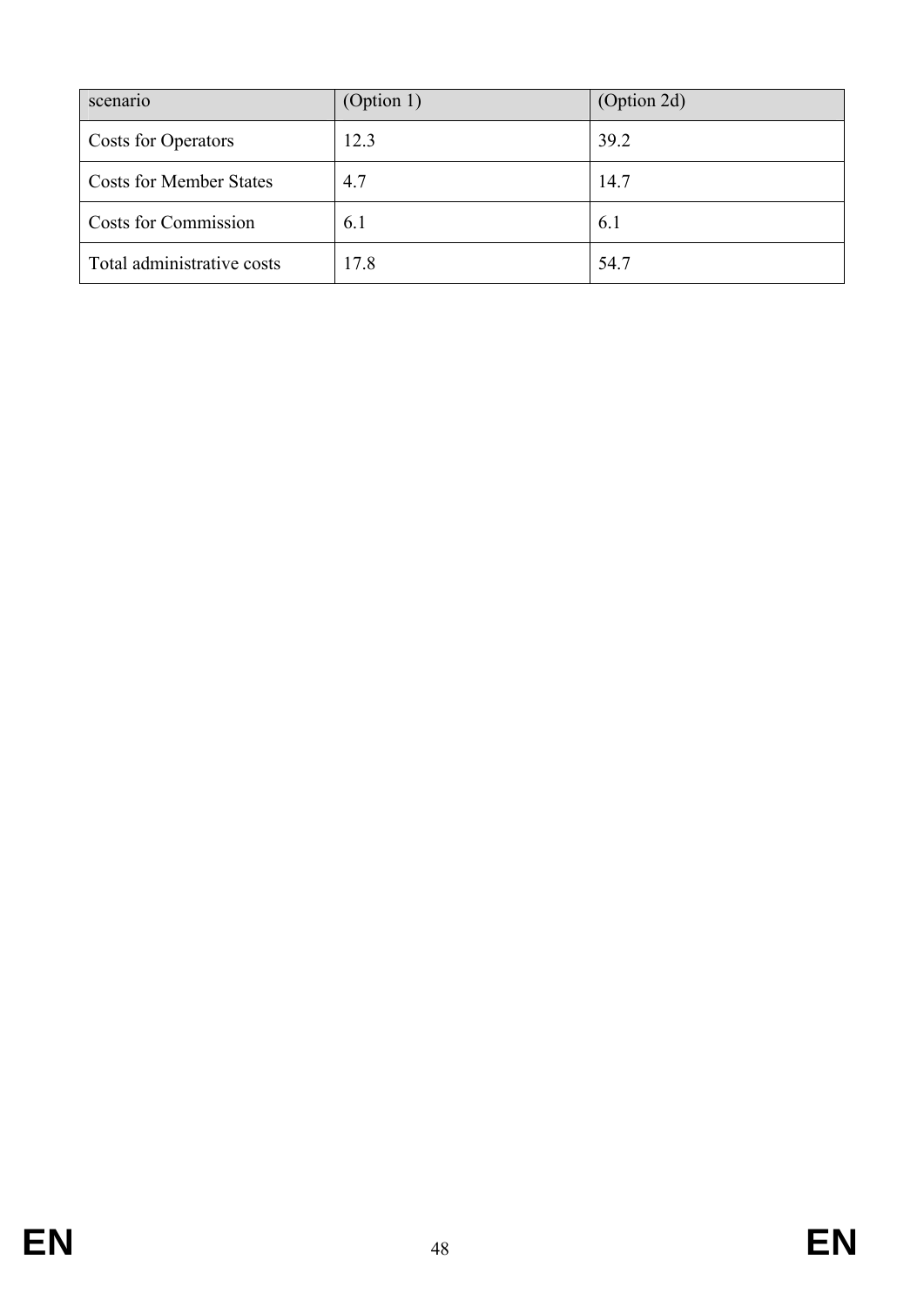| scenario | (Option 1) | (Option 2d) |
|---|---|---|
| Costs for Operators | 12.3 | 39.2 |
| Costs for Member States | 4.7 | 14.7 |
| Costs for Commission | 6.1 | 6.1 |
| Total administrative costs | 17.8 | 54.7 |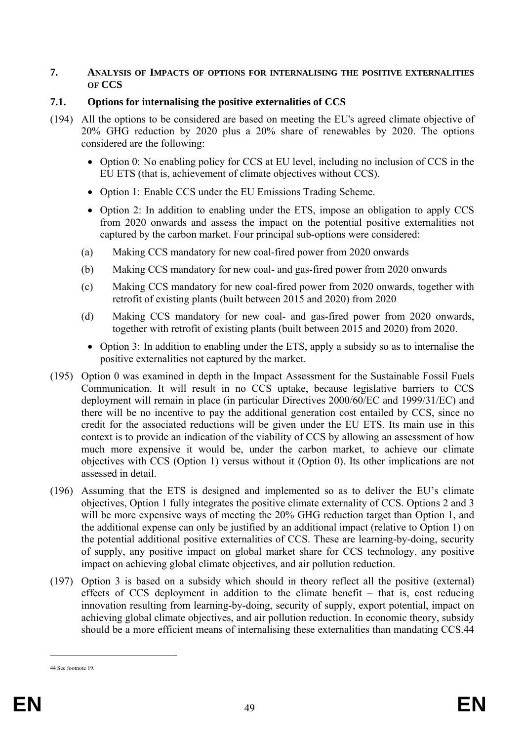## 7. ANALYSIS OF IMPACTS OF OPTIONS FOR INTERNALISING THE POSITIVE EXTERNALITIES OF CCS

### 7.1. Options for internalising the positive externalities of CCS

(194) All the options to be considered are based on meeting the EU's agreed climate objective of 20% GHG reduction by 2020 plus a 20% share of renewables by 2020. The options considered are the following:

- Option 0: No enabling policy for CCS at EU level, including no inclusion of CCS in the EU ETS (that is, achievement of climate objectives without CCS).
- Option 1: Enable CCS under the EU Emissions Trading Scheme.
- Option 2: In addition to enabling under the ETS, impose an obligation to apply CCS from 2020 onwards and assess the impact on the potential positive externalities not captured by the carbon market. Four principal sub-options were considered:

(a) Making CCS mandatory for new coal-fired power from 2020 onwards

(b) Making CCS mandatory for new coal- and gas-fired power from 2020 onwards

(c) Making CCS mandatory for new coal-fired power from 2020 onwards, together with retrofit of existing plants (built between 2015 and 2020) from 2020

(d) Making CCS mandatory for new coal- and gas-fired power from 2020 onwards, together with retrofit of existing plants (built between 2015 and 2020) from 2020.

- Option 3: In addition to enabling under the ETS, apply a subsidy so as to internalise the positive externalities not captured by the market.

(195) Option 0 was examined in depth in the Impact Assessment for the Sustainable Fossil Fuels Communication. It will result in no CCS uptake, because legislative barriers to CCS deployment will remain in place (in particular Directives 2000/60/EC and 1999/31/EC) and there will be no incentive to pay the additional generation cost entailed by CCS, since no credit for the associated reductions will be given under the EU ETS. Its main use in this context is to provide an indication of the viability of CCS by allowing an assessment of how much more expensive it would be, under the carbon market, to achieve our climate objectives with CCS (Option 1) versus without it (Option 0). Its other implications are not assessed in detail.

(196) Assuming that the ETS is designed and implemented so as to deliver the EU's climate objectives, Option 1 fully integrates the positive climate externality of CCS. Options 2 and 3 will be more expensive ways of meeting the 20% GHG reduction target than Option 1, and the additional expense can only be justified by an additional impact (relative to Option 1) on the potential additional positive externalities of CCS. These are learning-by-doing, security of supply, any positive impact on global market share for CCS technology, any positive impact on achieving global climate objectives, and air pollution reduction.

(197) Option 3 is based on a subsidy which should in theory reflect all the positive (external) effects of CCS deployment in addition to the climate benefit – that is, cost reducing innovation resulting from learning-by-doing, security of supply, export potential, impact on achieving global climate objectives, and air pollution reduction. In economic theory, subsidy should be a more efficient means of internalising these externalities than mandating CCS.[44]

---

[44] See footnote 19.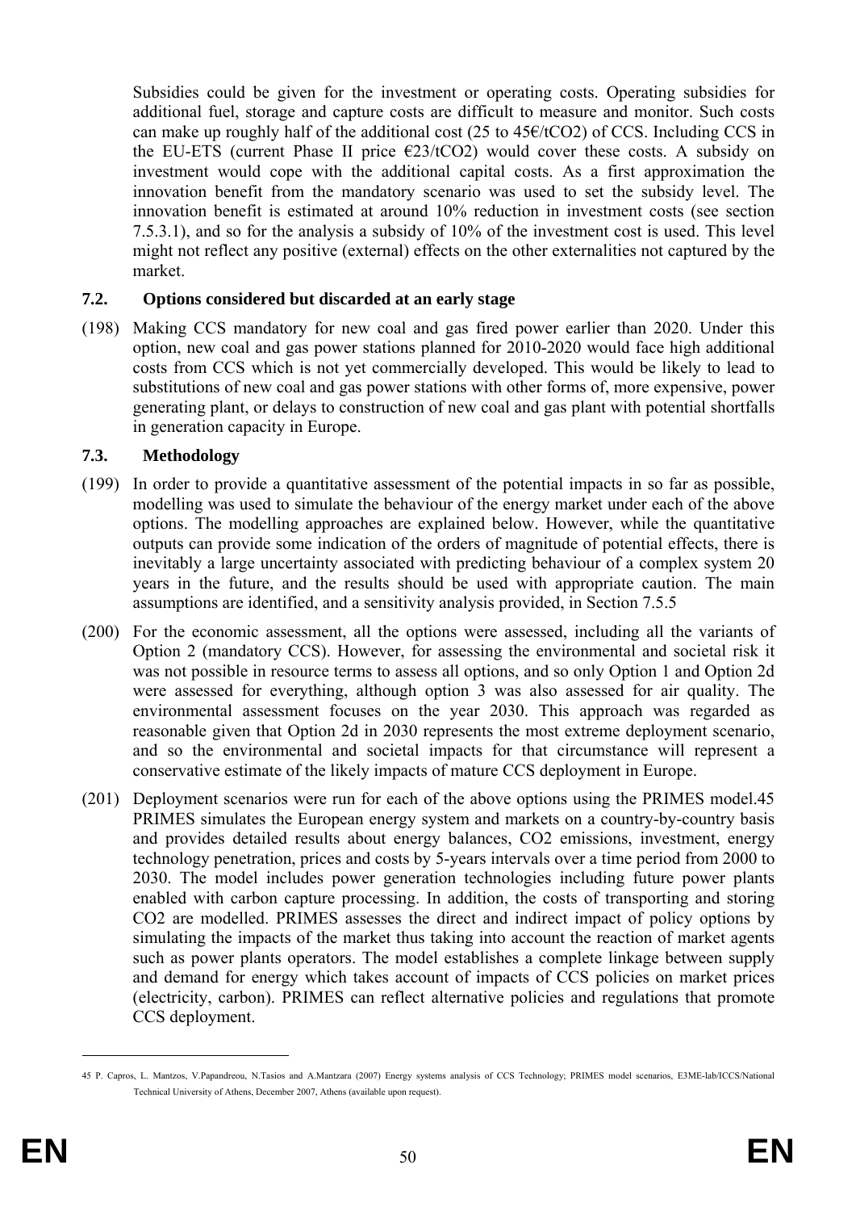Subsidies could be given for the investment or operating costs. Operating subsidies for additional fuel, storage and capture costs are difficult to measure and monitor. Such costs can make up roughly half of the additional cost (25 to 45€/t$CO_2$) of CCS. Including CCS in the EU-ETS (current Phase II price €23/t$CO_2$) would cover these costs. A subsidy on investment would cope with the additional capital costs. As a first approximation the innovation benefit from the mandatory scenario was used to set the subsidy level. The innovation benefit is estimated at around 10% reduction in investment costs (see section 7.5.3.1), and so for the analysis a subsidy of 10% of the investment cost is used. This level might not reflect any positive (external) effects on the other externalities not captured by the market.

## 7.2. Options considered but discarded at an early stage

(198) Making CCS mandatory for new coal and gas fired power earlier than 2020. Under this option, new coal and gas power stations planned for 2010-2020 would face high additional costs from CCS which is not yet commercially developed. This would be likely to lead to substitutions of new coal and gas power stations with other forms of, more expensive, power generating plant, or delays to construction of new coal and gas plant with potential shortfalls in generation capacity in Europe.

## 7.3. Methodology

(199) In order to provide a quantitative assessment of the potential impacts in so far as possible, modelling was used to simulate the behaviour of the energy market under each of the above options. The modelling approaches are explained below. However, while the quantitative outputs can provide some indication of the orders of magnitude of potential effects, there is inevitably a large uncertainty associated with predicting behaviour of a complex system 20 years in the future, and the results should be used with appropriate caution. The main assumptions are identified, and a sensitivity analysis provided, in Section 7.5.5

(200) For the economic assessment, all the options were assessed, including all the variants of Option 2 (mandatory CCS). However, for assessing the environmental and societal risk it was not possible in resource terms to assess all options, and so only Option 1 and Option 2d were assessed for everything, although option 3 was also assessed for air quality. The environmental assessment focuses on the year 2030. This approach was regarded as reasonable given that Option 2d in 2030 represents the most extreme deployment scenario, and so the environmental and societal impacts for that circumstance will represent a conservative estimate of the likely impacts of mature CCS deployment in Europe.

(201) Deployment scenarios were run for each of the above options using the PRIMES model.[45] PRIMES simulates the European energy system and markets on a country-by-country basis and provides detailed results about energy balances, $CO_2$ emissions, investment, energy technology penetration, prices and costs by 5-years intervals over a time period from 2000 to 2030. The model includes power generation technologies including future power plants enabled with carbon capture processing. In addition, the costs of transporting and storing $CO_2$ are modelled. PRIMES assesses the direct and indirect impact of policy options by simulating the impacts of the market thus taking into account the reaction of market agents such as power plants operators. The model establishes a complete linkage between supply and demand for energy which takes account of impacts of CCS policies on market prices (electricity, carbon). PRIMES can reflect alternative policies and regulations that promote CCS deployment.

---

45 P. Capros, L. Mantzos, V.Papandreou, N.Tasios and A.Mantzara (2007) Energy systems analysis of CCS Technology; PRIMES model scenarios, E3ME-lab/ICCS/National Technical University of Athens, December 2007, Athens (available upon request).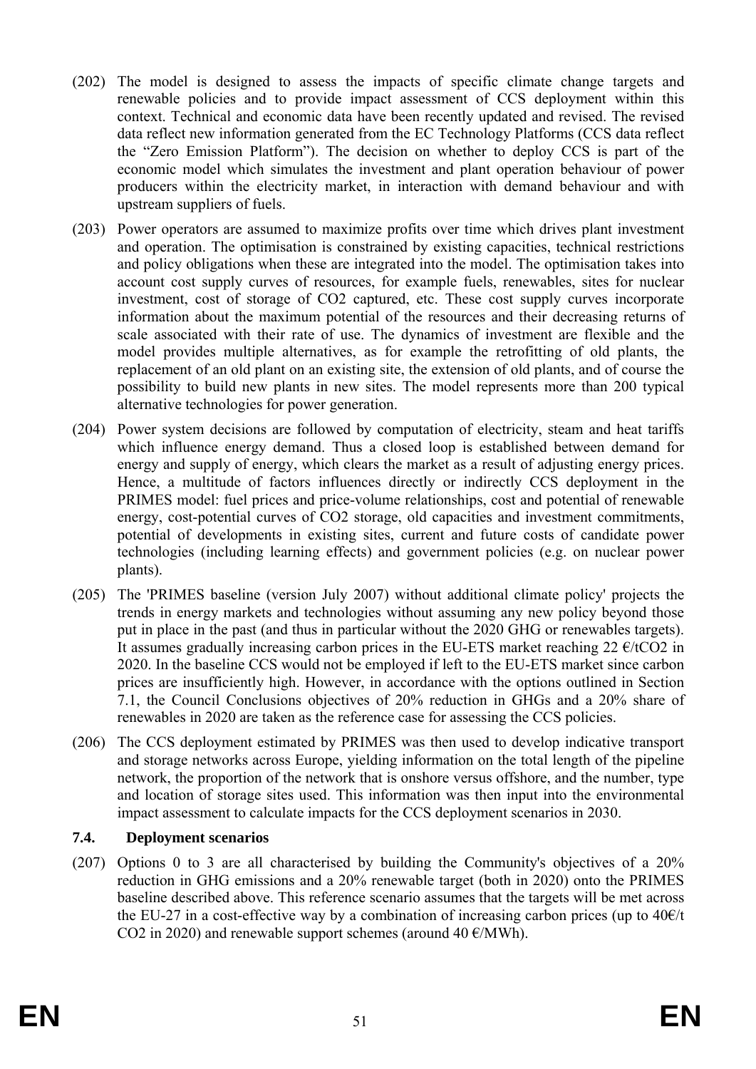(202) The model is designed to assess the impacts of specific climate change targets and renewable policies and to provide impact assessment of CCS deployment within this context. Technical and economic data have been recently updated and revised. The revised data reflect new information generated from the EC Technology Platforms (CCS data reflect the "Zero Emission Platform"). The decision on whether to deploy CCS is part of the economic model which simulates the investment and plant operation behaviour of power producers within the electricity market, in interaction with demand behaviour and with upstream suppliers of fuels.

(203) Power operators are assumed to maximize profits over time which drives plant investment and operation. The optimisation is constrained by existing capacities, technical restrictions and policy obligations when these are integrated into the model. The optimisation takes into account cost supply curves of resources, for example fuels, renewables, sites for nuclear investment, cost of storage of $CO_2$ captured, etc. These cost supply curves incorporate information about the maximum potential of the resources and their decreasing returns of scale associated with their rate of use. The dynamics of investment are flexible and the model provides multiple alternatives, as for example the retrofitting of old plants, the replacement of an old plant on an existing site, the extension of old plants, and of course the possibility to build new plants in new sites. The model represents more than 200 typical alternative technologies for power generation.

(204) Power system decisions are followed by computation of electricity, steam and heat tariffs which influence energy demand. Thus a closed loop is established between demand for energy and supply of energy, which clears the market as a result of adjusting energy prices. Hence, a multitude of factors influences directly or indirectly CCS deployment in the PRIMES model: fuel prices and price-volume relationships, cost and potential of renewable energy, cost-potential curves of $CO_2$ storage, old capacities and investment commitments, potential of developments in existing sites, current and future costs of candidate power technologies (including learning effects) and government policies (e.g. on nuclear power plants).

(205) The 'PRIMES baseline (version July 2007) without additional climate policy' projects the trends in energy markets and technologies without assuming any new policy beyond those put in place in the past (and thus in particular without the 2020 GHG or renewables targets). It assumes gradually increasing carbon prices in the EU-ETS market reaching 22 €/t$CO_2$ in 2020. In the baseline CCS would not be employed if left to the EU-ETS market since carbon prices are insufficiently high. However, in accordance with the options outlined in Section 7.1, the Council Conclusions objectives of 20% reduction in GHGs and a 20% share of renewables in 2020 are taken as the reference case for assessing the CCS policies.

(206) The CCS deployment estimated by PRIMES was then used to develop indicative transport and storage networks across Europe, yielding information on the total length of the pipeline network, the proportion of the network that is onshore versus offshore, and the number, type and location of storage sites used. This information was then input into the environmental impact assessment to calculate impacts for the CCS deployment scenarios in 2030.

### 7.4. Deployment scenarios

(207) Options 0 to 3 are all characterised by building the Community's objectives of a 20% reduction in GHG emissions and a 20% renewable target (both in 2020) onto the PRIMES baseline described above. This reference scenario assumes that the targets will be met across the EU-27 in a cost-effective way by a combination of increasing carbon prices (up to 40€/t $CO_2$ in 2020) and renewable support schemes (around 40 €/MWh).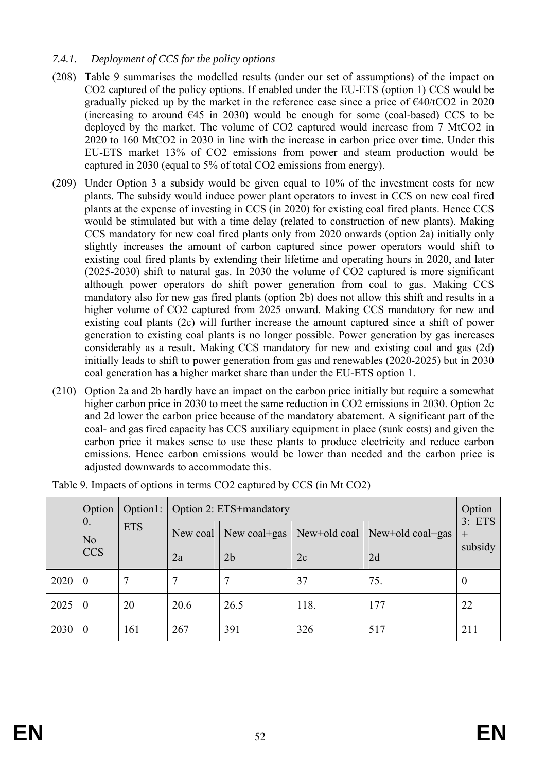### *7.4.1. Deployment of CCS for the policy options*

(208) Table 9 summarises the modelled results (under our set of assumptions) of the impact on $CO_2$ captured of the policy options. If enabled under the EU-ETS (option 1) CCS would be gradually picked up by the market in the reference case since a price of €40/t$CO_2$ in 2020 (increasing to around €45 in 2030) would be enough for some (coal-based) CCS to be deployed by the market. The volume of $CO_2$ captured would increase from 7 Mt$CO_2$ in 2020 to 160 Mt$CO_2$ in 2030 in line with the increase in carbon price over time. Under this EU-ETS market 13% of $CO_2$ emissions from power and steam production would be captured in 2030 (equal to 5% of total $CO_2$ emissions from energy).

(209) Under Option 3 a subsidy would be given equal to 10% of the investment costs for new plants. The subsidy would induce power plant operators to invest in CCS on new coal fired plants at the expense of investing in CCS (in 2020) for existing coal fired plants. Hence CCS would be stimulated but with a time delay (related to construction of new plants). Making CCS mandatory for new coal fired plants only from 2020 onwards (option 2a) initially only slightly increases the amount of carbon captured since power operators would shift to existing coal fired plants by extending their lifetime and operating hours in 2020, and later (2025-2030) shift to natural gas. In 2030 the volume of $CO_2$ captured is more significant although power operators do shift power generation from coal to gas. Making CCS mandatory also for new gas fired plants (option 2b) does not allow this shift and results in a higher volume of $CO_2$ captured from 2025 onward. Making CCS mandatory for new and existing coal plants (2c) will further increase the amount captured since a shift of power generation to existing coal plants is no longer possible. Power generation by gas increases considerably as a result. Making CCS mandatory for new and existing coal and gas (2d) initially leads to shift to power generation from gas and renewables (2020-2025) but in 2030 coal generation has a higher market share than under the EU-ETS option 1.

(210) Option 2a and 2b hardly have an impact on the carbon price initially but require a somewhat higher carbon price in 2030 to meet the same reduction in $CO_2$ emissions in 2030. Option 2c and 2d lower the carbon price because of the mandatory abatement. A significant part of the coal- and gas fired capacity has CCS auxiliary equipment in place (sunk costs) and given the carbon price it makes sense to use these plants to produce electricity and reduce carbon emissions. Hence carbon emissions would be lower than needed and the carbon price is adjusted downwards to accommodate this.

Table 9. Impacts of options in terms $CO_2$ captured by CCS (in Mt $CO_2$)

| | Option 0. No CCS | Option1: ETS | Option 2: ETS+mandatory | | | | Option 3: ETS + subsidy |
|---|---|---|---|---|---|---|---|
| | | | New coal | New coal+gas | New+old coal | New+old coal+gas | |
| | | | 2a | 2b | 2c | 2d | |
| 2020 | 0 | 7 | 7 | 7 | 37 | 75. | 0 |
| 2025 | 0 | 20 | 20.6 | 26.5 | 118. | 177 | 22 |
| 2030 | 0 | 161 | 267 | 391 | 326 | 517 | 211 |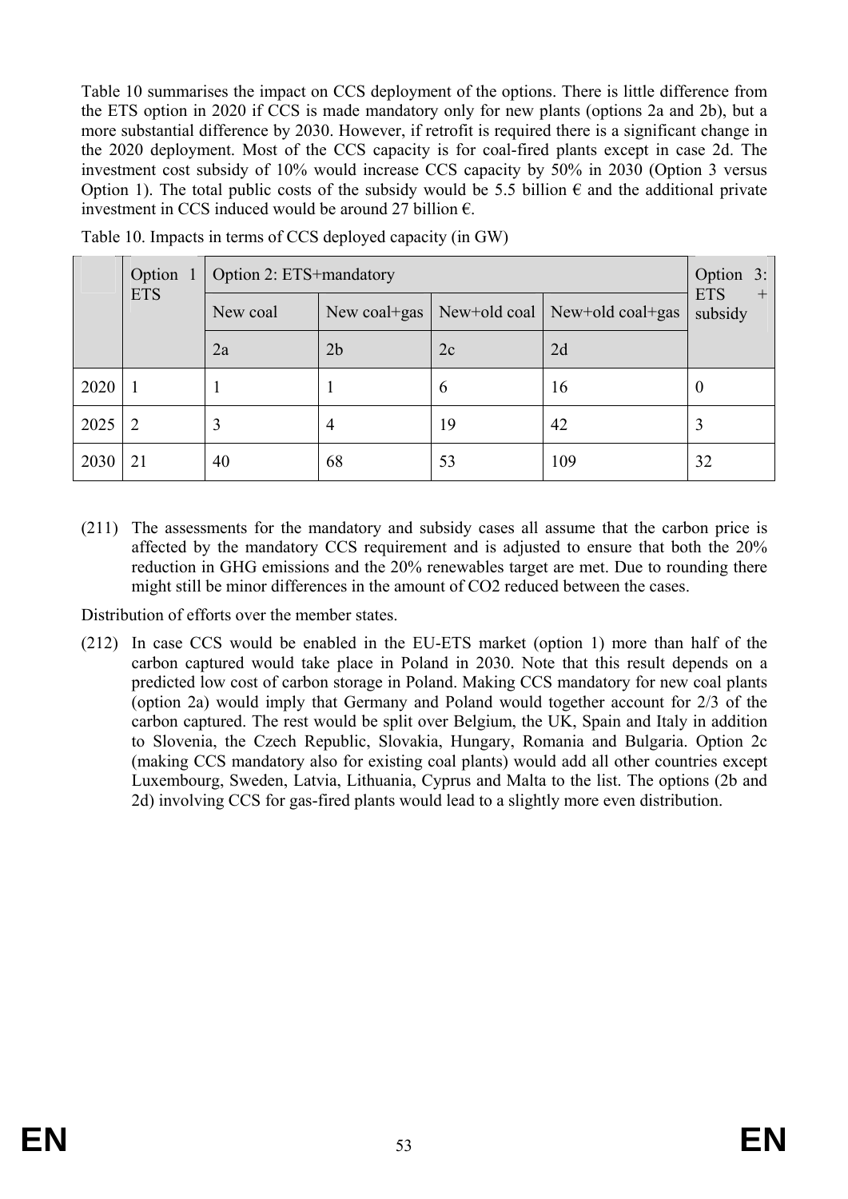Table 10 summarises the impact on CCS deployment of the options. There is little difference from the ETS option in 2020 if CCS is made mandatory only for new plants (options 2a and 2b), but a more substantial difference by 2030. However, if retrofit is required there is a significant change in the 2020 deployment. Most of the CCS capacity is for coal-fired plants except in case 2d. The investment cost subsidy of 10% would increase CCS capacity by 50% in 2030 (Option 3 versus Option 1). The total public costs of the subsidy would be 5.5 billion € and the additional private investment in CCS induced would be around 27 billion €.

Table 10. Impacts in terms of CCS deployed capacity (in GW)

| | Option 1 ETS | Option 2: ETS+mandatory | | | | Option 3: ETS + subsidy |
|---|---|---|---|---|---|---|
| | | New coal | New coal+gas | New+old coal | New+old coal+gas | |
| | | 2a | 2b | 2c | 2d | |
| 2020 | 1 | 1 | 1 | 6 | 16 | 0 |
| 2025 | 2 | 3 | 4 | 19 | 42 | 3 |
| 2030 | 21 | 40 | 68 | 53 | 109 | 32 |

(211) The assessments for the mandatory and subsidy cases all assume that the carbon price is affected by the mandatory CCS requirement and is adjusted to ensure that both the 20% reduction in GHG emissions and the 20% renewables target are met. Due to rounding there might still be minor differences in the amount of CO2 reduced between the cases.

Distribution of efforts over the member states.

(212) In case CCS would be enabled in the EU-ETS market (option 1) more than half of the carbon captured would take place in Poland in 2030. Note that this result depends on a predicted low cost of carbon storage in Poland. Making CCS mandatory for new coal plants (option 2a) would imply that Germany and Poland would together account for 2/3 of the carbon captured. The rest would be split over Belgium, the UK, Spain and Italy in addition to Slovenia, the Czech Republic, Slovakia, Hungary, Romania and Bulgaria. Option 2c (making CCS mandatory also for existing coal plants) would add all other countries except Luxembourg, Sweden, Latvia, Lithuania, Cyprus and Malta to the list. The options (2b and 2d) involving CCS for gas-fired plants would lead to a slightly more even distribution.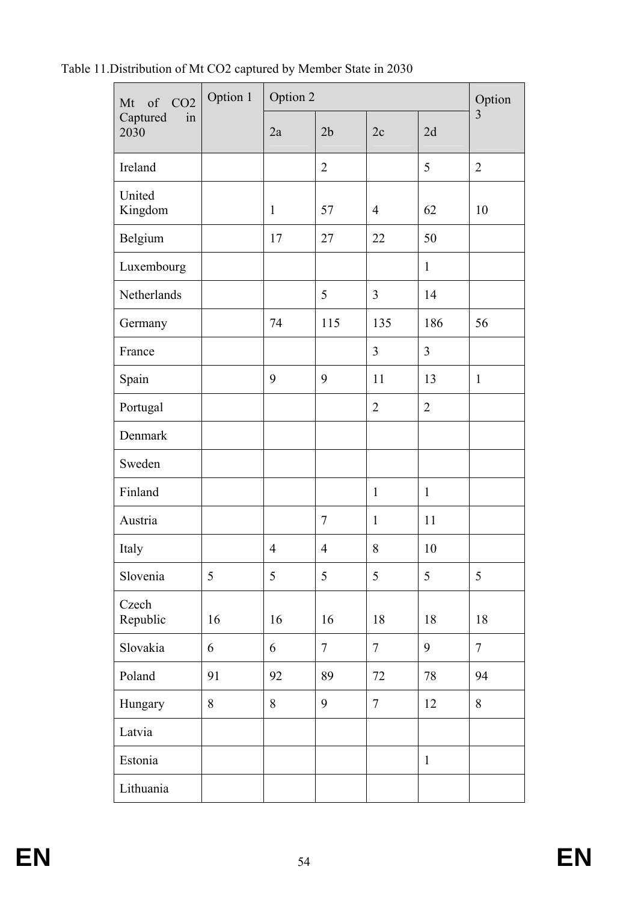Table 11.Distribution of Mt $CO_2$ captured by Member State in 2030

| Mt of $CO_2$ Captured in 2030 | Option 1 | Option 2 | | | | Option 3 |
|---|---|---|---|---|---|---|
| | | 2a | 2b | 2c | 2d | |
| Ireland | | | 2 | | 5 | 2 |
| United Kingdom | | 1 | 57 | 4 | 62 | 10 |
| Belgium | | 17 | 27 | 22 | 50 | |
| Luxembourg | | | | | 1 | |
| Netherlands | | | 5 | 3 | 14 | |
| Germany | | 74 | 115 | 135 | 186 | 56 |
| France | | | | 3 | 3 | |
| Spain | | 9 | 9 | 11 | 13 | 1 |
| Portugal | | | | 2 | 2 | |
| Denmark | | | | | | |
| Sweden | | | | | | |
| Finland | | | | 1 | 1 | |
| Austria | | | 7 | 1 | 11 | |
| Italy | | 4 | 4 | 8 | 10 | |
| Slovenia | 5 | 5 | 5 | 5 | 5 | 5 |
| Czech Republic | 16 | 16 | 16 | 18 | 18 | 18 |
| Slovakia | 6 | 6 | 7 | 7 | 9 | 7 |
| Poland | 91 | 92 | 89 | 72 | 78 | 94 |
| Hungary | 8 | 8 | 9 | 7 | 12 | 8 |
| Latvia | | | | | | |
| Estonia | | | | | 1 | |
| Lithuania | | | | | | |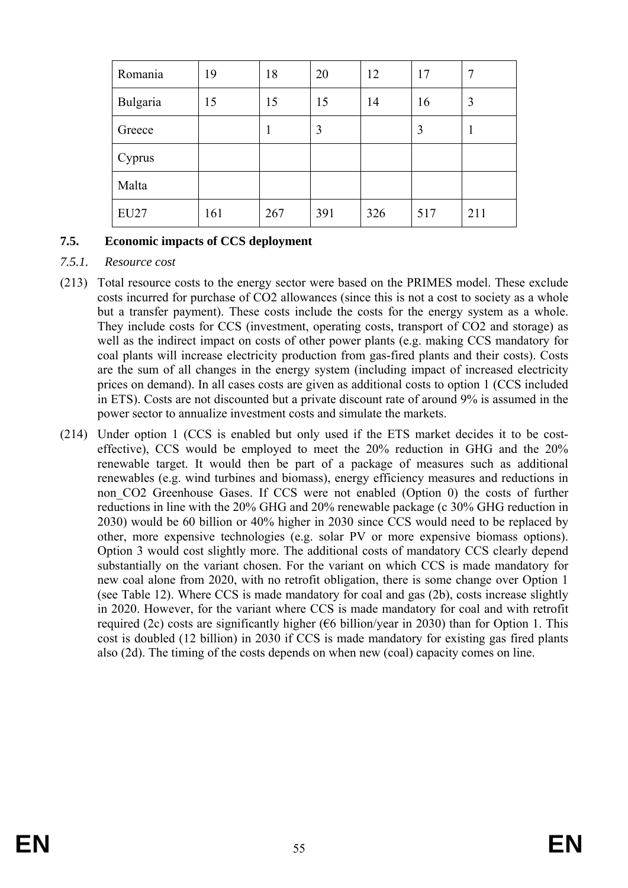| Romania | 19 | 18 | 20 | 12 | 17 | 7 |
|---|---|---|---|---|---|---|
| Bulgaria | 15 | 15 | 15 | 14 | 16 | 3 |
| Greece | | 1 | 3 | | 3 | 1 |
| Cyprus | | | | | | |
| Malta | | | | | | |
| EU27 | 161 | 267 | 391 | 326 | 517 | 211 |

### 7.5. Economic impacts of CCS deployment

#### *7.5.1. Resource cost*

(213) Total resource costs to the energy sector were based on the PRIMES model. These exclude costs incurred for purchase of CO2 allowances (since this is not a cost to society as a whole but a transfer payment). These costs include the costs for the energy system as a whole. They include costs for CCS (investment, operating costs, transport of CO2 and storage) as well as the indirect impact on costs of other power plants (e.g. making CCS mandatory for coal plants will increase electricity production from gas-fired plants and their costs). Costs are the sum of all changes in the energy system (including impact of increased electricity prices on demand). In all cases costs are given as additional costs to option 1 (CCS included in ETS). Costs are not discounted but a private discount rate of around 9% is assumed in the power sector to annualize investment costs and simulate the markets.

(214) Under option 1 (CCS is enabled but only used if the ETS market decides it to be cost-effective), CCS would be employed to meet the 20% reduction in GHG and the 20% renewable target. It would then be part of a package of measures such as additional renewables (e.g. wind turbines and biomass), energy efficiency measures and reductions in non_CO2 Greenhouse Gases. If CCS were not enabled (Option 0) the costs of further reductions in line with the 20% GHG and 20% renewable package (c 30% GHG reduction in 2030) would be 60 billion or 40% higher in 2030 since CCS would need to be replaced by other, more expensive technologies (e.g. solar PV or more expensive biomass options). Option 3 would cost slightly more. The additional costs of mandatory CCS clearly depend substantially on the variant chosen. For the variant on which CCS is made mandatory for new coal alone from 2020, with no retrofit obligation, there is some change over Option 1 (see Table 12). Where CCS is made mandatory for coal and gas (2b), costs increase slightly in 2020. However, for the variant where CCS is made mandatory for coal and with retrofit required (2c) costs are significantly higher (€6 billion/year in 2030) than for Option 1. This cost is doubled (12 billion) in 2030 if CCS is made mandatory for existing gas fired plants also (2d). The timing of the costs depends on when new (coal) capacity comes on line.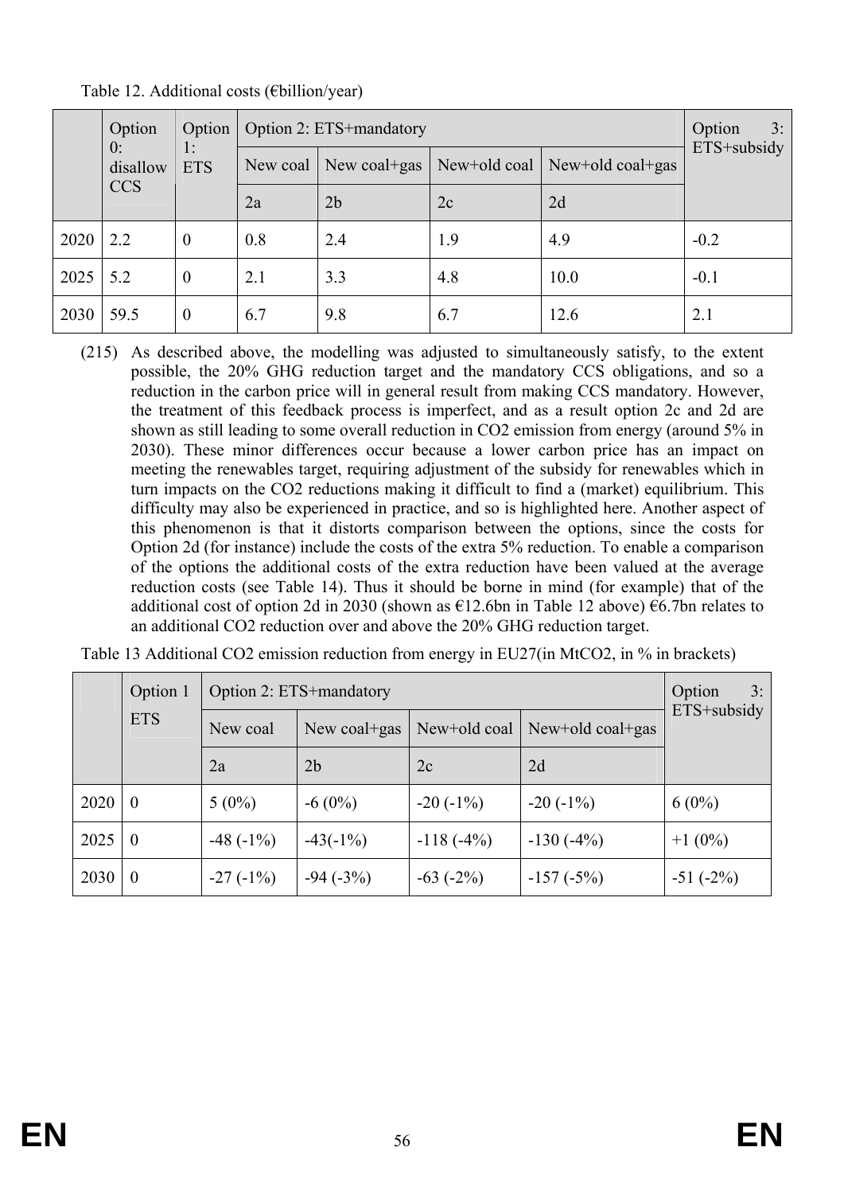Table 12. Additional costs (€billion/year)

| | Option 0: disallow CCS | Option 1: ETS | Option 2: ETS+mandatory | | | | Option 3: ETS+subsidy |
|---|---|---|---|---|---|---|---|
| | | | New coal | New coal+gas | New+old coal | New+old coal+gas | |
| | | | 2a | 2b | 2c | 2d | |
| 2020 | 2.2 | 0 | 0.8 | 2.4 | 1.9 | 4.9 | -0.2 |
| 2025 | 5.2 | 0 | 2.1 | 3.3 | 4.8 | 10.0 | -0.1 |
| 2030 | 59.5 | 0 | 6.7 | 9.8 | 6.7 | 12.6 | 2.1 |

(215) As described above, the modelling was adjusted to simultaneously satisfy, to the extent possible, the 20% GHG reduction target and the mandatory CCS obligations, and so a reduction in the carbon price will in general result from making CCS mandatory. However, the treatment of this feedback process is imperfect, and as a result option 2c and 2d are shown as still leading to some overall reduction in $CO_2$ emission from energy (around 5% in 2030). These minor differences occur because a lower carbon price has an impact on meeting the renewables target, requiring adjustment of the subsidy for renewables which in turn impacts on the $CO_2$ reductions making it difficult to find a (market) equilibrium. This difficulty may also be experienced in practice, and so is highlighted here. Another aspect of this phenomenon is that it distorts comparison between the options, since the costs for Option 2d (for instance) include the costs of the extra 5% reduction. To enable a comparison of the options the additional costs of the extra reduction have been valued at the average reduction costs (see Table 14). Thus it should be borne in mind (for example) that of the additional cost of option 2d in 2030 (shown as €12.6bn in Table 12 above) €6.7bn relates to an additional $CO_2$ reduction over and above the 20% GHG reduction target.

Table 13 Additional $CO_2$ emission reduction from energy in EU27(in $MtCO_2$, in % in brackets)

| | Option 1 ETS | Option 2: ETS+mandatory | | | | Option 3: ETS+subsidy |
|---|---|---|---|---|---|---|
| | | New coal | New coal+gas | New+old coal | New+old coal+gas | |
| | | 2a | 2b | 2c | 2d | |
| 2020 | 0 | 5 (0%) | -6 (0%) | -20 (-1%) | -20 (-1%) | 6 (0%) |
| 2025 | 0 | -48 (-1%) | -43(-1%) | -118 (-4%) | -130 (-4%) | +1 (0%) |
| 2030 | 0 | -27 (-1%) | -94 (-3%) | -63 (-2%) | -157 (-5%) | -51 (-2%) |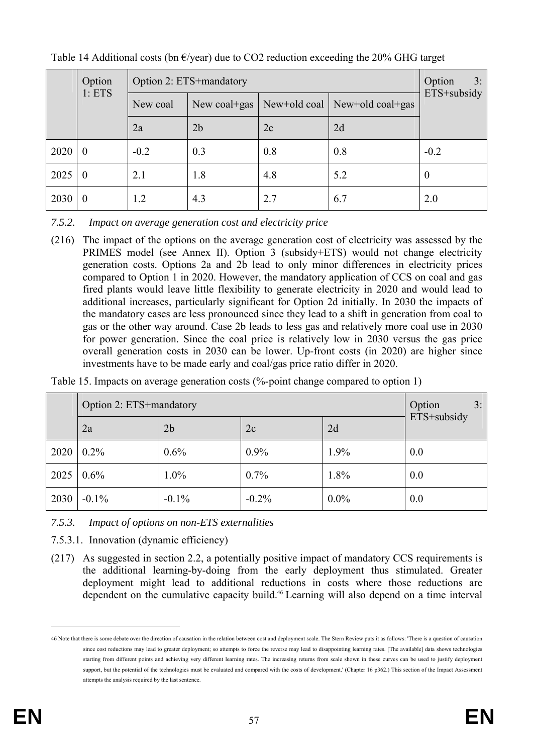Table 14 Additional costs (bn €/year) due to CO2 reduction exceeding the 20% GHG target

| | Option 1: ETS | Option 2: ETS+mandatory | | | | Option 3: ETS+subsidy |
|---|---|---|---|---|---|---|
| | | New coal | New coal+gas | New+old coal | New+old coal+gas | |
| | | 2a | 2b | 2c | 2d | |
| 2020 | 0 | -0.2 | 0.3 | 0.8 | 0.8 | -0.2 |
| 2025 | 0 | 2.1 | 1.8 | 4.8 | 5.2 | 0 |
| 2030 | 0 | 1.2 | 4.3 | 2.7 | 6.7 | 2.0 |

### *7.5.2. Impact on average generation cost and electricity price*

(216) The impact of the options on the average generation cost of electricity was assessed by the PRIMES model (see Annex II). Option 3 (subsidy+ETS) would not change electricity generation costs. Options 2a and 2b lead to only minor differences in electricity prices compared to Option 1 in 2020. However, the mandatory application of CCS on coal and gas fired plants would leave little flexibility to generate electricity in 2020 and would lead to additional increases, particularly significant for Option 2d initially. In 2030 the impacts of the mandatory cases are less pronounced since they lead to a shift in generation from coal to gas or the other way around. Case 2b leads to less gas and relatively more coal use in 2030 for power generation. Since the coal price is relatively low in 2030 versus the gas price overall generation costs in 2030 can be lower. Up-front costs (in 2020) are higher since investments have to be made early and coal/gas price ratio differ in 2020.

Table 15. Impacts on average generation costs (%-point change compared to option 1)

| | Option 2: ETS+mandatory | | | | Option 3: ETS+subsidy |
|---|---|---|---|---|---|
| | 2a | 2b | 2c | 2d | |
| 2020 | 0.2% | 0.6% | 0.9% | 1.9% | 0.0 |
| 2025 | 0.6% | 1.0% | 0.7% | 1.8% | 0.0 |
| 2030 | -0.1% | -0.1% | -0.2% | 0.0% | 0.0 |

### *7.5.3. Impact of options on non-ETS externalities*

#### 7.5.3.1. Innovation (dynamic efficiency)

(217) As suggested in section 2.2, a potentially positive impact of mandatory CCS requirements is the additional learning-by-doing from the early deployment thus stimulated. Greater deployment might lead to additional reductions in costs where those reductions are dependent on the cumulative capacity build.[46] Learning will also depend on a time interval

---

46 Note that there is some debate over the direction of causation in the relation between cost and deployment scale. The Stern Review puts it as follows: 'There is a question of causation since cost reductions may lead to greater deployment; so attempts to force the reverse may lead to disappointing learning rates. [The available] data shows technologies starting from different points and achieving very different learning rates. The increasing returns from scale shown in these curves can be used to justify deployment support, but the potential of the technologies must be evaluated and compared with the costs of development.' (Chapter 16 p362.) This section of the Impact Assessment attempts the analysis required by the last sentence.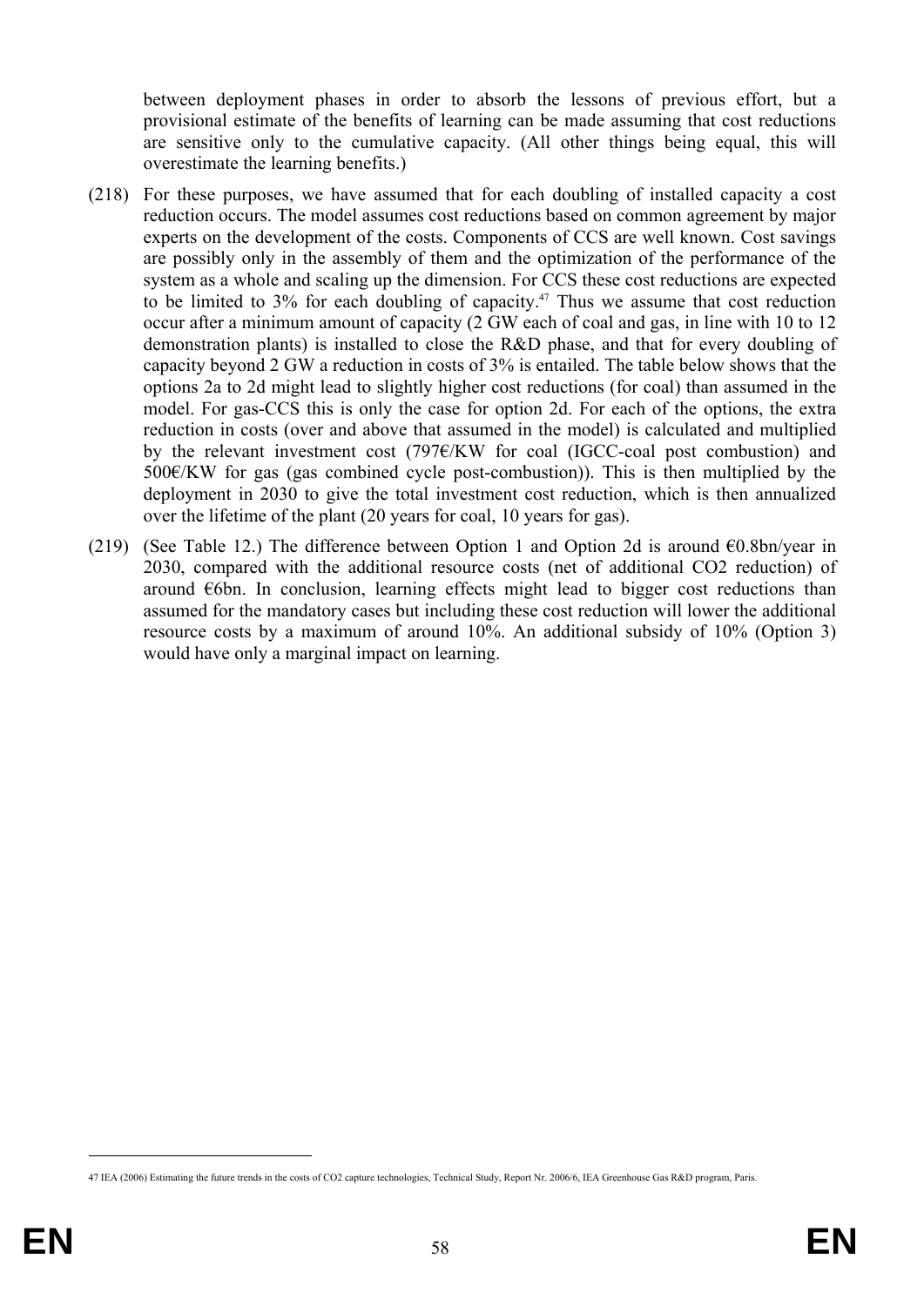between deployment phases in order to absorb the lessons of previous effort, but a provisional estimate of the benefits of learning can be made assuming that cost reductions are sensitive only to the cumulative capacity. (All other things being equal, this will overestimate the learning benefits.)

(218) For these purposes, we have assumed that for each doubling of installed capacity a cost reduction occurs. The model assumes cost reductions based on common agreement by major experts on the development of the costs. Components of CCS are well known. Cost savings are possibly only in the assembly of them and the optimization of the performance of the system as a whole and scaling up the dimension. For CCS these cost reductions are expected to be limited to 3% for each doubling of capacity.[47] Thus we assume that cost reduction occur after a minimum amount of capacity (2 GW each of coal and gas, in line with 10 to 12 demonstration plants) is installed to close the R&D phase, and that for every doubling of capacity beyond 2 GW a reduction in costs of 3% is entailed. The table below shows that the options 2a to 2d might lead to slightly higher cost reductions (for coal) than assumed in the model. For gas-CCS this is only the case for option 2d. For each of the options, the extra reduction in costs (over and above that assumed in the model) is calculated and multiplied by the relevant investment cost (797€/KW for coal (IGCC-coal post combustion) and 500€/KW for gas (gas combined cycle post-combustion)). This is then multiplied by the deployment in 2030 to give the total investment cost reduction, which is then annualized over the lifetime of the plant (20 years for coal, 10 years for gas).

(219) (See Table 12.) The difference between Option 1 and Option 2d is around €0.8bn/year in 2030, compared with the additional resource costs (net of additional $CO_2$ reduction) of around €6bn. In conclusion, learning effects might lead to bigger cost reductions than assumed for the mandatory cases but including these cost reduction will lower the additional resource costs by a maximum of around 10%. An additional subsidy of 10% (Option 3) would have only a marginal impact on learning.

47 IEA (2006) Estimating the future trends in the costs of CO2 capture technologies, Technical Study, Report Nr. 2006/6, IEA Greenhouse Gas R&D program, Paris.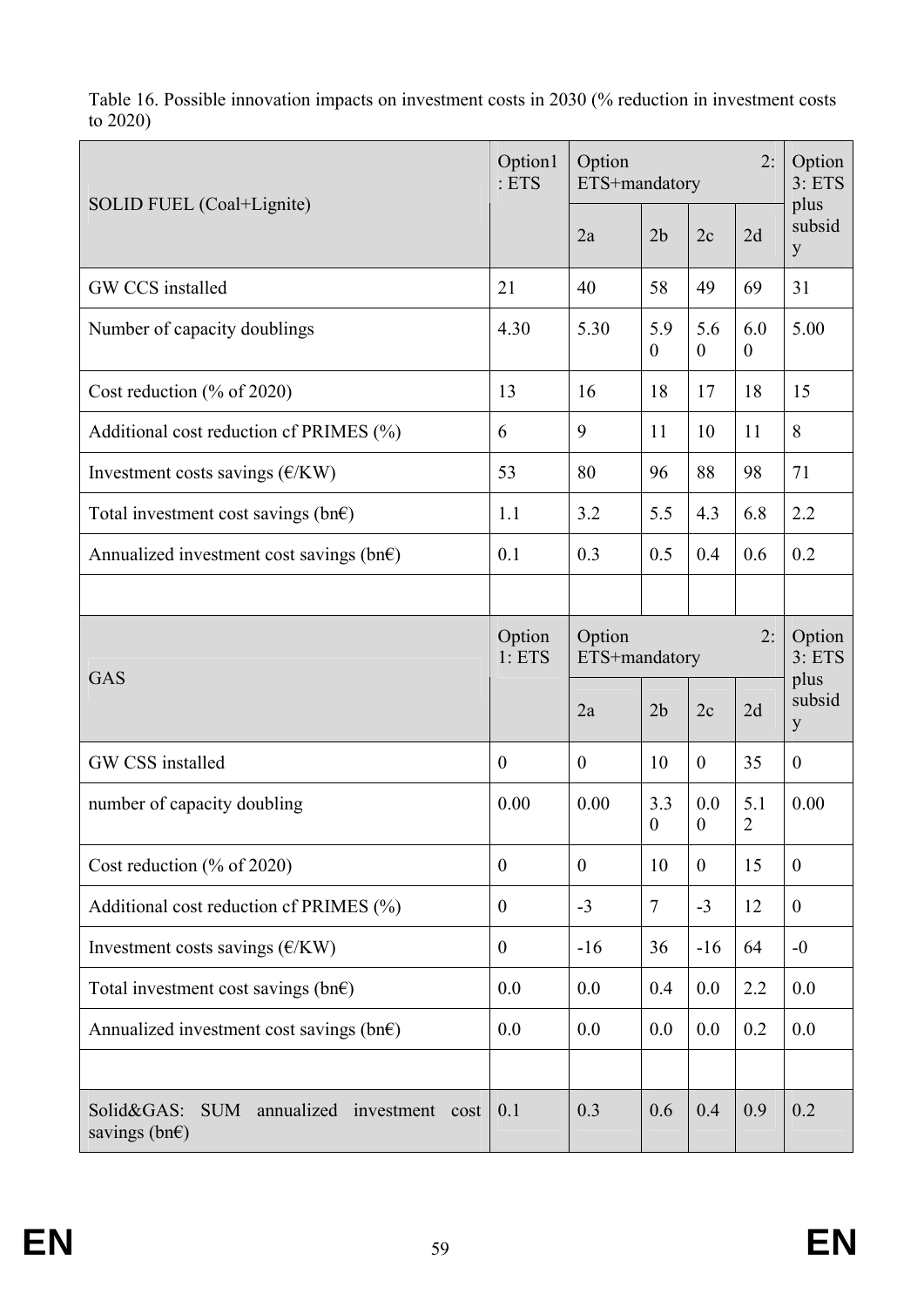Table 16. Possible innovation impacts on investment costs in 2030 (% reduction in investment costs to 2020)

| SOLID FUEL (Coal+Lignite) | Option1 : ETS | Option 2: ETS+mandatory | | | | Option 3: ETS plus subsidy |
|---|---|---|---|---|---|---|
| | | 2a | 2b | 2c | 2d | |
| GW CCS installed | 21 | 40 | 58 | 49 | 69 | 31 |
| Number of capacity doublings | 4.30 | 5.30 | 5.90 | 5.60 | 6.00 | 5.00 |
| Cost reduction (% of 2020) | 13 | 16 | 18 | 17 | 18 | 15 |
| Additional cost reduction cf PRIMES (%) | 6 | 9 | 11 | 10 | 11 | 8 |
| Investment costs savings (€/KW) | 53 | 80 | 96 | 88 | 98 | 71 |
| Total investment cost savings (bn€) | 1.1 | 3.2 | 5.5 | 4.3 | 6.8 | 2.2 |
| Annualized investment cost savings (bn€) | 0.1 | 0.3 | 0.5 | 0.4 | 0.6 | 0.2 |
| | | | | | | |
| **GAS** | Option 1: ETS | Option 2: ETS+mandatory | | | | Option 3: ETS plus subsidy |
| | | 2a | 2b | 2c | 2d | |
| GW CSS installed | 0 | 0 | 10 | 0 | 35 | 0 |
| number of capacity doubling | 0.00 | 0.00 | 3.30 | 0.00 | 5.12 | 0.00 |
| Cost reduction (% of 2020) | 0 | 0 | 10 | 0 | 15 | 0 |
| Additional cost reduction cf PRIMES (%) | 0 | -3 | 7 | -3 | 12 | 0 |
| Investment costs savings (€/KW) | 0 | -16 | 36 | -16 | 64 | -0 |
| Total investment cost savings (bn€) | 0.0 | 0.0 | 0.4 | 0.0 | 2.2 | 0.0 |
| Annualized investment cost savings (bn€) | 0.0 | 0.0 | 0.0 | 0.0 | 0.2 | 0.0 |
| | | | | | | |
| Solid&GAS: SUM annualized investment cost savings (bn€) | 0.1 | 0.3 | 0.6 | 0.4 | 0.9 | 0.2 |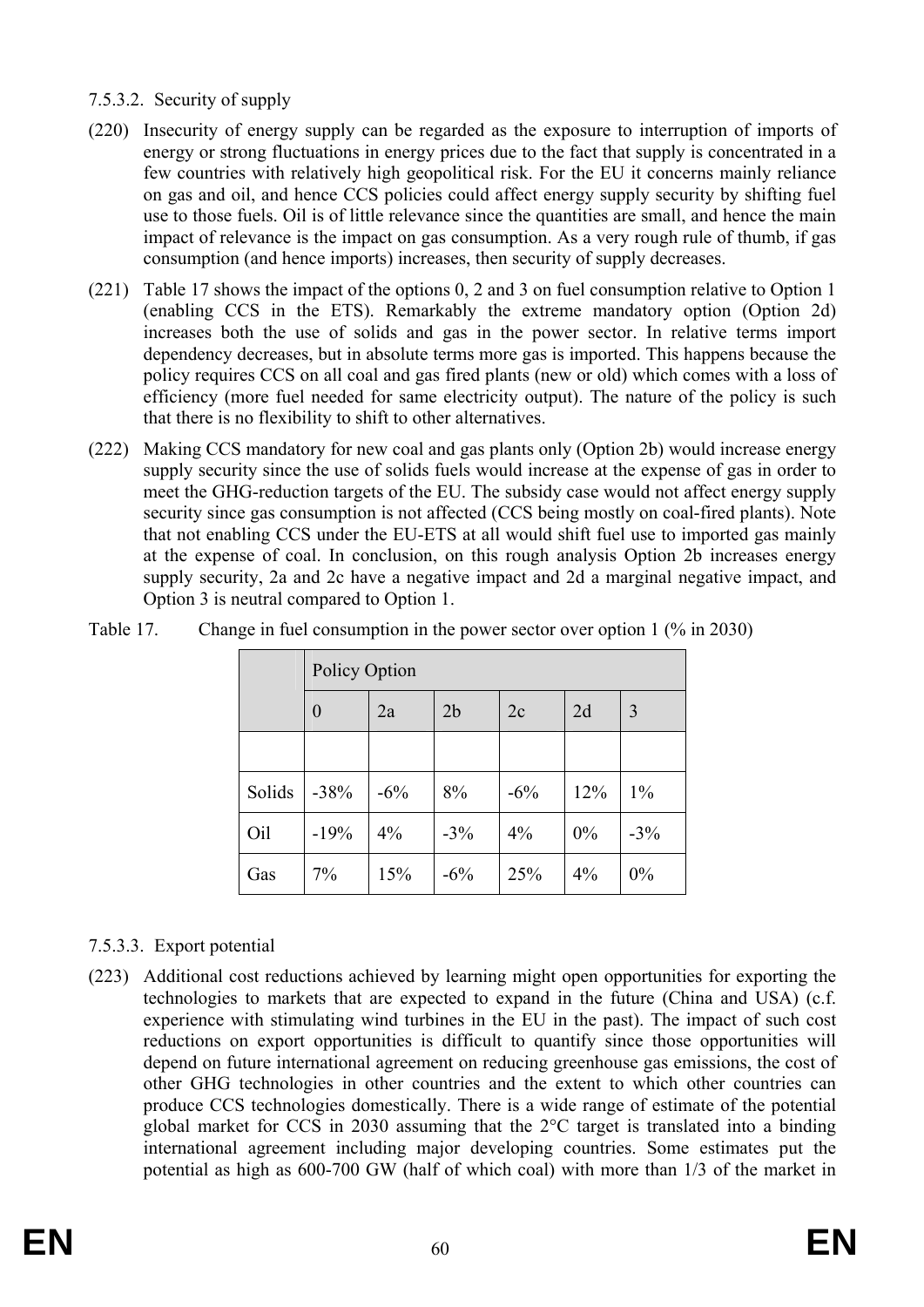#### 7.5.3.2. Security of supply

(220) Insecurity of energy supply can be regarded as the exposure to interruption of imports of energy or strong fluctuations in energy prices due to the fact that supply is concentrated in a few countries with relatively high geopolitical risk. For the EU it concerns mainly reliance on gas and oil, and hence CCS policies could affect energy supply security by shifting fuel use to those fuels. Oil is of little relevance since the quantities are small, and hence the main impact of relevance is the impact on gas consumption. As a very rough rule of thumb, if gas consumption (and hence imports) increases, then security of supply decreases.

(221) Table 17 shows the impact of the options 0, 2 and 3 on fuel consumption relative to Option 1 (enabling CCS in the ETS). Remarkably the extreme mandatory option (Option 2d) increases both the use of solids and gas in the power sector. In relative terms import dependency decreases, but in absolute terms more gas is imported. This happens because the policy requires CCS on all coal and gas fired plants (new or old) which comes with a loss of efficiency (more fuel needed for same electricity output). The nature of the policy is such that there is no flexibility to shift to other alternatives.

(222) Making CCS mandatory for new coal and gas plants only (Option 2b) would increase energy supply security since the use of solids fuels would increase at the expense of gas in order to meet the GHG-reduction targets of the EU. The subsidy case would not affect energy supply security since gas consumption is not affected (CCS being mostly on coal-fired plants). Note that not enabling CCS under the EU-ETS at all would shift fuel use to imported gas mainly at the expense of coal. In conclusion, on this rough analysis Option 2b increases energy supply security, 2a and 2c have a negative impact and 2d a marginal negative impact, and Option 3 is neutral compared to Option 1.

Table 17. Change in fuel consumption in the power sector over option 1 (% in 2030)

| | Policy Option | | | | | |
|---|---|---|---|---|---|---|
| | 0 | 2a | 2b | 2c | 2d | 3 |
| | | | | | | |
| Solids | -38% | -6% | 8% | -6% | 12% | 1% |
| Oil | -19% | 4% | -3% | 4% | 0% | -3% |
| Gas | 7% | 15% | -6% | 25% | 4% | 0% |

#### 7.5.3.3. Export potential

(223) Additional cost reductions achieved by learning might open opportunities for exporting the technologies to markets that are expected to expand in the future (China and USA) (c.f. experience with stimulating wind turbines in the EU in the past). The impact of such cost reductions on export opportunities is difficult to quantify since those opportunities will depend on future international agreement on reducing greenhouse gas emissions, the cost of other GHG technologies in other countries and the extent to which other countries can produce CCS technologies domestically. There is a wide range of estimate of the potential global market for CCS in 2030 assuming that the 2°C target is translated into a binding international agreement including major developing countries. Some estimates put the potential as high as 600-700 GW (half of which coal) with more than 1/3 of the market in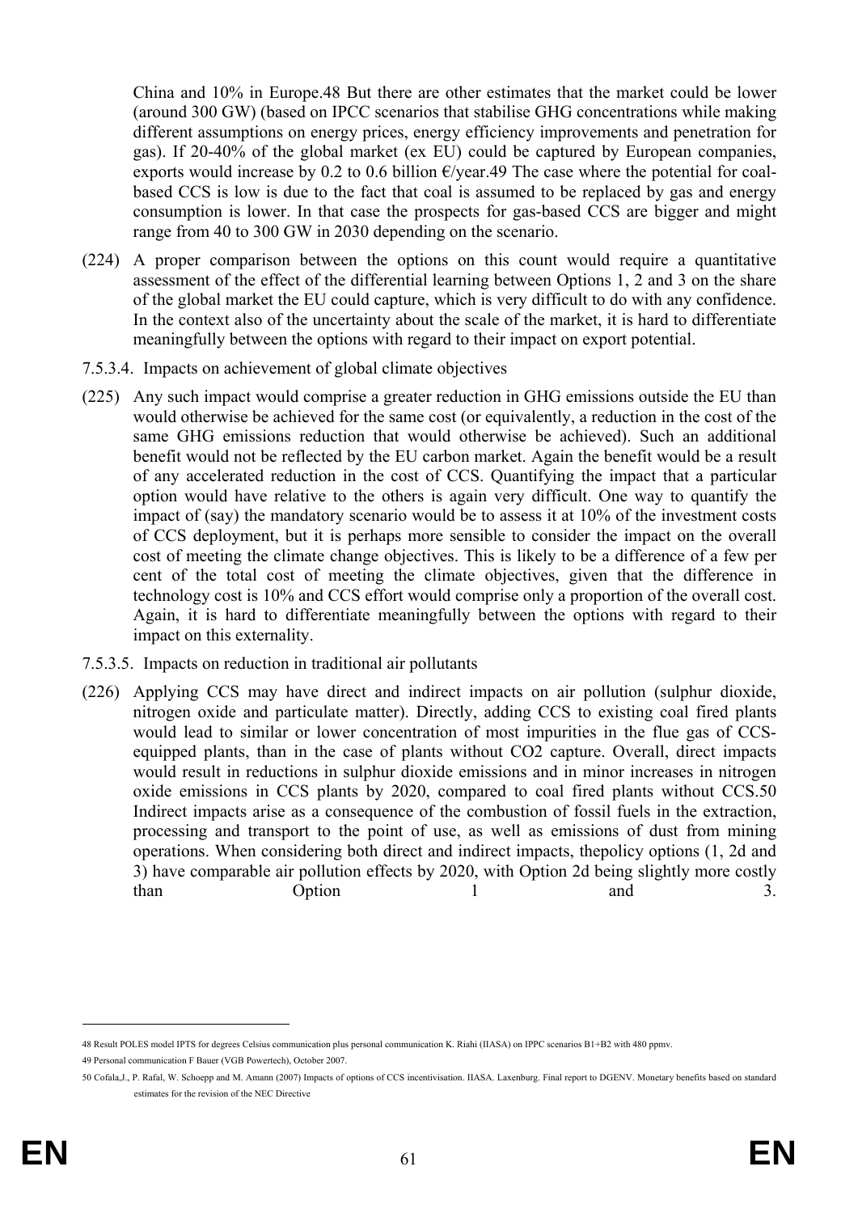China and 10% in Europe.[48] But there are other estimates that the market could be lower (around 300 GW) (based on IPCC scenarios that stabilise GHG concentrations while making different assumptions on energy prices, energy efficiency improvements and penetration for gas). If 20-40% of the global market (ex EU) could be captured by European companies, exports would increase by 0.2 to 0.6 billion €/year.[49] The case where the potential for coal-based CCS is low is due to the fact that coal is assumed to be replaced by gas and energy consumption is lower. In that case the prospects for gas-based CCS are bigger and might range from 40 to 300 GW in 2030 depending on the scenario.

(224) A proper comparison between the options on this count would require a quantitative assessment of the effect of the differential learning between Options 1, 2 and 3 on the share of the global market the EU could capture, which is very difficult to do with any confidence. In the context also of the uncertainty about the scale of the market, it is hard to differentiate meaningfully between the options with regard to their impact on export potential.

7.5.3.4. Impacts on achievement of global climate objectives

(225) Any such impact would comprise a greater reduction in GHG emissions outside the EU than would otherwise be achieved for the same cost (or equivalently, a reduction in the cost of the same GHG emissions reduction that would otherwise be achieved). Such an additional benefit would not be reflected by the EU carbon market. Again the benefit would be a result of any accelerated reduction in the cost of CCS. Quantifying the impact that a particular option would have relative to the others is again very difficult. One way to quantify the impact of (say) the mandatory scenario would be to assess it at 10% of the investment costs of CCS deployment, but it is perhaps more sensible to consider the impact on the overall cost of meeting the climate change objectives. This is likely to be a difference of a few per cent of the total cost of meeting the climate objectives, given that the difference in technology cost is 10% and CCS effort would comprise only a proportion of the overall cost. Again, it is hard to differentiate meaningfully between the options with regard to their impact on this externality.

7.5.3.5. Impacts on reduction in traditional air pollutants

(226) Applying CCS may have direct and indirect impacts on air pollution (sulphur dioxide, nitrogen oxide and particulate matter). Directly, adding CCS to existing coal fired plants would lead to similar or lower concentration of most impurities in the flue gas of CCS-equipped plants, than in the case of plants without $CO_2$ capture. Overall, direct impacts would result in reductions in sulphur dioxide emissions and in minor increases in nitrogen oxide emissions in CCS plants by 2020, compared to coal fired plants without CCS.[50] Indirect impacts arise as a consequence of the combustion of fossil fuels in the extraction, processing and transport to the point of use, as well as emissions of dust from mining operations. When considering both direct and indirect impacts, thepolicy options (1, 2d and 3) have comparable air pollution effects by 2020, with Option 2d being slightly more costly than Option 1 and 3.

---

48 Result POLES model IPTS for degrees Celsius communication plus personal communication K. Riahi (IIASA) on IPPC scenarios B1+B2 with 480 ppmv.

49 Personal communication F Bauer (VGB Powertech), October 2007.

50 Cofala,J., P. Rafal, W. Schoepp and M. Amann (2007) Impacts of options of CCS incentivisation. IIASA. Laxenburg. Final report to DGENV. Monetary benefits based on standard estimates for the revision of the NEC Directive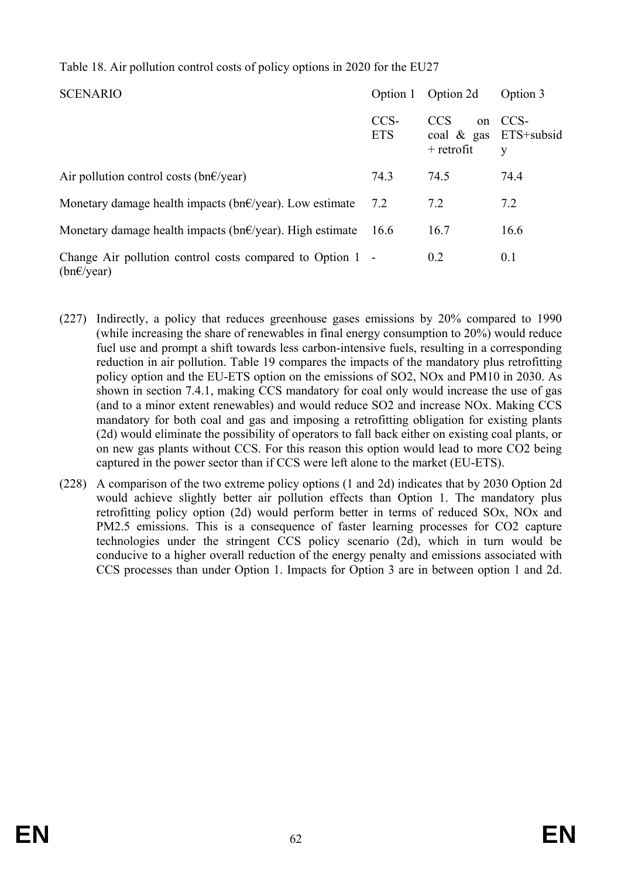Table 18. Air pollution control costs of policy options in 2020 for the EU27

| SCENARIO | Option 1 | Option 2d | Option 3 |
|---|---|---|---|
| | CCS-ETS | CCS on coal & gas + retrofit | CCS-ETS+subsidy |
| Air pollution control costs (bn€/year) | 74.3 | 74.5 | 74.4 |
| Monetary damage health impacts (bn€/year). Low estimate | 7.2 | 7.2 | 7.2 |
| Monetary damage health impacts (bn€/year). High estimate | 16.6 | 16.7 | 16.6 |
| Change Air pollution control costs compared to Option 1 (bn€/year) | - | 0.2 | 0.1 |

(227) Indirectly, a policy that reduces greenhouse gases emissions by 20% compared to 1990 (while increasing the share of renewables in final energy consumption to 20%) would reduce fuel use and prompt a shift towards less carbon-intensive fuels, resulting in a corresponding reduction in air pollution. Table 19 compares the impacts of the mandatory plus retrofitting policy option and the EU-ETS option on the emissions of $SO_2$, $NO_x$ and $PM_{10}$ in 2030. As shown in section 7.4.1, making CCS mandatory for coal only would increase the use of gas (and to a minor extent renewables) and would reduce $SO_2$ and increase $NO_x$. Making CCS mandatory for both coal and gas and imposing a retrofitting obligation for existing plants (2d) would eliminate the possibility of operators to fall back either on existing coal plants, or on new gas plants without CCS. For this reason this option would lead to more $CO_2$ being captured in the power sector than if CCS were left alone to the market (EU-ETS).

(228) A comparison of the two extreme policy options (1 and 2d) indicates that by 2030 Option 2d would achieve slightly better air pollution effects than Option 1. The mandatory plus retrofitting policy option (2d) would perform better in terms of reduced $SO_x$, $NO_x$ and $PM_{2.5}$ emissions. This is a consequence of faster learning processes for $CO_2$ capture technologies under the stringent CCS policy scenario (2d), which in turn would be conducive to a higher overall reduction of the energy penalty and emissions associated with CCS processes than under Option 1. Impacts for Option 3 are in between option 1 and 2d.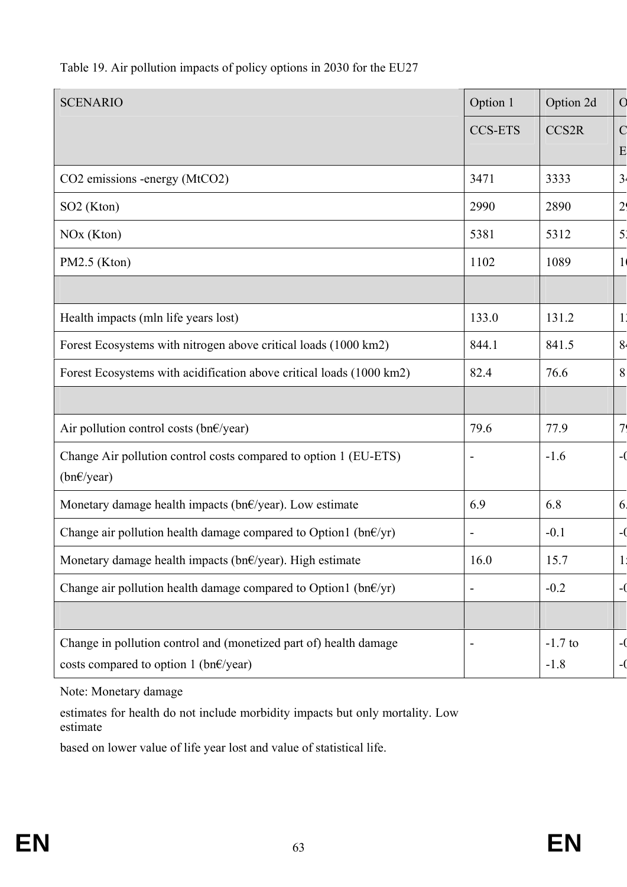Table 19. Air pollution impacts of policy options in 2030 for the EU27

| SCENARIO | Option 1 | Option 2d | O |
|---|---|---|---|
| | CCS-ETS | CCS2R | C E |
| $CO_2$ emissions -energy ($MtCO_2$) | 3471 | 3333 | 34 |
| $SO_2$ (Kton) | 2990 | 2890 | 29 |
| NOx (Kton) | 5381 | 5312 | 53 |
| PM2.5 (Kton) | 1102 | 1089 | 10 |
| | | | |
| Health impacts (mln life years lost) | 133.0 | 131.2 | 13 |
| Forest Ecosystems with nitrogen above critical loads (1000 km2) | 844.1 | 841.5 | 84 |
| Forest Ecosystems with acidification above critical loads (1000 km2) | 82.4 | 76.6 | 8 |
| | | | |
| Air pollution control costs (bn€/year) | 79.6 | 77.9 | 79 |
| Change Air pollution control costs compared to option 1 (EU-ETS) (bn€/year) | - | -1.6 | -0 |
| Monetary damage health impacts (bn€/year). Low estimate | 6.9 | 6.8 | 6. |
| Change air pollution health damage compared to Option1 (bn€/yr) | - | -0.1 | -0 |
| Monetary damage health impacts (bn€/year). High estimate | 16.0 | 15.7 | 15 |
| Change air pollution health damage compared to Option1 (bn€/yr) | - | -0.2 | -0 |
| | | | |
| Change in pollution control and (monetized part of) health damage costs compared to option 1 (bn€/year) | - | -1.7 to -1.8 | -0 -0 |

Note: Monetary damage

estimates for health do not include morbidity impacts but only mortality. Low estimate

based on lower value of life year lost and value of statistical life.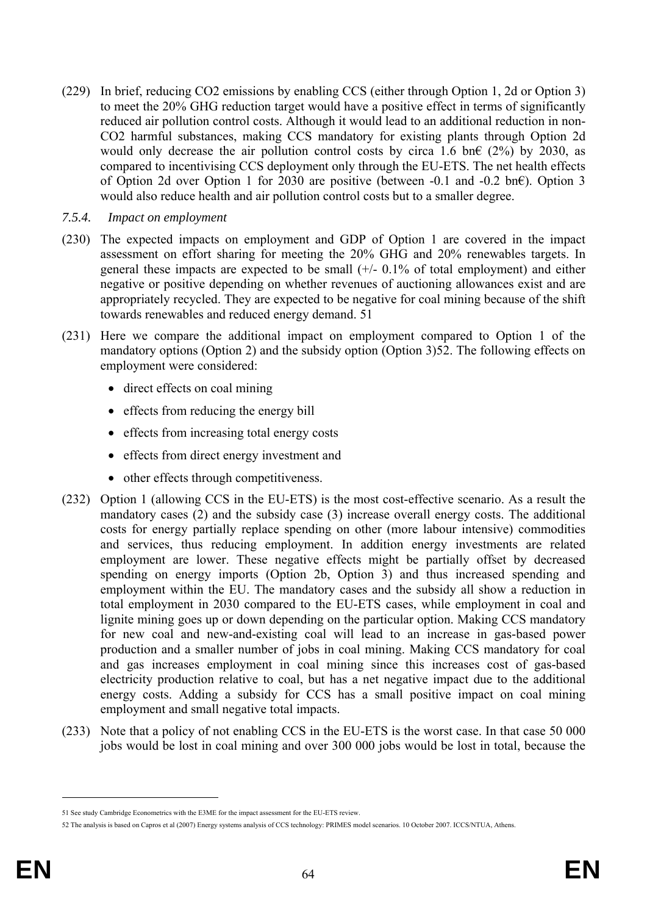(229) In brief, reducing CO2 emissions by enabling CCS (either through Option 1, 2d or Option 3) to meet the 20% GHG reduction target would have a positive effect in terms of significantly reduced air pollution control costs. Although it would lead to an additional reduction in non-CO2 harmful substances, making CCS mandatory for existing plants through Option 2d would only decrease the air pollution control costs by circa 1.6 bn€ (2%) by 2030, as compared to incentivising CCS deployment only through the EU-ETS. The net health effects of Option 2d over Option 1 for 2030 are positive (between -0.1 and -0.2 bn€). Option 3 would also reduce health and air pollution control costs but to a smaller degree.

### *7.5.4. Impact on employment*

(230) The expected impacts on employment and GDP of Option 1 are covered in the impact assessment on effort sharing for meeting the 20% GHG and 20% renewables targets. In general these impacts are expected to be small (+/- 0.1% of total employment) and either negative or positive depending on whether revenues of auctioning allowances exist and are appropriately recycled. They are expected to be negative for coal mining because of the shift towards renewables and reduced energy demand. 51

(231) Here we compare the additional impact on employment compared to Option 1 of the mandatory options (Option 2) and the subsidy option (Option 3)52. The following effects on employment were considered:

- direct effects on coal mining
- effects from reducing the energy bill
- effects from increasing total energy costs
- effects from direct energy investment and
- other effects through competitiveness.

(232) Option 1 (allowing CCS in the EU-ETS) is the most cost-effective scenario. As a result the mandatory cases (2) and the subsidy case (3) increase overall energy costs. The additional costs for energy partially replace spending on other (more labour intensive) commodities and services, thus reducing employment. In addition energy investments are related employment are lower. These negative effects might be partially offset by decreased spending on energy imports (Option 2b, Option 3) and thus increased spending and employment within the EU. The mandatory cases and the subsidy all show a reduction in total employment in 2030 compared to the EU-ETS cases, while employment in coal and lignite mining goes up or down depending on the particular option. Making CCS mandatory for new coal and new-and-existing coal will lead to an increase in gas-based power production and a smaller number of jobs in coal mining. Making CCS mandatory for coal and gas increases employment in coal mining since this increases cost of gas-based electricity production relative to coal, but has a net negative impact due to the additional energy costs. Adding a subsidy for CCS has a small positive impact on coal mining employment and small negative total impacts.

(233) Note that a policy of not enabling CCS in the EU-ETS is the worst case. In that case 50 000 jobs would be lost in coal mining and over 300 000 jobs would be lost in total, because the

---

51 See study Cambridge Econometrics with the E3ME for the impact assessment for the EU-ETS review.

52 The analysis is based on Capros et al (2007) Energy systems analysis of CCS technology: PRIMES model scenarios. 10 October 2007. ICCS/NTUA, Athens.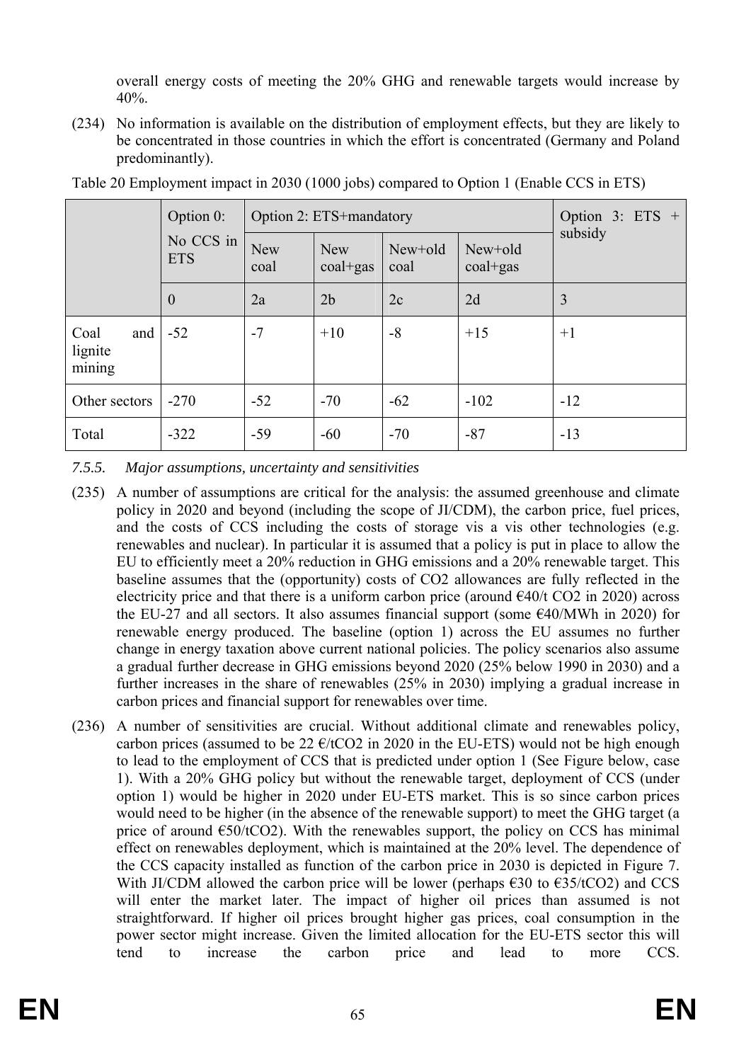overall energy costs of meeting the 20% GHG and renewable targets would increase by 40%.

(234) No information is available on the distribution of employment effects, but they are likely to be concentrated in those countries in which the effort is concentrated (Germany and Poland predominantly).

Table 20 Employment impact in 2030 (1000 jobs) compared to Option 1 (Enable CCS in ETS)

| | Option 0: No CCS in ETS | Option 2: ETS+mandatory | | | | Option 3: ETS + subsidy |
|---|---|---|---|---|---|---|
| | | New coal | New coal+gas | New+old coal | New+old coal+gas | |
| | 0 | 2a | 2b | 2c | 2d | 3 |
| Coal and lignite mining | -52 | -7 | +10 | -8 | +15 | +1 |
| Other sectors | -270 | -52 | -70 | -62 | -102 | -12 |
| Total | -322 | -59 | -60 | -70 | -87 | -13 |

### 7.5.5. *Major assumptions, uncertainty and sensitivities*

(235) A number of assumptions are critical for the analysis: the assumed greenhouse and climate policy in 2020 and beyond (including the scope of JI/CDM), the carbon price, fuel prices, and the costs of CCS including the costs of storage vis a vis other technologies (e.g. renewables and nuclear). In particular it is assumed that a policy is put in place to allow the EU to efficiently meet a 20% reduction in GHG emissions and a 20% renewable target. This baseline assumes that the (opportunity) costs of $CO_2$ allowances are fully reflected in the electricity price and that there is a uniform carbon price (around €40/t $CO_2$ in 2020) across the EU-27 and all sectors. It also assumes financial support (some €40/MWh in 2020) for renewable energy produced. The baseline (option 1) across the EU assumes no further change in energy taxation above current national policies. The policy scenarios also assume a gradual further decrease in GHG emissions beyond 2020 (25% below 1990 in 2030) and a further increases in the share of renewables (25% in 2030) implying a gradual increase in carbon prices and financial support for renewables over time.

(236) A number of sensitivities are crucial. Without additional climate and renewables policy, carbon prices (assumed to be 22 €/t$CO_2$ in 2020 in the EU-ETS) would not be high enough to lead to the employment of CCS that is predicted under option 1 (See Figure below, case 1). With a 20% GHG policy but without the renewable target, deployment of CCS (under option 1) would be higher in 2020 under EU-ETS market. This is so since carbon prices would need to be higher (in the absence of the renewable support) to meet the GHG target (a price of around €50/t$CO_2$). With the renewables support, the policy on CCS has minimal effect on renewables deployment, which is maintained at the 20% level. The dependence of the CCS capacity installed as function of the carbon price in 2030 is depicted in Figure 7. With JI/CDM allowed the carbon price will be lower (perhaps €30 to €35/t$CO_2$) and CCS will enter the market later. The impact of higher oil prices than assumed is not straightforward. If higher oil prices brought higher gas prices, coal consumption in the power sector might increase. Given the limited allocation for the EU-ETS sector this will tend to increase the carbon price and lead to more CCS.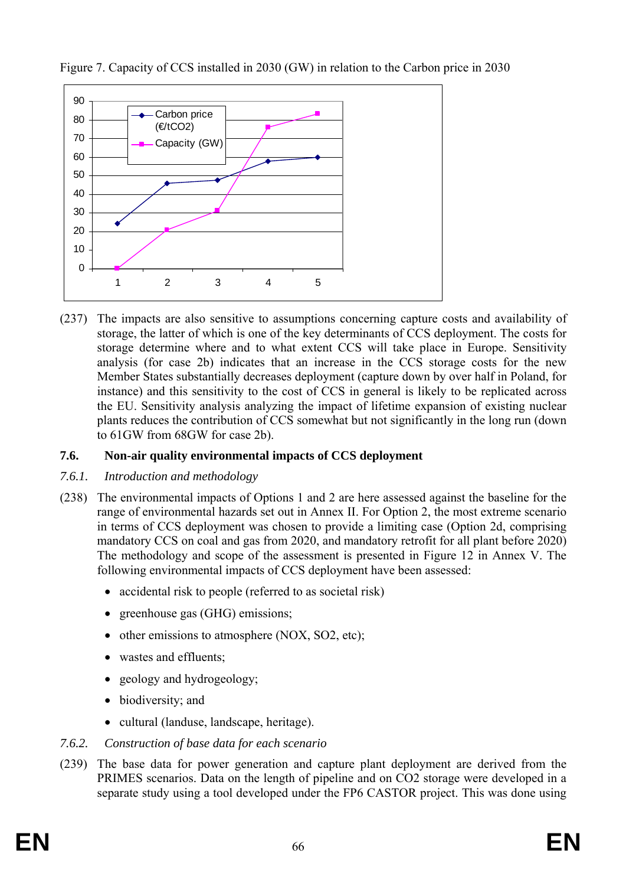Figure 7. Capacity of CCS installed in 2030 (GW) in relation to the Carbon price in 2030

(237) The impacts are also sensitive to assumptions concerning capture costs and availability of storage, the latter of which is one of the key determinants of CCS deployment. The costs for storage determine where and to what extent CCS will take place in Europe. Sensitivity analysis (for case 2b) indicates that an increase in the CCS storage costs for the new Member States substantially decreases deployment (capture down by over half in Poland, for instance) and this sensitivity to the cost of CCS in general is likely to be replicated across the EU. Sensitivity analysis analyzing the impact of lifetime expansion of existing nuclear plants reduces the contribution of CCS somewhat but not significantly in the long run (down to 61GW from 68GW for case 2b).

## 7.6. Non-air quality environmental impacts of CCS deployment

### *7.6.1. Introduction and methodology*

(238) The environmental impacts of Options 1 and 2 are here assessed against the baseline for the range of environmental hazards set out in Annex II. For Option 2, the most extreme scenario in terms of CCS deployment was chosen to provide a limiting case (Option 2d, comprising mandatory CCS on coal and gas from 2020, and mandatory retrofit for all plant before 2020) The methodology and scope of the assessment is presented in Figure 12 in Annex V. The following environmental impacts of CCS deployment have been assessed:

- accidental risk to people (referred to as societal risk)
- greenhouse gas (GHG) emissions;
- other emissions to atmosphere (NOX, SO2, etc);
- wastes and effluents;
- geology and hydrogeology;
- biodiversity; and
- cultural (landuse, landscape, heritage).

### *7.6.2. Construction of base data for each scenario*

(239) The base data for power generation and capture plant deployment are derived from the PRIMES scenarios. Data on the length of pipeline and on CO2 storage were developed in a separate study using a tool developed under the FP6 CASTOR project. This was done using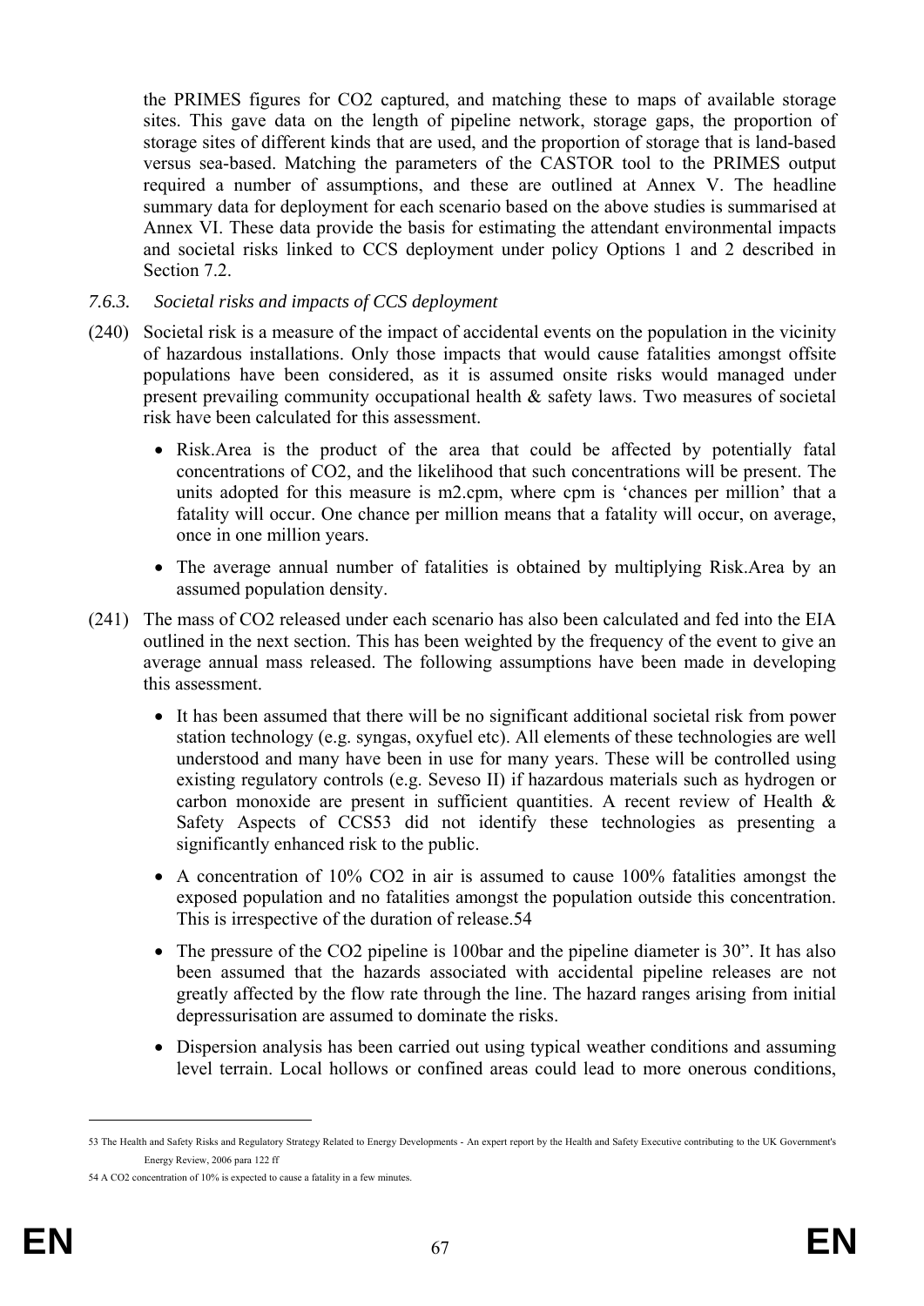the PRIMES figures for $CO_2$ captured, and matching these to maps of available storage sites. This gave data on the length of pipeline network, storage gaps, the proportion of storage sites of different kinds that are used, and the proportion of storage that is land-based versus sea-based. Matching the parameters of the CASTOR tool to the PRIMES output required a number of assumptions, and these are outlined at Annex V. The headline summary data for deployment for each scenario based on the above studies is summarised at Annex VI. These data provide the basis for estimating the attendant environmental impacts and societal risks linked to CCS deployment under policy Options 1 and 2 described in Section 7.2.

### *7.6.3. Societal risks and impacts of CCS deployment*

(240) Societal risk is a measure of the impact of accidental events on the population in the vicinity of hazardous installations. Only those impacts that would cause fatalities amongst offsite populations have been considered, as it is assumed onsite risks would managed under present prevailing community occupational health & safety laws. Two measures of societal risk have been calculated for this assessment.

- Risk.Area is the product of the area that could be affected by potentially fatal concentrations of $CO_2$, and the likelihood that such concentrations will be present. The units adopted for this measure is m2.cpm, where cpm is 'chances per million' that a fatality will occur. One chance per million means that a fatality will occur, on average, once in one million years.
- The average annual number of fatalities is obtained by multiplying Risk.Area by an assumed population density.

(241) The mass of $CO_2$ released under each scenario has also been calculated and fed into the EIA outlined in the next section. This has been weighted by the frequency of the event to give an average annual mass released. The following assumptions have been made in developing this assessment.

- It has been assumed that there will be no significant additional societal risk from power station technology (e.g. syngas, oxyfuel etc). All elements of these technologies are well understood and many have been in use for many years. These will be controlled using existing regulatory controls (e.g. Seveso II) if hazardous materials such as hydrogen or carbon monoxide are present in sufficient quantities. A recent review of Health & Safety Aspects of CCS[53] did not identify these technologies as presenting a significantly enhanced risk to the public.
- A concentration of 10% $CO_2$ in air is assumed to cause 100% fatalities amongst the exposed population and no fatalities amongst the population outside this concentration. This is irrespective of the duration of release.[54]
- The pressure of the $CO_2$ pipeline is 100bar and the pipeline diameter is 30". It has also been assumed that the hazards associated with accidental pipeline releases are not greatly affected by the flow rate through the line. The hazard ranges arising from initial depressurisation are assumed to dominate the risks.
- Dispersion analysis has been carried out using typical weather conditions and assuming level terrain. Local hollows or confined areas could lead to more onerous conditions,

---

[53] The Health and Safety Risks and Regulatory Strategy Related to Energy Developments - An expert report by the Health and Safety Executive contributing to the UK Government's Energy Review, 2006 para 122 ff

[54] A $CO_2$ concentration of 10% is expected to cause a fatality in a few minutes.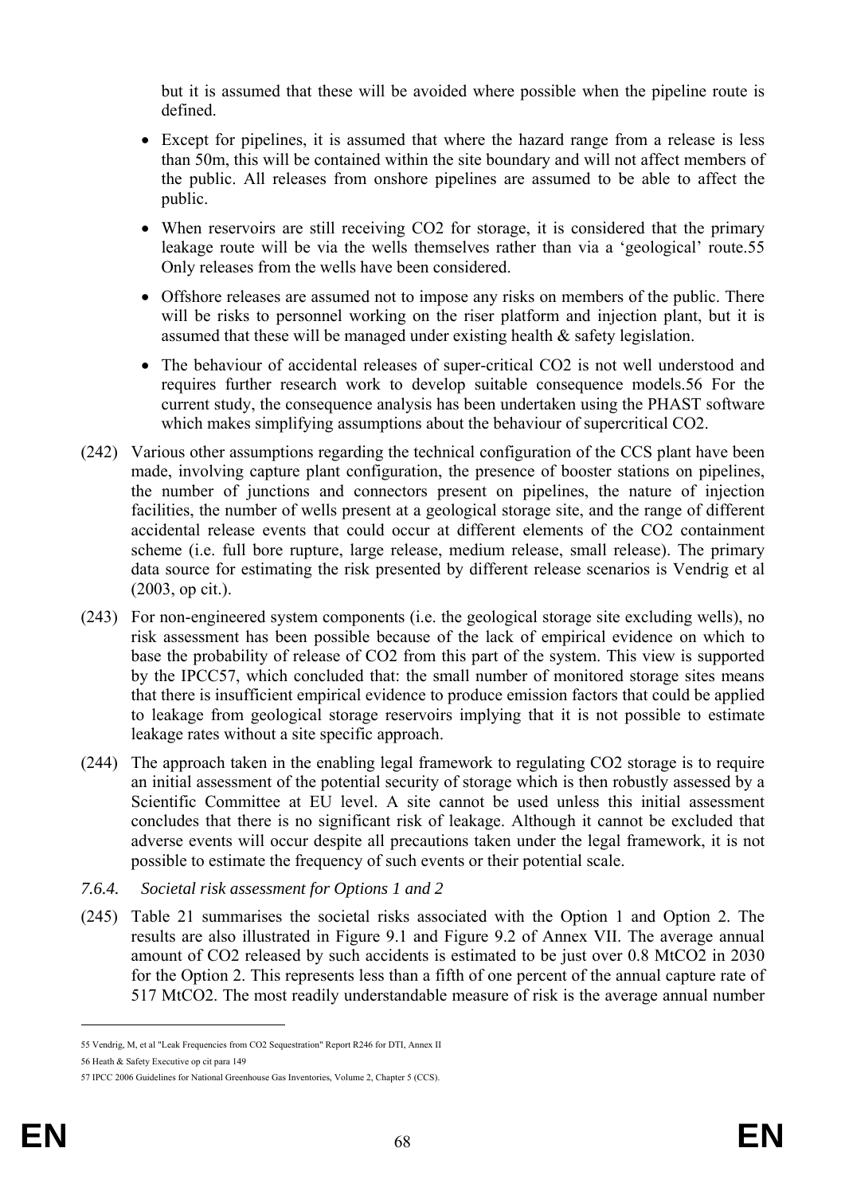but it is assumed that these will be avoided where possible when the pipeline route is defined.

- Except for pipelines, it is assumed that where the hazard range from a release is less than 50m, this will be contained within the site boundary and will not affect members of the public. All releases from onshore pipelines are assumed to be able to affect the public.
- When reservoirs are still receiving $CO_2$ for storage, it is considered that the primary leakage route will be via the wells themselves rather than via a 'geological' route.[55] Only releases from the wells have been considered.
- Offshore releases are assumed not to impose any risks on members of the public. There will be risks to personnel working on the riser platform and injection plant, but it is assumed that these will be managed under existing health & safety legislation.
- The behaviour of accidental releases of super-critical $CO_2$ is not well understood and requires further research work to develop suitable consequence models.[56] For the current study, the consequence analysis has been undertaken using the PHAST software which makes simplifying assumptions about the behaviour of supercritical $CO_2$.

(242) Various other assumptions regarding the technical configuration of the CCS plant have been made, involving capture plant configuration, the presence of booster stations on pipelines, the number of junctions and connectors present on pipelines, the nature of injection facilities, the number of wells present at a geological storage site, and the range of different accidental release events that could occur at different elements of the $CO_2$ containment scheme (i.e. full bore rupture, large release, medium release, small release). The primary data source for estimating the risk presented by different release scenarios is Vendrig et al (2003, op cit.).

(243) For non-engineered system components (i.e. the geological storage site excluding wells), no risk assessment has been possible because of the lack of empirical evidence on which to base the probability of release of $CO_2$ from this part of the system. This view is supported by the IPCC[57], which concluded that: the small number of monitored storage sites means that there is insufficient empirical evidence to produce emission factors that could be applied to leakage from geological storage reservoirs implying that it is not possible to estimate leakage rates without a site specific approach.

(244) The approach taken in the enabling legal framework to regulating $CO_2$ storage is to require an initial assessment of the potential security of storage which is then robustly assessed by a Scientific Committee at EU level. A site cannot be used unless this initial assessment concludes that there is no significant risk of leakage. Although it cannot be excluded that adverse events will occur despite all precautions taken under the legal framework, it is not possible to estimate the frequency of such events or their potential scale.

### *7.6.4. Societal risk assessment for Options 1 and 2*

(245) Table 21 summarises the societal risks associated with the Option 1 and Option 2. The results are also illustrated in Figure 9.1 and Figure 9.2 of Annex VII. The average annual amount of $CO_2$ released by such accidents is estimated to be just over 0.8 $MtCO_2$ in 2030 for the Option 2. This represents less than a fifth of one percent of the annual capture rate of 517 $MtCO_2$. The most readily understandable measure of risk is the average annual number

---

[55] Vendrig, M, et al "Leak Frequencies from CO2 Sequestration" Report R246 for DTI, Annex II

[56] Heath & Safety Executive op cit para 149

[57] IPCC 2006 Guidelines for National Greenhouse Gas Inventories, Volume 2, Chapter 5 (CCS).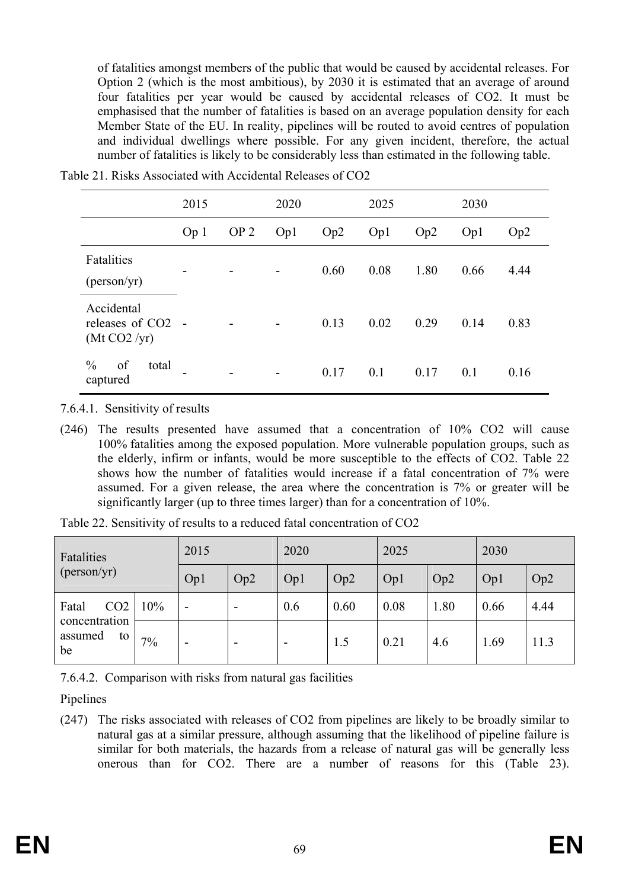of fatalities amongst members of the public that would be caused by accidental releases. For Option 2 (which is the most ambitious), by 2030 it is estimated that an average of around four fatalities per year would be caused by accidental releases of $CO_2$. It must be emphasised that the number of fatalities is based on an average population density for each Member State of the EU. In reality, pipelines will be routed to avoid centres of population and individual dwellings where possible. For any given incident, therefore, the actual number of fatalities is likely to be considerably less than estimated in the following table.

Table 21. Risks Associated with Accidental Releases of $CO_2$

| | 2015 | | 2020 | | 2025 | | 2030 | |
|---|---|---|---|---|---|---|---|---|
| | Op 1 | OP 2 | Op1 | Op2 | Op1 | Op2 | Op1 | Op2 |
| Fatalities (person/yr) | - | - | - | 0.60 | 0.08 | 1.80 | 0.66 | 4.44 |
| Accidental releases of $CO_2$ (Mt $CO_2$ /yr) | - | - | - | 0.13 | 0.02 | 0.29 | 0.14 | 0.83 |
| % of total captured | - | - | - | 0.17 | 0.1 | 0.17 | 0.1 | 0.16 |

7.6.4.1. Sensitivity of results

(246) The results presented have assumed that a concentration of 10% $CO_2$ will cause 100% fatalities among the exposed population. More vulnerable population groups, such as the elderly, infirm or infants, would be more susceptible to the effects of $CO_2$. Table 22 shows how the number of fatalities would increase if a fatal concentration of 7% were assumed. For a given release, the area where the concentration is 7% or greater will be significantly larger (up to three times larger) than for a concentration of 10%.

Table 22. Sensitivity of results to a reduced fatal concentration of $CO_2$

| Fatalities (person/yr) | | 2015 | | 2020 | | 2025 | | 2030 | |
|---|---|---|---|---|---|---|---|---|---|
| | | Op1 | Op2 | Op1 | Op2 | Op1 | Op2 | Op1 | Op2 |
| Fatal $CO_2$ concentration assumed to be | 10% | - | - | 0.6 | 0.60 | 0.08 | 1.80 | 0.66 | 4.44 |
| | 7% | - | - | - | 1.5 | 0.21 | 4.6 | 1.69 | 11.3 |

7.6.4.2. Comparison with risks from natural gas facilities

Pipelines

(247) The risks associated with releases of $CO_2$ from pipelines are likely to be broadly similar to natural gas at a similar pressure, although assuming that the likelihood of pipeline failure is similar for both materials, the hazards from a release of natural gas will be generally less onerous than for $CO_2$. There are a number of reasons for this (Table 23).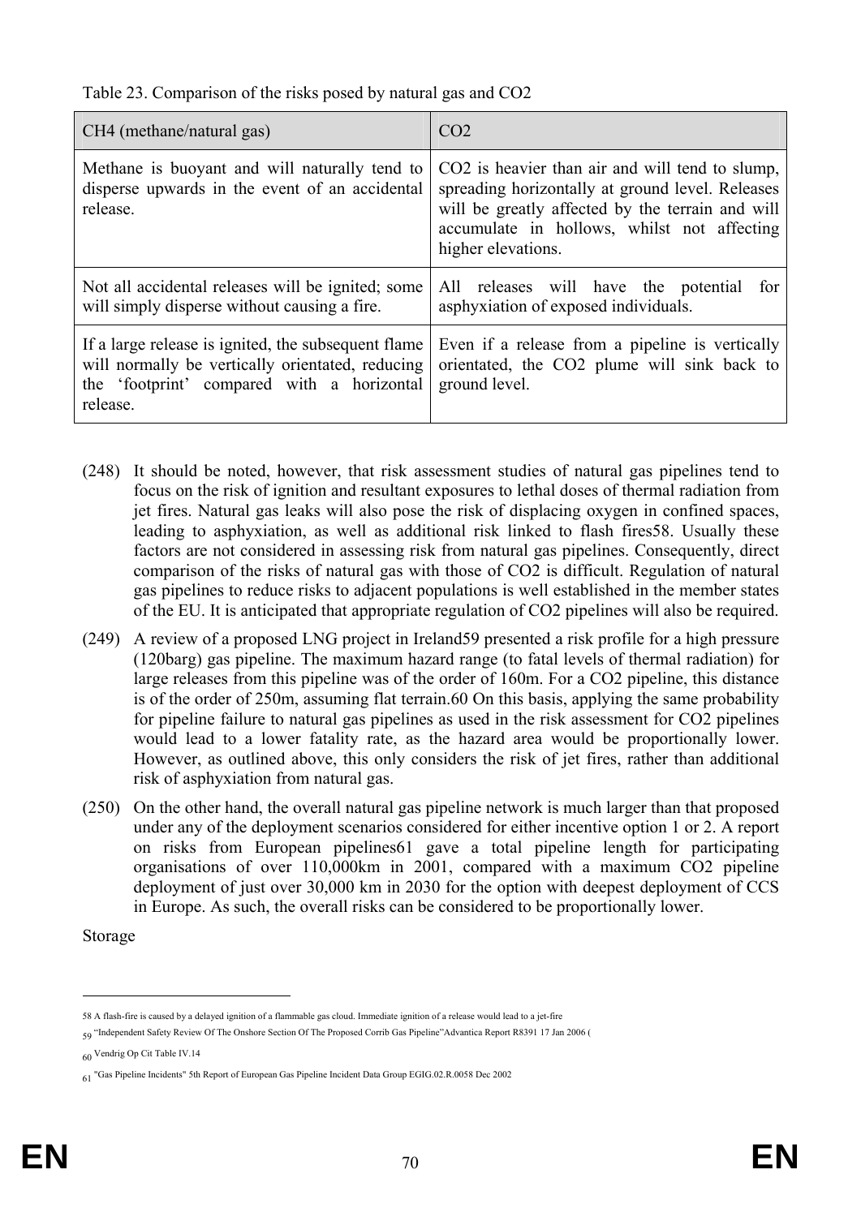Table 23. Comparison of the risks posed by natural gas and $CO_2$

| $CH_4$ (methane/natural gas) | $CO_2$ |
|---|---|
| Methane is buoyant and will naturally tend to disperse upwards in the event of an accidental release. | $CO_2$ is heavier than air and will tend to slump, spreading horizontally at ground level. Releases will be greatly affected by the terrain and will accumulate in hollows, whilst not affecting higher elevations. |
| Not all accidental releases will be ignited; some will simply disperse without causing a fire. | All releases will have the potential for asphyxiation of exposed individuals. |
| If a large release is ignited, the subsequent flame will normally be vertically orientated, reducing the 'footprint' compared with a horizontal release. | Even if a release from a pipeline is vertically orientated, the $CO_2$ plume will sink back to ground level. |

(248) It should be noted, however, that risk assessment studies of natural gas pipelines tend to focus on the risk of ignition and resultant exposures to lethal doses of thermal radiation from jet fires. Natural gas leaks will also pose the risk of displacing oxygen in confined spaces, leading to asphyxiation, as well as additional risk linked to flash fires[58]. Usually these factors are not considered in assessing risk from natural gas pipelines. Consequently, direct comparison of the risks of natural gas with those of $CO_2$ is difficult. Regulation of natural gas pipelines to reduce risks to adjacent populations is well established in the member states of the EU. It is anticipated that appropriate regulation of $CO_2$ pipelines will also be required.

(249) A review of a proposed LNG project in Ireland[59] presented a risk profile for a high pressure (120barg) gas pipeline. The maximum hazard range (to fatal levels of thermal radiation) for large releases from this pipeline was of the order of 160m. For a $CO_2$ pipeline, this distance is of the order of 250m, assuming flat terrain.[60] On this basis, applying the same probability for pipeline failure to natural gas pipelines as used in the risk assessment for $CO_2$ pipelines would lead to a lower fatality rate, as the hazard area would be proportionally lower. However, as outlined above, this only considers the risk of jet fires, rather than additional risk of asphyxiation from natural gas.

(250) On the other hand, the overall natural gas pipeline network is much larger than that proposed under any of the deployment scenarios considered for either incentive option 1 or 2. A report on risks from European pipelines[61] gave a total pipeline length for participating organisations of over 110,000km in 2001, compared with a maximum $CO_2$ pipeline deployment of just over 30,000 km in 2030 for the option with deepest deployment of CCS in Europe. As such, the overall risks can be considered to be proportionally lower.

Storage

---

[58] A flash-fire is caused by a delayed ignition of a flammable gas cloud. Immediate ignition of a release would lead to a jet-fire

[59] "Independent Safety Review Of The Onshore Section Of The Proposed Corrib Gas Pipeline"Advantica Report R8391 17 Jan 2006 (

[60] Vendrig Op Cit Table IV.14

[61] "Gas Pipeline Incidents" 5th Report of European Gas Pipeline Incident Data Group EGIG.02.R.0058 Dec 2002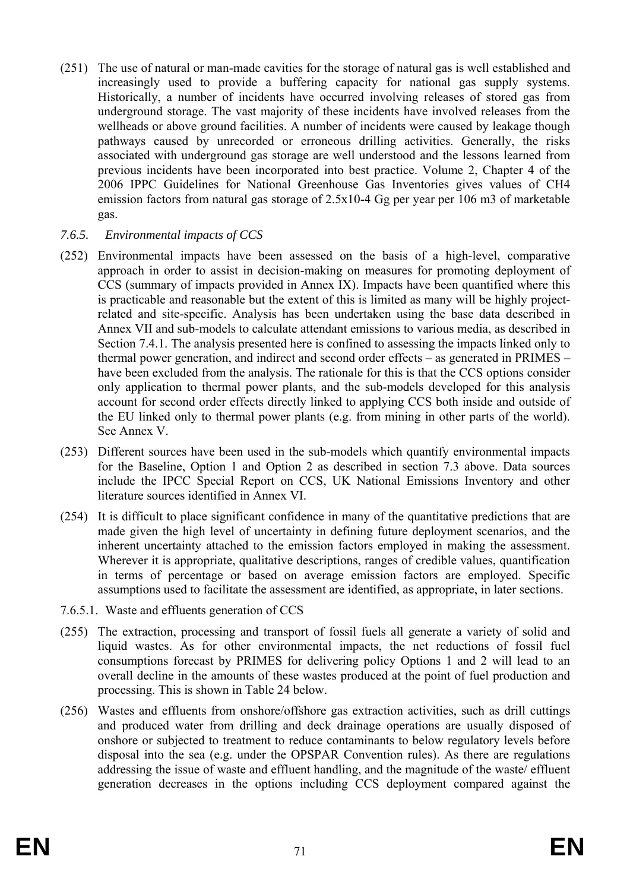(251) The use of natural or man-made cavities for the storage of natural gas is well established and increasingly used to provide a buffering capacity for national gas supply systems. Historically, a number of incidents have occurred involving releases of stored gas from underground storage. The vast majority of these incidents have involved releases from the wellheads or above ground facilities. A number of incidents were caused by leakage though pathways caused by unrecorded or erroneous drilling activities. Generally, the risks associated with underground gas storage are well understood and the lessons learned from previous incidents have been incorporated into best practice. Volume 2, Chapter 4 of the 2006 IPPC Guidelines for National Greenhouse Gas Inventories gives values of $CH_4$ emission factors from natural gas storage of $2.5 \times 10^{-4}$ Gg per year per $10^6$ $m^3$ of marketable gas.

### *7.6.5. Environmental impacts of CCS*

(252) Environmental impacts have been assessed on the basis of a high-level, comparative approach in order to assist in decision-making on measures for promoting deployment of CCS (summary of impacts provided in Annex IX). Impacts have been quantified where this is practicable and reasonable but the extent of this is limited as many will be highly project-related and site-specific. Analysis has been undertaken using the base data described in Annex VII and sub-models to calculate attendant emissions to various media, as described in Section 7.4.1. The analysis presented here is confined to assessing the impacts linked only to thermal power generation, and indirect and second order effects – as generated in PRIMES – have been excluded from the analysis. The rationale for this is that the CCS options consider only application to thermal power plants, and the sub-models developed for this analysis account for second order effects directly linked to applying CCS both inside and outside of the EU linked only to thermal power plants (e.g. from mining in other parts of the world). See Annex V.

(253) Different sources have been used in the sub-models which quantify environmental impacts for the Baseline, Option 1 and Option 2 as described in section 7.3 above. Data sources include the IPCC Special Report on CCS, UK National Emissions Inventory and other literature sources identified in Annex VI.

(254) It is difficult to place significant confidence in many of the quantitative predictions that are made given the high level of uncertainty in defining future deployment scenarios, and the inherent uncertainty attached to the emission factors employed in making the assessment. Wherever it is appropriate, qualitative descriptions, ranges of credible values, quantification in terms of percentage or based on average emission factors are employed. Specific assumptions used to facilitate the assessment are identified, as appropriate, in later sections.

#### 7.6.5.1. Waste and effluents generation of CCS

(255) The extraction, processing and transport of fossil fuels all generate a variety of solid and liquid wastes. As for other environmental impacts, the net reductions of fossil fuel consumptions forecast by PRIMES for delivering policy Options 1 and 2 will lead to an overall decline in the amounts of these wastes produced at the point of fuel production and processing. This is shown in Table 24 below.

(256) Wastes and effluents from onshore/offshore gas extraction activities, such as drill cuttings and produced water from drilling and deck drainage operations are usually disposed of onshore or subjected to treatment to reduce contaminants to below regulatory levels before disposal into the sea (e.g. under the OPSPAR Convention rules). As there are regulations addressing the issue of waste and effluent handling, and the magnitude of the waste/ effluent generation decreases in the options including CCS deployment compared against the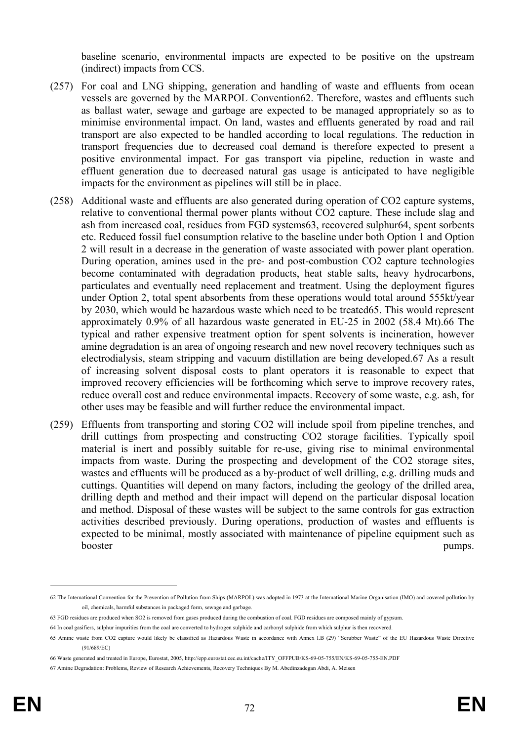baseline scenario, environmental impacts are expected to be positive on the upstream (indirect) impacts from CCS.

(257) For coal and LNG shipping, generation and handling of waste and effluents from ocean vessels are governed by the MARPOL Convention[62]. Therefore, wastes and effluents such as ballast water, sewage and garbage are expected to be managed appropriately so as to minimise environmental impact. On land, wastes and effluents generated by road and rail transport are also expected to be handled according to local regulations. The reduction in transport frequencies due to decreased coal demand is therefore expected to present a positive environmental impact. For gas transport via pipeline, reduction in waste and effluent generation due to decreased natural gas usage is anticipated to have negligible impacts for the environment as pipelines will still be in place.

(258) Additional waste and effluents are also generated during operation of $CO_2$ capture systems, relative to conventional thermal power plants without $CO_2$ capture. These include slag and ash from increased coal, residues from FGD systems[63], recovered sulphur[64], spent sorbents etc. Reduced fossil fuel consumption relative to the baseline under both Option 1 and Option 2 will result in a decrease in the generation of waste associated with power plant operation. During operation, amines used in the pre- and post-combustion $CO_2$ capture technologies become contaminated with degradation products, heat stable salts, heavy hydrocarbons, particulates and eventually need replacement and treatment. Using the deployment figures under Option 2, total spent absorbents from these operations would total around 555kt/year by 2030, which would be hazardous waste which need to be treated[65]. This would represent approximately 0.9% of all hazardous waste generated in EU-25 in 2002 (58.4 Mt).[66] The typical and rather expensive treatment option for spent solvents is incineration, however amine degradation is an area of ongoing research and new novel recovery techniques such as electrodialysis, steam stripping and vacuum distillation are being developed.[67] As a result of increasing solvent disposal costs to plant operators it is reasonable to expect that improved recovery efficiencies will be forthcoming which serve to improve recovery rates, reduce overall cost and reduce environmental impacts. Recovery of some waste, e.g. ash, for other uses may be feasible and will further reduce the environmental impact.

(259) Effluents from transporting and storing $CO_2$ will include spoil from pipeline trenches, and drill cuttings from prospecting and constructing $CO_2$ storage facilities. Typically spoil material is inert and possibly suitable for re-use, giving rise to minimal environmental impacts from waste. During the prospecting and development of the $CO_2$ storage sites, wastes and effluents will be produced as a by-product of well drilling, e.g. drilling muds and cuttings. Quantities will depend on many factors, including the geology of the drilled area, drilling depth and method and their impact will depend on the particular disposal location and method. Disposal of these wastes will be subject to the same controls for gas extraction activities described previously. During operations, production of wastes and effluents is expected to be minimal, mostly associated with maintenance of pipeline equipment such as booster pumps.

---

62 The International Convention for the Prevention of Pollution from Ships (MARPOL) was adopted in 1973 at the International Marine Organisation (IMO) and covered pollution by oil, chemicals, harmful substances in packaged form, sewage and garbage.

63 FGD residues are produced when $SO_2$ is removed from gases produced during the combustion of coal. FGD residues are composed mainly of gypsum.

64 In coal gasifiers, sulphur impurities from the coal are converted to hydrogen sulphide and carbonyl sulphide from which sulphur is then recovered.

65 Amine waste from $CO_2$ capture would likely be classified as Hazardous Waste in accordance with Annex I.B (29) "Scrubber Waste" of the EU Hazardous Waste Directive (91/689/EC)

66 Waste generated and treated in Europe, Eurostat, 2005, http://epp.eurostat.cec.eu.int/cache/ITY_OFFPUB/KS-69-05-755/EN/KS-69-05-755-EN.PDF

67 Amine Degradation: Problems, Review of Research Achievements, Recovery Techniques By M. Abedinzadegan Abdi, A. Meisen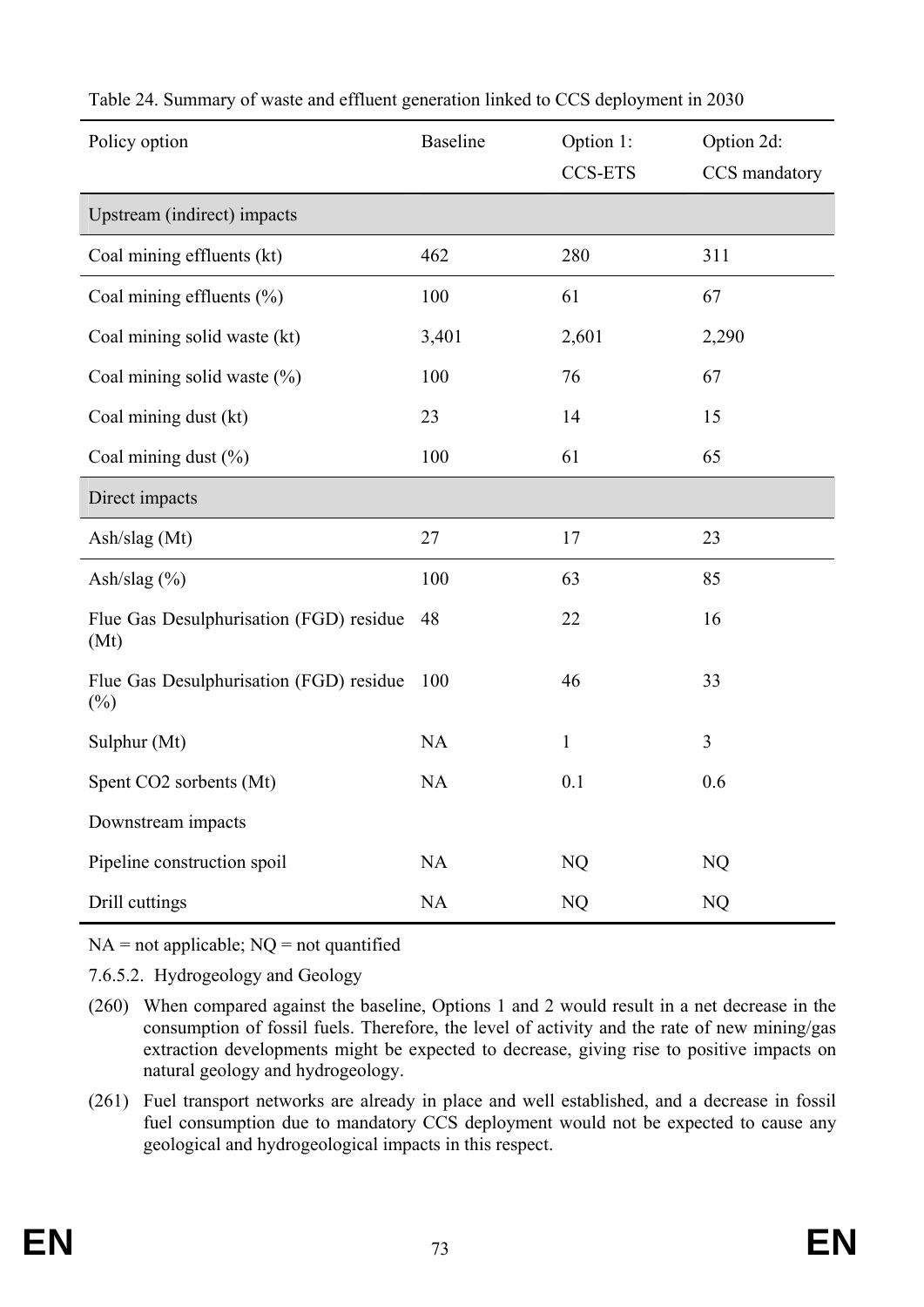Table 24. Summary of waste and effluent generation linked to CCS deployment in 2030

| Policy option | Baseline | Option 1: CCS-ETS | Option 2d: CCS mandatory |
|---|---|---|---|
| Upstream (indirect) impacts | | | |
| Coal mining effluents (kt) | 462 | 280 | 311 |
| Coal mining effluents (%) | 100 | 61 | 67 |
| Coal mining solid waste (kt) | 3,401 | 2,601 | 2,290 |
| Coal mining solid waste (%) | 100 | 76 | 67 |
| Coal mining dust (kt) | 23 | 14 | 15 |
| Coal mining dust (%) | 100 | 61 | 65 |
| Direct impacts | | | |
| Ash/slag (Mt) | 27 | 17 | 23 |
| Ash/slag (%) | 100 | 63 | 85 |
| Flue Gas Desulphurisation (FGD) residue (Mt) | 48 | 22 | 16 |
| Flue Gas Desulphurisation (FGD) residue (%) | 100 | 46 | 33 |
| Sulphur (Mt) | NA | 1 | 3 |
| Spent CO2 sorbents (Mt) | NA | 0.1 | 0.6 |
| Downstream impacts | | | |
| Pipeline construction spoil | NA | NQ | NQ |
| Drill cuttings | NA | NQ | NQ |

NA = not applicable; NQ = not quantified

7.6.5.2. Hydrogeology and Geology

(260) When compared against the baseline, Options 1 and 2 would result in a net decrease in the consumption of fossil fuels. Therefore, the level of activity and the rate of new mining/gas extraction developments might be expected to decrease, giving rise to positive impacts on natural geology and hydrogeology.

(261) Fuel transport networks are already in place and well established, and a decrease in fossil fuel consumption due to mandatory CCS deployment would not be expected to cause any geological and hydrogeological impacts in this respect.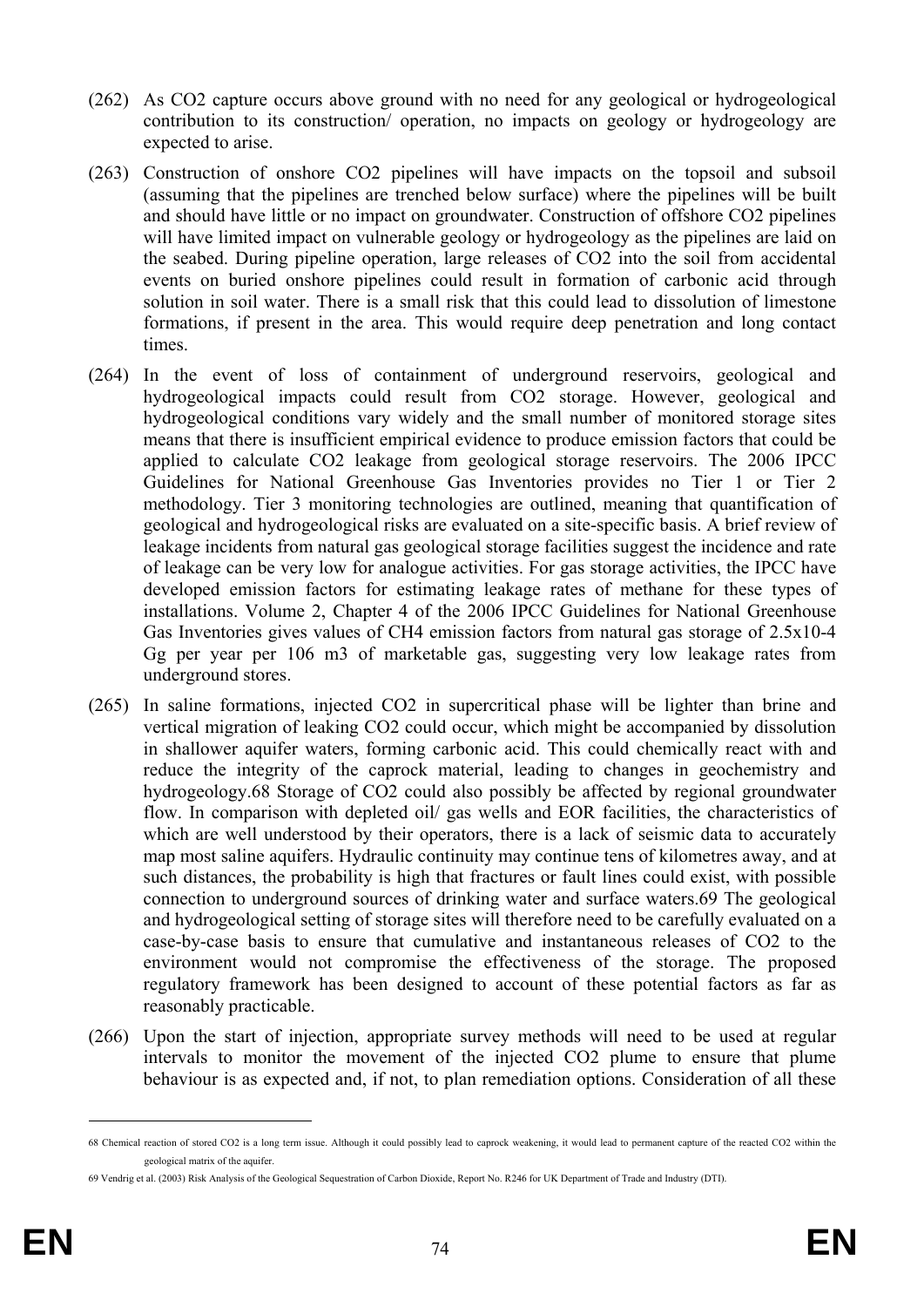(262) As $CO_2$ capture occurs above ground with no need for any geological or hydrogeological contribution to its construction/ operation, no impacts on geology or hydrogeology are expected to arise.

(263) Construction of onshore $CO_2$ pipelines will have impacts on the topsoil and subsoil (assuming that the pipelines are trenched below surface) where the pipelines will be built and should have little or no impact on groundwater. Construction of offshore $CO_2$ pipelines will have limited impact on vulnerable geology or hydrogeology as the pipelines are laid on the seabed. During pipeline operation, large releases of $CO_2$ into the soil from accidental events on buried onshore pipelines could result in formation of carbonic acid through solution in soil water. There is a small risk that this could lead to dissolution of limestone formations, if present in the area. This would require deep penetration and long contact times.

(264) In the event of loss of containment of underground reservoirs, geological and hydrogeological impacts could result from $CO_2$ storage. However, geological and hydrogeological conditions vary widely and the small number of monitored storage sites means that there is insufficient empirical evidence to produce emission factors that could be applied to calculate $CO_2$ leakage from geological storage reservoirs. The 2006 IPCC Guidelines for National Greenhouse Gas Inventories provides no Tier 1 or Tier 2 methodology. Tier 3 monitoring technologies are outlined, meaning that quantification of geological and hydrogeological risks are evaluated on a site-specific basis. A brief review of leakage incidents from natural gas geological storage facilities suggest the incidence and rate of leakage can be very low for analogue activities. For gas storage activities, the IPCC have developed emission factors for estimating leakage rates of methane for these types of installations. Volume 2, Chapter 4 of the 2006 IPCC Guidelines for National Greenhouse Gas Inventories gives values of $CH_4$ emission factors from natural gas storage of $2.5 \times 10^{-4}$ Gg per year per $10^6$ $m^3$ of marketable gas, suggesting very low leakage rates from underground stores.

(265) In saline formations, injected $CO_2$ in supercritical phase will be lighter than brine and vertical migration of leaking $CO_2$ could occur, which might be accompanied by dissolution in shallower aquifer waters, forming carbonic acid. This could chemically react with and reduce the integrity of the caprock material, leading to changes in geochemistry and hydrogeology.[68] Storage of $CO_2$ could also possibly be affected by regional groundwater flow. In comparison with depleted oil/ gas wells and EOR facilities, the characteristics of which are well understood by their operators, there is a lack of seismic data to accurately map most saline aquifers. Hydraulic continuity may continue tens of kilometres away, and at such distances, the probability is high that fractures or fault lines could exist, with possible connection to underground sources of drinking water and surface waters.[69] The geological and hydrogeological setting of storage sites will therefore need to be carefully evaluated on a case-by-case basis to ensure that cumulative and instantaneous releases of $CO_2$ to the environment would not compromise the effectiveness of the storage. The proposed regulatory framework has been designed to account of these potential factors as far as reasonably practicable.

(266) Upon the start of injection, appropriate survey methods will need to be used at regular intervals to monitor the movement of the injected $CO_2$ plume to ensure that plume behaviour is as expected and, if not, to plan remediation options. Consideration of all these

---

[68] Chemical reaction of stored $CO_2$ is a long term issue. Although it could possibly lead to caprock weakening, it would lead to permanent capture of the reacted $CO_2$ within the geological matrix of the aquifer.

[69] Vendrig et al. (2003) Risk Analysis of the Geological Sequestration of Carbon Dioxide, Report No. R246 for UK Department of Trade and Industry (DTI).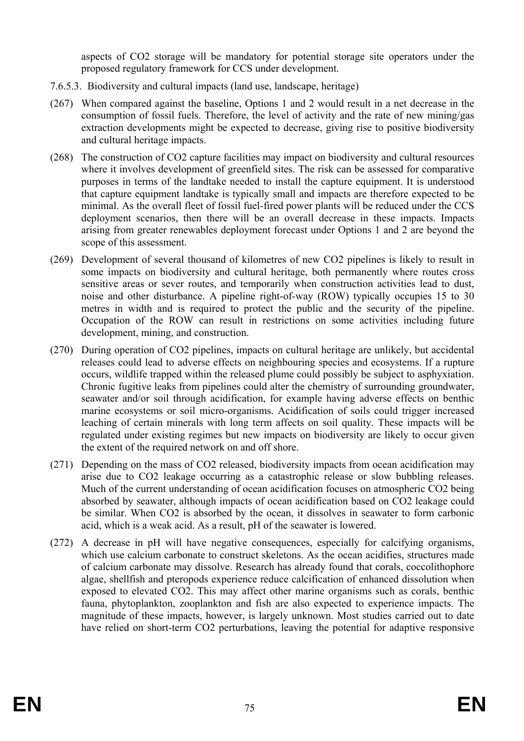aspects of $CO_2$ storage will be mandatory for potential storage site operators under the proposed regulatory framework for CCS under development.

7.6.5.3. Biodiversity and cultural impacts (land use, landscape, heritage)

(267) When compared against the baseline, Options 1 and 2 would result in a net decrease in the consumption of fossil fuels. Therefore, the level of activity and the rate of new mining/gas extraction developments might be expected to decrease, giving rise to positive biodiversity and cultural heritage impacts.

(268) The construction of $CO_2$ capture facilities may impact on biodiversity and cultural resources where it involves development of greenfield sites. The risk can be assessed for comparative purposes in terms of the landtake needed to install the capture equipment. It is understood that capture equipment landtake is typically small and impacts are therefore expected to be minimal. As the overall fleet of fossil fuel-fired power plants will be reduced under the CCS deployment scenarios, then there will be an overall decrease in these impacts. Impacts arising from greater renewables deployment forecast under Options 1 and 2 are beyond the scope of this assessment.

(269) Development of several thousand of kilometres of new $CO_2$ pipelines is likely to result in some impacts on biodiversity and cultural heritage, both permanently where routes cross sensitive areas or sever routes, and temporarily when construction activities lead to dust, noise and other disturbance. A pipeline right-of-way (ROW) typically occupies 15 to 30 metres in width and is required to protect the public and the security of the pipeline. Occupation of the ROW can result in restrictions on some activities including future development, mining, and construction.

(270) During operation of $CO_2$ pipelines, impacts on cultural heritage are unlikely, but accidental releases could lead to adverse effects on neighbouring species and ecosystems. If a rupture occurs, wildlife trapped within the released plume could possibly be subject to asphyxiation. Chronic fugitive leaks from pipelines could alter the chemistry of surrounding groundwater, seawater and/or soil through acidification, for example having adverse effects on benthic marine ecosystems or soil micro-organisms. Acidification of soils could trigger increased leaching of certain minerals with long term affects on soil quality. These impacts will be regulated under existing regimes but new impacts on biodiversity are likely to occur given the extent of the required network on and off shore.

(271) Depending on the mass of $CO_2$ released, biodiversity impacts from ocean acidification may arise due to $CO_2$ leakage occurring as a catastrophic release or slow bubbling releases. Much of the current understanding of ocean acidification focuses on atmospheric $CO_2$ being absorbed by seawater, although impacts of ocean acidification based on $CO_2$ leakage could be similar. When $CO_2$ is absorbed by the ocean, it dissolves in seawater to form carbonic acid, which is a weak acid. As a result, pH of the seawater is lowered.

(272) A decrease in pH will have negative consequences, especially for calcifying organisms, which use calcium carbonate to construct skeletons. As the ocean acidifies, structures made of calcium carbonate may dissolve. Research has already found that corals, coccolithophore algae, shellfish and pteropods experience reduce calcification of enhanced dissolution when exposed to elevated $CO_2$. This may affect other marine organisms such as corals, benthic fauna, phytoplankton, zooplankton and fish are also expected to experience impacts. The magnitude of these impacts, however, is largely unknown. Most studies carried out to date have relied on short-term $CO_2$ perturbations, leaving the potential for adaptive responsive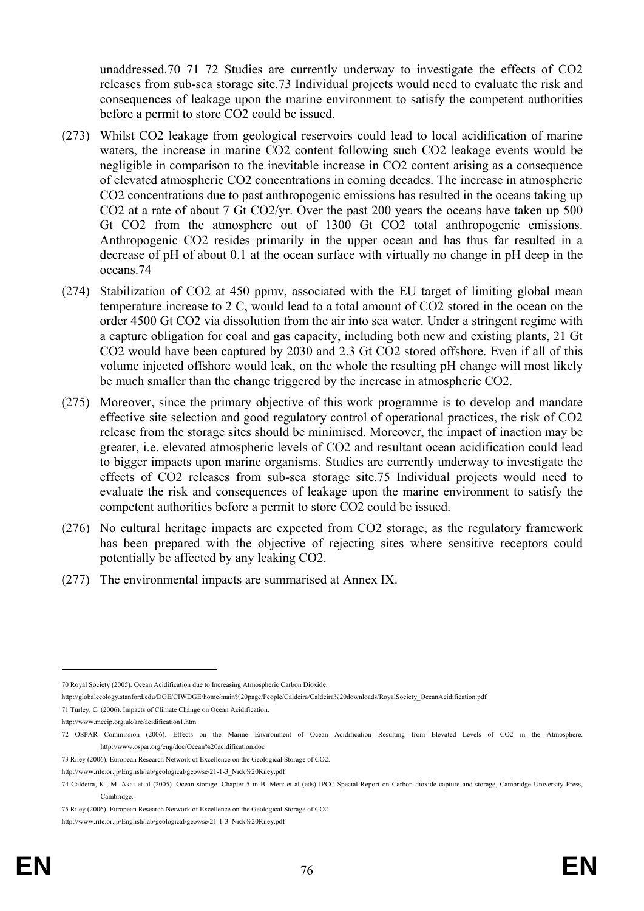unaddressed.[70] [71] [72] Studies are currently underway to investigate the effects of $CO_2$ releases from sub-sea storage site.[73] Individual projects would need to evaluate the risk and consequences of leakage upon the marine environment to satisfy the competent authorities before a permit to store $CO_2$ could be issued.

(273) Whilst $CO_2$ leakage from geological reservoirs could lead to local acidification of marine waters, the increase in marine $CO_2$ content following such $CO_2$ leakage events would be negligible in comparison to the inevitable increase in $CO_2$ content arising as a consequence of elevated atmospheric $CO_2$ concentrations in coming decades. The increase in atmospheric $CO_2$ concentrations due to past anthropogenic emissions has resulted in the oceans taking up $CO_2$ at a rate of about 7 Gt $CO_2$/yr. Over the past 200 years the oceans have taken up 500 Gt $CO_2$ from the atmosphere out of 1300 Gt $CO_2$ total anthropogenic emissions. Anthropogenic $CO_2$ resides primarily in the upper ocean and has thus far resulted in a decrease of pH of about 0.1 at the ocean surface with virtually no change in pH deep in the oceans.[74]

(274) Stabilization of $CO_2$ at 450 ppmv, associated with the EU target of limiting global mean temperature increase to 2 C, would lead to a total amount of $CO_2$ stored in the ocean on the order 4500 Gt $CO_2$ via dissolution from the air into sea water. Under a stringent regime with a capture obligation for coal and gas capacity, including both new and existing plants, 21 Gt $CO_2$ would have been captured by 2030 and 2.3 Gt $CO_2$ stored offshore. Even if all of this volume injected offshore would leak, on the whole the resulting pH change will most likely be much smaller than the change triggered by the increase in atmospheric $CO_2$.

(275) Moreover, since the primary objective of this work programme is to develop and mandate effective site selection and good regulatory control of operational practices, the risk of $CO_2$ release from the storage sites should be minimised. Moreover, the impact of inaction may be greater, i.e. elevated atmospheric levels of $CO_2$ and resultant ocean acidification could lead to bigger impacts upon marine organisms. Studies are currently underway to investigate the effects of $CO_2$ releases from sub-sea storage site.[75] Individual projects would need to evaluate the risk and consequences of leakage upon the marine environment to satisfy the competent authorities before a permit to store $CO_2$ could be issued.

(276) No cultural heritage impacts are expected from $CO_2$ storage, as the regulatory framework has been prepared with the objective of rejecting sites where sensitive receptors could potentially be affected by any leaking $CO_2$.

(277) The environmental impacts are summarised at Annex IX.

---

[70] Royal Society (2005). Ocean Acidification due to Increasing Atmospheric Carbon Dioxide. http://globalecology.stanford.edu/DGE/CIWDGE/home/main%20page/People/Caldeira/Caldeira%20downloads/RoyalSociety_OceanAcidification.pdf

[71] Turley, C. (2006). Impacts of Climate Change on Ocean Acidification. http://www.mccip.org.uk/arc/acidification1.htm

[72] OSPAR Commission (2006). Effects on the Marine Environment of Ocean Acidification Resulting from Elevated Levels of $CO_2$ in the Atmosphere. http://www.ospar.org/eng/doc/Ocean%20acidification.doc

[73] Riley (2006). European Research Network of Excellence on the Geological Storage of $CO_2$. http://www.rite.or.jp/English/lab/geological/geowse/21-1-3_Nick%20Riley.pdf

[74] Caldeira, K., M. Akai et al (2005). Ocean storage. Chapter 5 in B. Metz et al (eds) IPCC Special Report on Carbon dioxide capture and storage, Cambridge University Press, Cambridge.

[75] Riley (2006). European Research Network of Excellence on the Geological Storage of $CO_2$. http://www.rite.or.jp/English/lab/geological/geowse/21-1-3_Nick%20Riley.pdf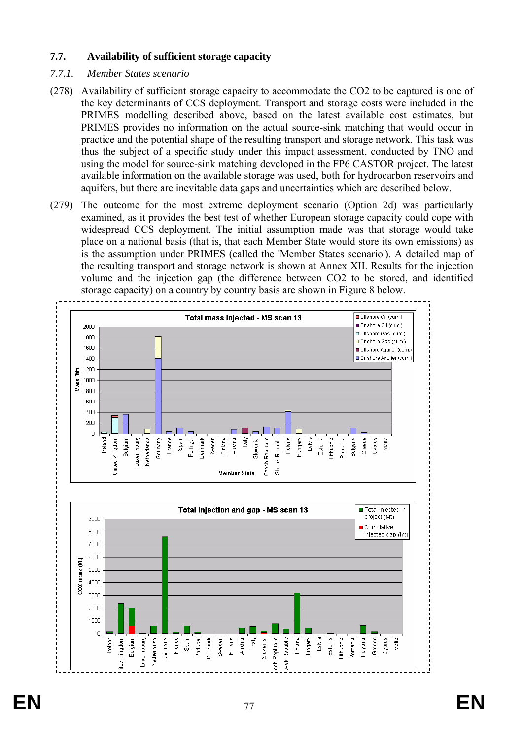## 7.7. Availability of sufficient storage capacity

### *7.7.1. Member States scenario*

(278) Availability of sufficient storage capacity to accommodate the CO2 to be captured is one of the key determinants of CCS deployment. Transport and storage costs were included in the PRIMES modelling described above, based on the latest available cost estimates, but PRIMES provides no information on the actual source-sink matching that would occur in practice and the potential shape of the resulting transport and storage network. This task was thus the subject of a specific study under this impact assessment, conducted by TNO and using the model for source-sink matching developed in the FP6 CASTOR project. The latest available information on the available storage was used, both for hydrocarbon reservoirs and aquifers, but there are inevitable data gaps and uncertainties which are described below.

(279) The outcome for the most extreme deployment scenario (Option 2d) was particularly examined, as it provides the best test of whether European storage capacity could cope with widespread CCS deployment. The initial assumption made was that storage would take place on a national basis (that is, that each Member State would store its own emissions) as is the assumption under PRIMES (called the 'Member States scenario'). A detailed map of the resulting transport and storage network is shown at Annex XII. Results for the injection volume and the injection gap (the difference between CO2 to be stored, and identified storage capacity) on a country by country basis are shown in Figure 8 below.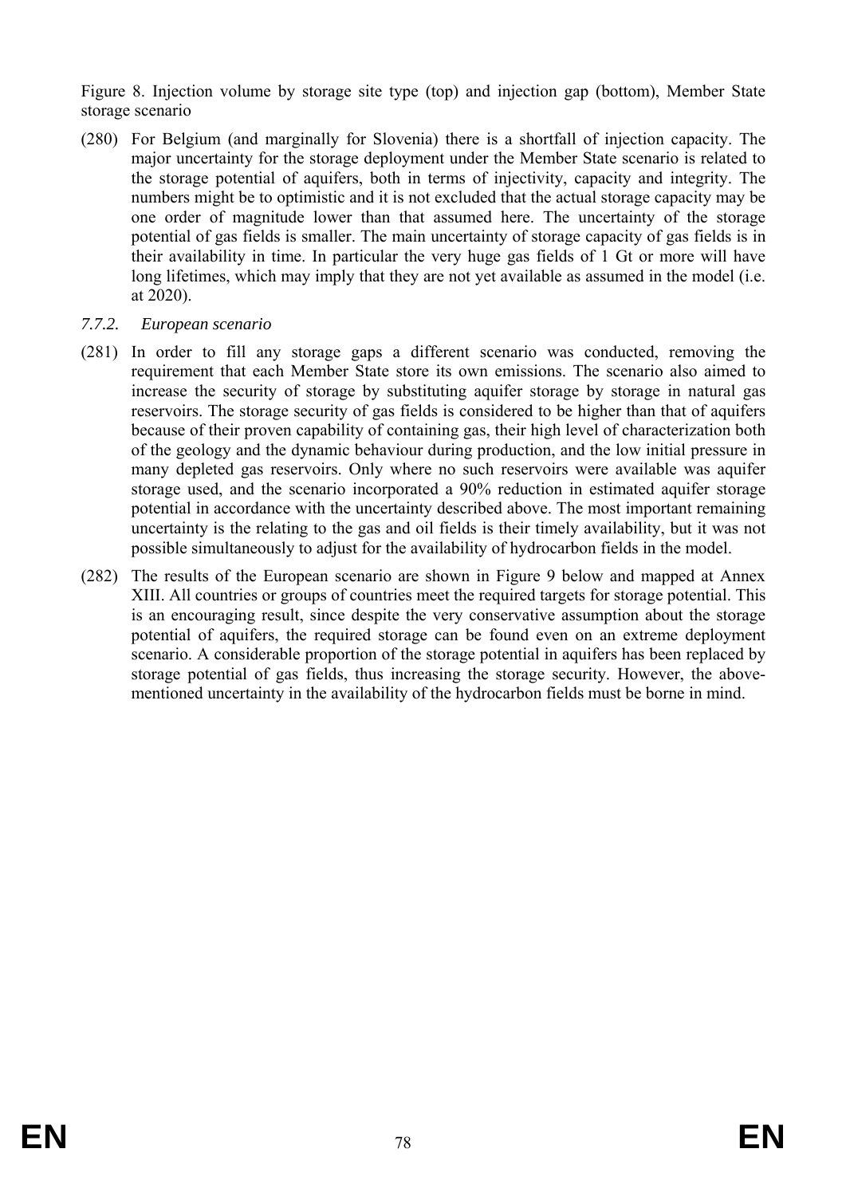Figure 8. Injection volume by storage site type (top) and injection gap (bottom), Member State storage scenario

(280) For Belgium (and marginally for Slovenia) there is a shortfall of injection capacity. The major uncertainty for the storage deployment under the Member State scenario is related to the storage potential of aquifers, both in terms of injectivity, capacity and integrity. The numbers might be to optimistic and it is not excluded that the actual storage capacity may be one order of magnitude lower than that assumed here. The uncertainty of the storage potential of gas fields is smaller. The main uncertainty of storage capacity of gas fields is in their availability in time. In particular the very huge gas fields of 1 Gt or more will have long lifetimes, which may imply that they are not yet available as assumed in the model (i.e. at 2020).

### *7.7.2. European scenario*

(281) In order to fill any storage gaps a different scenario was conducted, removing the requirement that each Member State store its own emissions. The scenario also aimed to increase the security of storage by substituting aquifer storage by storage in natural gas reservoirs. The storage security of gas fields is considered to be higher than that of aquifers because of their proven capability of containing gas, their high level of characterization both of the geology and the dynamic behaviour during production, and the low initial pressure in many depleted gas reservoirs. Only where no such reservoirs were available was aquifer storage used, and the scenario incorporated a 90% reduction in estimated aquifer storage potential in accordance with the uncertainty described above. The most important remaining uncertainty is the relating to the gas and oil fields is their timely availability, but it was not possible simultaneously to adjust for the availability of hydrocarbon fields in the model.

(282) The results of the European scenario are shown in Figure 9 below and mapped at Annex XIII. All countries or groups of countries meet the required targets for storage potential. This is an encouraging result, since despite the very conservative assumption about the storage potential of aquifers, the required storage can be found even on an extreme deployment scenario. A considerable proportion of the storage potential in aquifers has been replaced by storage potential of gas fields, thus increasing the storage security. However, the above-mentioned uncertainty in the availability of the hydrocarbon fields must be borne in mind.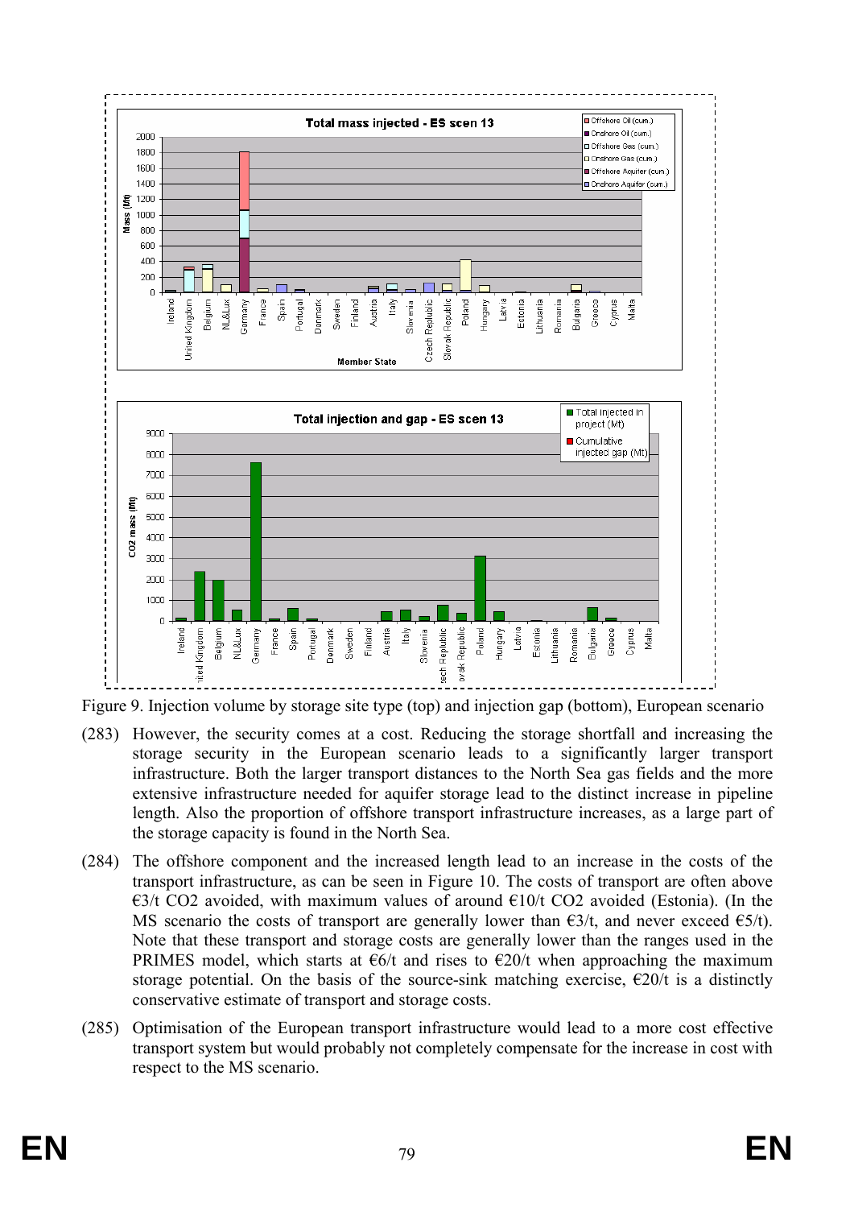Figure 9. Injection volume by storage site type (top) and injection gap (bottom), European scenario

(283) However, the security comes at a cost. Reducing the storage shortfall and increasing the storage security in the European scenario leads to a significantly larger transport infrastructure. Both the larger transport distances to the North Sea gas fields and the more extensive infrastructure needed for aquifer storage lead to the distinct increase in pipeline length. Also the proportion of offshore transport infrastructure increases, as a large part of the storage capacity is found in the North Sea.

(284) The offshore component and the increased length lead to an increase in the costs of the transport infrastructure, as can be seen in Figure 10. The costs of transport are often above €3/t $CO_2$ avoided, with maximum values of around €10/t $CO_2$ avoided (Estonia). (In the MS scenario the costs of transport are generally lower than €3/t, and never exceed €5/t). Note that these transport and storage costs are generally lower than the ranges used in the PRIMES model, which starts at €6/t and rises to €20/t when approaching the maximum storage potential. On the basis of the source-sink matching exercise, €20/t is a distinctly conservative estimate of transport and storage costs.

(285) Optimisation of the European transport infrastructure would lead to a more cost effective transport system but would probably not completely compensate for the increase in cost with respect to the MS scenario.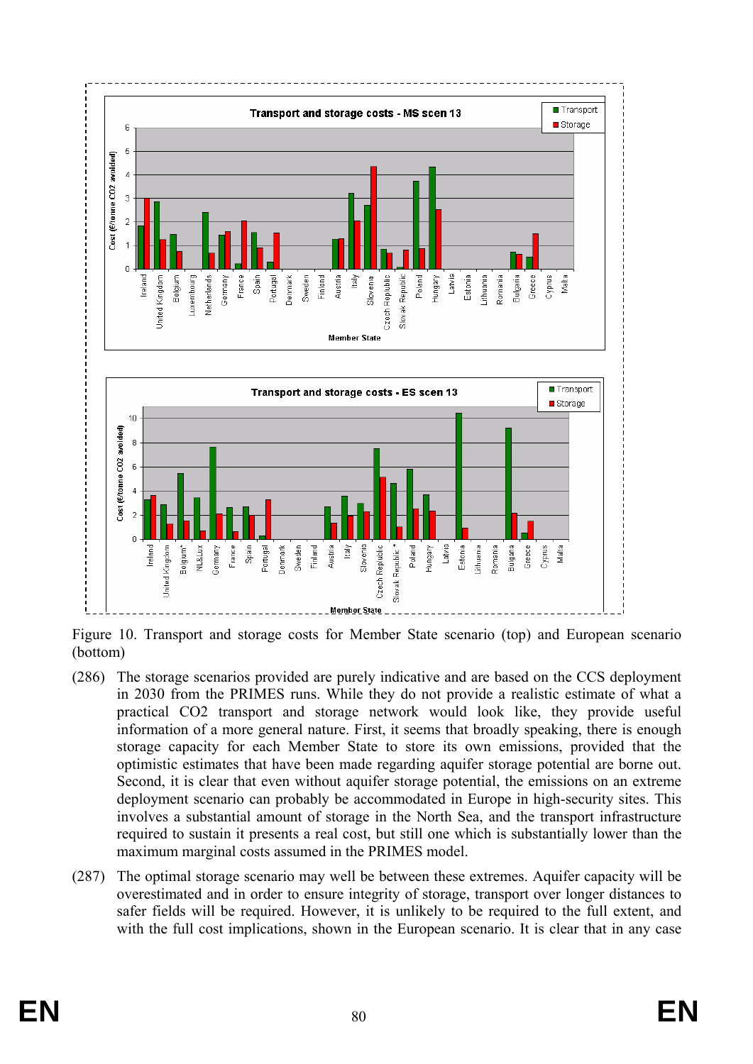Figure 10. Transport and storage costs for Member State scenario (top) and European scenario (bottom)

(286) The storage scenarios provided are purely indicative and are based on the CCS deployment in 2030 from the PRIMES runs. While they do not provide a realistic estimate of what a practical CO2 transport and storage network would look like, they provide useful information of a more general nature. First, it seems that broadly speaking, there is enough storage capacity for each Member State to store its own emissions, provided that the optimistic estimates that have been made regarding aquifer storage potential are borne out. Second, it is clear that even without aquifer storage potential, the emissions on an extreme deployment scenario can probably be accommodated in Europe in high-security sites. This involves a substantial amount of storage in the North Sea, and the transport infrastructure required to sustain it presents a real cost, but still one which is substantially lower than the maximum marginal costs assumed in the PRIMES model.

(287) The optimal storage scenario may well be between these extremes. Aquifer capacity will be overestimated and in order to ensure integrity of storage, transport over longer distances to safer fields will be required. However, it is unlikely to be required to the full extent, and with the full cost implications, shown in the European scenario. It is clear that in any case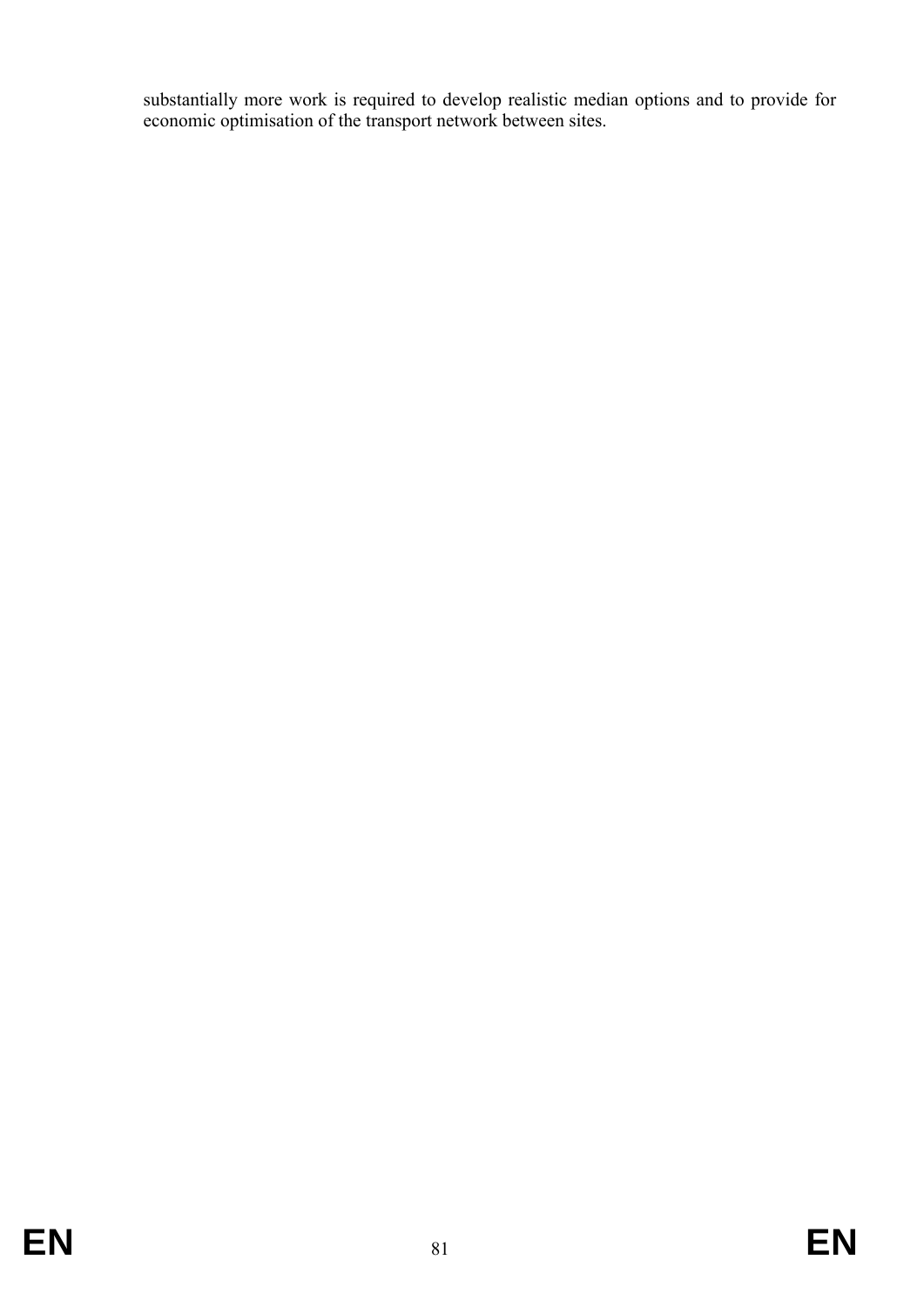substantially more work is required to develop realistic median options and to provide for economic optimisation of the transport network between sites.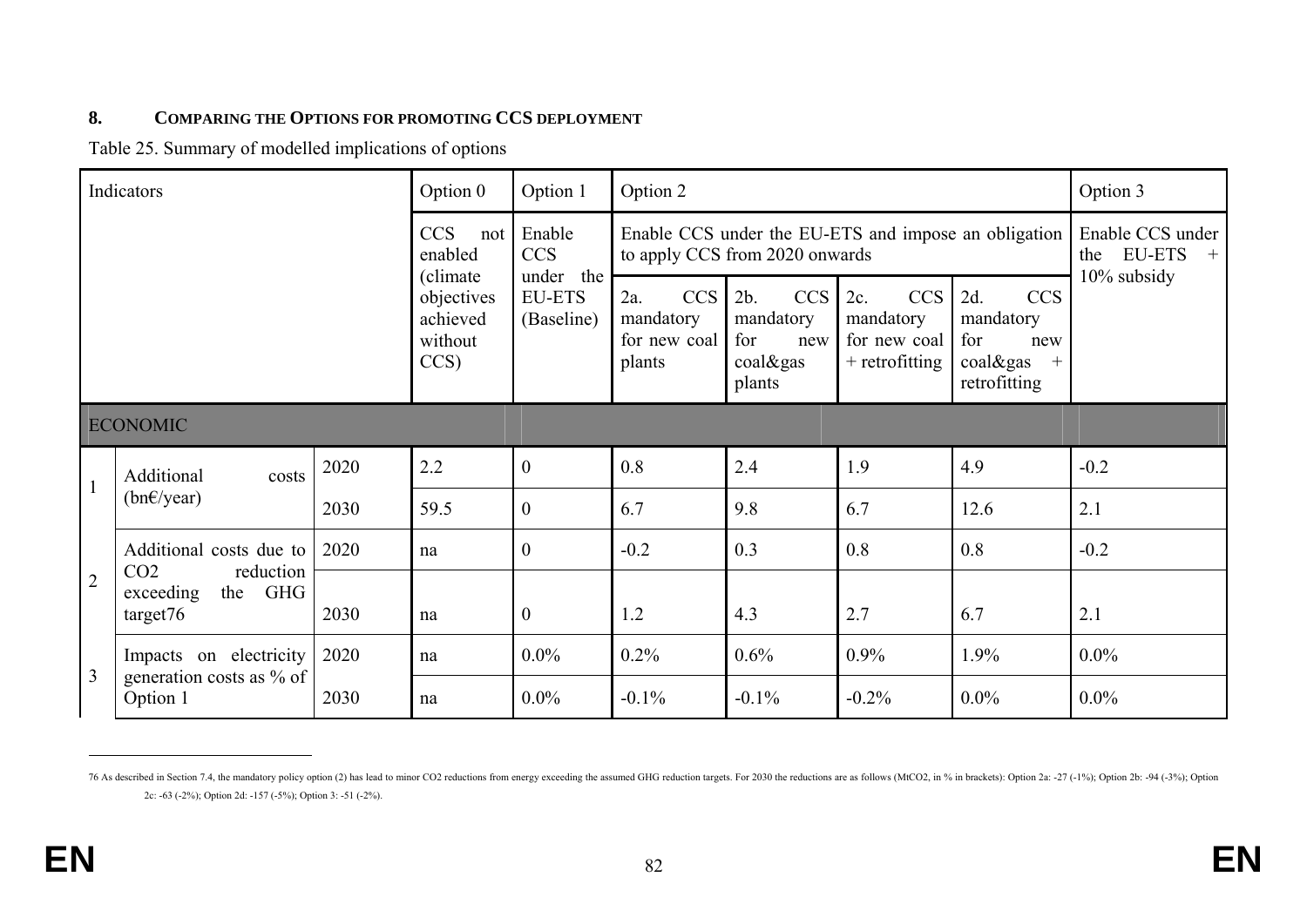## 8. COMPARING THE OPTIONS FOR PROMOTING CCS DEPLOYMENT

Table 25. Summary of modelled implications of options

| Indicators | | | Option 0 | Option 1 | Option 2 | | | | Option 3 |
|---|---|---|---|---|---|---|---|---|---|
| | | | CCS not enabled (climate objectives achieved without CCS) | Enable CCS under the EU-ETS (Baseline) | Enable CCS under the EU-ETS and impose an obligation to apply CCS from 2020 onwards | | | | Enable CCS under the EU-ETS + 10% subsidy |
| | | | | | 2a. CCS mandatory for new coal plants | 2b. CCS mandatory for new coal&gas plants | 2c. CCS mandatory for new coal + retrofitting | 2d. CCS mandatory for new coal&gas + retrofitting | |
| **ECONOMIC** | | | | | | | | | |
| 1 | Additional costs (bn€/year) | 2020 | 2.2 | 0 | 0.8 | 2.4 | 1.9 | 4.9 | -0.2 |
| | | 2030 | 59.5 | 0 | 6.7 | 9.8 | 6.7 | 12.6 | 2.1 |
| 2 | Additional costs due to $CO_2$ reduction exceeding the GHG target[76] | 2020 | na | 0 | -0.2 | 0.3 | 0.8 | 0.8 | -0.2 |
| | | 2030 | na | 0 | 1.2 | 4.3 | 2.7 | 6.7 | 2.1 |
| 3 | Impacts on electricity generation costs as % of Option 1 | 2020 | na | 0.0% | 0.2% | 0.6% | 0.9% | 1.9% | 0.0% |
| | | 2030 | na | 0.0% | -0.1% | -0.1% | -0.2% | 0.0% | 0.0% |

---

[76] As described in Section 7.4, the mandatory policy option (2) has lead to minor $CO_2$ reductions from energy exceeding the assumed GHG reduction targets. For 2030 the reductions are as follows ($MtCO_2$, in % in brackets): Option 2a: -27 (-1%); Option 2b: -94 (-3%); Option 2c: -63 (-2%); Option 2d: -157 (-5%); Option 3: -51 (-2%).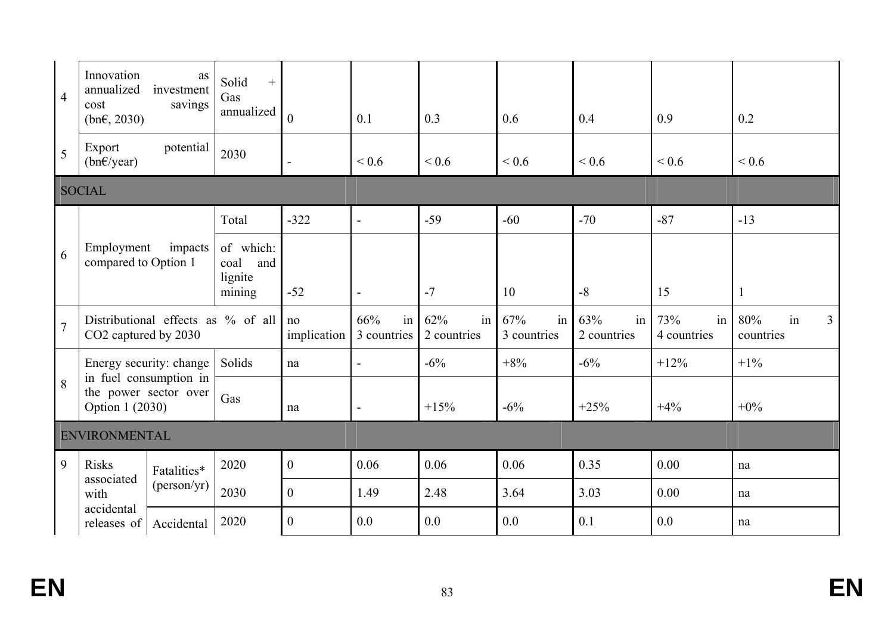| 4 | Innovation as annualized investment cost savings (bn€, 2030) | Solid + Gas annualized | 0 | 0.1 | 0.3 | 0.6 | 0.4 | 0.9 | 0.2 |
|---|---|---|---|---|---|---|---|---|---|
| 5 | Export potential (bn€/year) | 2030 | - | < 0.6 | < 0.6 | < 0.6 | < 0.6 | < 0.6 | < 0.6 |
| SOCIAL | | | | | | | | | |
| 6 | Employment impacts compared to Option 1 | Total | -322 | - | -59 | -60 | -70 | -87 | -13 |
| | | of which: coal and lignite mining | -52 | - | -7 | 10 | -8 | 15 | 1 |
| 7 | Distributional effects as % of all $CO_2$ captured by 2030 | | no implication | 66% in 3 countries | 62% in 2 countries | 67% in 3 countries | 63% in 2 countries | 73% in 4 countries | 80% in 3 countries |
| 8 | Energy security: change in fuel consumption in the power sector over Option 1 (2030) | Solids | na | - | -6% | +8% | -6% | +12% | +1% |
| | | Gas | na | - | +15% | -6% | +25% | +4% | +0% |
| ENVIRONMENTAL | | | | | | | | | |
| 9 | Risks associated with accidental releases of — Fatalities* (person/yr) | 2020 | 0 | 0.06 | 0.06 | 0.06 | 0.35 | 0.00 | na |
| | | 2030 | 0 | 1.49 | 2.48 | 3.64 | 3.03 | 0.00 | na |
| | Accidental | 2020 | 0 | 0.0 | 0.0 | 0.0 | 0.1 | 0.0 | na |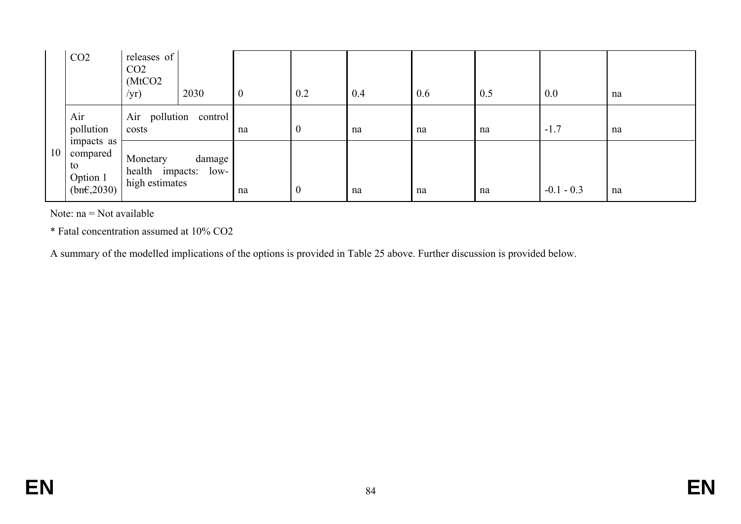| | | | | | | | | | | |
|---|---|---|---|---|---|---|---|---|---|---|
| | $CO_2$ | releases of $CO_2$ ($MtCO_2$ /yr) | 2030 | 0 | 0.2 | 0.4 | 0.6 | 0.5 | 0.0 | na |
| 10 | Air pollution impacts as compared to Option 1 (bn€,2030) | Air pollution control costs | | na | 0 | na | na | na | -1.7 | na |
| | | Monetary damage health impacts: low-high estimates | | na | 0 | na | na | na | -0.1 - 0.3 | na |

Note: na = Not available

* Fatal concentration assumed at 10% $CO_2$

A summary of the modelled implications of the options is provided in Table 25 above. Further discussion is provided below.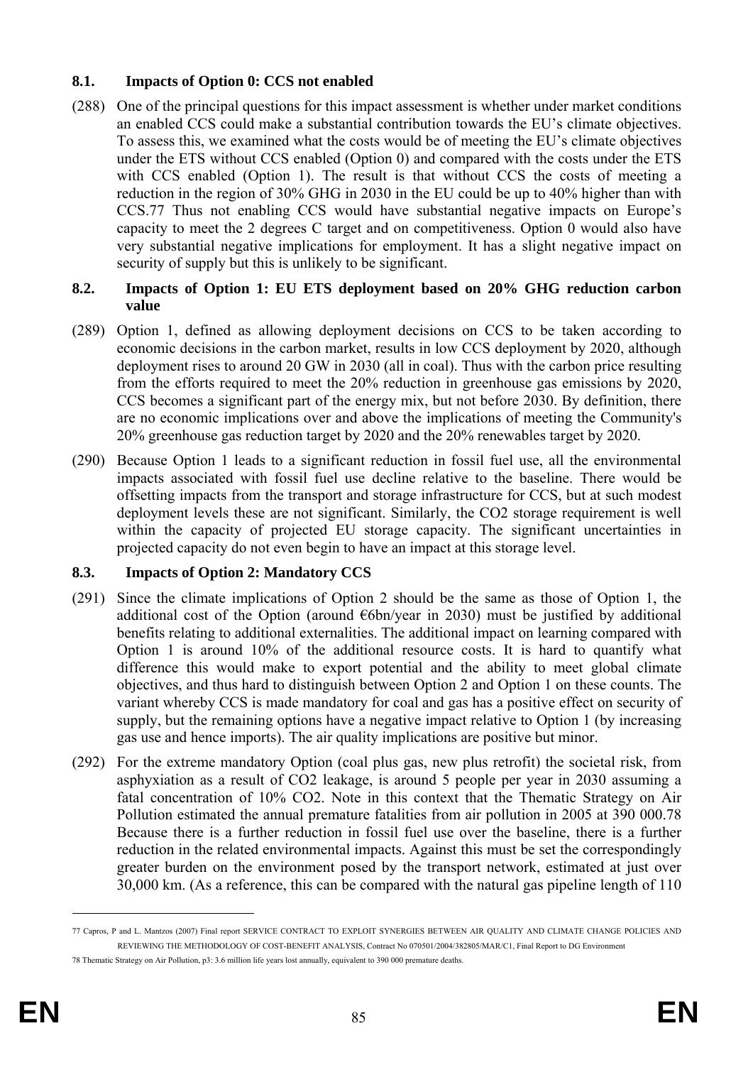### 8.1. Impacts of Option 0: CCS not enabled

(288) One of the principal questions for this impact assessment is whether under market conditions an enabled CCS could make a substantial contribution towards the EU's climate objectives. To assess this, we examined what the costs would be of meeting the EU's climate objectives under the ETS without CCS enabled (Option 0) and compared with the costs under the ETS with CCS enabled (Option 1). The result is that without CCS the costs of meeting a reduction in the region of 30% GHG in 2030 in the EU could be up to 40% higher than with CCS.[77] Thus not enabling CCS would have substantial negative impacts on Europe's capacity to meet the 2 degrees C target and on competitiveness. Option 0 would also have very substantial negative implications for employment. It has a slight negative impact on security of supply but this is unlikely to be significant.

### 8.2. Impacts of Option 1: EU ETS deployment based on 20% GHG reduction carbon value

(289) Option 1, defined as allowing deployment decisions on CCS to be taken according to economic decisions in the carbon market, results in low CCS deployment by 2020, although deployment rises to around 20 GW in 2030 (all in coal). Thus with the carbon price resulting from the efforts required to meet the 20% reduction in greenhouse gas emissions by 2020, CCS becomes a significant part of the energy mix, but not before 2030. By definition, there are no economic implications over and above the implications of meeting the Community's 20% greenhouse gas reduction target by 2020 and the 20% renewables target by 2020.

(290) Because Option 1 leads to a significant reduction in fossil fuel use, all the environmental impacts associated with fossil fuel use decline relative to the baseline. There would be offsetting impacts from the transport and storage infrastructure for CCS, but at such modest deployment levels these are not significant. Similarly, the $CO_2$ storage requirement is well within the capacity of projected EU storage capacity. The significant uncertainties in projected capacity do not even begin to have an impact at this storage level.

### 8.3. Impacts of Option 2: Mandatory CCS

(291) Since the climate implications of Option 2 should be the same as those of Option 1, the additional cost of the Option (around €6bn/year in 2030) must be justified by additional benefits relating to additional externalities. The additional impact on learning compared with Option 1 is around 10% of the additional resource costs. It is hard to quantify what difference this would make to export potential and the ability to meet global climate objectives, and thus hard to distinguish between Option 2 and Option 1 on these counts. The variant whereby CCS is made mandatory for coal and gas has a positive effect on security of supply, but the remaining options have a negative impact relative to Option 1 (by increasing gas use and hence imports). The air quality implications are positive but minor.

(292) For the extreme mandatory Option (coal plus gas, new plus retrofit) the societal risk, from asphyxiation as a result of $CO_2$ leakage, is around 5 people per year in 2030 assuming a fatal concentration of 10% $CO_2$. Note in this context that the Thematic Strategy on Air Pollution estimated the annual premature fatalities from air pollution in 2005 at 390 000.[78] Because there is a further reduction in fossil fuel use over the baseline, there is a further reduction in the related environmental impacts. Against this must be set the correspondingly greater burden on the environment posed by the transport network, estimated at just over 30,000 km. (As a reference, this can be compared with the natural gas pipeline length of 110

---

[77] Capros, P and L. Mantzos (2007) Final report SERVICE CONTRACT TO EXPLOIT SYNERGIES BETWEEN AIR QUALITY AND CLIMATE CHANGE POLICIES AND REVIEWING THE METHODOLOGY OF COST-BENEFIT ANALYSIS, Contract No 070501/2004/382805/MAR/C1, Final Report to DG Environment

[78] Thematic Strategy on Air Pollution, p3: 3.6 million life years lost annually, equivalent to 390 000 premature deaths.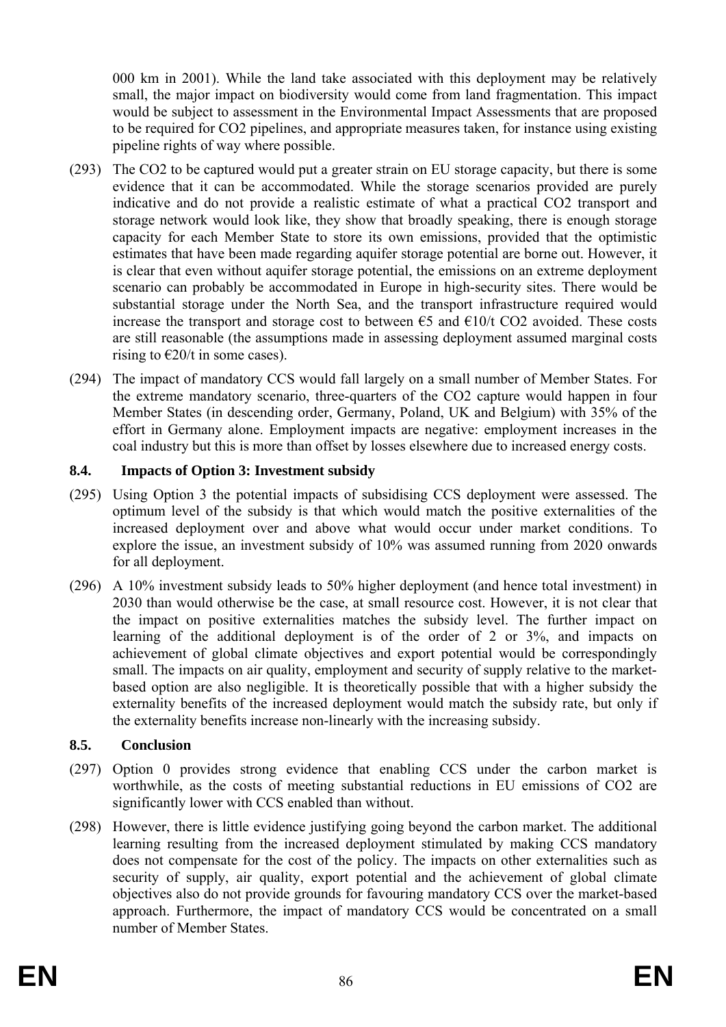000 km in 2001). While the land take associated with this deployment may be relatively small, the major impact on biodiversity would come from land fragmentation. This impact would be subject to assessment in the Environmental Impact Assessments that are proposed to be required for $CO_2$ pipelines, and appropriate measures taken, for instance using existing pipeline rights of way where possible.

(293) The $CO_2$ to be captured would put a greater strain on EU storage capacity, but there is some evidence that it can be accommodated. While the storage scenarios provided are purely indicative and do not provide a realistic estimate of what a practical $CO_2$ transport and storage network would look like, they show that broadly speaking, there is enough storage capacity for each Member State to store its own emissions, provided that the optimistic estimates that have been made regarding aquifer storage potential are borne out. However, it is clear that even without aquifer storage potential, the emissions on an extreme deployment scenario can probably be accommodated in Europe in high-security sites. There would be substantial storage under the North Sea, and the transport infrastructure required would increase the transport and storage cost to between €5 and €10/t $CO_2$ avoided. These costs are still reasonable (the assumptions made in assessing deployment assumed marginal costs rising to €20/t in some cases).

(294) The impact of mandatory CCS would fall largely on a small number of Member States. For the extreme mandatory scenario, three-quarters of the $CO_2$ capture would happen in four Member States (in descending order, Germany, Poland, UK and Belgium) with 35% of the effort in Germany alone. Employment impacts are negative: employment increases in the coal industry but this is more than offset by losses elsewhere due to increased energy costs.

### 8.4. Impacts of Option 3: Investment subsidy

(295) Using Option 3 the potential impacts of subsidising CCS deployment were assessed. The optimum level of the subsidy is that which would match the positive externalities of the increased deployment over and above what would occur under market conditions. To explore the issue, an investment subsidy of 10% was assumed running from 2020 onwards for all deployment.

(296) A 10% investment subsidy leads to 50% higher deployment (and hence total investment) in 2030 than would otherwise be the case, at small resource cost. However, it is not clear that the impact on positive externalities matches the subsidy level. The further impact on learning of the additional deployment is of the order of 2 or 3%, and impacts on achievement of global climate objectives and export potential would be correspondingly small. The impacts on air quality, employment and security of supply relative to the market-based option are also negligible. It is theoretically possible that with a higher subsidy the externality benefits of the increased deployment would match the subsidy rate, but only if the externality benefits increase non-linearly with the increasing subsidy.

### 8.5. Conclusion

(297) Option 0 provides strong evidence that enabling CCS under the carbon market is worthwhile, as the costs of meeting substantial reductions in EU emissions of $CO_2$ are significantly lower with CCS enabled than without.

(298) However, there is little evidence justifying going beyond the carbon market. The additional learning resulting from the increased deployment stimulated by making CCS mandatory does not compensate for the cost of the policy. The impacts on other externalities such as security of supply, air quality, export potential and the achievement of global climate objectives also do not provide grounds for favouring mandatory CCS over the market-based approach. Furthermore, the impact of mandatory CCS would be concentrated on a small number of Member States.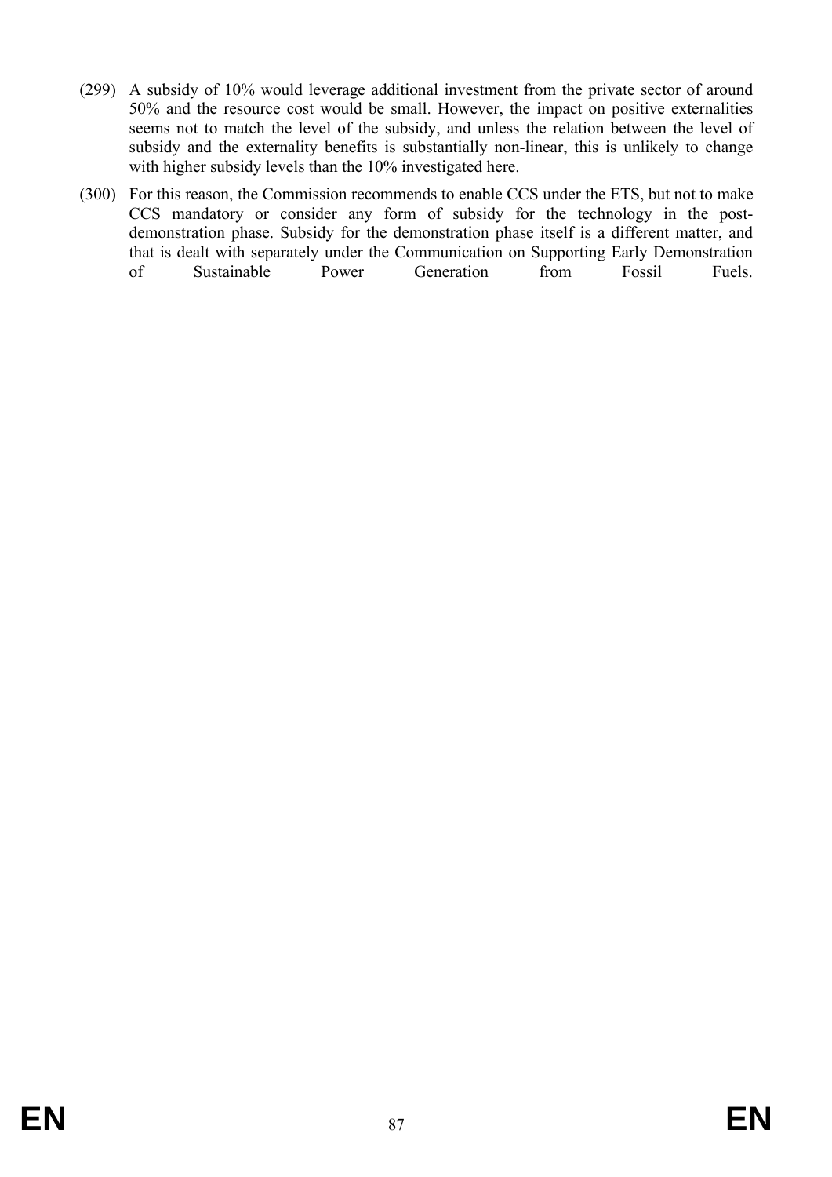(299) A subsidy of 10% would leverage additional investment from the private sector of around 50% and the resource cost would be small. However, the impact on positive externalities seems not to match the level of the subsidy, and unless the relation between the level of subsidy and the externality benefits is substantially non-linear, this is unlikely to change with higher subsidy levels than the 10% investigated here.

(300) For this reason, the Commission recommends to enable CCS under the ETS, but not to make CCS mandatory or consider any form of subsidy for the technology in the post-demonstration phase. Subsidy for the demonstration phase itself is a different matter, and that is dealt with separately under the Communication on Supporting Early Demonstration of Sustainable Power Generation from Fossil Fuels.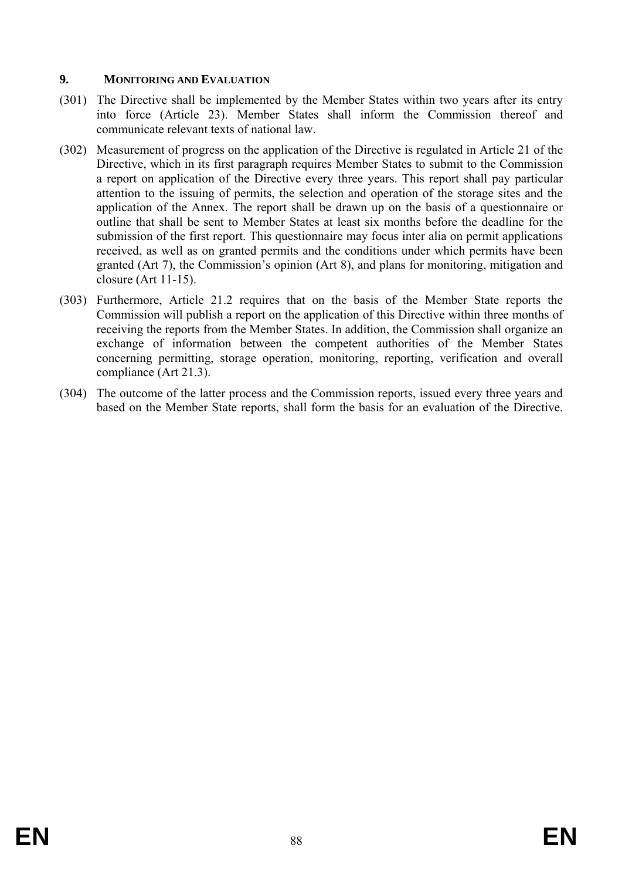## 9. MONITORING AND EVALUATION

(301) The Directive shall be implemented by the Member States within two years after its entry into force (Article 23). Member States shall inform the Commission thereof and communicate relevant texts of national law.

(302) Measurement of progress on the application of the Directive is regulated in Article 21 of the Directive, which in its first paragraph requires Member States to submit to the Commission a report on application of the Directive every three years. This report shall pay particular attention to the issuing of permits, the selection and operation of the storage sites and the application of the Annex. The report shall be drawn up on the basis of a questionnaire or outline that shall be sent to Member States at least six months before the deadline for the submission of the first report. This questionnaire may focus inter alia on permit applications received, as well as on granted permits and the conditions under which permits have been granted (Art 7), the Commission's opinion (Art 8), and plans for monitoring, mitigation and closure (Art 11-15).

(303) Furthermore, Article 21.2 requires that on the basis of the Member State reports the Commission will publish a report on the application of this Directive within three months of receiving the reports from the Member States. In addition, the Commission shall organize an exchange of information between the competent authorities of the Member States concerning permitting, storage operation, monitoring, reporting, verification and overall compliance (Art 21.3).

(304) The outcome of the latter process and the Commission reports, issued every three years and based on the Member State reports, shall form the basis for an evaluation of the Directive.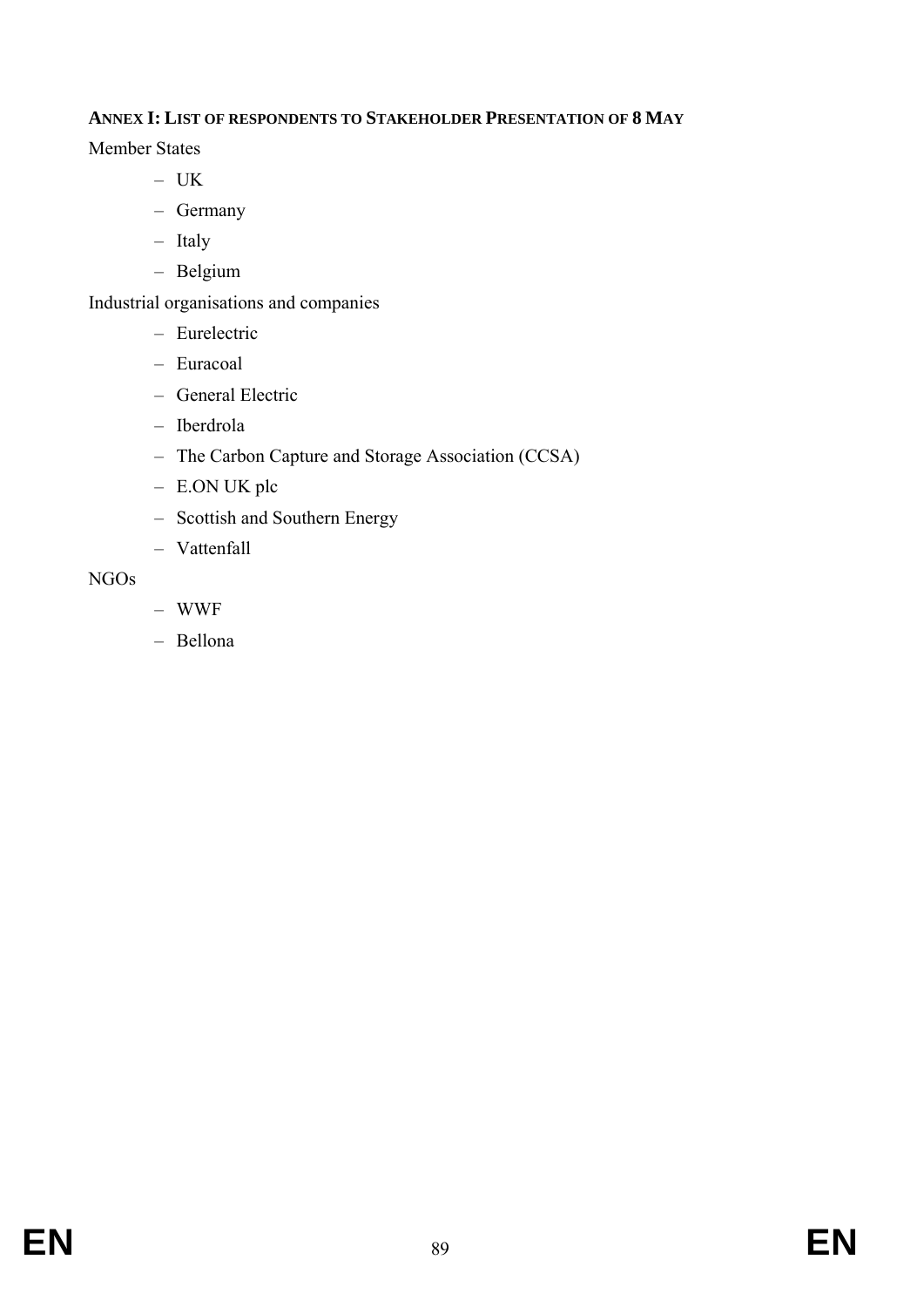## ANNEX I: LIST OF RESPONDENTS TO STAKEHOLDER PRESENTATION OF 8 MAY

Member States

- UK
- Germany
- Italy
- Belgium

Industrial organisations and companies

- Eurelectric
- Euracoal
- General Electric
- Iberdrola
- The Carbon Capture and Storage Association (CCSA)
- E.ON UK plc
- Scottish and Southern Energy
- Vattenfall

NGOs

- WWF
- Bellona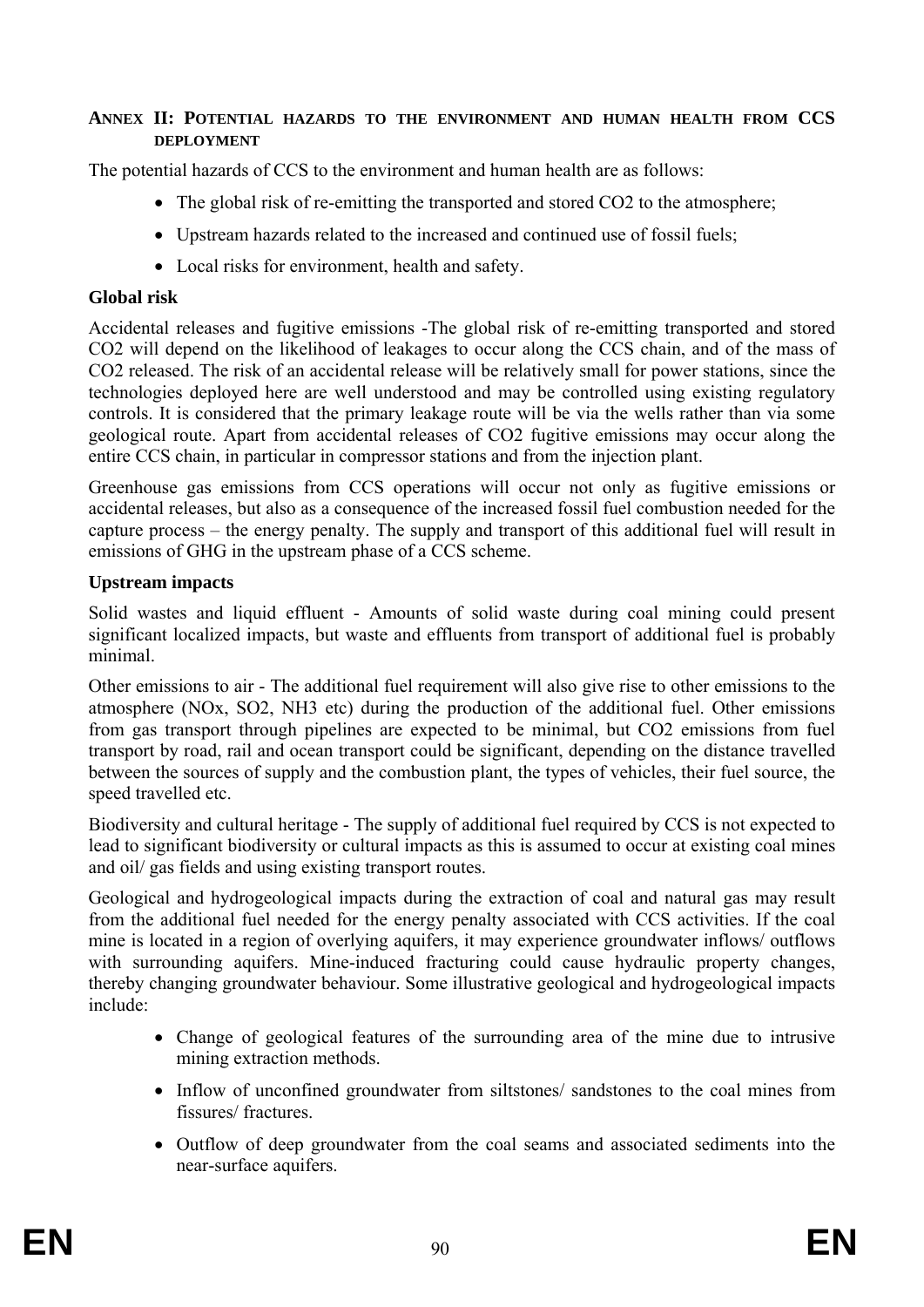## ANNEX II: POTENTIAL HAZARDS TO THE ENVIRONMENT AND HUMAN HEALTH FROM CCS DEPLOYMENT

The potential hazards of CCS to the environment and human health are as follows:

- The global risk of re-emitting the transported and stored $CO_2$ to the atmosphere;
- Upstream hazards related to the increased and continued use of fossil fuels;
- Local risks for environment, health and safety.

### Global risk

Accidental releases and fugitive emissions -The global risk of re-emitting transported and stored $CO_2$ will depend on the likelihood of leakages to occur along the CCS chain, and of the mass of $CO_2$ released. The risk of an accidental release will be relatively small for power stations, since the technologies deployed here are well understood and may be controlled using existing regulatory controls. It is considered that the primary leakage route will be via the wells rather than via some geological route. Apart from accidental releases of $CO_2$ fugitive emissions may occur along the entire CCS chain, in particular in compressor stations and from the injection plant.

Greenhouse gas emissions from CCS operations will occur not only as fugitive emissions or accidental releases, but also as a consequence of the increased fossil fuel combustion needed for the capture process – the energy penalty. The supply and transport of this additional fuel will result in emissions of GHG in the upstream phase of a CCS scheme.

### Upstream impacts

Solid wastes and liquid effluent - Amounts of solid waste during coal mining could present significant localized impacts, but waste and effluents from transport of additional fuel is probably minimal.

Other emissions to air - The additional fuel requirement will also give rise to other emissions to the atmosphere ($NO_x$, $SO_2$, $NH_3$ etc) during the production of the additional fuel. Other emissions from gas transport through pipelines are expected to be minimal, but $CO_2$ emissions from fuel transport by road, rail and ocean transport could be significant, depending on the distance travelled between the sources of supply and the combustion plant, the types of vehicles, their fuel source, the speed travelled etc.

Biodiversity and cultural heritage - The supply of additional fuel required by CCS is not expected to lead to significant biodiversity or cultural impacts as this is assumed to occur at existing coal mines and oil/ gas fields and using existing transport routes.

Geological and hydrogeological impacts during the extraction of coal and natural gas may result from the additional fuel needed for the energy penalty associated with CCS activities. If the coal mine is located in a region of overlying aquifers, it may experience groundwater inflows/ outflows with surrounding aquifers. Mine-induced fracturing could cause hydraulic property changes, thereby changing groundwater behaviour. Some illustrative geological and hydrogeological impacts include:

- Change of geological features of the surrounding area of the mine due to intrusive mining extraction methods.
- Inflow of unconfined groundwater from siltstones/ sandstones to the coal mines from fissures/ fractures.
- Outflow of deep groundwater from the coal seams and associated sediments into the near-surface aquifers.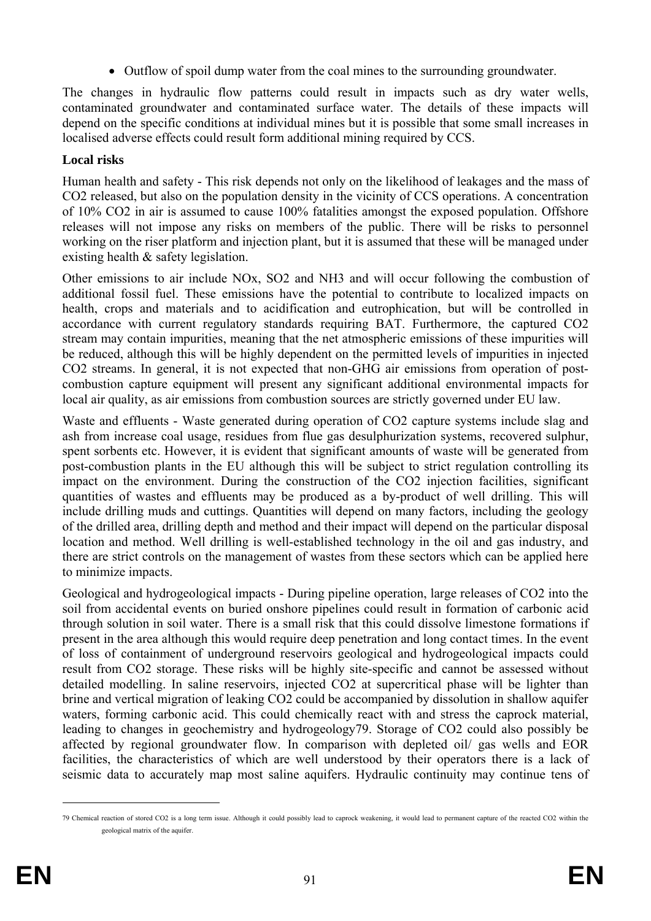- Outflow of spoil dump water from the coal mines to the surrounding groundwater.

The changes in hydraulic flow patterns could result in impacts such as dry water wells, contaminated groundwater and contaminated surface water. The details of these impacts will depend on the specific conditions at individual mines but it is possible that some small increases in localised adverse effects could result form additional mining required by CCS.

**Local risks**

Human health and safety - This risk depends not only on the likelihood of leakages and the mass of $CO_2$ released, but also on the population density in the vicinity of CCS operations. A concentration of 10% $CO_2$ in air is assumed to cause 100% fatalities amongst the exposed population. Offshore releases will not impose any risks on members of the public. There will be risks to personnel working on the riser platform and injection plant, but it is assumed that these will be managed under existing health & safety legislation.

Other emissions to air include $NO_x$, $SO_2$ and $NH_3$ and will occur following the combustion of additional fossil fuel. These emissions have the potential to contribute to localized impacts on health, crops and materials and to acidification and eutrophication, but will be controlled in accordance with current regulatory standards requiring BAT. Furthermore, the captured $CO_2$ stream may contain impurities, meaning that the net atmospheric emissions of these impurities will be reduced, although this will be highly dependent on the permitted levels of impurities in injected $CO_2$ streams. In general, it is not expected that non-GHG air emissions from operation of post-combustion capture equipment will present any significant additional environmental impacts for local air quality, as air emissions from combustion sources are strictly governed under EU law.

Waste and effluents - Waste generated during operation of $CO_2$ capture systems include slag and ash from increase coal usage, residues from flue gas desulphurization systems, recovered sulphur, spent sorbents etc. However, it is evident that significant amounts of waste will be generated from post-combustion plants in the EU although this will be subject to strict regulation controlling its impact on the environment. During the construction of the $CO_2$ injection facilities, significant quantities of wastes and effluents may be produced as a by-product of well drilling. This will include drilling muds and cuttings. Quantities will depend on many factors, including the geology of the drilled area, drilling depth and method and their impact will depend on the particular disposal location and method. Well drilling is well-established technology in the oil and gas industry, and there are strict controls on the management of wastes from these sectors which can be applied here to minimize impacts.

Geological and hydrogeological impacts - During pipeline operation, large releases of $CO_2$ into the soil from accidental events on buried onshore pipelines could result in formation of carbonic acid through solution in soil water. There is a small risk that this could dissolve limestone formations if present in the area although this would require deep penetration and long contact times. In the event of loss of containment of underground reservoirs geological and hydrogeological impacts could result from $CO_2$ storage. These risks will be highly site-specific and cannot be assessed without detailed modelling. In saline reservoirs, injected $CO_2$ at supercritical phase will be lighter than brine and vertical migration of leaking $CO_2$ could be accompanied by dissolution in shallow aquifer waters, forming carbonic acid. This could chemically react with and stress the caprock material, leading to changes in geochemistry and hydrogeology[79]. Storage of $CO_2$ could also possibly be affected by regional groundwater flow. In comparison with depleted oil/ gas wells and EOR facilities, the characteristics of which are well understood by their operators there is a lack of seismic data to accurately map most saline aquifers. Hydraulic continuity may continue tens of

---

[79] Chemical reaction of stored $CO_2$ is a long term issue. Although it could possibly lead to caprock weakening, it would lead to permanent capture of the reacted $CO_2$ within the geological matrix of the aquifer.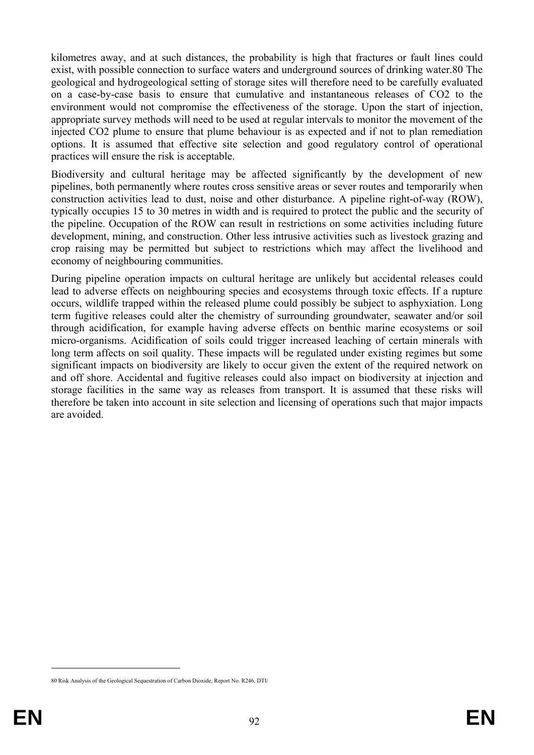kilometres away, and at such distances, the probability is high that fractures or fault lines could exist, with possible connection to surface waters and underground sources of drinking water.[80] The geological and hydrogeological setting of storage sites will therefore need to be carefully evaluated on a case-by-case basis to ensure that cumulative and instantaneous releases of $CO_2$ to the environment would not compromise the effectiveness of the storage. Upon the start of injection, appropriate survey methods will need to be used at regular intervals to monitor the movement of the injected $CO_2$ plume to ensure that plume behaviour is as expected and if not to plan remediation options. It is assumed that effective site selection and good regulatory control of operational practices will ensure the risk is acceptable.

Biodiversity and cultural heritage may be affected significantly by the development of new pipelines, both permanently where routes cross sensitive areas or sever routes and temporarily when construction activities lead to dust, noise and other disturbance. A pipeline right-of-way (ROW), typically occupies 15 to 30 metres in width and is required to protect the public and the security of the pipeline. Occupation of the ROW can result in restrictions on some activities including future development, mining, and construction. Other less intrusive activities such as livestock grazing and crop raising may be permitted but subject to restrictions which may affect the livelihood and economy of neighbouring communities.

During pipeline operation impacts on cultural heritage are unlikely but accidental releases could lead to adverse effects on neighbouring species and ecosystems through toxic effects. If a rupture occurs, wildlife trapped within the released plume could possibly be subject to asphyxiation. Long term fugitive releases could alter the chemistry of surrounding groundwater, seawater and/or soil through acidification, for example having adverse effects on benthic marine ecosystems or soil micro-organisms. Acidification of soils could trigger increased leaching of certain minerals with long term affects on soil quality. These impacts will be regulated under existing regimes but some significant impacts on biodiversity are likely to occur given the extent of the required network on and off shore. Accidental and fugitive releases could also impact on biodiversity at injection and storage facilities in the same way as releases from transport. It is assumed that these risks will therefore be taken into account in site selection and licensing of operations such that major impacts are avoided.

---

[80] Risk Analysis of the Geological Sequestration of Carbon Dioxide, Report No. R246, DTI/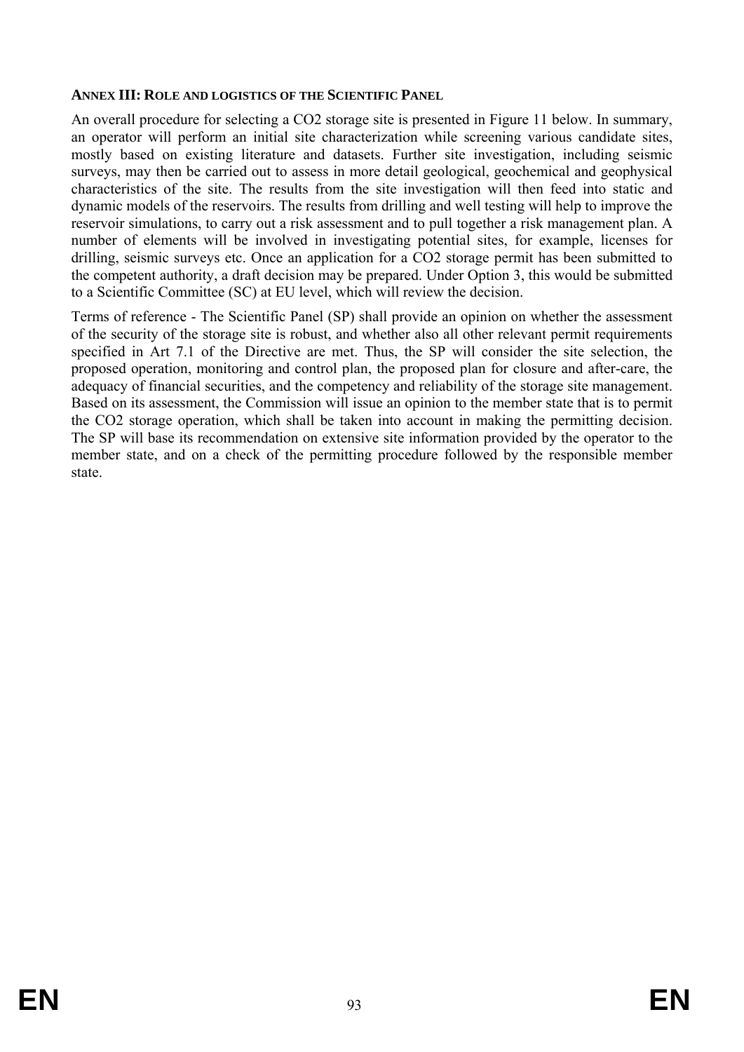## ANNEX III: ROLE AND LOGISTICS OF THE SCIENTIFIC PANEL

An overall procedure for selecting a $CO_2$ storage site is presented in Figure 11 below. In summary, an operator will perform an initial site characterization while screening various candidate sites, mostly based on existing literature and datasets. Further site investigation, including seismic surveys, may then be carried out to assess in more detail geological, geochemical and geophysical characteristics of the site. The results from the site investigation will then feed into static and dynamic models of the reservoirs. The results from drilling and well testing will help to improve the reservoir simulations, to carry out a risk assessment and to pull together a risk management plan. A number of elements will be involved in investigating potential sites, for example, licenses for drilling, seismic surveys etc. Once an application for a $CO_2$ storage permit has been submitted to the competent authority, a draft decision may be prepared. Under Option 3, this would be submitted to a Scientific Committee (SC) at EU level, which will review the decision.

Terms of reference - The Scientific Panel (SP) shall provide an opinion on whether the assessment of the security of the storage site is robust, and whether also all other relevant permit requirements specified in Art 7.1 of the Directive are met. Thus, the SP will consider the site selection, the proposed operation, monitoring and control plan, the proposed plan for closure and after-care, the adequacy of financial securities, and the competency and reliability of the storage site management. Based on its assessment, the Commission will issue an opinion to the member state that is to permit the $CO_2$ storage operation, which shall be taken into account in making the permitting decision. The SP will base its recommendation on extensive site information provided by the operator to the member state, and on a check of the permitting procedure followed by the responsible member state.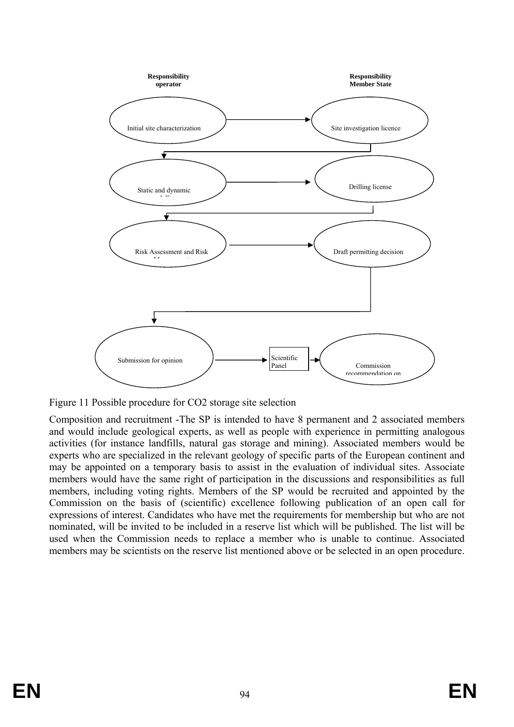**Responsibility operator**

**Responsibility Member State**

Initial site characterization → Site investigation licence

Static and dynamic → Drilling license

Risk Assessment and Risk → Draft permitting decision

Submission for opinion → Scientific Panel → Commission recommendation on

Figure 11 Possible procedure for CO2 storage site selection

Composition and recruitment -The SP is intended to have 8 permanent and 2 associated members and would include geological experts, as well as people with experience in permitting analogous activities (for instance landfills, natural gas storage and mining). Associated members would be experts who are specialized in the relevant geology of specific parts of the European continent and may be appointed on a temporary basis to assist in the evaluation of individual sites. Associate members would have the same right of participation in the discussions and responsibilities as full members, including voting rights. Members of the SP would be recruited and appointed by the Commission on the basis of (scientific) excellence following publication of an open call for expressions of interest. Candidates who have met the requirements for membership but who are not nominated, will be invited to be included in a reserve list which will be published. The list will be used when the Commission needs to replace a member who is unable to continue. Associated members may be scientists on the reserve list mentioned above or be selected in an open procedure.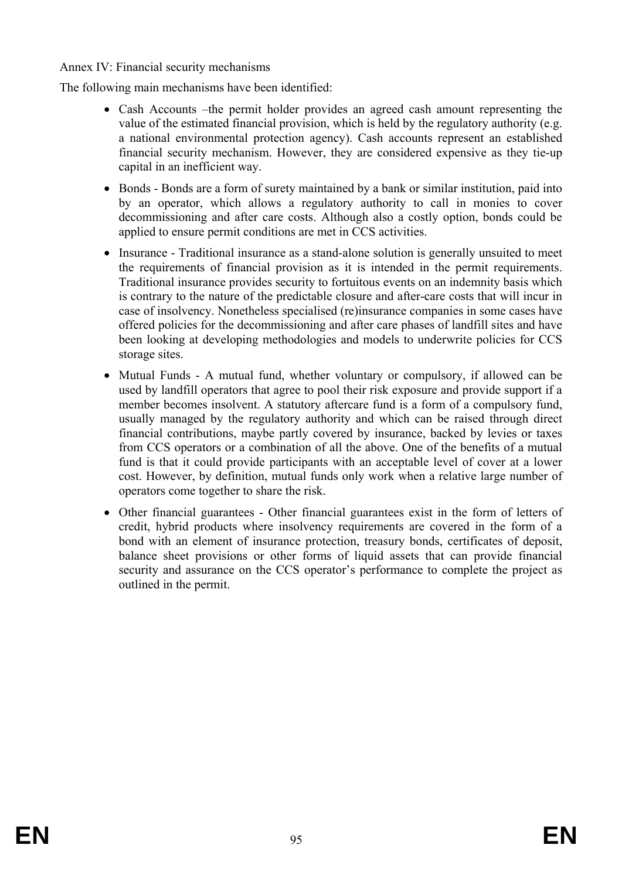Annex IV: Financial security mechanisms

The following main mechanisms have been identified:

- Cash Accounts –the permit holder provides an agreed cash amount representing the value of the estimated financial provision, which is held by the regulatory authority (e.g. a national environmental protection agency). Cash accounts represent an established financial security mechanism. However, they are considered expensive as they tie-up capital in an inefficient way.
- Bonds - Bonds are a form of surety maintained by a bank or similar institution, paid into by an operator, which allows a regulatory authority to call in monies to cover decommissioning and after care costs. Although also a costly option, bonds could be applied to ensure permit conditions are met in CCS activities.
- Insurance - Traditional insurance as a stand-alone solution is generally unsuited to meet the requirements of financial provision as it is intended in the permit requirements. Traditional insurance provides security to fortuitous events on an indemnity basis which is contrary to the nature of the predictable closure and after-care costs that will incur in case of insolvency. Nonetheless specialised (re)insurance companies in some cases have offered policies for the decommissioning and after care phases of landfill sites and have been looking at developing methodologies and models to underwrite policies for CCS storage sites.
- Mutual Funds - A mutual fund, whether voluntary or compulsory, if allowed can be used by landfill operators that agree to pool their risk exposure and provide support if a member becomes insolvent. A statutory aftercare fund is a form of a compulsory fund, usually managed by the regulatory authority and which can be raised through direct financial contributions, maybe partly covered by insurance, backed by levies or taxes from CCS operators or a combination of all the above. One of the benefits of a mutual fund is that it could provide participants with an acceptable level of cover at a lower cost. However, by definition, mutual funds only work when a relative large number of operators come together to share the risk.
- Other financial guarantees - Other financial guarantees exist in the form of letters of credit, hybrid products where insolvency requirements are covered in the form of a bond with an element of insurance protection, treasury bonds, certificates of deposit, balance sheet provisions or other forms of liquid assets that can provide financial security and assurance on the CCS operator's performance to complete the project as outlined in the permit.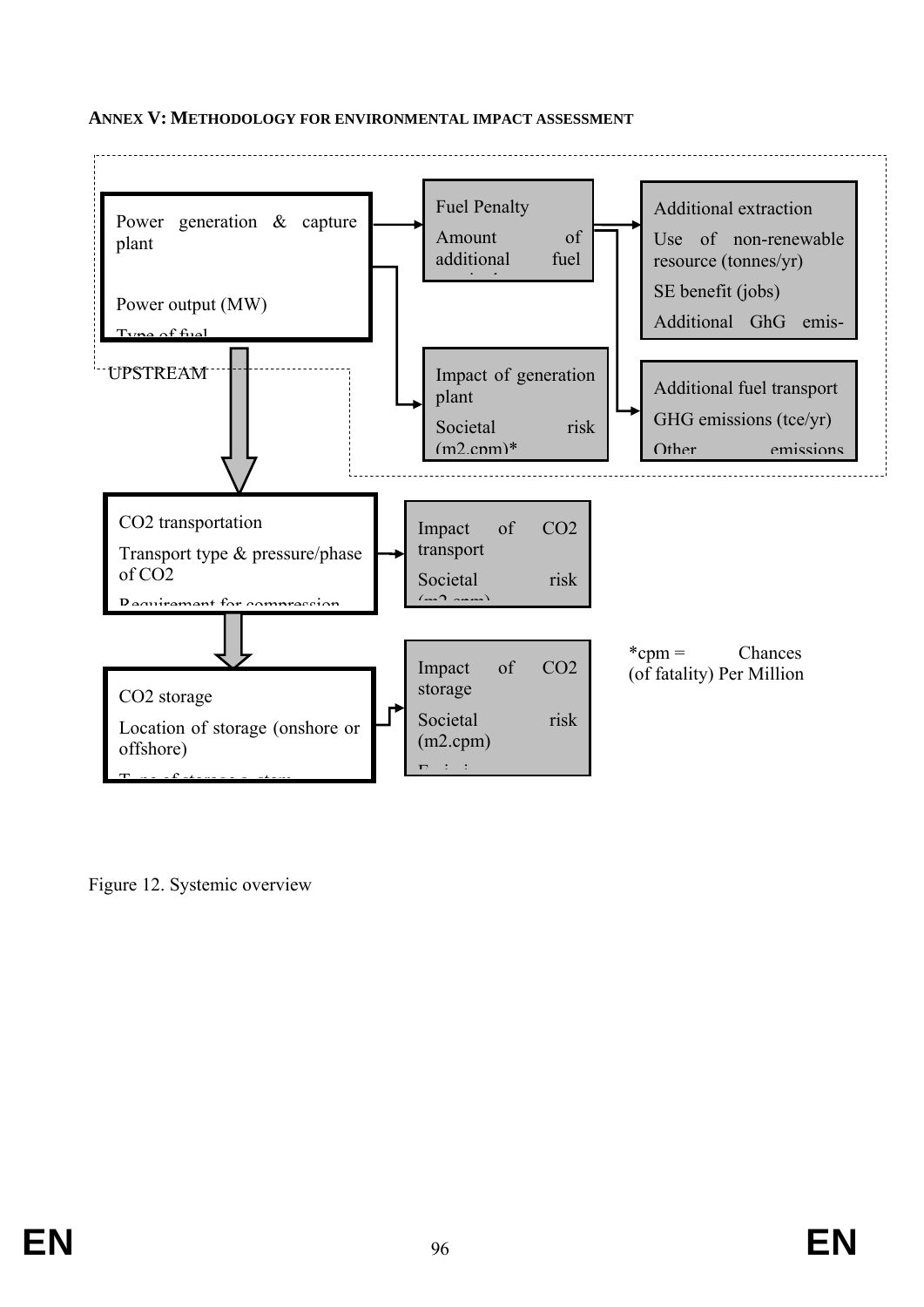## ANNEX V: METHODOLOGY FOR ENVIRONMENTAL IMPACT ASSESSMENT

Power generation & capture plant

Power output (MW)

Type of fuel

UPSTREAM

Fuel Penalty

Amount of additional fuel

Additional extraction

Use of non-renewable resource (tonnes/yr)

SE benefit (jobs)

Additional GhG emis-

Impact of generation plant

Societal risk (m2.cpm)*

Additional fuel transport

GHG emissions (tce/yr)

Other emissions

$CO_2$ transportation

Transport type & pressure/phase of $CO_2$

Requirement for compression

Impact of $CO_2$ transport

Societal risk (m2.cpm)

$CO_2$ storage

Location of storage (onshore or offshore)

Type of storage system

Impact of $CO_2$ storage

Societal risk (m2.cpm)

Emissions

*cpm = Chances (of fatality) Per Million

Figure 12. Systemic overview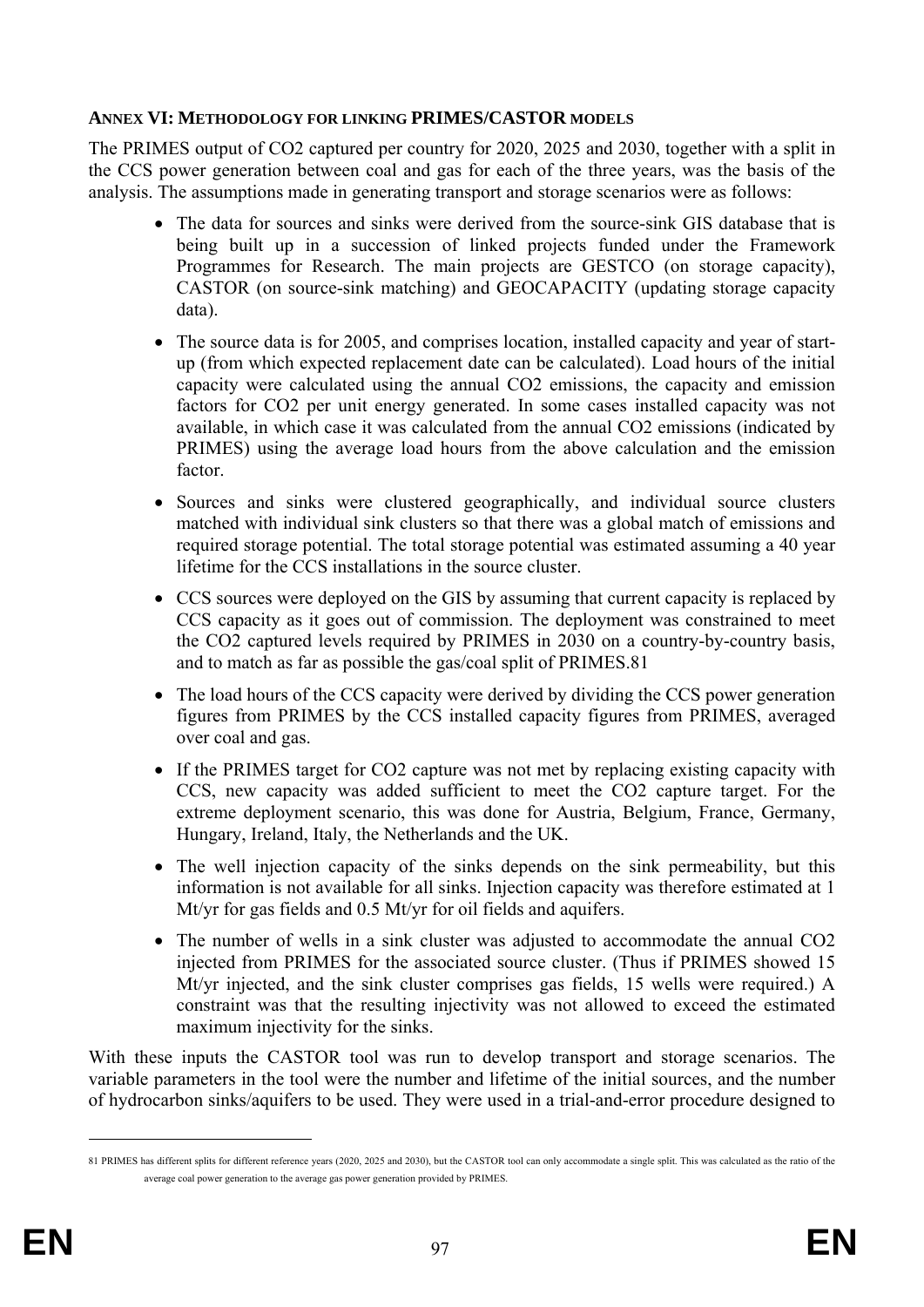### ANNEX VI: METHODOLOGY FOR LINKING PRIMES/CASTOR MODELS

The PRIMES output of $CO_2$ captured per country for 2020, 2025 and 2030, together with a split in the CCS power generation between coal and gas for each of the three years, was the basis of the analysis. The assumptions made in generating transport and storage scenarios were as follows:

- The data for sources and sinks were derived from the source-sink GIS database that is being built up in a succession of linked projects funded under the Framework Programmes for Research. The main projects are GESTCO (on storage capacity), CASTOR (on source-sink matching) and GEOCAPACITY (updating storage capacity data).
- The source data is for 2005, and comprises location, installed capacity and year of start-up (from which expected replacement date can be calculated). Load hours of the initial capacity were calculated using the annual $CO_2$ emissions, the capacity and emission factors for $CO_2$ per unit energy generated. In some cases installed capacity was not available, in which case it was calculated from the annual $CO_2$ emissions (indicated by PRIMES) using the average load hours from the above calculation and the emission factor.
- Sources and sinks were clustered geographically, and individual source clusters matched with individual sink clusters so that there was a global match of emissions and required storage potential. The total storage potential was estimated assuming a 40 year lifetime for the CCS installations in the source cluster.
- CCS sources were deployed on the GIS by assuming that current capacity is replaced by CCS capacity as it goes out of commission. The deployment was constrained to meet the $CO_2$ captured levels required by PRIMES in 2030 on a country-by-country basis, and to match as far as possible the gas/coal split of PRIMES.[81]
- The load hours of the CCS capacity were derived by dividing the CCS power generation figures from PRIMES by the CCS installed capacity figures from PRIMES, averaged over coal and gas.
- If the PRIMES target for $CO_2$ capture was not met by replacing existing capacity with CCS, new capacity was added sufficient to meet the $CO_2$ capture target. For the extreme deployment scenario, this was done for Austria, Belgium, France, Germany, Hungary, Ireland, Italy, the Netherlands and the UK.
- The well injection capacity of the sinks depends on the sink permeability, but this information is not available for all sinks. Injection capacity was therefore estimated at 1 Mt/yr for gas fields and 0.5 Mt/yr for oil fields and aquifers.
- The number of wells in a sink cluster was adjusted to accommodate the annual $CO_2$ injected from PRIMES for the associated source cluster. (Thus if PRIMES showed 15 Mt/yr injected, and the sink cluster comprises gas fields, 15 wells were required.) A constraint was that the resulting injectivity was not allowed to exceed the estimated maximum injectivity for the sinks.

With these inputs the CASTOR tool was run to develop transport and storage scenarios. The variable parameters in the tool were the number and lifetime of the initial sources, and the number of hydrocarbon sinks/aquifers to be used. They were used in a trial-and-error procedure designed to

---

[81] PRIMES has different splits for different reference years (2020, 2025 and 2030), but the CASTOR tool can only accommodate a single split. This was calculated as the ratio of the average coal power generation to the average gas power generation provided by PRIMES.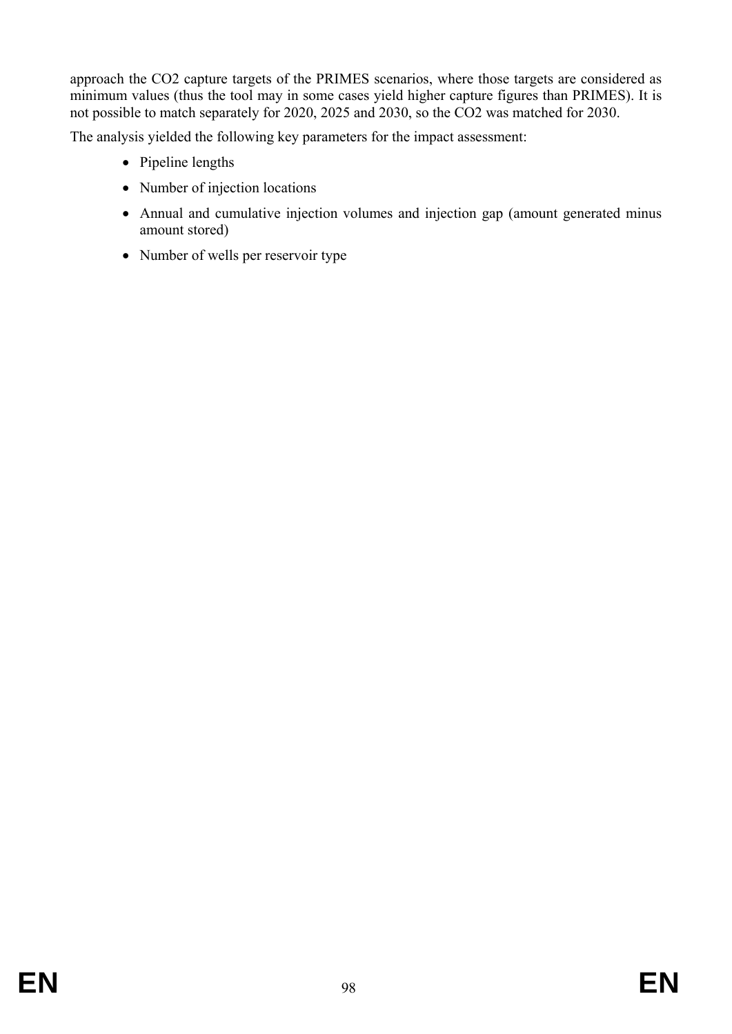approach the $CO_2$ capture targets of the PRIMES scenarios, where those targets are considered as minimum values (thus the tool may in some cases yield higher capture figures than PRIMES). It is not possible to match separately for 2020, 2025 and 2030, so the $CO_2$ was matched for 2030.

The analysis yielded the following key parameters for the impact assessment:

- Pipeline lengths
- Number of injection locations
- Annual and cumulative injection volumes and injection gap (amount generated minus amount stored)
- Number of wells per reservoir type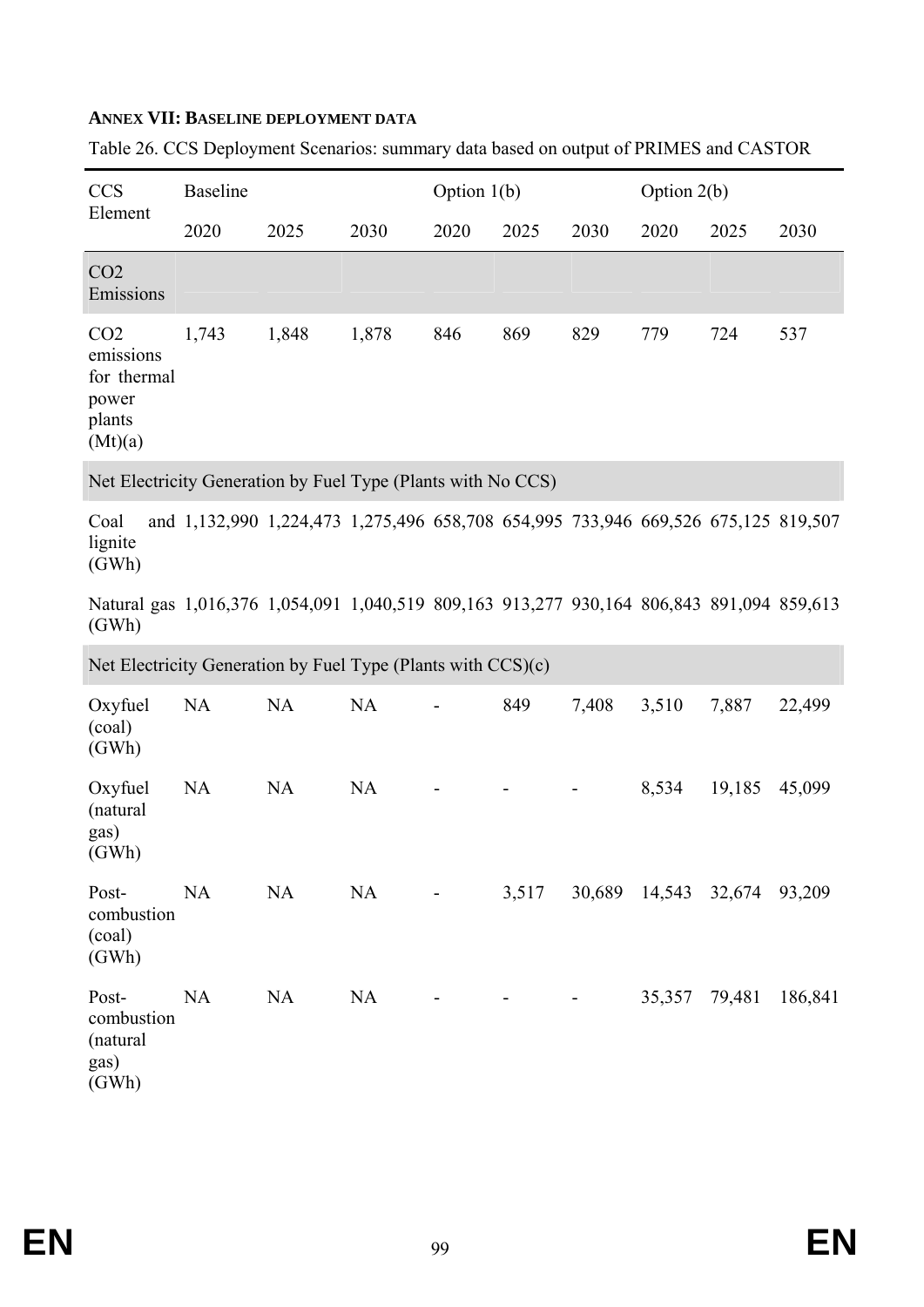**ANNEX VII: BASELINE DEPLOYMENT DATA**

Table 26. CCS Deployment Scenarios: summary data based on output of PRIMES and CASTOR

| CCS Element | Baseline | | | Option 1(b) | | | Option 2(b) | | |
|---|---|---|---|---|---|---|---|---|---|
| | 2020 | 2025 | 2030 | 2020 | 2025 | 2030 | 2020 | 2025 | 2030 |
| $CO_2$ Emissions | | | | | | | | | |
| $CO_2$ emissions for thermal power plants (Mt)(a) | 1,743 | 1,848 | 1,878 | 846 | 869 | 829 | 779 | 724 | 537 |
| Net Electricity Generation by Fuel Type (Plants with No CCS) | | | | | | | | | |
| Coal and lignite (GWh) | 1,132,990 | 1,224,473 | 1,275,496 | 658,708 | 654,995 | 733,946 | 669,526 | 675,125 | 819,507 |
| Natural gas (GWh) | 1,016,376 | 1,054,091 | 1,040,519 | 809,163 | 913,277 | 930,164 | 806,843 | 891,094 | 859,613 |
| Net Electricity Generation by Fuel Type (Plants with CCS)(c) | | | | | | | | | |
| Oxyfuel (coal) (GWh) | NA | NA | NA | - | 849 | 7,408 | 3,510 | 7,887 | 22,499 |
| Oxyfuel (natural gas) (GWh) | NA | NA | NA | - | - | - | 8,534 | 19,185 | 45,099 |
| Post-combustion (coal) (GWh) | NA | NA | NA | - | 3,517 | 30,689 | 14,543 | 32,674 | 93,209 |
| Post-combustion (natural gas) (GWh) | NA | NA | NA | - | - | - | 35,357 | 79,481 | 186,841 |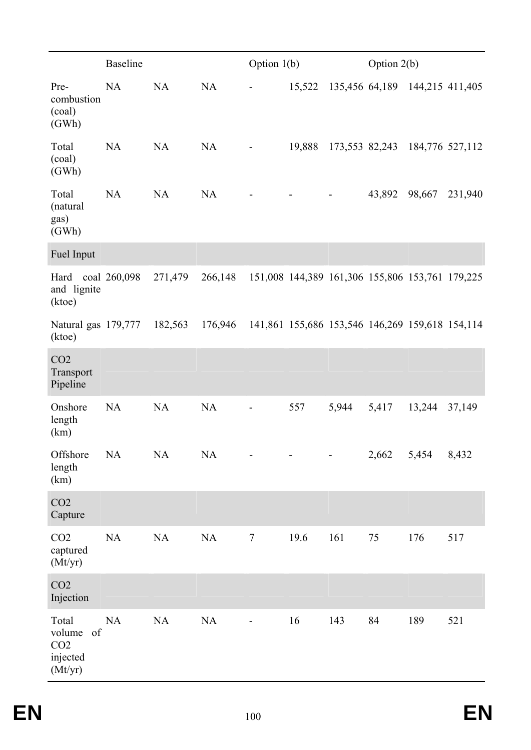| | Baseline | | | Option 1(b) | | | Option 2(b) | | |
|---|---|---|---|---|---|---|---|---|---|
| Pre-combustion (coal) (GWh) | NA | NA | NA | - | 15,522 | 135,456 | 64,189 | 144,215 | 411,405 |
| Total (coal) (GWh) | NA | NA | NA | - | 19,888 | 173,553 | 82,243 | 184,776 | 527,112 |
| Total (natural gas) (GWh) | NA | NA | NA | - | - | - | 43,892 | 98,667 | 231,940 |
| Fuel Input | | | | | | | | | |
| Hard coal and lignite (ktoe) | 260,098 | 271,479 | 266,148 | 151,008 | 144,389 | 161,306 | 155,806 | 153,761 | 179,225 |
| Natural gas (ktoe) | 179,777 | 182,563 | 176,946 | 141,861 | 155,686 | 153,546 | 146,269 | 159,618 | 154,114 |
| $CO_2$ Transport Pipeline | | | | | | | | | |
| Onshore length (km) | NA | NA | NA | - | 557 | 5,944 | 5,417 | 13,244 | 37,149 |
| Offshore length (km) | NA | NA | NA | - | - | - | 2,662 | 5,454 | 8,432 |
| $CO_2$ Capture | | | | | | | | | |
| $CO_2$ captured (Mt/yr) | NA | NA | NA | 7 | 19.6 | 161 | 75 | 176 | 517 |
| $CO_2$ Injection | | | | | | | | | |
| Total volume of $CO_2$ injected (Mt/yr) | NA | NA | NA | - | 16 | 143 | 84 | 189 | 521 |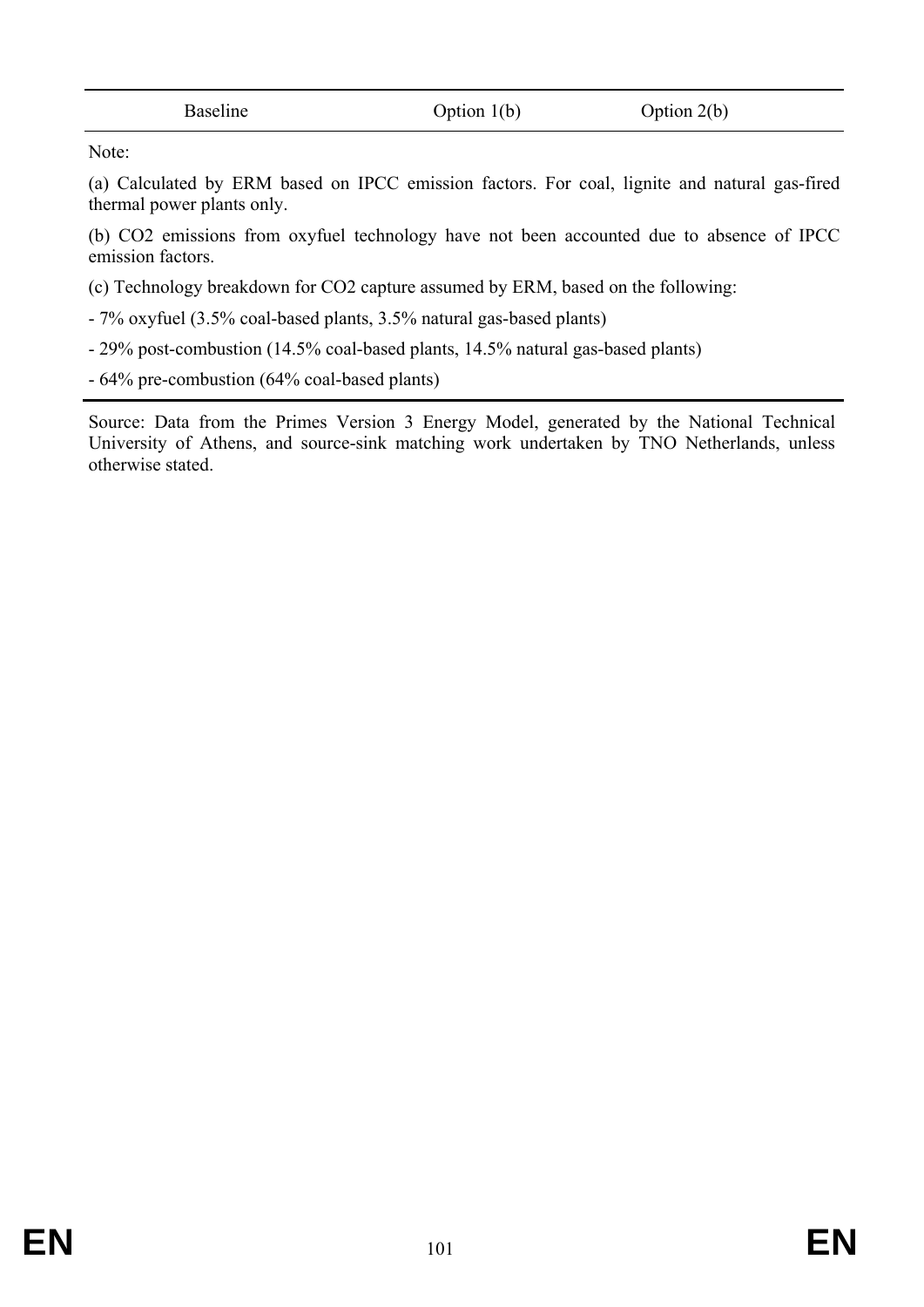| Baseline | Option 1(b) | Option 2(b) |
|---|---|---|

Note:

(a) Calculated by ERM based on IPCC emission factors. For coal, lignite and natural gas-fired thermal power plants only.

(b) $CO_2$ emissions from oxyfuel technology have not been accounted due to absence of IPCC emission factors.

(c) Technology breakdown for $CO_2$ capture assumed by ERM, based on the following:

- 7% oxyfuel (3.5% coal-based plants, 3.5% natural gas-based plants)
- 29% post-combustion (14.5% coal-based plants, 14.5% natural gas-based plants)
- 64% pre-combustion (64% coal-based plants)

Source: Data from the Primes Version 3 Energy Model, generated by the National Technical University of Athens, and source-sink matching work undertaken by TNO Netherlands, unless otherwise stated.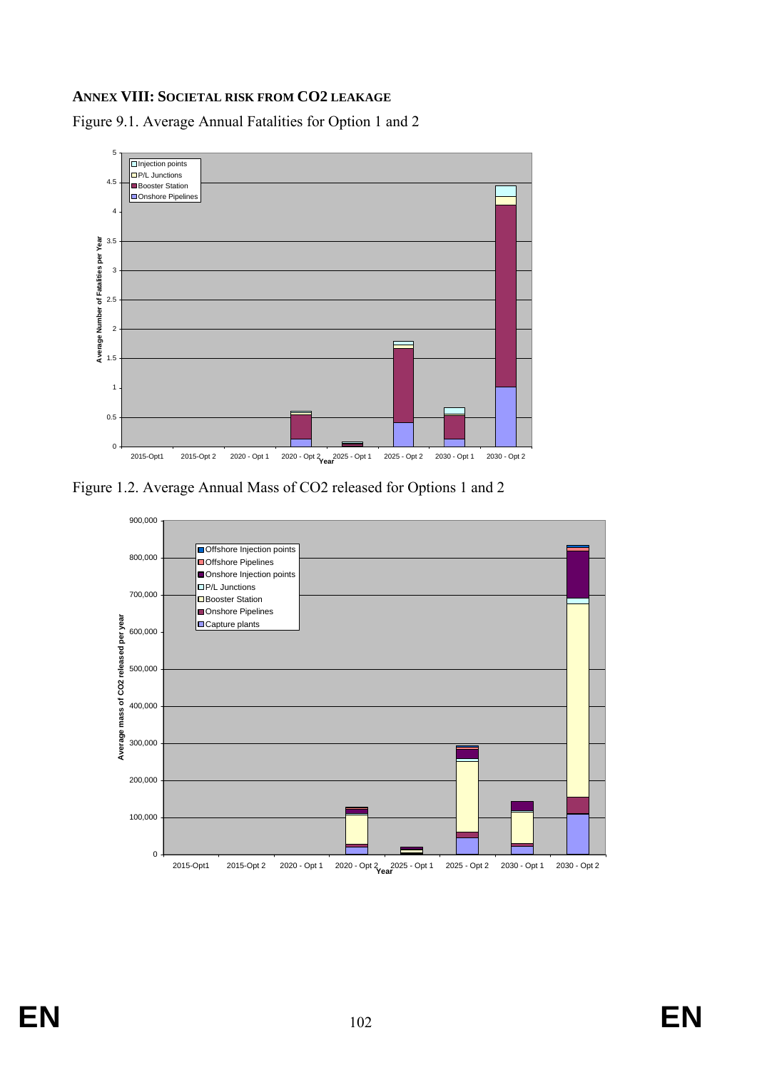## ANNEX VIII: SOCIETAL RISK FROM CO2 LEAKAGE

Figure 9.1. Average Annual Fatalities for Option 1 and 2

Figure 1.2. Average Annual Mass of CO2 released for Options 1 and 2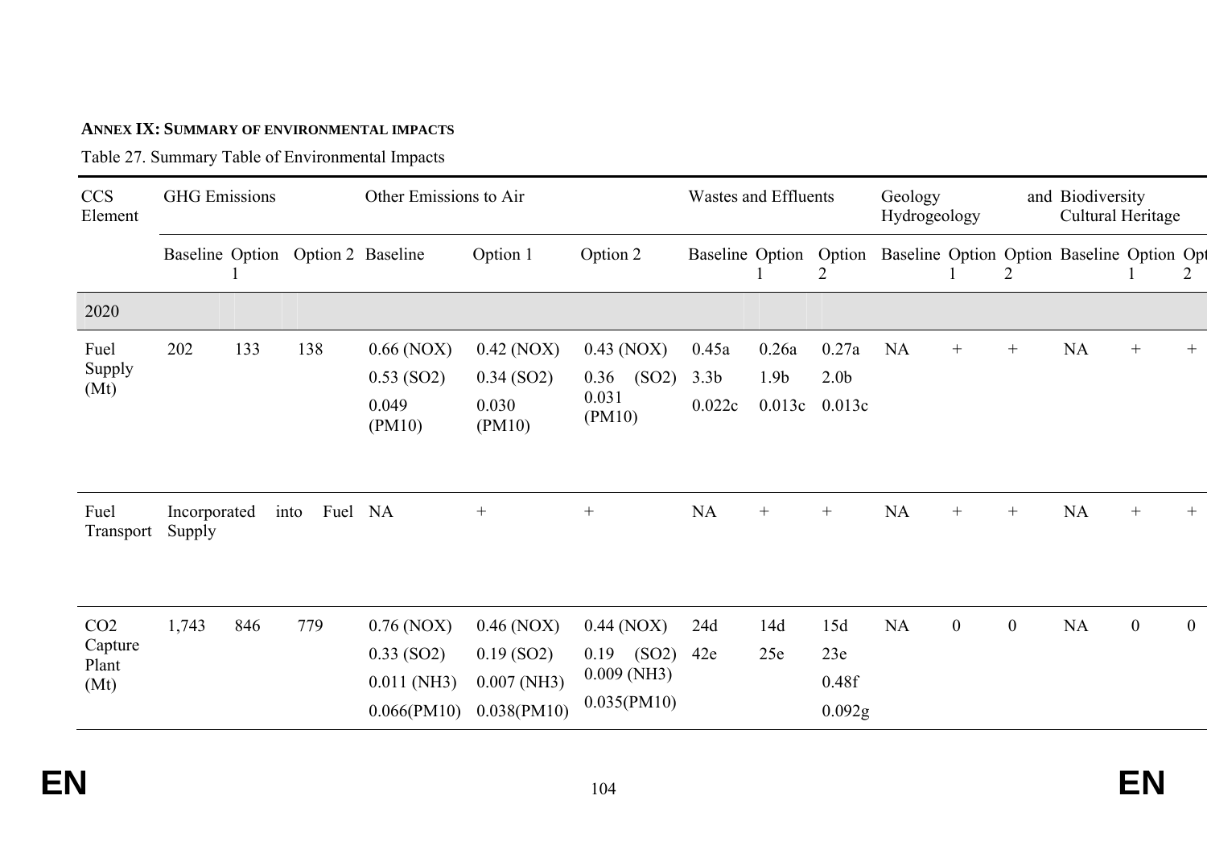**ANNEX IX: SUMMARY OF ENVIRONMENTAL IMPACTS**

Table 27. Summary Table of Environmental Impacts

| CCS Element | GHG Emissions | | | Other Emissions to Air | | | Wastes and Effluents | | | Geology and Hydrogeology | | | Biodiversity Cultural Heritage | | |
|---|---|---|---|---|---|---|---|---|---|---|---|---|---|---|---|
| | Baseline | Option 1 | Option 2 | Baseline | Option 1 | Option 2 | Baseline | Option 1 | Option 2 | Baseline | Option 1 | Option 2 | Baseline | Option 1 | Opt 2 |
| 2020 | | | | | | | | | | | | | | | |
| Fuel Supply (Mt) | 202 | 133 | 138 | 0.66 (NOX) 0.53 (SO2) 0.049 (PM10) | 0.42 (NOX) 0.34 (SO2) 0.030 (PM10) | 0.43 (NOX) 0.36 (SO2) 0.031 (PM10) | 0.45a 3.3b 0.022c | 0.26a 1.9b 0.013c | 0.27a 2.0b 0.013c | NA | + | + | NA | + | + |
| Fuel Transport | Incorporated into Fuel Supply | | | NA | + | + | NA | + | + | NA | + | + | NA | + | + |
| CO2 Capture Plant (Mt) | 1,743 | 846 | 779 | 0.76 (NOX) 0.33 (SO2) 0.011 (NH3) 0.066(PM10) | 0.46 (NOX) 0.19 (SO2) 0.007 (NH3) 0.038(PM10) | 0.44 (NOX) 0.19 (SO2) 0.009 (NH3) 0.035(PM10) | 24d 42e | 14d 25e | 15d 23e 0.48f 0.092g | NA | 0 | 0 | NA | 0 | 0 |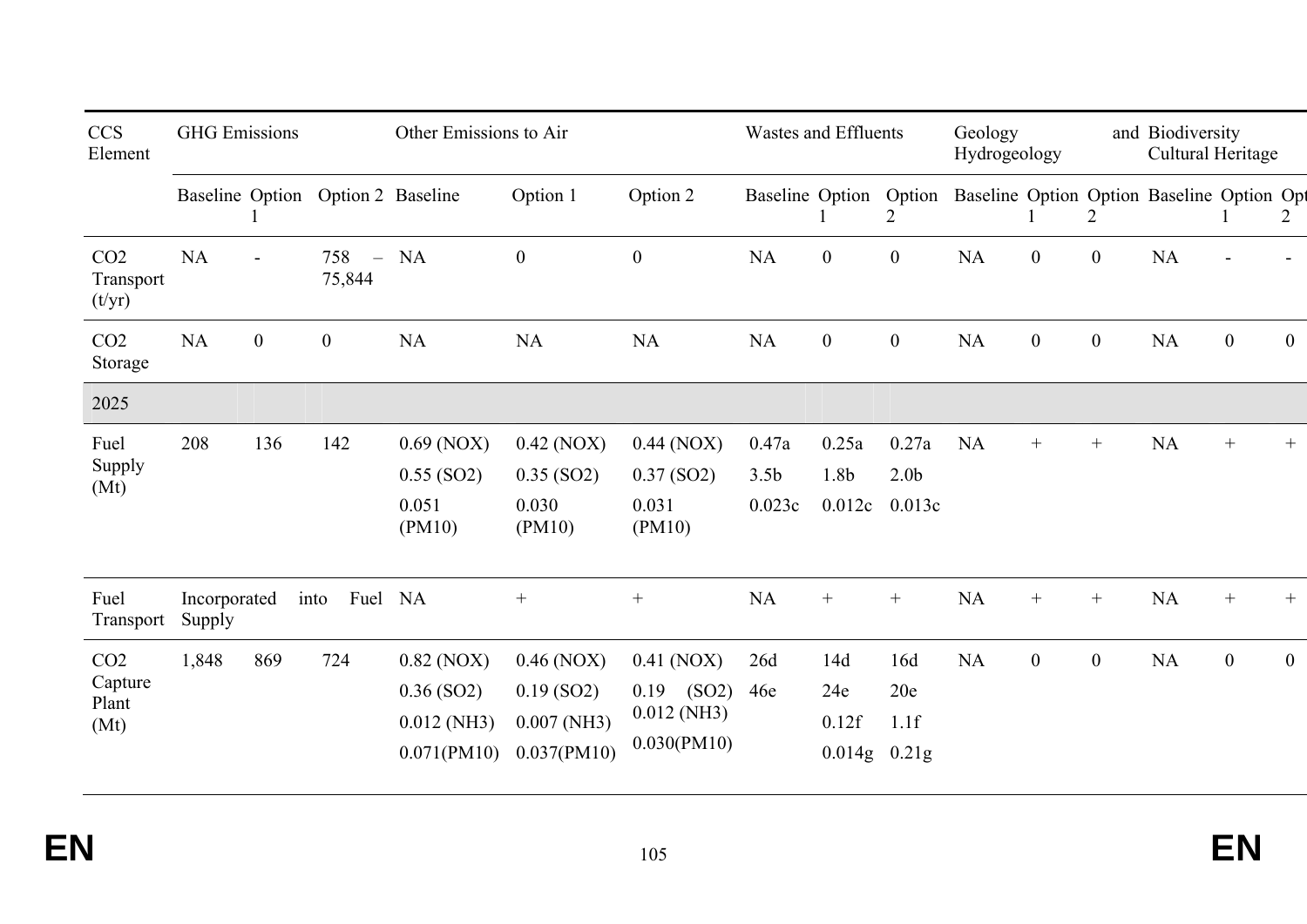| CCS Element | GHG Emissions | | | Other Emissions to Air | | | Wastes and Effluents | | | Geology and Hydrogeology | | | Biodiversity Cultural Heritage | | |
|---|---|---|---|---|---|---|---|---|---|---|---|---|---|---|---|
| | Baseline | Option 1 | Option 2 | Baseline | Option 1 | Option 2 | Baseline | Option 1 | Option 2 | Baseline | Option 1 | Option 2 | Baseline | Option 1 | Opt 2 |
| $CO_2$ Transport (t/yr) | NA | - | 758 – 75,844 | NA | 0 | 0 | NA | 0 | 0 | NA | 0 | 0 | NA | - | - |
| $CO_2$ Storage | NA | 0 | 0 | NA | NA | NA | NA | 0 | 0 | NA | 0 | 0 | NA | 0 | 0 |
| 2025 | | | | | | | | | | | | | | | |
| Fuel Supply (Mt) | 208 | 136 | 142 | 0.69 (NOX) 0.55 (SO2) 0.051 (PM10) | 0.42 (NOX) 0.35 (SO2) 0.030 (PM10) | 0.44 (NOX) 0.37 (SO2) 0.031 (PM10) | 0.47a 3.5b 0.023c | 0.25a 1.8b 0.012c | 0.27a 2.0b 0.013c | NA | + | + | NA | + | + |
| Fuel Transport | Incorporated into Fuel Supply | | | NA | + | + | NA | + | + | NA | + | + | NA | + | + |
| $CO_2$ Capture Plant (Mt) | 1,848 | 869 | 724 | 0.82 (NOX) 0.36 (SO2) 0.012 (NH3) 0.071(PM10) | 0.46 (NOX) 0.19 (SO2) 0.007 (NH3) 0.037(PM10) | 0.41 (NOX) 0.19 (SO2) 0.012 (NH3) 0.030(PM10) | 26d 46e | 14d 24e 0.12f 0.014g | 16d 20e 1.1f 0.21g | NA | 0 | 0 | NA | 0 | 0 |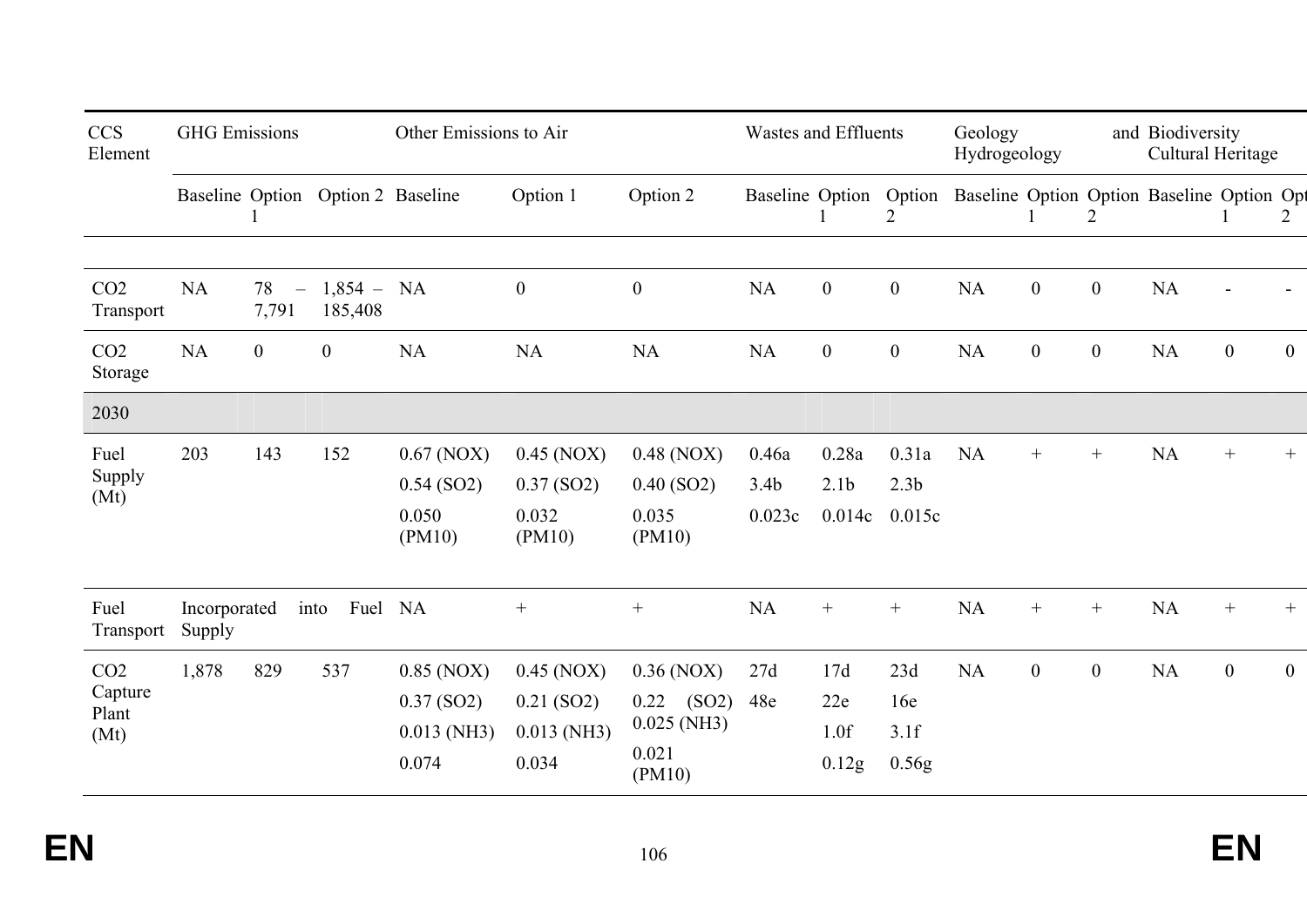| CCS Element | GHG Emissions | | | Other Emissions to Air | | | Wastes and Effluents | | | Geology and Hydrogeology | | | Biodiversity Cultural Heritage | | |
|---|---|---|---|---|---|---|---|---|---|---|---|---|---|---|---|
| | Baseline | Option 1 | Option 2 | Baseline | Option 1 | Option 2 | Baseline | Option 1 | Option 2 | Baseline | Option 1 | Option 2 | Baseline | Option 1 | Opt 2 |
| | | | | | | | | | | | | | | | |
| $CO_2$ Transport | NA | 78 – 7,791 | 1,854 – 185,408 | NA | 0 | 0 | NA | 0 | 0 | NA | 0 | 0 | NA | - | - |
| $CO_2$ Storage | NA | 0 | 0 | NA | NA | NA | NA | 0 | 0 | NA | 0 | 0 | NA | 0 | 0 |
| 2030 | | | | | | | | | | | | | | | |
| Fuel Supply (Mt) | 203 | 143 | 152 | 0.67 (NOX) 0.54 (SO2) 0.050 (PM10) | 0.45 (NOX) 0.37 (SO2) 0.032 (PM10) | 0.48 (NOX) 0.40 (SO2) 0.035 (PM10) | 0.46a 3.4b 0.023c | 0.28a 2.1b 0.014c | 0.31a 2.3b 0.015c | NA | + | + | NA | + | + |
| Fuel Transport | Incorporated into Fuel Supply | | | NA | + | + | NA | + | + | NA | + | + | NA | + | + |
| $CO_2$ Capture Plant (Mt) | 1,878 | 829 | 537 | 0.85 (NOX) 0.37 (SO2) 0.013 (NH3) 0.074 | 0.45 (NOX) 0.21 (SO2) 0.013 (NH3) 0.034 | 0.36 (NOX) 0.22 (SO2) 0.025 (NH3) 0.021 (PM10) | 27d 48e | 17d 22e 1.0f 0.12g | 23d 16e 3.1f 0.56g | NA | 0 | 0 | NA | 0 | 0 |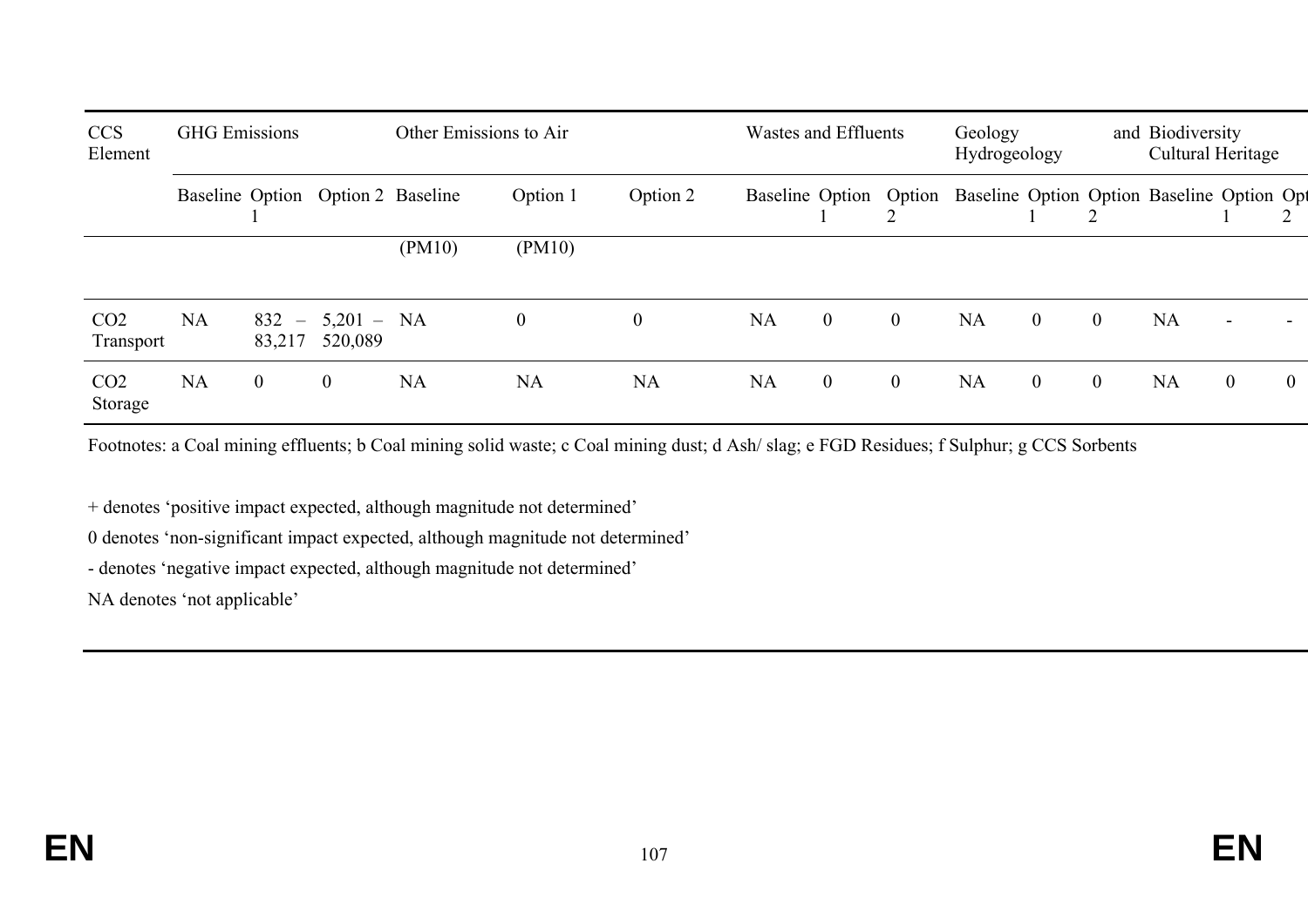| CCS Element | GHG Emissions | | | Other Emissions to Air | | | Wastes and Effluents | | | Geology and Hydrogeology | | | Biodiversity Cultural Heritage | | |
|---|---|---|---|---|---|---|---|---|---|---|---|---|---|---|---|
| | Baseline | Option 1 | Option 2 | Baseline (PM10) | Option 1 (PM10) | Option 2 | Baseline | Option 1 | Option 2 | Baseline | Option 1 | Option 2 | Baseline | Option 1 | Opt 2 |
| $CO_2$ Transport | NA | 832 – 83,217 | 5,201 – 520,089 | NA | 0 | 0 | NA | 0 | 0 | NA | 0 | 0 | NA | - | - |
| $CO_2$ Storage | NA | 0 | 0 | NA | NA | NA | NA | 0 | 0 | NA | 0 | 0 | NA | 0 | 0 |

Footnotes: a Coal mining effluents; b Coal mining solid waste; c Coal mining dust; d Ash/ slag; e FGD Residues; f Sulphur; g CCS Sorbents

+ denotes 'positive impact expected, although magnitude not determined'

0 denotes 'non-significant impact expected, although magnitude not determined'

- denotes 'negative impact expected, although magnitude not determined'

NA denotes 'not applicable'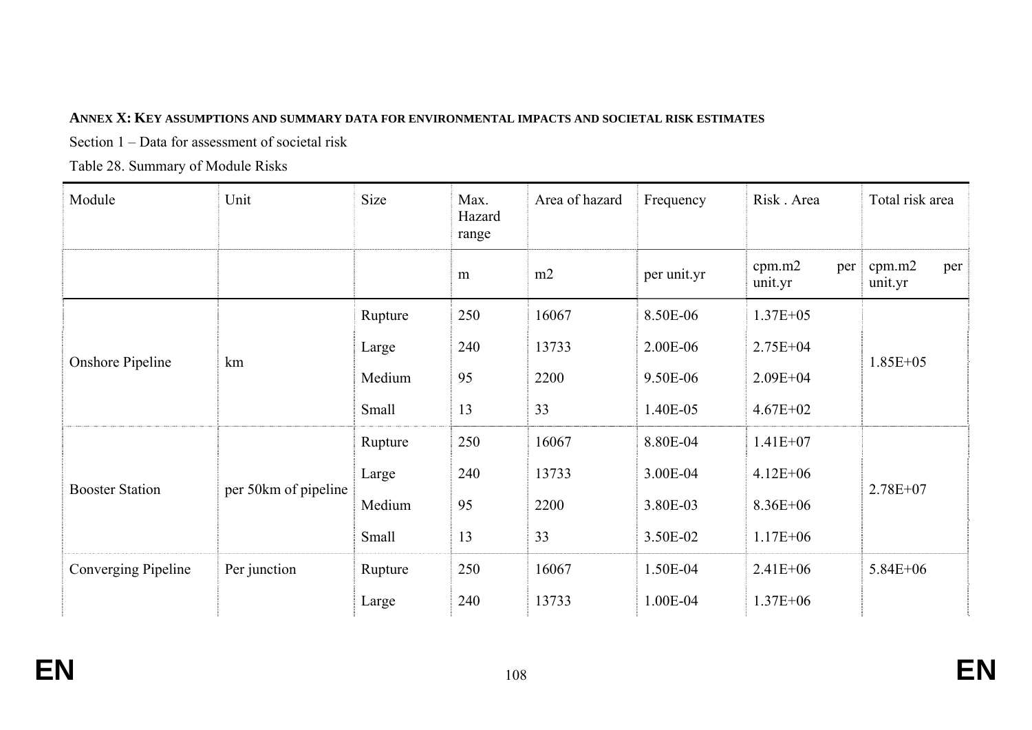**ANNEX X: KEY ASSUMPTIONS AND SUMMARY DATA FOR ENVIRONMENTAL IMPACTS AND SOCIETAL RISK ESTIMATES**

Section 1 – Data for assessment of societal risk

Table 28. Summary of Module Risks

| Module | Unit | Size | Max. Hazard range | Area of hazard | Frequency | Risk . Area | Total risk area |
|---|---|---|---|---|---|---|---|
| | | | m | m2 | per unit.yr | cpm.m2 per unit.yr | cpm.m2 per unit.yr |
| Onshore Pipeline | km | Rupture | 250 | 16067 | 8.50E-06 | 1.37E+05 | 1.85E+05 |
| | | Large | 240 | 13733 | 2.00E-06 | 2.75E+04 | |
| | | Medium | 95 | 2200 | 9.50E-06 | 2.09E+04 | |
| | | Small | 13 | 33 | 1.40E-05 | 4.67E+02 | |
| Booster Station | per 50km of pipeline | Rupture | 250 | 16067 | 8.80E-04 | 1.41E+07 | 2.78E+07 |
| | | Large | 240 | 13733 | 3.00E-04 | 4.12E+06 | |
| | | Medium | 95 | 2200 | 3.80E-03 | 8.36E+06 | |
| | | Small | 13 | 33 | 3.50E-02 | 1.17E+06 | |
| Converging Pipeline | Per junction | Rupture | 250 | 16067 | 1.50E-04 | 2.41E+06 | 5.84E+06 |
| | | Large | 240 | 13733 | 1.00E-04 | 1.37E+06 | |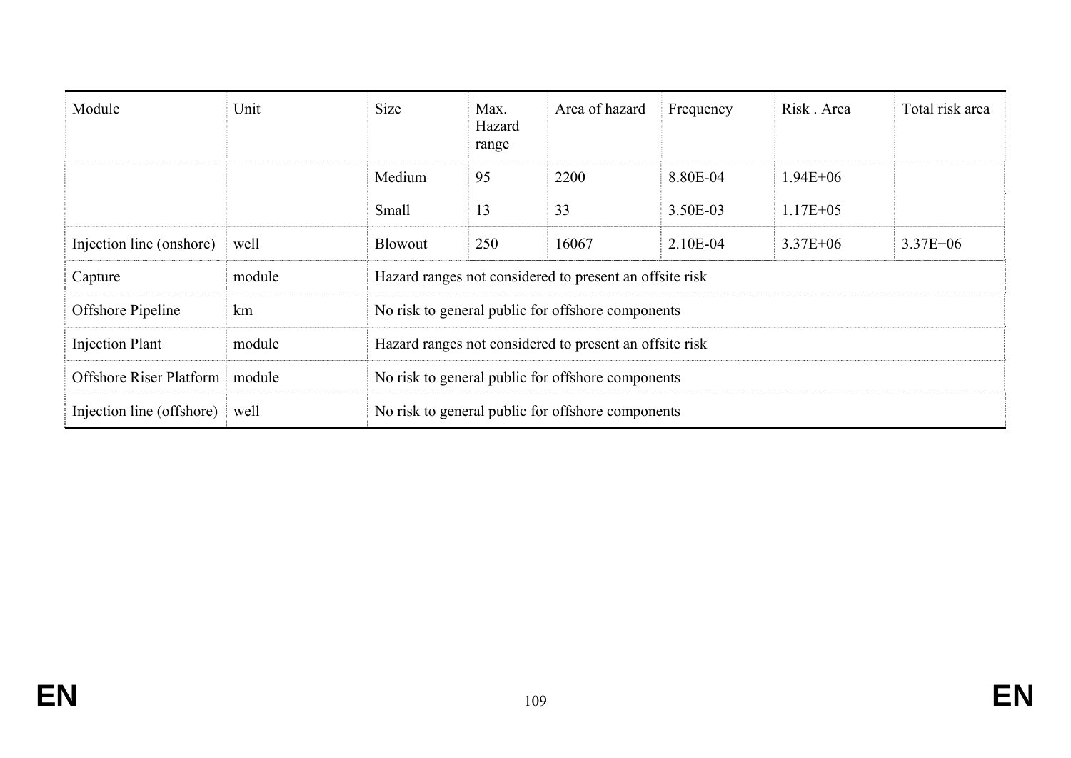| Module | Unit | Size | Max. Hazard range | Area of hazard | Frequency | Risk . Area | Total risk area |
|---|---|---|---|---|---|---|---|
| | | Medium | 95 | 2200 | 8.80E-04 | 1.94E+06 | |
| | | Small | 13 | 33 | 3.50E-03 | 1.17E+05 | |
| Injection line (onshore) | well | Blowout | 250 | 16067 | 2.10E-04 | 3.37E+06 | 3.37E+06 |
| Capture | module | Hazard ranges not considered to present an offsite risk | | | | | |
| Offshore Pipeline | km | No risk to general public for offshore components | | | | | |
| Injection Plant | module | Hazard ranges not considered to present an offsite risk | | | | | |
| Offshore Riser Platform | module | No risk to general public for offshore components | | | | | |
| Injection line (offshore) | well | No risk to general public for offshore components | | | | | |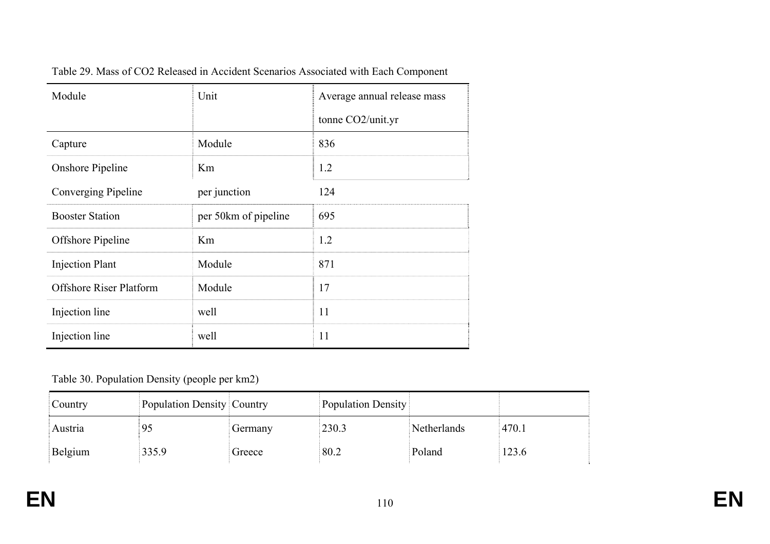Table 29. Mass of $CO_2$ Released in Accident Scenarios Associated with Each Component

| Module | Unit | Average annual release mass tonne $CO_2$/unit.yr |
|---|---|---|
| Capture | Module | 836 |
| Onshore Pipeline | Km | 1.2 |
| Converging Pipeline | per junction | 124 |
| Booster Station | per 50km of pipeline | 695 |
| Offshore Pipeline | Km | 1.2 |
| Injection Plant | Module | 871 |
| Offshore Riser Platform | Module | 17 |
| Injection line | well | 11 |
| Injection line | well | 11 |

Table 30. Population Density (people per km2)

| Country | Population Density | Country | Population Density | | |
|---|---|---|---|---|---|
| Austria | 95 | Germany | 230.3 | Netherlands | 470.1 |
| Belgium | 335.9 | Greece | 80.2 | Poland | 123.6 |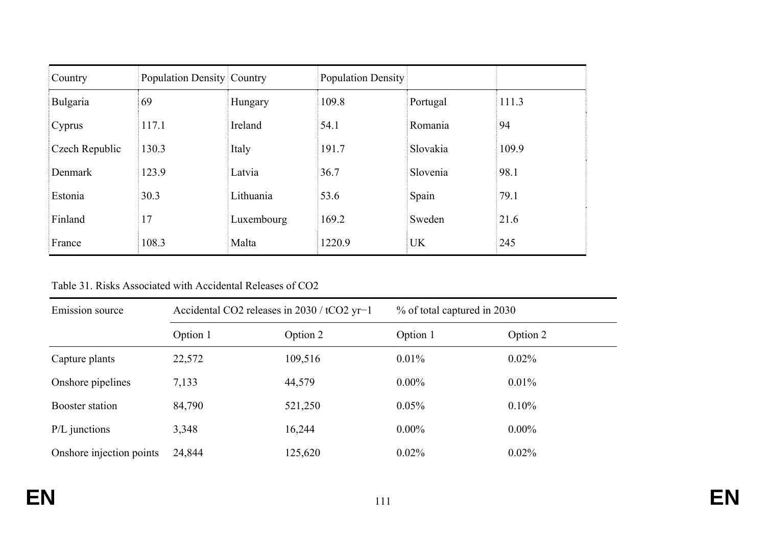| Country | Population Density | Country | Population Density | | |
|---|---|---|---|---|---|
| Bulgaria | 69 | Hungary | 109.8 | Portugal | 111.3 |
| Cyprus | 117.1 | Ireland | 54.1 | Romania | 94 |
| Czech Republic | 130.3 | Italy | 191.7 | Slovakia | 109.9 |
| Denmark | 123.9 | Latvia | 36.7 | Slovenia | 98.1 |
| Estonia | 30.3 | Lithuania | 53.6 | Spain | 79.1 |
| Finland | 17 | Luxembourg | 169.2 | Sweden | 21.6 |
| France | 108.3 | Malta | 1220.9 | UK | 245 |

Table 31. Risks Associated with Accidental Releases of $CO_2$

| Emission source | Accidental $CO_2$ releases in 2030 / $tCO_2\ yr^{-1}$ | | % of total captured in 2030 | |
|---|---|---|---|---|
| | Option 1 | Option 2 | Option 1 | Option 2 |
| Capture plants | 22,572 | 109,516 | 0.01% | 0.02% |
| Onshore pipelines | 7,133 | 44,579 | 0.00% | 0.01% |
| Booster station | 84,790 | 521,250 | 0.05% | 0.10% |
| P/L junctions | 3,348 | 16,244 | 0.00% | 0.00% |
| Onshore injection points | 24,844 | 125,620 | 0.02% | 0.02% |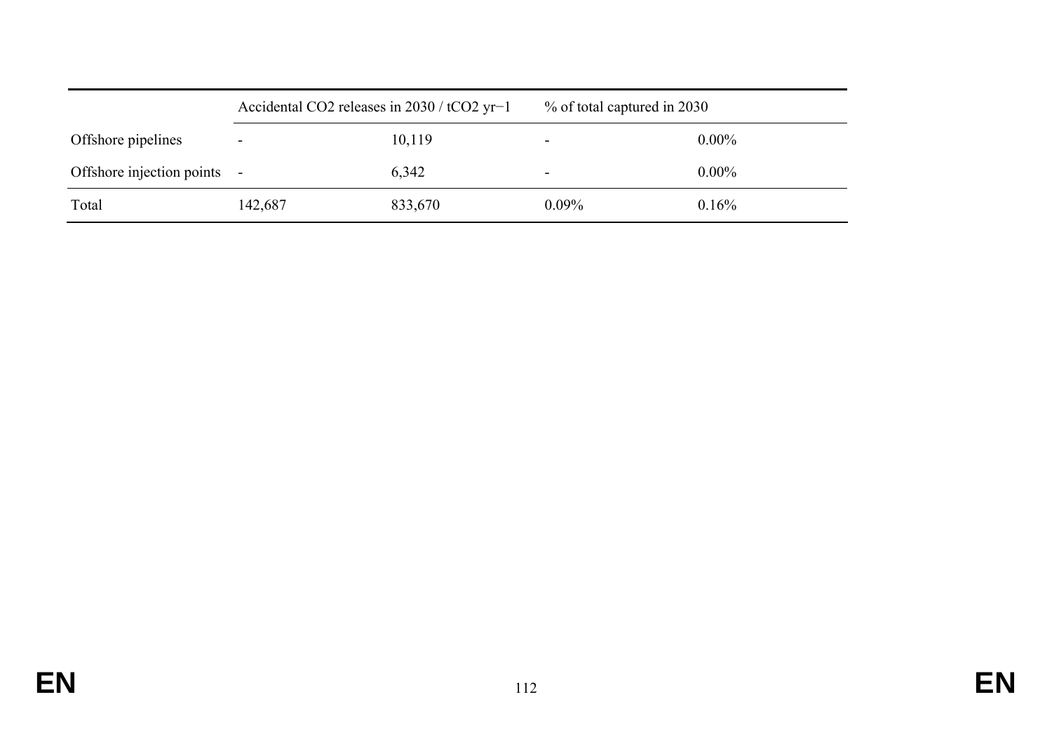| | Accidental $CO_2$ releases in 2030 / $tCO_2\ yr^{-1}$ | | % of total captured in 2030 | |
|---|---|---|---|---|
| Offshore pipelines | - | 10,119 | - | 0.00% |
| Offshore injection points | - | 6,342 | - | 0.00% |
| Total | 142,687 | 833,670 | 0.09% | 0.16% |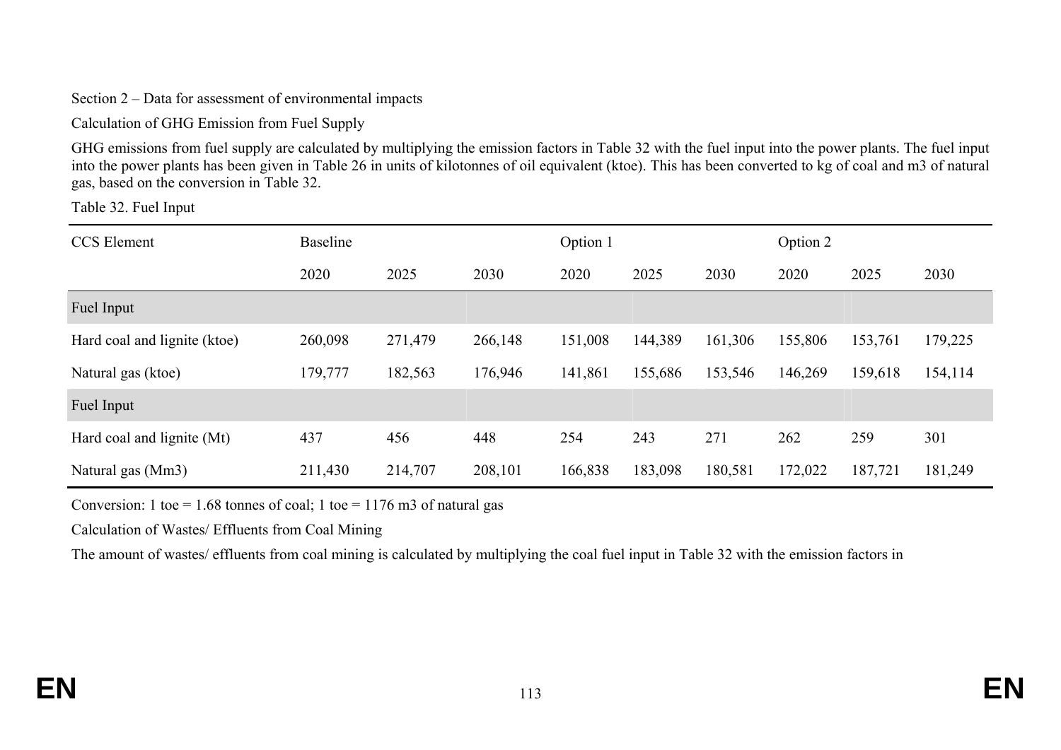Section 2 – Data for assessment of environmental impacts

Calculation of GHG Emission from Fuel Supply

GHG emissions from fuel supply are calculated by multiplying the emission factors in Table 32 with the fuel input into the power plants. The fuel input into the power plants has been given in Table 26 in units of kilotonnes of oil equivalent (ktoe). This has been converted to kg of coal and m3 of natural gas, based on the conversion in Table 32.

Table 32. Fuel Input

| CCS Element | Baseline | | | Option 1 | | | Option 2 | | |
|---|---|---|---|---|---|---|---|---|---|
| | 2020 | 2025 | 2030 | 2020 | 2025 | 2030 | 2020 | 2025 | 2030 |
| Fuel Input | | | | | | | | | |
| Hard coal and lignite (ktoe) | 260,098 | 271,479 | 266,148 | 151,008 | 144,389 | 161,306 | 155,806 | 153,761 | 179,225 |
| Natural gas (ktoe) | 179,777 | 182,563 | 176,946 | 141,861 | 155,686 | 153,546 | 146,269 | 159,618 | 154,114 |
| Fuel Input | | | | | | | | | |
| Hard coal and lignite (Mt) | 437 | 456 | 448 | 254 | 243 | 271 | 262 | 259 | 301 |
| Natural gas (Mm3) | 211,430 | 214,707 | 208,101 | 166,838 | 183,098 | 180,581 | 172,022 | 187,721 | 181,249 |

Conversion: 1 toe = 1.68 tonnes of coal; 1 toe = 1176 m3 of natural gas

Calculation of Wastes/ Effluents from Coal Mining

The amount of wastes/ effluents from coal mining is calculated by multiplying the coal fuel input in Table 32 with the emission factors in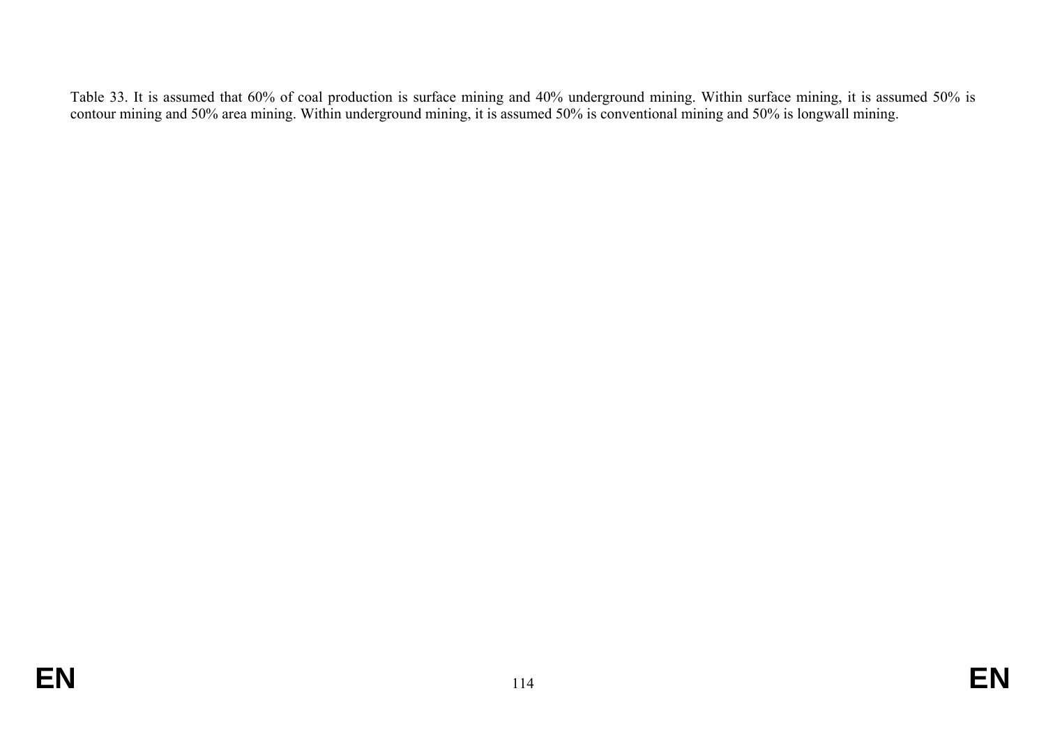Table 33. It is assumed that 60% of coal production is surface mining and 40% underground mining. Within surface mining, it is assumed 50% is contour mining and 50% area mining. Within underground mining, it is assumed 50% is conventional mining and 50% is longwall mining.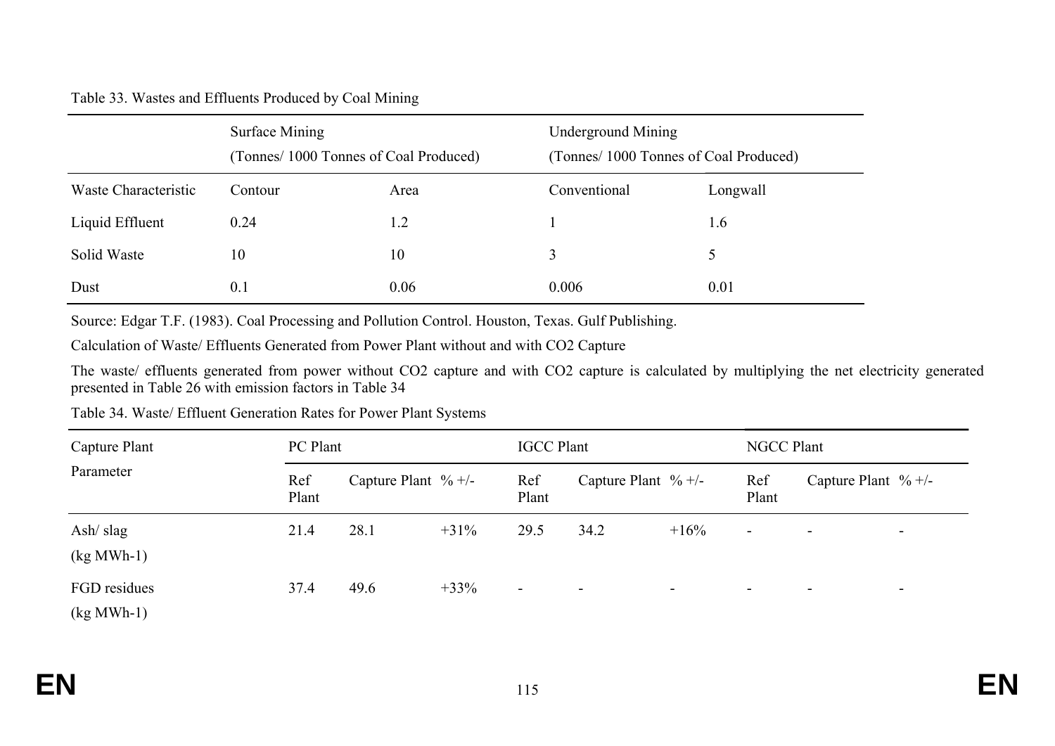Table 33. Wastes and Effluents Produced by Coal Mining

| | Surface Mining (Tonnes/ 1000 Tonnes of Coal Produced) | | Underground Mining (Tonnes/ 1000 Tonnes of Coal Produced) | |
|---|---|---|---|---|
| Waste Characteristic | Contour | Area | Conventional | Longwall |
| Liquid Effluent | 0.24 | 1.2 | 1 | 1.6 |
| Solid Waste | 10 | 10 | 3 | 5 |
| Dust | 0.1 | 0.06 | 0.006 | 0.01 |

Source: Edgar T.F. (1983). Coal Processing and Pollution Control. Houston, Texas. Gulf Publishing.

Calculation of Waste/ Effluents Generated from Power Plant without and with CO2 Capture

The waste/ effluents generated from power without CO2 capture and with CO2 capture is calculated by multiplying the net electricity generated presented in Table 26 with emission factors in Table 34

Table 34. Waste/ Effluent Generation Rates for Power Plant Systems

| Capture Plant Parameter | PC Plant | | | IGCC Plant | | | NGCC Plant | | |
|---|---|---|---|---|---|---|---|---|---|
| | Ref Plant | Capture Plant | % +/- | Ref Plant | Capture Plant | % +/- | Ref Plant | Capture Plant | % +/- |
| Ash/ slag (kg MWh-1) | 21.4 | 28.1 | +31% | 29.5 | 34.2 | +16% | - | - | - |
| FGD residues (kg MWh-1) | 37.4 | 49.6 | +33% | - | - | - | - | - | - |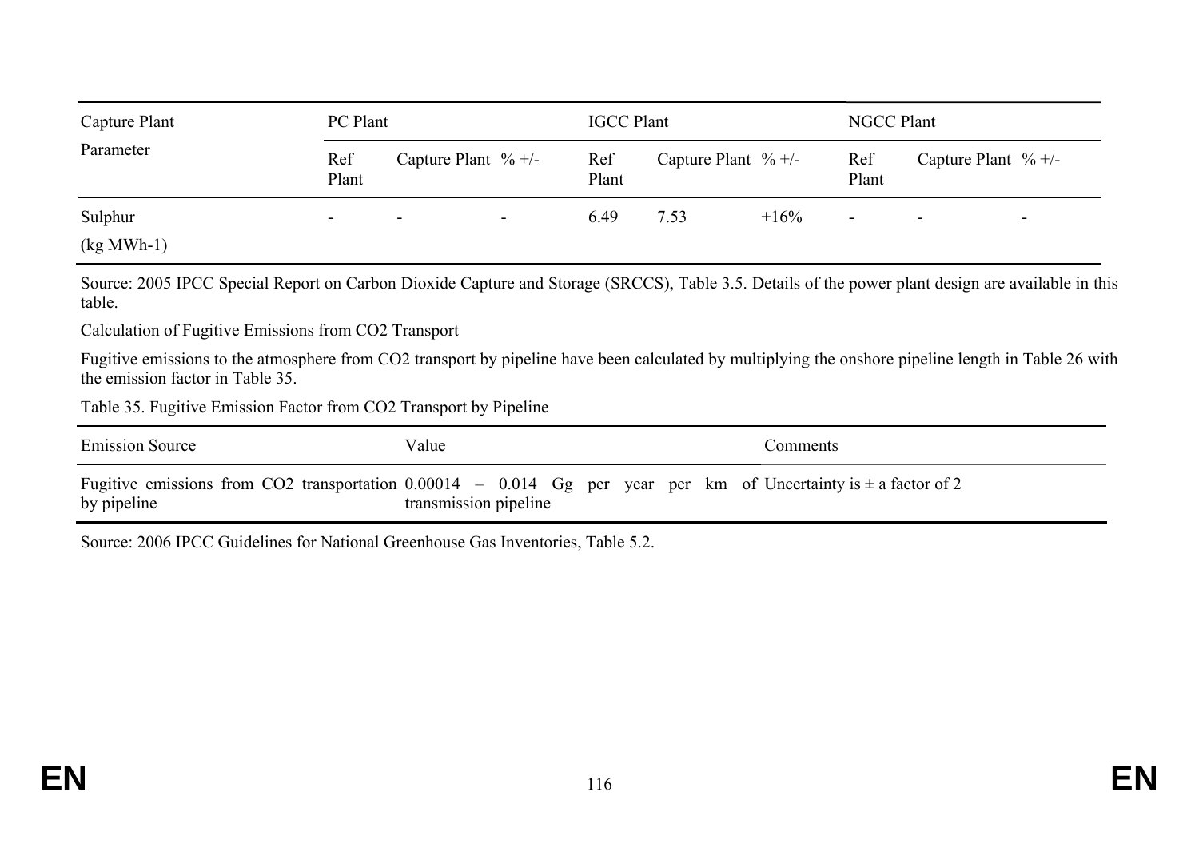| Capture Plant Parameter | PC Plant | | | IGCC Plant | | | NGCC Plant | | |
|---|---|---|---|---|---|---|---|---|---|
| | Ref Plant | Capture Plant | % +/- | Ref Plant | Capture Plant | % +/- | Ref Plant | Capture Plant | % +/- |
| Sulphur (kg MWh-1) | - | - | - | 6.49 | 7.53 | +16% | - | - | - |

Source: 2005 IPCC Special Report on Carbon Dioxide Capture and Storage (SRCCS), Table 3.5. Details of the power plant design are available in this table.

Calculation of Fugitive Emissions from CO2 Transport

Fugitive emissions to the atmosphere from CO2 transport by pipeline have been calculated by multiplying the onshore pipeline length in Table 26 with the emission factor in Table 35.

Table 35. Fugitive Emission Factor from CO2 Transport by Pipeline

| Emission Source | Value | Comments |
|---|---|---|
| Fugitive emissions from CO2 transportation by pipeline | 0.00014 – 0.014 Gg per year per km of transmission pipeline | Uncertainty is ± a factor of 2 |

Source: 2006 IPCC Guidelines for National Greenhouse Gas Inventories, Table 5.2.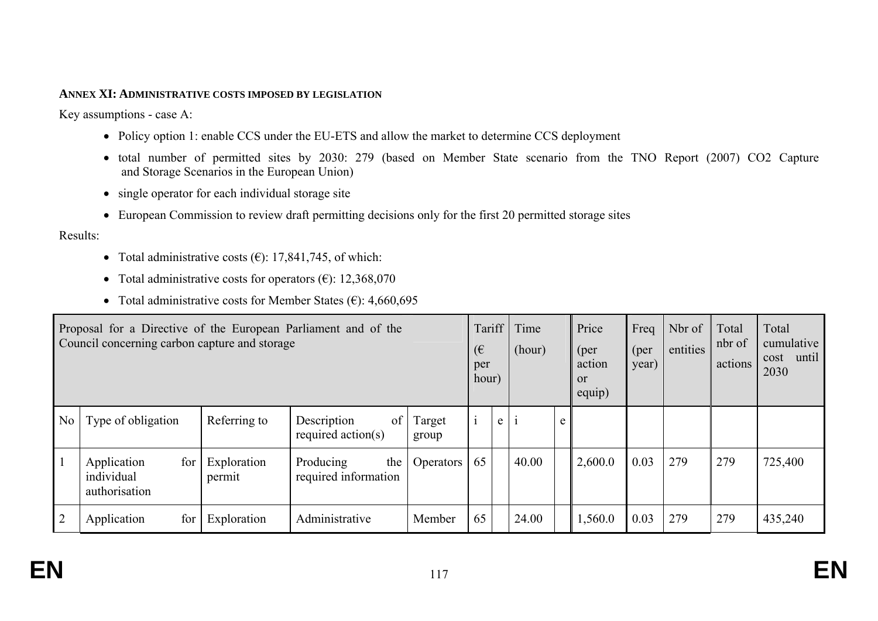**ANNEX XI: ADMINISTRATIVE COSTS IMPOSED BY LEGISLATION**

Key assumptions - case A:

- Policy option 1: enable CCS under the EU-ETS and allow the market to determine CCS deployment
- total number of permitted sites by 2030: 279 (based on Member State scenario from the TNO Report (2007) CO2 Capture and Storage Scenarios in the European Union)
- single operator for each individual storage site
- European Commission to review draft permitting decisions only for the first 20 permitted storage sites

Results:

- Total administrative costs (€): 17,841,745, of which:
- Total administrative costs for operators (€): 12,368,070
- Total administrative costs for Member States (€): 4,660,695

| Proposal for a Directive of the European Parliament and of the Council concerning carbon capture and storage | | | | | Tariff (€ per hour) | | Time (hour) | | Price (per action or equip) | Freq (per year) | Nbr of entities | Total nbr of actions | Total cumulative cost until 2030 |
|---|---|---|---|---|---|---|---|---|---|---|---|---|---|
| No | Type of obligation | Referring to | Description of required action(s) | Target group | i | e | i | e | | | | | |
| 1 | Application for individual authorisation | Exploration permit | Producing the required information | Operators | 65 | | 40.00 | | 2,600.0 | 0.03 | 279 | 279 | 725,400 |
| 2 | Application for | Exploration | Administrative | Member | 65 | | 24.00 | | 1,560.0 | 0.03 | 279 | 279 | 435,240 |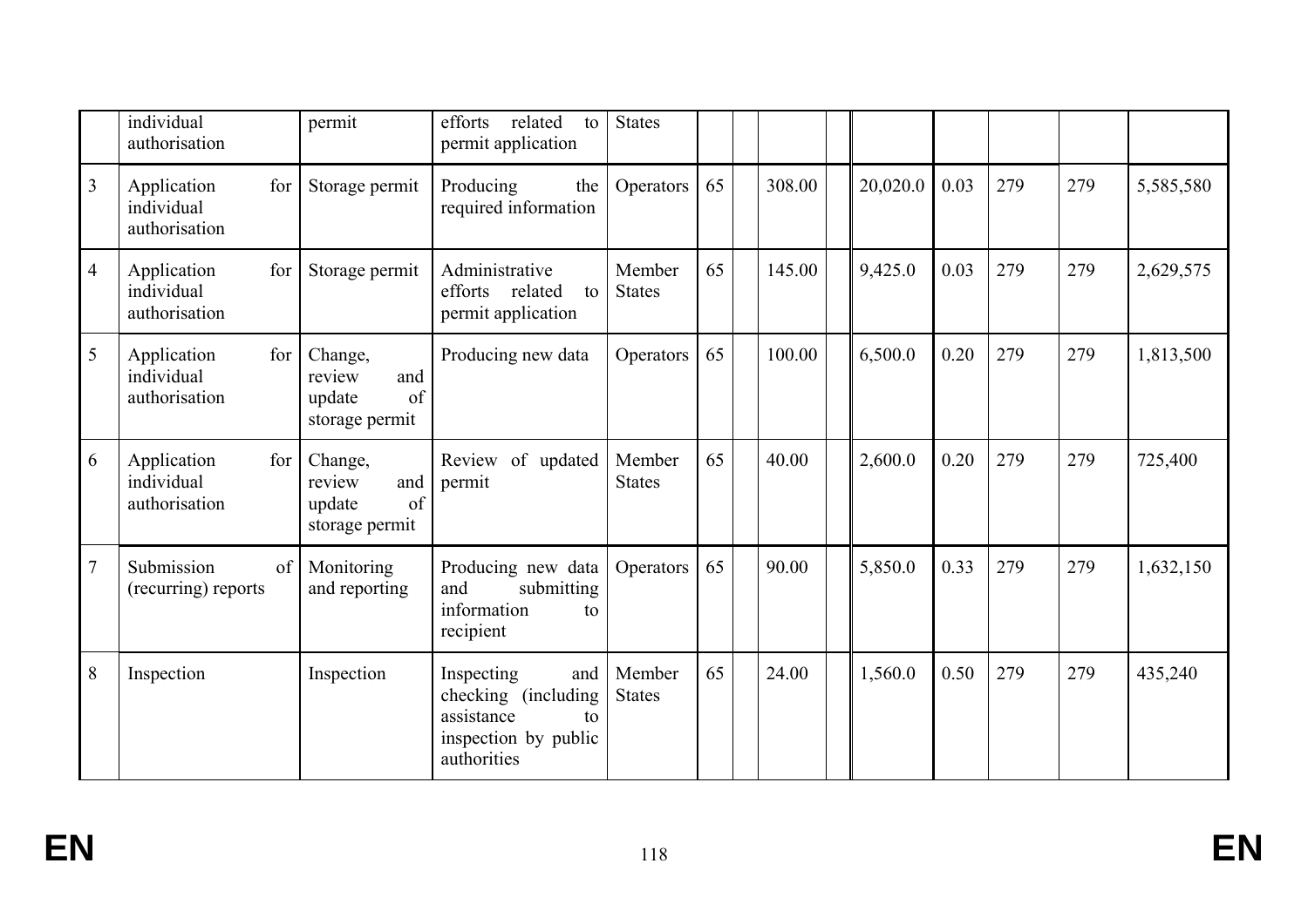| | | | | | | | | | | | | | |
|---|---|---|---|---|---|---|---|---|---|---|---|---|---|
| | individual authorisation | permit | efforts related to permit application | States | | | | | | | | | |
| 3 | Application for individual authorisation | Storage permit | Producing the required information | Operators | 65 | | 308.00 | | 20,020.0 | 0.03 | 279 | 279 | 5,585,580 |
| 4 | Application for individual authorisation | Storage permit | Administrative efforts related to permit application | Member States | 65 | | 145.00 | | 9,425.0 | 0.03 | 279 | 279 | 2,629,575 |
| 5 | Application for individual authorisation | Change, review and update of storage permit | Producing new data | Operators | 65 | | 100.00 | | 6,500.0 | 0.20 | 279 | 279 | 1,813,500 |
| 6 | Application for individual authorisation | Change, review and update of storage permit | Review of updated permit | Member States | 65 | | 40.00 | | 2,600.0 | 0.20 | 279 | 279 | 725,400 |
| 7 | Submission of (recurring) reports | Monitoring and reporting | Producing new data and submitting information to recipient | Operators | 65 | | 90.00 | | 5,850.0 | 0.33 | 279 | 279 | 1,632,150 |
| 8 | Inspection | Inspection | Inspecting and checking (including assistance to inspection by public authorities | Member States | 65 | | 24.00 | | 1,560.0 | 0.50 | 279 | 279 | 435,240 |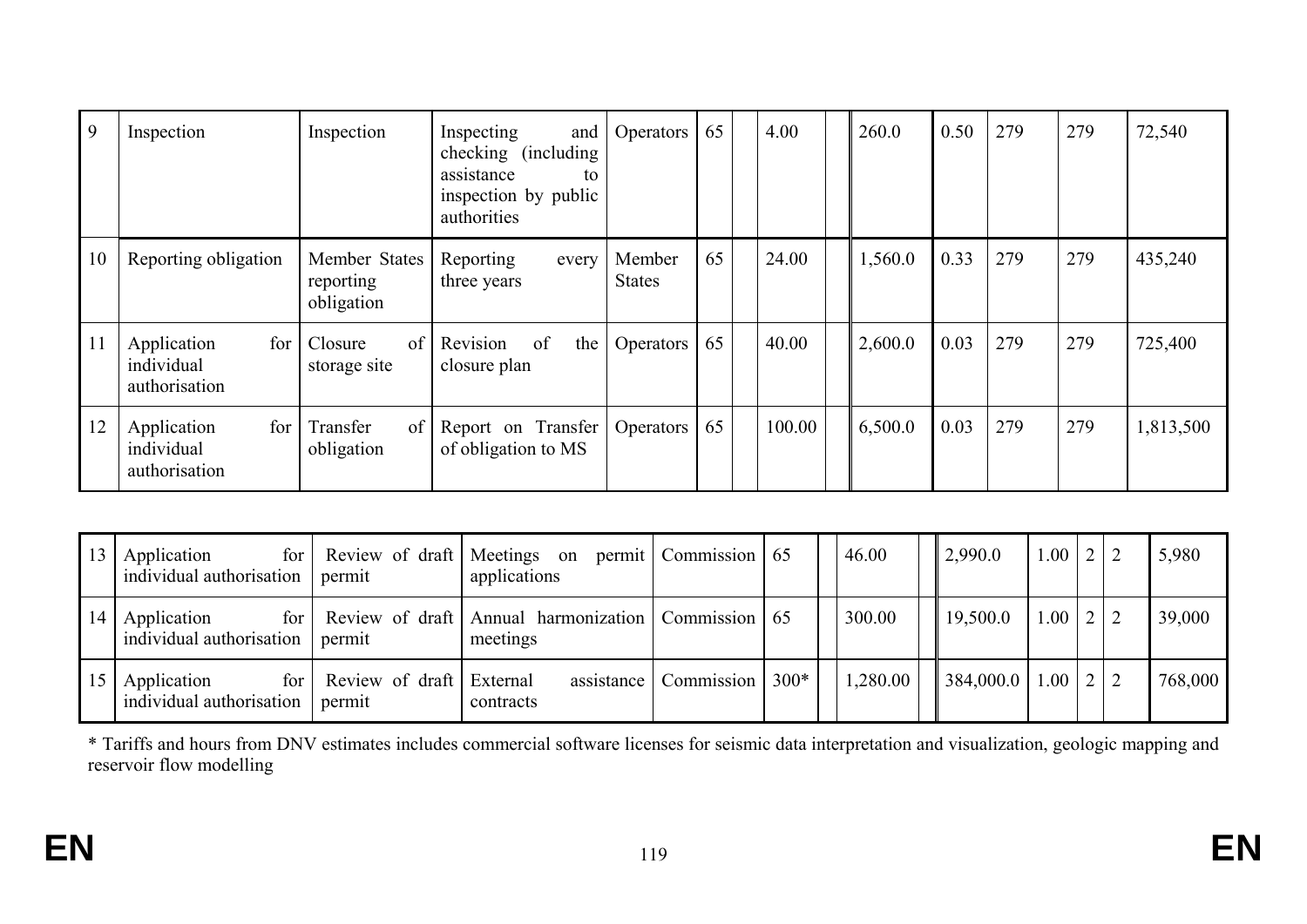| | | | | | | | | | | | | | |
|---|---|---|---|---|---|---|---|---|---|---|---|---|---|
| 9 | Inspection | Inspection | Inspecting and checking (including assistance to inspection by public authorities | Operators | 65 | | 4.00 | | 260.0 | 0.50 | 279 | 279 | 72,540 |
| 10 | Reporting obligation | Member States reporting obligation | Reporting every three years | Member States | 65 | | 24.00 | | 1,560.0 | 0.33 | 279 | 279 | 435,240 |
| 11 | Application for individual authorisation | Closure of storage site | Revision of the closure plan | Operators | 65 | | 40.00 | | 2,600.0 | 0.03 | 279 | 279 | 725,400 |
| 12 | Application for individual authorisation | Transfer of obligation | Report on Transfer of obligation to MS | Operators | 65 | | 100.00 | | 6,500.0 | 0.03 | 279 | 279 | 1,813,500 |

| | | | | | | | | | | | | | | |
|---|---|---|---|---|---|---|---|---|---|---|---|---|---|---|
| 13 | Application for individual authorisation | Review of draft permit | Meetings on permit applications | Commission | 65 | | 46.00 | | 2,990.0 | 1.00 | 2 | 2 | | 5,980 |
| 14 | Application for individual authorisation | Review of draft permit | Annual harmonization meetings | Commission | 65 | | 300.00 | | 19,500.0 | 1.00 | 2 | 2 | | 39,000 |
| 15 | Application for individual authorisation | Review of draft permit | External assistance contracts | Commission | 300* | | 1,280.00 | | 384,000.0 | 1.00 | 2 | 2 | | 768,000 |

* Tariffs and hours from DNV estimates includes commercial software licenses for seismic data interpretation and visualization, geologic mapping and reservoir flow modelling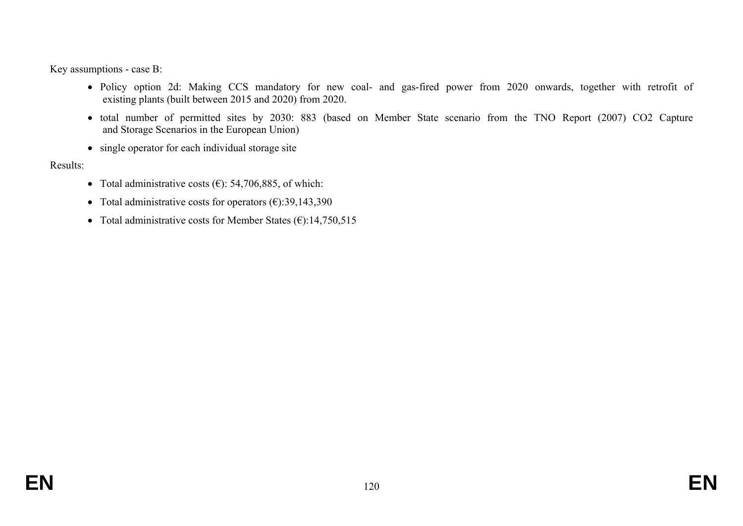Key assumptions - case B:

- Policy option 2d: Making CCS mandatory for new coal- and gas-fired power from 2020 onwards, together with retrofit of existing plants (built between 2015 and 2020) from 2020.
- total number of permitted sites by 2030: 883 (based on Member State scenario from the TNO Report (2007) CO2 Capture and Storage Scenarios in the European Union)
- single operator for each individual storage site

Results:

- Total administrative costs (€): 54,706,885, of which:
- Total administrative costs for operators (€):39,143,390
- Total administrative costs for Member States (€):14,750,515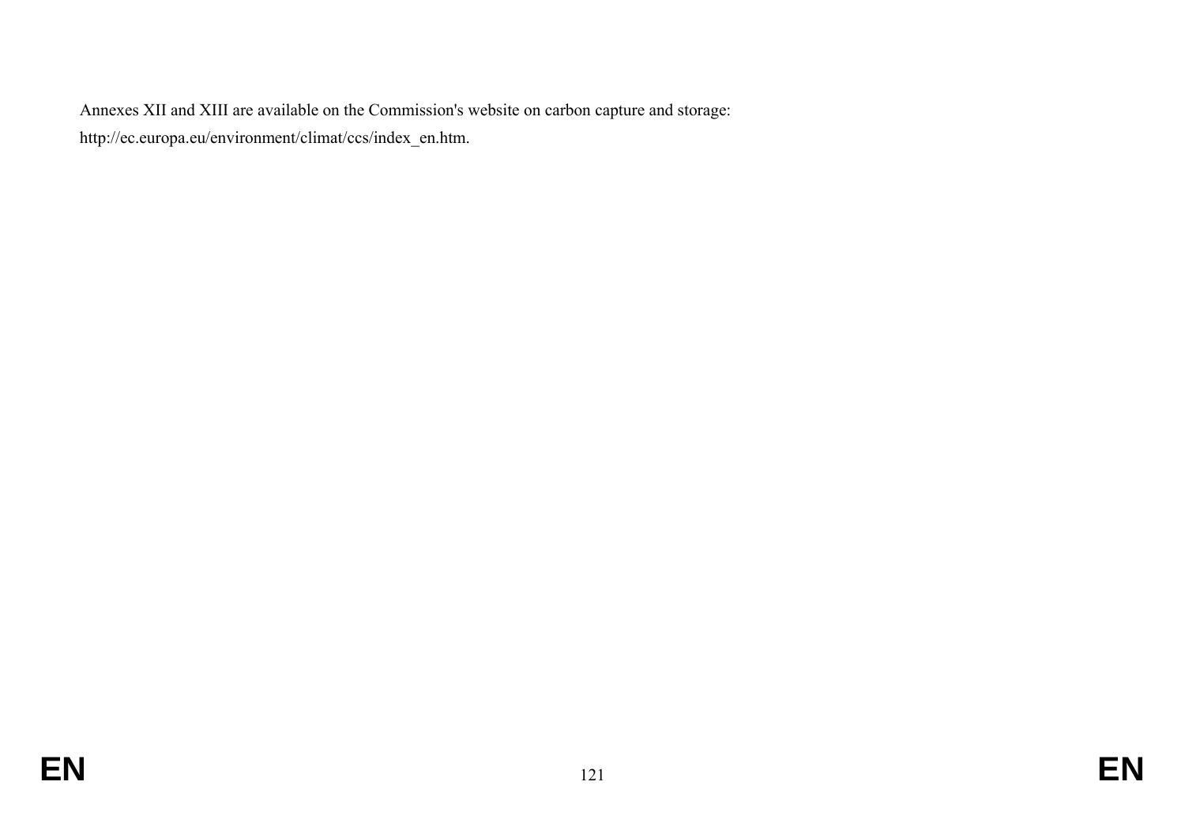Annexes XII and XIII are available on the Commission's website on carbon capture and storage: http://ec.europa.eu/environment/climat/ccs/index_en.htm.